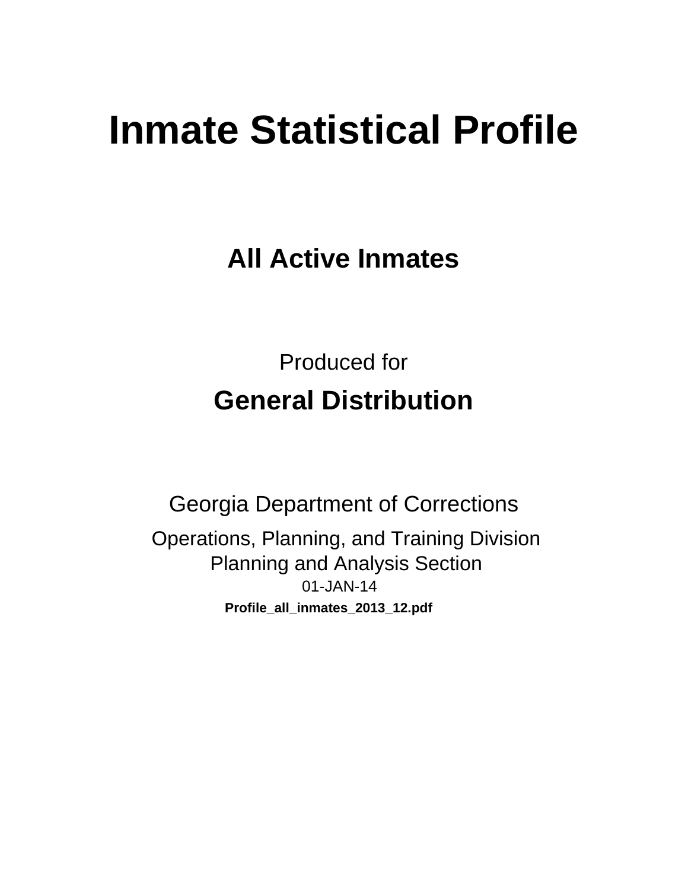# Inmate Statistical Profile

## All Active Inmates

Produced for

## General Distribution

Georgia Department of Corrections

Operations, Planning, and Training Division
Planning and Analysis Section
01-JAN-14

**Profile_all_inmates_2013_12.pdf**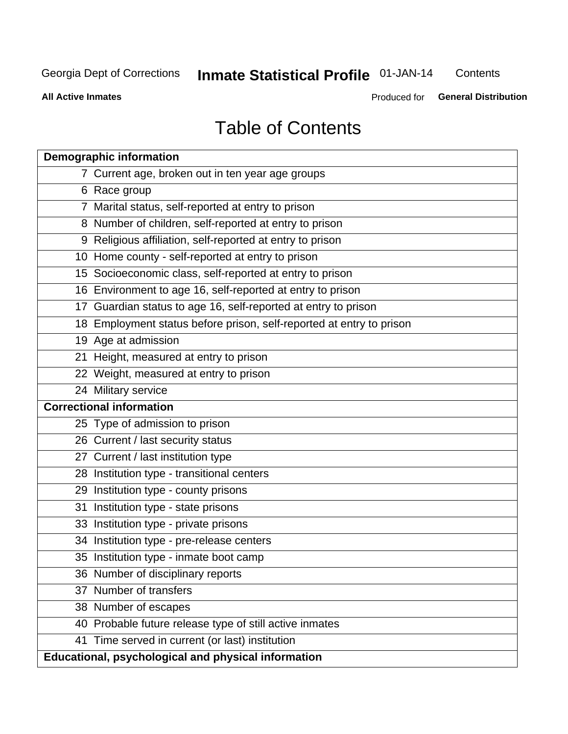Georgia Dept of Corrections **Inmate Statistical Profile** 01-JAN-14 Contents

**All Active Inmates** Produced for **General Distribution**

# Table of Contents

| **Demographic information** | |
|---|---|
| 7 | Current age, broken out in ten year age groups |
| 6 | Race group |
| 7 | Marital status, self-reported at entry to prison |
| 8 | Number of children, self-reported at entry to prison |
| 9 | Religious affiliation, self-reported at entry to prison |
| 10 | Home county - self-reported at entry to prison |
| 15 | Socioeconomic class, self-reported at entry to prison |
| 16 | Environment to age 16, self-reported at entry to prison |
| 17 | Guardian status to age 16, self-reported at entry to prison |
| 18 | Employment status before prison, self-reported at entry to prison |
| 19 | Age at admission |
| 21 | Height, measured at entry to prison |
| 22 | Weight, measured at entry to prison |
| 24 | Military service |
| **Correctional information** | |
| 25 | Type of admission to prison |
| 26 | Current / last security status |
| 27 | Current / last institution type |
| 28 | Institution type - transitional centers |
| 29 | Institution type - county prisons |
| 31 | Institution type - state prisons |
| 33 | Institution type - private prisons |
| 34 | Institution type - pre-release centers |
| 35 | Institution type - inmate boot camp |
| 36 | Number of disciplinary reports |
| 37 | Number of transfers |
| 38 | Number of escapes |
| 40 | Probable future release type of still active inmates |
| 41 | Time served in current (or last) institution |
| **Educational, psychological and physical information** | |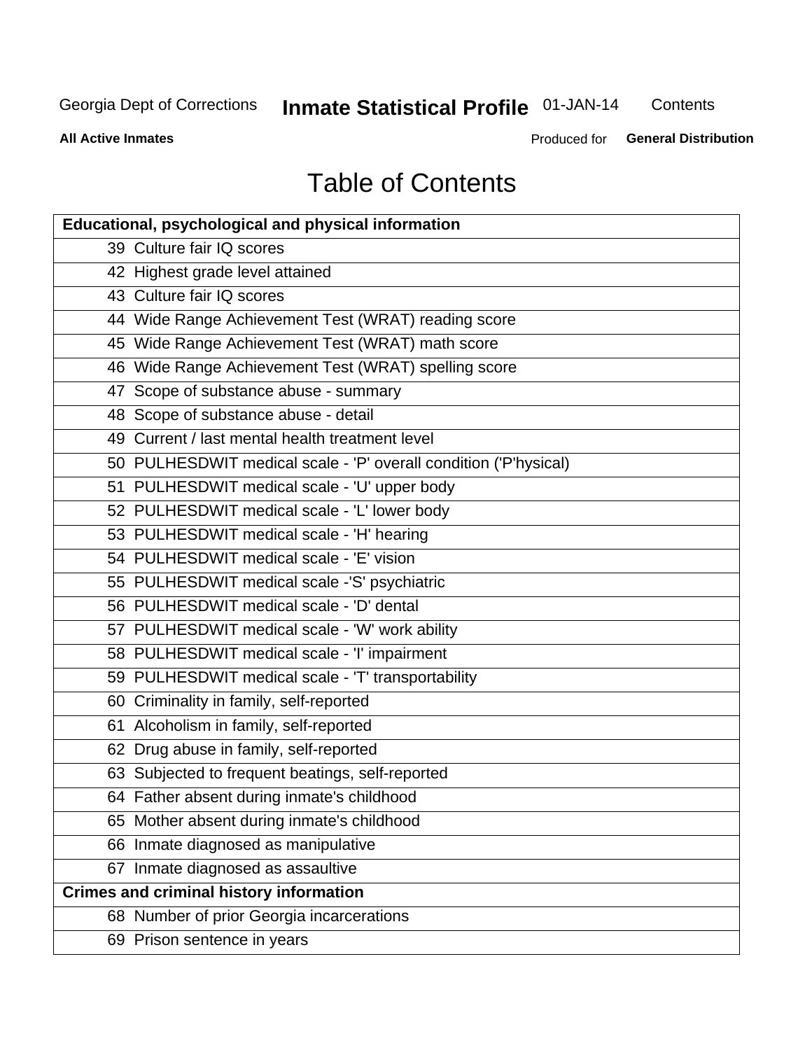# Table of Contents

| Educational, psychological and physical information |
|---|
| 39 Culture fair IQ scores |
| 42 Highest grade level attained |
| 43 Culture fair IQ scores |
| 44 Wide Range Achievement Test (WRAT) reading score |
| 45 Wide Range Achievement Test (WRAT) math score |
| 46 Wide Range Achievement Test (WRAT) spelling score |
| 47 Scope of substance abuse - summary |
| 48 Scope of substance abuse - detail |
| 49 Current / last mental health treatment level |
| 50 PULHESDWIT medical scale - 'P' overall condition ('P'hysical) |
| 51 PULHESDWIT medical scale - 'U' upper body |
| 52 PULHESDWIT medical scale - 'L' lower body |
| 53 PULHESDWIT medical scale - 'H' hearing |
| 54 PULHESDWIT medical scale - 'E' vision |
| 55 PULHESDWIT medical scale -'S' psychiatric |
| 56 PULHESDWIT medical scale - 'D' dental |
| 57 PULHESDWIT medical scale - 'W' work ability |
| 58 PULHESDWIT medical scale - 'I' impairment |
| 59 PULHESDWIT medical scale - 'T' transportability |
| 60 Criminality in family, self-reported |
| 61 Alcoholism in family, self-reported |
| 62 Drug abuse in family, self-reported |
| 63 Subjected to frequent beatings, self-reported |
| 64 Father absent during inmate's childhood |
| 65 Mother absent during inmate's childhood |
| 66 Inmate diagnosed as manipulative |
| 67 Inmate diagnosed as assaultive |
| **Crimes and criminal history information** |
| 68 Number of prior Georgia incarcerations |
| 69 Prison sentence in years |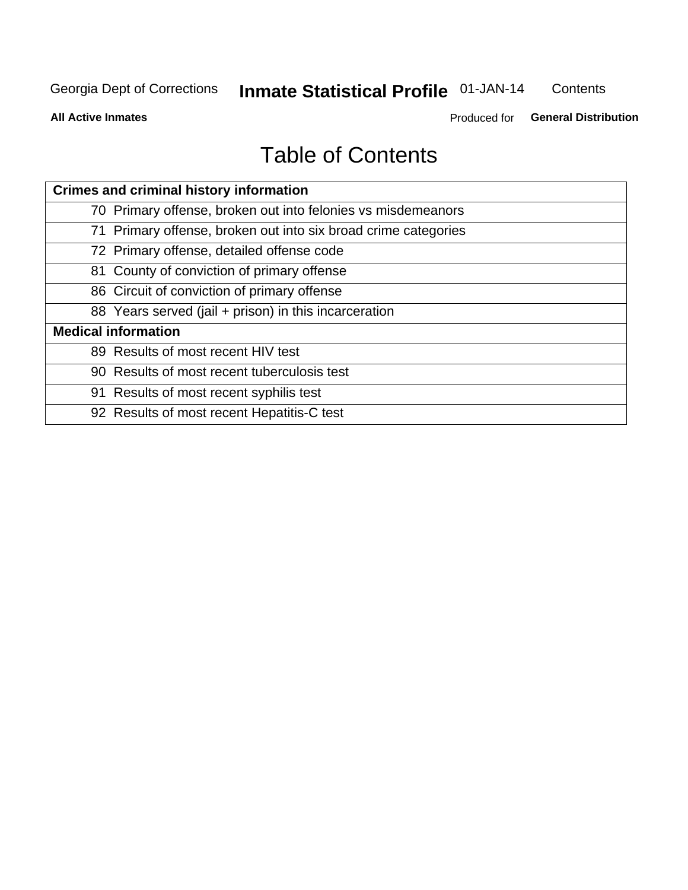# Table of Contents

| Crimes and criminal history information | |
|---|---|
| 70 | Primary offense, broken out into felonies vs misdemeanors |
| 71 | Primary offense, broken out into six broad crime categories |
| 72 | Primary offense, detailed offense code |
| 81 | County of conviction of primary offense |
| 86 | Circuit of conviction of primary offense |
| 88 | Years served (jail + prison) in this incarceration |
| **Medical information** | |
| 89 | Results of most recent HIV test |
| 90 | Results of most recent tuberculosis test |
| 91 | Results of most recent syphilis test |
| 92 | Results of most recent Hepatitis-C test |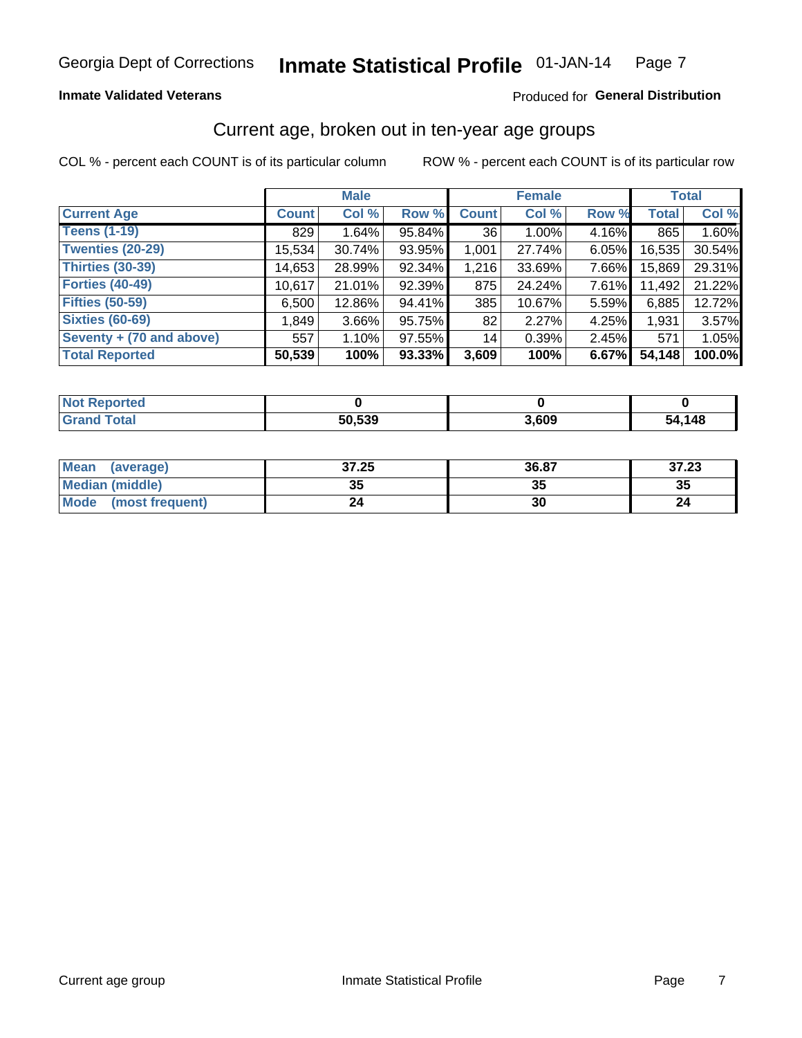Georgia Dept of Corrections **Inmate Statistical Profile** 01-JAN-14

**Inmate Validated Veterans**

Produced for **General Distribution**

## Current age, broken out in ten-year age groups

COL % - percent each COUNT is of its particular column ROW % - percent each COUNT is of its particular row

| | Male | | | Female | | | Total | |
|---|---|---|---|---|---|---|---|---|
| **Current Age** | **Count** | **Col %** | **Row %** | **Count** | **Col %** | **Row %** | **Total** | **Col %** |
| **Teens (1-19)** | 829 | 1.64% | 95.84% | 36 | 1.00% | 4.16% | 865 | 1.60% |
| **Twenties (20-29)** | 15,534 | 30.74% | 93.95% | 1,001 | 27.74% | 6.05% | 16,535 | 30.54% |
| **Thirties (30-39)** | 14,653 | 28.99% | 92.34% | 1,216 | 33.69% | 7.66% | 15,869 | 29.31% |
| **Forties (40-49)** | 10,617 | 21.01% | 92.39% | 875 | 24.24% | 7.61% | 11,492 | 21.22% |
| **Fifties (50-59)** | 6,500 | 12.86% | 94.41% | 385 | 10.67% | 5.59% | 6,885 | 12.72% |
| **Sixties (60-69)** | 1,849 | 3.66% | 95.75% | 82 | 2.27% | 4.25% | 1,931 | 3.57% |
| **Seventy + (70 and above)** | 557 | 1.10% | 97.55% | 14 | 0.39% | 2.45% | 571 | 1.05% |
| **Total Reported** | **50,539** | **100%** | **93.33%** | **3,609** | **100%** | **6.67%** | **54,148** | **100.0%** |

| | Male | Female | Total |
|---|---|---|---|
| **Not Reported** | **0** | **0** | **0** |
| **Grand Total** | **50,539** | **3,609** | **54,148** |

| | Male | Female | Total |
|---|---|---|---|
| **Mean (average)** | **37.25** | **36.87** | **37.23** |
| **Median (middle)** | **35** | **35** | **35** |
| **Mode (most frequent)** | **24** | **30** | **24** |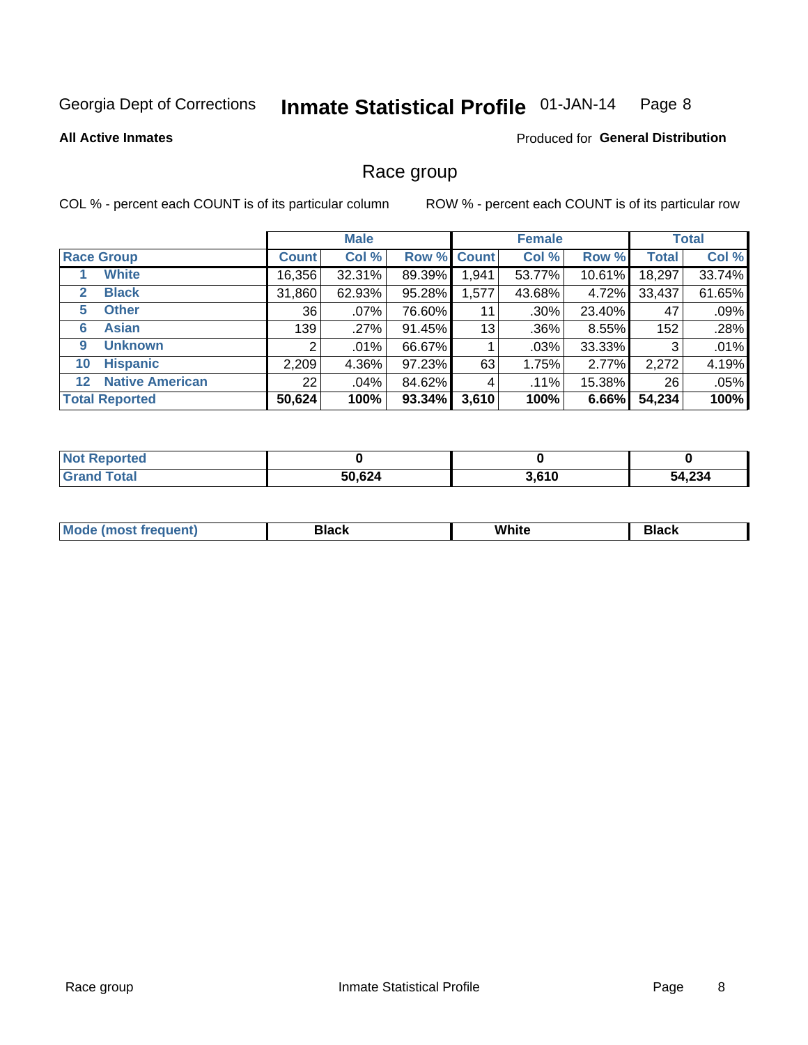Georgia Dept of Corrections **Inmate Statistical Profile** 01-JAN-14

**All Active Inmates**

Produced for **General Distribution**

## Race group

COL % - percent each COUNT is of its particular column

ROW % - percent each COUNT is of its particular row

| | Male | | | Female | | | Total | |
|---|---|---|---|---|---|---|---|---|
| **Race Group** | **Count** | **Col %** | **Row %** | **Count** | **Col %** | **Row %** | **Total** | **Col %** |
| 1 **White** | 16,356 | 32.31% | 89.39% | 1,941 | 53.77% | 10.61% | 18,297 | 33.74% |
| 2 **Black** | 31,860 | 62.93% | 95.28% | 1,577 | 43.68% | 4.72% | 33,437 | 61.65% |
| 5 **Other** | 36 | .07% | 76.60% | 11 | .30% | 23.40% | 47 | .09% |
| 6 **Asian** | 139 | .27% | 91.45% | 13 | .36% | 8.55% | 152 | .28% |
| 9 **Unknown** | 2 | .01% | 66.67% | 1 | .03% | 33.33% | 3 | .01% |
| 10 **Hispanic** | 2,209 | 4.36% | 97.23% | 63 | 1.75% | 2.77% | 2,272 | 4.19% |
| 12 **Native American** | 22 | .04% | 84.62% | 4 | .11% | 15.38% | 26 | .05% |
| **Total Reported** | **50,624** | **100%** | **93.34%** | **3,610** | **100%** | **6.66%** | **54,234** | **100%** |

| | Male | Female | Total |
|---|---|---|---|
| **Not Reported** | **0** | **0** | **0** |
| **Grand Total** | **50,624** | **3,610** | **54,234** |

| | Male | Female | Total |
|---|---|---|---|
| **Mode (most frequent)** | **Black** | **White** | **Black** |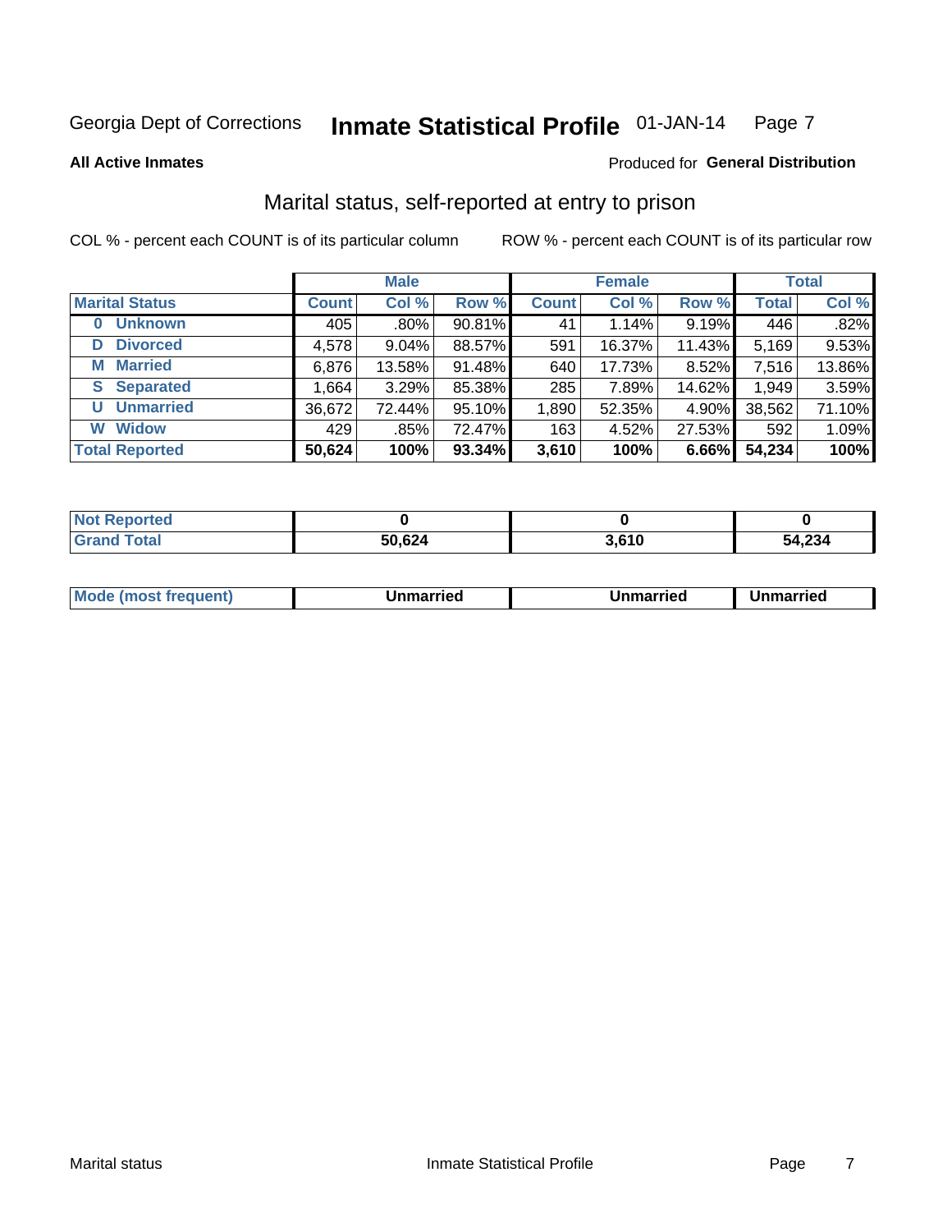Georgia Dept of Corrections **Inmate Statistical Profile** 01-JAN-14

**All Active Inmates**

Produced for **General Distribution**

## Marital status, self-reported at entry to prison

COL % - percent each COUNT is of its particular column

ROW % - percent each COUNT is of its particular row

| | Male | | | Female | | | Total | |
|---|---|---|---|---|---|---|---|---|
| **Marital Status** | **Count** | **Col %** | **Row %** | **Count** | **Col %** | **Row %** | **Total** | **Col %** |
| **0 Unknown** | 405 | .80% | 90.81% | 41 | 1.14% | 9.19% | 446 | .82% |
| **D Divorced** | 4,578 | 9.04% | 88.57% | 591 | 16.37% | 11.43% | 5,169 | 9.53% |
| **M Married** | 6,876 | 13.58% | 91.48% | 640 | 17.73% | 8.52% | 7,516 | 13.86% |
| **S Separated** | 1,664 | 3.29% | 85.38% | 285 | 7.89% | 14.62% | 1,949 | 3.59% |
| **U Unmarried** | 36,672 | 72.44% | 95.10% | 1,890 | 52.35% | 4.90% | 38,562 | 71.10% |
| **W Widow** | 429 | .85% | 72.47% | 163 | 4.52% | 27.53% | 592 | 1.09% |
| **Total Reported** | **50,624** | **100%** | **93.34%** | **3,610** | **100%** | **6.66%** | **54,234** | **100%** |

| | Male | Female | Total |
|---|---|---|---|
| **Not Reported** | **0** | **0** | **0** |
| **Grand Total** | **50,624** | **3,610** | **54,234** |

| | Male | Female | Total |
|---|---|---|---|
| **Mode (most frequent)** | **Unmarried** | **Unmarried** | **Unmarried** |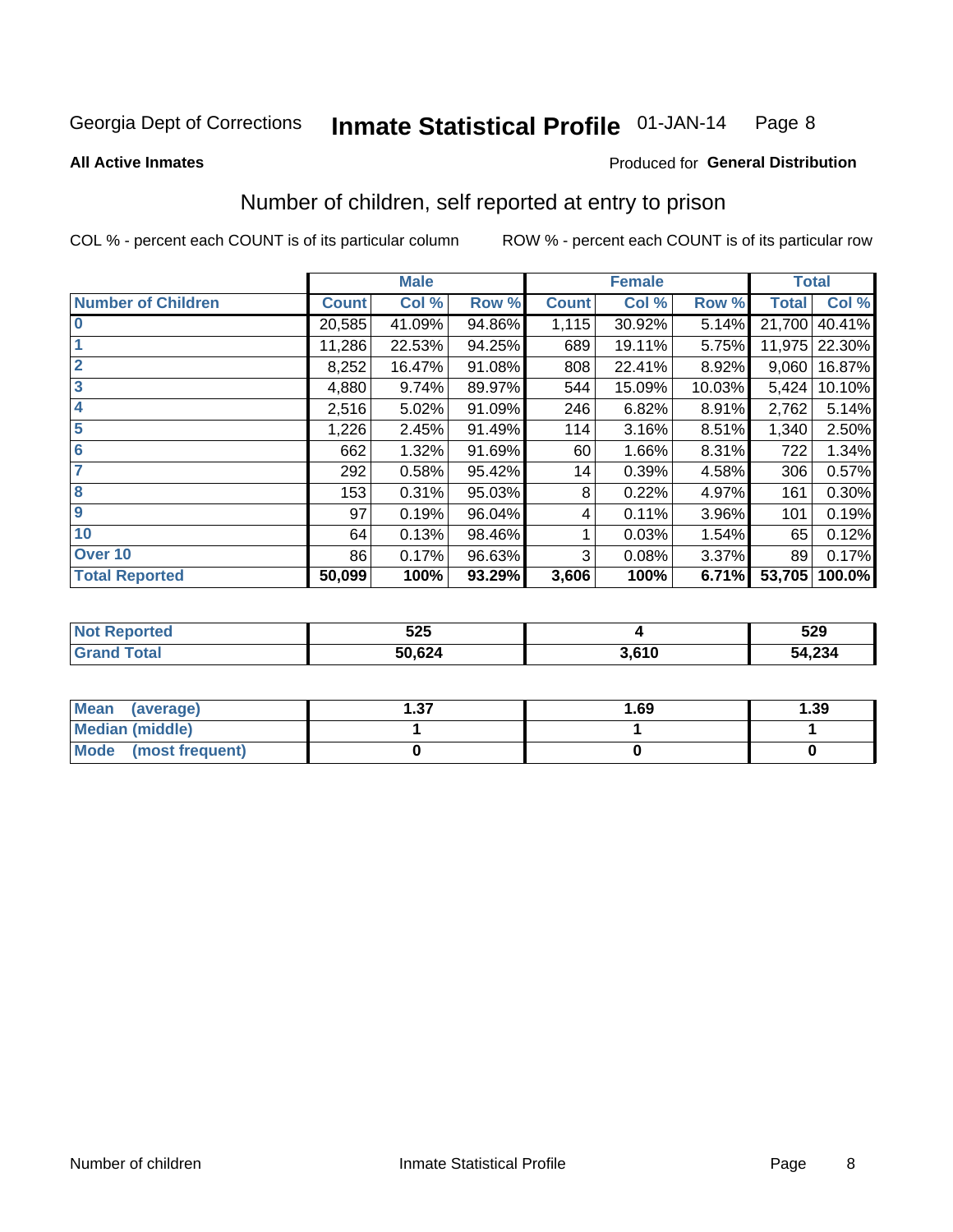Georgia Dept of Corrections **Inmate Statistical Profile** 01-JAN-14

**All Active Inmates**

Produced for **General Distribution**

## Number of children, self reported at entry to prison

COL % - percent each COUNT is of its particular column ROW % - percent each COUNT is of its particular row

| | Male | | | Female | | | Total | |
|---|---|---|---|---|---|---|---|---|
| **Number of Children** | **Count** | **Col %** | **Row %** | **Count** | **Col %** | **Row %** | **Total** | **Col %** |
| **0** | 20,585 | 41.09% | 94.86% | 1,115 | 30.92% | 5.14% | 21,700 | 40.41% |
| **1** | 11,286 | 22.53% | 94.25% | 689 | 19.11% | 5.75% | 11,975 | 22.30% |
| **2** | 8,252 | 16.47% | 91.08% | 808 | 22.41% | 8.92% | 9,060 | 16.87% |
| **3** | 4,880 | 9.74% | 89.97% | 544 | 15.09% | 10.03% | 5,424 | 10.10% |
| **4** | 2,516 | 5.02% | 91.09% | 246 | 6.82% | 8.91% | 2,762 | 5.14% |
| **5** | 1,226 | 2.45% | 91.49% | 114 | 3.16% | 8.51% | 1,340 | 2.50% |
| **6** | 662 | 1.32% | 91.69% | 60 | 1.66% | 8.31% | 722 | 1.34% |
| **7** | 292 | 0.58% | 95.42% | 14 | 0.39% | 4.58% | 306 | 0.57% |
| **8** | 153 | 0.31% | 95.03% | 8 | 0.22% | 4.97% | 161 | 0.30% |
| **9** | 97 | 0.19% | 96.04% | 4 | 0.11% | 3.96% | 101 | 0.19% |
| **10** | 64 | 0.13% | 98.46% | 1 | 0.03% | 1.54% | 65 | 0.12% |
| **Over 10** | 86 | 0.17% | 96.63% | 3 | 0.08% | 3.37% | 89 | 0.17% |
| **Total Reported** | **50,099** | **100%** | **93.29%** | **3,606** | **100%** | **6.71%** | **53,705** | **100.0%** |

| | Male | Female | Total |
|---|---|---|---|
| **Not Reported** | **525** | **4** | **529** |
| **Grand Total** | **50,624** | **3,610** | **54,234** |

| | Male | Female | Total |
|---|---|---|---|
| **Mean (average)** | **1.37** | **1.69** | **1.39** |
| **Median (middle)** | **1** | **1** | **1** |
| **Mode (most frequent)** | **0** | **0** | **0** |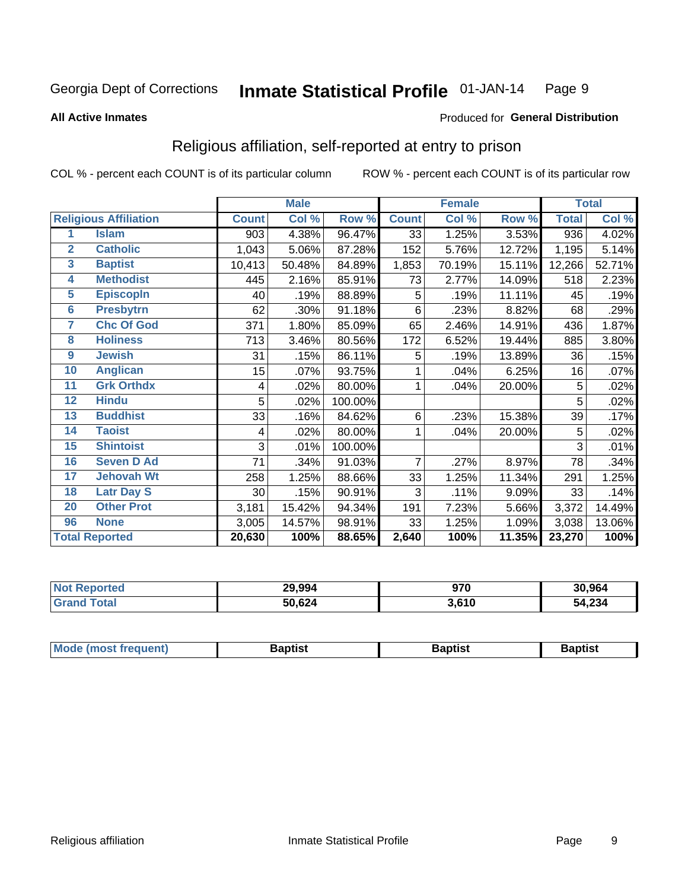Georgia Dept of Corrections **Inmate Statistical Profile** 01-JAN-14

**All Active Inmates**

Produced for **General Distribution**

## Religious affiliation, self-reported at entry to prison

COL % - percent each COUNT is of its particular column ROW % - percent each COUNT is of its particular row

| | | Male | | | Female | | | Total | |
|---|---|---|---|---|---|---|---|---|---|
| **Religious Affiliation** | | **Count** | **Col %** | **Row %** | **Count** | **Col %** | **Row %** | **Total** | **Col %** |
| 1 | Islam | 903 | 4.38% | 96.47% | 33 | 1.25% | 3.53% | 936 | 4.02% |
| 2 | Catholic | 1,043 | 5.06% | 87.28% | 152 | 5.76% | 12.72% | 1,195 | 5.14% |
| 3 | Baptist | 10,413 | 50.48% | 84.89% | 1,853 | 70.19% | 15.11% | 12,266 | 52.71% |
| 4 | Methodist | 445 | 2.16% | 85.91% | 73 | 2.77% | 14.09% | 518 | 2.23% |
| 5 | Episcopln | 40 | .19% | 88.89% | 5 | .19% | 11.11% | 45 | .19% |
| 6 | Presbytrn | 62 | .30% | 91.18% | 6 | .23% | 8.82% | 68 | .29% |
| 7 | Chc Of God | 371 | 1.80% | 85.09% | 65 | 2.46% | 14.91% | 436 | 1.87% |
| 8 | Holiness | 713 | 3.46% | 80.56% | 172 | 6.52% | 19.44% | 885 | 3.80% |
| 9 | Jewish | 31 | .15% | 86.11% | 5 | .19% | 13.89% | 36 | .15% |
| 10 | Anglican | 15 | .07% | 93.75% | 1 | .04% | 6.25% | 16 | .07% |
| 11 | Grk Orthdx | 4 | .02% | 80.00% | 1 | .04% | 20.00% | 5 | .02% |
| 12 | Hindu | 5 | .02% | 100.00% | | | | 5 | .02% |
| 13 | Buddhist | 33 | .16% | 84.62% | 6 | .23% | 15.38% | 39 | .17% |
| 14 | Taoist | 4 | .02% | 80.00% | 1 | .04% | 20.00% | 5 | .02% |
| 15 | Shintoist | 3 | .01% | 100.00% | | | | 3 | .01% |
| 16 | Seven D Ad | 71 | .34% | 91.03% | 7 | .27% | 8.97% | 78 | .34% |
| 17 | Jehovah Wt | 258 | 1.25% | 88.66% | 33 | 1.25% | 11.34% | 291 | 1.25% |
| 18 | Latr Day S | 30 | .15% | 90.91% | 3 | .11% | 9.09% | 33 | .14% |
| 20 | Other Prot | 3,181 | 15.42% | 94.34% | 191 | 7.23% | 5.66% | 3,372 | 14.49% |
| 96 | None | 3,005 | 14.57% | 98.91% | 33 | 1.25% | 1.09% | 3,038 | 13.06% |
| **Total Reported** | | **20,630** | **100%** | **88.65%** | **2,640** | **100%** | **11.35%** | **23,270** | **100%** |

| | Male | Female | Total |
|---|---|---|---|
| Not Reported | **29,994** | **970** | **30,964** |
| Grand Total | **50,624** | **3,610** | **54,234** |

| | Male | Female | Total |
|---|---|---|---|
| Mode (most frequent) | **Baptist** | **Baptist** | **Baptist** |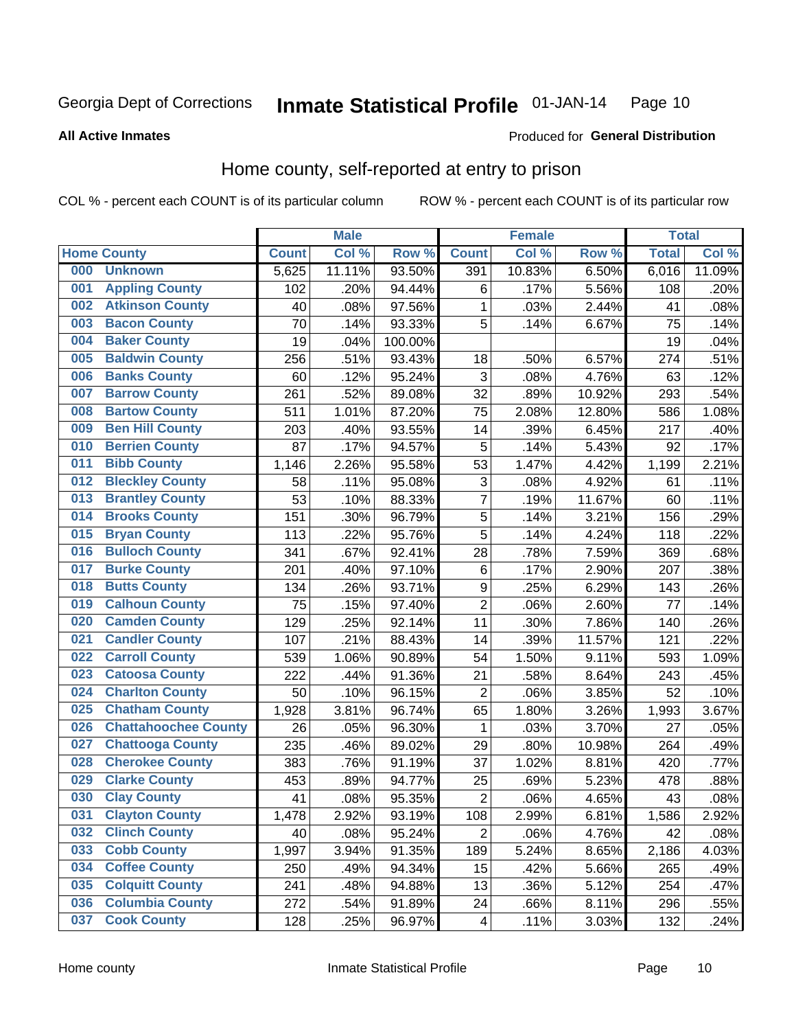Georgia Dept of Corrections **Inmate Statistical Profile** 01-JAN-14

**All Active Inmates**

Produced for **General Distribution**

## Home county, self-reported at entry to prison

COL % - percent each COUNT is of its particular column ROW % - percent each COUNT is of its particular row

| | | Male | | | Female | | | Total | |
|---|---|---|---|---|---|---|---|---|---|
| **Home County** | | **Count** | **Col %** | **Row %** | **Count** | **Col %** | **Row %** | **Total** | **Col %** |
| 000 | Unknown | 5,625 | 11.11% | 93.50% | 391 | 10.83% | 6.50% | 6,016 | 11.09% |
| 001 | Appling County | 102 | .20% | 94.44% | 6 | .17% | 5.56% | 108 | .20% |
| 002 | Atkinson County | 40 | .08% | 97.56% | 1 | .03% | 2.44% | 41 | .08% |
| 003 | Bacon County | 70 | .14% | 93.33% | 5 | .14% | 6.67% | 75 | .14% |
| 004 | Baker County | 19 | .04% | 100.00% | | | | 19 | .04% |
| 005 | Baldwin County | 256 | .51% | 93.43% | 18 | .50% | 6.57% | 274 | .51% |
| 006 | Banks County | 60 | .12% | 95.24% | 3 | .08% | 4.76% | 63 | .12% |
| 007 | Barrow County | 261 | .52% | 89.08% | 32 | .89% | 10.92% | 293 | .54% |
| 008 | Bartow County | 511 | 1.01% | 87.20% | 75 | 2.08% | 12.80% | 586 | 1.08% |
| 009 | Ben Hill County | 203 | .40% | 93.55% | 14 | .39% | 6.45% | 217 | .40% |
| 010 | Berrien County | 87 | .17% | 94.57% | 5 | .14% | 5.43% | 92 | .17% |
| 011 | Bibb County | 1,146 | 2.26% | 95.58% | 53 | 1.47% | 4.42% | 1,199 | 2.21% |
| 012 | Bleckley County | 58 | .11% | 95.08% | 3 | .08% | 4.92% | 61 | .11% |
| 013 | Brantley County | 53 | .10% | 88.33% | 7 | .19% | 11.67% | 60 | .11% |
| 014 | Brooks County | 151 | .30% | 96.79% | 5 | .14% | 3.21% | 156 | .29% |
| 015 | Bryan County | 113 | .22% | 95.76% | 5 | .14% | 4.24% | 118 | .22% |
| 016 | Bulloch County | 341 | .67% | 92.41% | 28 | .78% | 7.59% | 369 | .68% |
| 017 | Burke County | 201 | .40% | 97.10% | 6 | .17% | 2.90% | 207 | .38% |
| 018 | Butts County | 134 | .26% | 93.71% | 9 | .25% | 6.29% | 143 | .26% |
| 019 | Calhoun County | 75 | .15% | 97.40% | 2 | .06% | 2.60% | 77 | .14% |
| 020 | Camden County | 129 | .25% | 92.14% | 11 | .30% | 7.86% | 140 | .26% |
| 021 | Candler County | 107 | .21% | 88.43% | 14 | .39% | 11.57% | 121 | .22% |
| 022 | Carroll County | 539 | 1.06% | 90.89% | 54 | 1.50% | 9.11% | 593 | 1.09% |
| 023 | Catoosa County | 222 | .44% | 91.36% | 21 | .58% | 8.64% | 243 | .45% |
| 024 | Charlton County | 50 | .10% | 96.15% | 2 | .06% | 3.85% | 52 | .10% |
| 025 | Chatham County | 1,928 | 3.81% | 96.74% | 65 | 1.80% | 3.26% | 1,993 | 3.67% |
| 026 | Chattahoochee County | 26 | .05% | 96.30% | 1 | .03% | 3.70% | 27 | .05% |
| 027 | Chattooga County | 235 | .46% | 89.02% | 29 | .80% | 10.98% | 264 | .49% |
| 028 | Cherokee County | 383 | .76% | 91.19% | 37 | 1.02% | 8.81% | 420 | .77% |
| 029 | Clarke County | 453 | .89% | 94.77% | 25 | .69% | 5.23% | 478 | .88% |
| 030 | Clay County | 41 | .08% | 95.35% | 2 | .06% | 4.65% | 43 | .08% |
| 031 | Clayton County | 1,478 | 2.92% | 93.19% | 108 | 2.99% | 6.81% | 1,586 | 2.92% |
| 032 | Clinch County | 40 | .08% | 95.24% | 2 | .06% | 4.76% | 42 | .08% |
| 033 | Cobb County | 1,997 | 3.94% | 91.35% | 189 | 5.24% | 8.65% | 2,186 | 4.03% |
| 034 | Coffee County | 250 | .49% | 94.34% | 15 | .42% | 5.66% | 265 | .49% |
| 035 | Colquitt County | 241 | .48% | 94.88% | 13 | .36% | 5.12% | 254 | .47% |
| 036 | Columbia County | 272 | .54% | 91.89% | 24 | .66% | 8.11% | 296 | .55% |
| 037 | Cook County | 128 | .25% | 96.97% | 4 | .11% | 3.03% | 132 | .24% |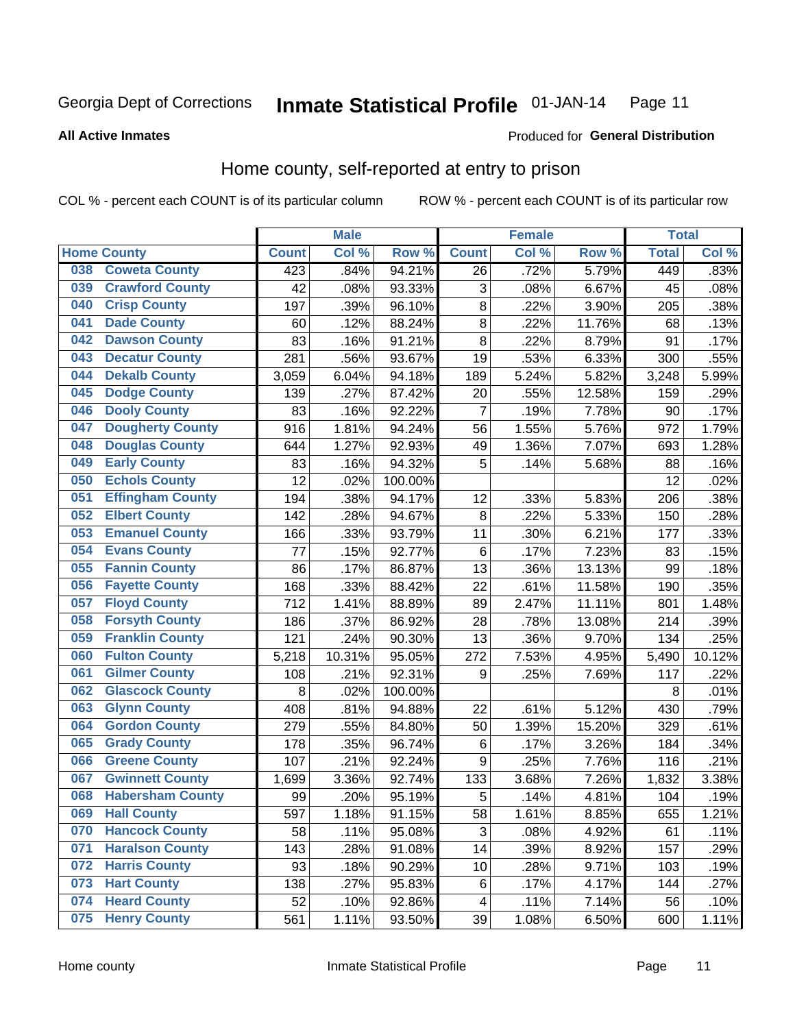Georgia Dept of Corrections **Inmate Statistical Profile** 01-JAN-14

**All Active Inmates**

Produced for **General Distribution**

## Home county, self-reported at entry to prison

COL % - percent each COUNT is of its particular column ROW % - percent each COUNT is of its particular row

| Home County | | Male | | | Female | | | Total | |
|---|---|---|---|---|---|---|---|---|---|
| | | Count | Col % | Row % | Count | Col % | Row % | Total | Col % |
| 038 | Coweta County | 423 | .84% | 94.21% | 26 | .72% | 5.79% | 449 | .83% |
| 039 | Crawford County | 42 | .08% | 93.33% | 3 | .08% | 6.67% | 45 | .08% |
| 040 | Crisp County | 197 | .39% | 96.10% | 8 | .22% | 3.90% | 205 | .38% |
| 041 | Dade County | 60 | .12% | 88.24% | 8 | .22% | 11.76% | 68 | .13% |
| 042 | Dawson County | 83 | .16% | 91.21% | 8 | .22% | 8.79% | 91 | .17% |
| 043 | Decatur County | 281 | .56% | 93.67% | 19 | .53% | 6.33% | 300 | .55% |
| 044 | Dekalb County | 3,059 | 6.04% | 94.18% | 189 | 5.24% | 5.82% | 3,248 | 5.99% |
| 045 | Dodge County | 139 | .27% | 87.42% | 20 | .55% | 12.58% | 159 | .29% |
| 046 | Dooly County | 83 | .16% | 92.22% | 7 | .19% | 7.78% | 90 | .17% |
| 047 | Dougherty County | 916 | 1.81% | 94.24% | 56 | 1.55% | 5.76% | 972 | 1.79% |
| 048 | Douglas County | 644 | 1.27% | 92.93% | 49 | 1.36% | 7.07% | 693 | 1.28% |
| 049 | Early County | 83 | .16% | 94.32% | 5 | .14% | 5.68% | 88 | .16% |
| 050 | Echols County | 12 | .02% | 100.00% | | | | 12 | .02% |
| 051 | Effingham County | 194 | .38% | 94.17% | 12 | .33% | 5.83% | 206 | .38% |
| 052 | Elbert County | 142 | .28% | 94.67% | 8 | .22% | 5.33% | 150 | .28% |
| 053 | Emanuel County | 166 | .33% | 93.79% | 11 | .30% | 6.21% | 177 | .33% |
| 054 | Evans County | 77 | .15% | 92.77% | 6 | .17% | 7.23% | 83 | .15% |
| 055 | Fannin County | 86 | .17% | 86.87% | 13 | .36% | 13.13% | 99 | .18% |
| 056 | Fayette County | 168 | .33% | 88.42% | 22 | .61% | 11.58% | 190 | .35% |
| 057 | Floyd County | 712 | 1.41% | 88.89% | 89 | 2.47% | 11.11% | 801 | 1.48% |
| 058 | Forsyth County | 186 | .37% | 86.92% | 28 | .78% | 13.08% | 214 | .39% |
| 059 | Franklin County | 121 | .24% | 90.30% | 13 | .36% | 9.70% | 134 | .25% |
| 060 | Fulton County | 5,218 | 10.31% | 95.05% | 272 | 7.53% | 4.95% | 5,490 | 10.12% |
| 061 | Gilmer County | 108 | .21% | 92.31% | 9 | .25% | 7.69% | 117 | .22% |
| 062 | Glascock County | 8 | .02% | 100.00% | | | | 8 | .01% |
| 063 | Glynn County | 408 | .81% | 94.88% | 22 | .61% | 5.12% | 430 | .79% |
| 064 | Gordon County | 279 | .55% | 84.80% | 50 | 1.39% | 15.20% | 329 | .61% |
| 065 | Grady County | 178 | .35% | 96.74% | 6 | .17% | 3.26% | 184 | .34% |
| 066 | Greene County | 107 | .21% | 92.24% | 9 | .25% | 7.76% | 116 | .21% |
| 067 | Gwinnett County | 1,699 | 3.36% | 92.74% | 133 | 3.68% | 7.26% | 1,832 | 3.38% |
| 068 | Habersham County | 99 | .20% | 95.19% | 5 | .14% | 4.81% | 104 | .19% |
| 069 | Hall County | 597 | 1.18% | 91.15% | 58 | 1.61% | 8.85% | 655 | 1.21% |
| 070 | Hancock County | 58 | .11% | 95.08% | 3 | .08% | 4.92% | 61 | .11% |
| 071 | Haralson County | 143 | .28% | 91.08% | 14 | .39% | 8.92% | 157 | .29% |
| 072 | Harris County | 93 | .18% | 90.29% | 10 | .28% | 9.71% | 103 | .19% |
| 073 | Hart County | 138 | .27% | 95.83% | 6 | .17% | 4.17% | 144 | .27% |
| 074 | Heard County | 52 | .10% | 92.86% | 4 | .11% | 7.14% | 56 | .10% |
| 075 | Henry County | 561 | 1.11% | 93.50% | 39 | 1.08% | 6.50% | 600 | 1.11% |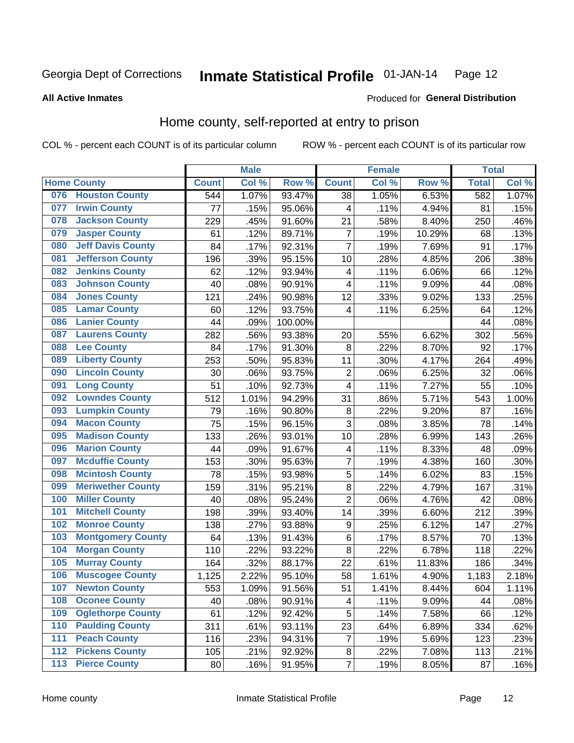Georgia Dept of Corrections **Inmate Statistical Profile** 01-JAN-14

**All Active Inmates**

Produced for **General Distribution**

## Home county, self-reported at entry to prison

COL % - percent each COUNT is of its particular column     ROW % - percent each COUNT is of its particular row

| Home County | | Male | | | Female | | | Total | |
|---|---|---|---|---|---|---|---|---|---|
| | | Count | Col % | Row % | Count | Col % | Row % | Total | Col % |
| 076 | Houston County | 544 | 1.07% | 93.47% | 38 | 1.05% | 6.53% | 582 | 1.07% |
| 077 | Irwin County | 77 | .15% | 95.06% | 4 | .11% | 4.94% | 81 | .15% |
| 078 | Jackson County | 229 | .45% | 91.60% | 21 | .58% | 8.40% | 250 | .46% |
| 079 | Jasper County | 61 | .12% | 89.71% | 7 | .19% | 10.29% | 68 | .13% |
| 080 | Jeff Davis County | 84 | .17% | 92.31% | 7 | .19% | 7.69% | 91 | .17% |
| 081 | Jefferson County | 196 | .39% | 95.15% | 10 | .28% | 4.85% | 206 | .38% |
| 082 | Jenkins County | 62 | .12% | 93.94% | 4 | .11% | 6.06% | 66 | .12% |
| 083 | Johnson County | 40 | .08% | 90.91% | 4 | .11% | 9.09% | 44 | .08% |
| 084 | Jones County | 121 | .24% | 90.98% | 12 | .33% | 9.02% | 133 | .25% |
| 085 | Lamar County | 60 | .12% | 93.75% | 4 | .11% | 6.25% | 64 | .12% |
| 086 | Lanier County | 44 | .09% | 100.00% | | | | 44 | .08% |
| 087 | Laurens County | 282 | .56% | 93.38% | 20 | .55% | 6.62% | 302 | .56% |
| 088 | Lee County | 84 | .17% | 91.30% | 8 | .22% | 8.70% | 92 | .17% |
| 089 | Liberty County | 253 | .50% | 95.83% | 11 | .30% | 4.17% | 264 | .49% |
| 090 | Lincoln County | 30 | .06% | 93.75% | 2 | .06% | 6.25% | 32 | .06% |
| 091 | Long County | 51 | .10% | 92.73% | 4 | .11% | 7.27% | 55 | .10% |
| 092 | Lowndes County | 512 | 1.01% | 94.29% | 31 | .86% | 5.71% | 543 | 1.00% |
| 093 | Lumpkin County | 79 | .16% | 90.80% | 8 | .22% | 9.20% | 87 | .16% |
| 094 | Macon County | 75 | .15% | 96.15% | 3 | .08% | 3.85% | 78 | .14% |
| 095 | Madison County | 133 | .26% | 93.01% | 10 | .28% | 6.99% | 143 | .26% |
| 096 | Marion County | 44 | .09% | 91.67% | 4 | .11% | 8.33% | 48 | .09% |
| 097 | Mcduffie County | 153 | .30% | 95.63% | 7 | .19% | 4.38% | 160 | .30% |
| 098 | Mcintosh County | 78 | .15% | 93.98% | 5 | .14% | 6.02% | 83 | .15% |
| 099 | Meriwether County | 159 | .31% | 95.21% | 8 | .22% | 4.79% | 167 | .31% |
| 100 | Miller County | 40 | .08% | 95.24% | 2 | .06% | 4.76% | 42 | .08% |
| 101 | Mitchell County | 198 | .39% | 93.40% | 14 | .39% | 6.60% | 212 | .39% |
| 102 | Monroe County | 138 | .27% | 93.88% | 9 | .25% | 6.12% | 147 | .27% |
| 103 | Montgomery County | 64 | .13% | 91.43% | 6 | .17% | 8.57% | 70 | .13% |
| 104 | Morgan County | 110 | .22% | 93.22% | 8 | .22% | 6.78% | 118 | .22% |
| 105 | Murray County | 164 | .32% | 88.17% | 22 | .61% | 11.83% | 186 | .34% |
| 106 | Muscogee County | 1,125 | 2.22% | 95.10% | 58 | 1.61% | 4.90% | 1,183 | 2.18% |
| 107 | Newton County | 553 | 1.09% | 91.56% | 51 | 1.41% | 8.44% | 604 | 1.11% |
| 108 | Oconee County | 40 | .08% | 90.91% | 4 | .11% | 9.09% | 44 | .08% |
| 109 | Oglethorpe County | 61 | .12% | 92.42% | 5 | .14% | 7.58% | 66 | .12% |
| 110 | Paulding County | 311 | .61% | 93.11% | 23 | .64% | 6.89% | 334 | .62% |
| 111 | Peach County | 116 | .23% | 94.31% | 7 | .19% | 5.69% | 123 | .23% |
| 112 | Pickens County | 105 | .21% | 92.92% | 8 | .22% | 7.08% | 113 | .21% |
| 113 | Pierce County | 80 | .16% | 91.95% | 7 | .19% | 8.05% | 87 | .16% |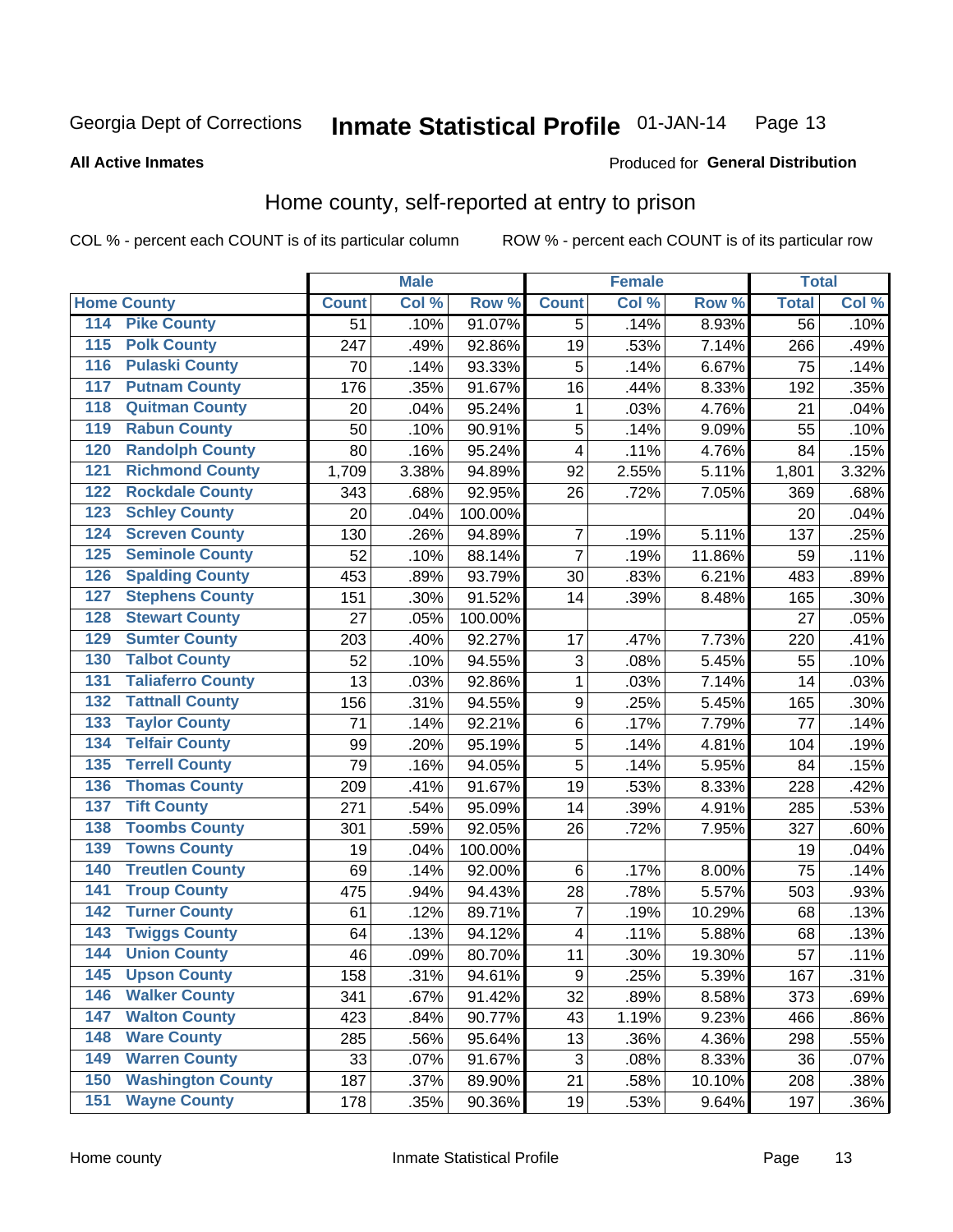Georgia Dept of Corrections **Inmate Statistical Profile** 01-JAN-14

**All Active Inmates**

Produced for **General Distribution**

## Home county, self-reported at entry to prison

COL % - percent each COUNT is of its particular column ROW % - percent each COUNT is of its particular row

| Home County | | Male | | | Female | | | Total | |
|---|---|---|---|---|---|---|---|---|---|
| | | Count | Col % | Row % | Count | Col % | Row % | Total | Col % |
| 114 | Pike County | 51 | .10% | 91.07% | 5 | .14% | 8.93% | 56 | .10% |
| 115 | Polk County | 247 | .49% | 92.86% | 19 | .53% | 7.14% | 266 | .49% |
| 116 | Pulaski County | 70 | .14% | 93.33% | 5 | .14% | 6.67% | 75 | .14% |
| 117 | Putnam County | 176 | .35% | 91.67% | 16 | .44% | 8.33% | 192 | .35% |
| 118 | Quitman County | 20 | .04% | 95.24% | 1 | .03% | 4.76% | 21 | .04% |
| 119 | Rabun County | 50 | .10% | 90.91% | 5 | .14% | 9.09% | 55 | .10% |
| 120 | Randolph County | 80 | .16% | 95.24% | 4 | .11% | 4.76% | 84 | .15% |
| 121 | Richmond County | 1,709 | 3.38% | 94.89% | 92 | 2.55% | 5.11% | 1,801 | 3.32% |
| 122 | Rockdale County | 343 | .68% | 92.95% | 26 | .72% | 7.05% | 369 | .68% |
| 123 | Schley County | 20 | .04% | 100.00% | | | | 20 | .04% |
| 124 | Screven County | 130 | .26% | 94.89% | 7 | .19% | 5.11% | 137 | .25% |
| 125 | Seminole County | 52 | .10% | 88.14% | 7 | .19% | 11.86% | 59 | .11% |
| 126 | Spalding County | 453 | .89% | 93.79% | 30 | .83% | 6.21% | 483 | .89% |
| 127 | Stephens County | 151 | .30% | 91.52% | 14 | .39% | 8.48% | 165 | .30% |
| 128 | Stewart County | 27 | .05% | 100.00% | | | | 27 | .05% |
| 129 | Sumter County | 203 | .40% | 92.27% | 17 | .47% | 7.73% | 220 | .41% |
| 130 | Talbot County | 52 | .10% | 94.55% | 3 | .08% | 5.45% | 55 | .10% |
| 131 | Taliaferro County | 13 | .03% | 92.86% | 1 | .03% | 7.14% | 14 | .03% |
| 132 | Tattnall County | 156 | .31% | 94.55% | 9 | .25% | 5.45% | 165 | .30% |
| 133 | Taylor County | 71 | .14% | 92.21% | 6 | .17% | 7.79% | 77 | .14% |
| 134 | Telfair County | 99 | .20% | 95.19% | 5 | .14% | 4.81% | 104 | .19% |
| 135 | Terrell County | 79 | .16% | 94.05% | 5 | .14% | 5.95% | 84 | .15% |
| 136 | Thomas County | 209 | .41% | 91.67% | 19 | .53% | 8.33% | 228 | .42% |
| 137 | Tift County | 271 | .54% | 95.09% | 14 | .39% | 4.91% | 285 | .53% |
| 138 | Toombs County | 301 | .59% | 92.05% | 26 | .72% | 7.95% | 327 | .60% |
| 139 | Towns County | 19 | .04% | 100.00% | | | | 19 | .04% |
| 140 | Treutlen County | 69 | .14% | 92.00% | 6 | .17% | 8.00% | 75 | .14% |
| 141 | Troup County | 475 | .94% | 94.43% | 28 | .78% | 5.57% | 503 | .93% |
| 142 | Turner County | 61 | .12% | 89.71% | 7 | .19% | 10.29% | 68 | .13% |
| 143 | Twiggs County | 64 | .13% | 94.12% | 4 | .11% | 5.88% | 68 | .13% |
| 144 | Union County | 46 | .09% | 80.70% | 11 | .30% | 19.30% | 57 | .11% |
| 145 | Upson County | 158 | .31% | 94.61% | 9 | .25% | 5.39% | 167 | .31% |
| 146 | Walker County | 341 | .67% | 91.42% | 32 | .89% | 8.58% | 373 | .69% |
| 147 | Walton County | 423 | .84% | 90.77% | 43 | 1.19% | 9.23% | 466 | .86% |
| 148 | Ware County | 285 | .56% | 95.64% | 13 | .36% | 4.36% | 298 | .55% |
| 149 | Warren County | 33 | .07% | 91.67% | 3 | .08% | 8.33% | 36 | .07% |
| 150 | Washington County | 187 | .37% | 89.90% | 21 | .58% | 10.10% | 208 | .38% |
| 151 | Wayne County | 178 | .35% | 90.36% | 19 | .53% | 9.64% | 197 | .36% |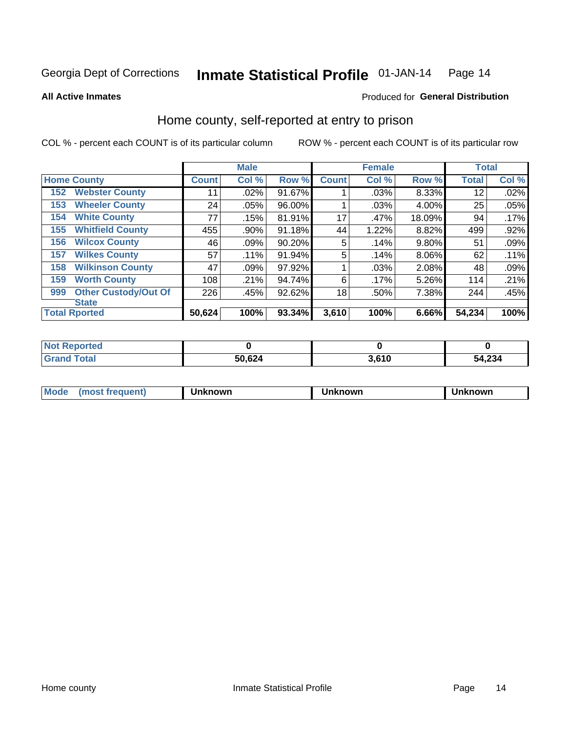Georgia Dept of Corrections **Inmate Statistical Profile** 01-JAN-14

**All Active Inmates** Produced for **General Distribution**

## Home county, self-reported at entry to prison

COL % - percent each COUNT is of its particular column ROW % - percent each COUNT is of its particular row

| Home County | | Male | | | Female | | | Total | |
|---|---|---|---|---|---|---|---|---|---|
| | | Count | Col % | Row % | Count | Col % | Row % | Total | Col % |
| 152 | Webster County | 11 | .02% | 91.67% | 1 | .03% | 8.33% | 12 | .02% |
| 153 | Wheeler County | 24 | .05% | 96.00% | 1 | .03% | 4.00% | 25 | .05% |
| 154 | White County | 77 | .15% | 81.91% | 17 | .47% | 18.09% | 94 | .17% |
| 155 | Whitfield County | 455 | .90% | 91.18% | 44 | 1.22% | 8.82% | 499 | .92% |
| 156 | Wilcox County | 46 | .09% | 90.20% | 5 | .14% | 9.80% | 51 | .09% |
| 157 | Wilkes County | 57 | .11% | 91.94% | 5 | .14% | 8.06% | 62 | .11% |
| 158 | Wilkinson County | 47 | .09% | 97.92% | 1 | .03% | 2.08% | 48 | .09% |
| 159 | Worth County | 108 | .21% | 94.74% | 6 | .17% | 5.26% | 114 | .21% |
| 999 | Other Custody/Out Of State | 226 | .45% | 92.62% | 18 | .50% | 7.38% | 244 | .45% |
| **Total Rported** | | **50,624** | **100%** | **93.34%** | **3,610** | **100%** | **6.66%** | **54,234** | **100%** |

| | Male | Female | Total |
|---|---|---|---|
| Not Reported | 0 | 0 | 0 |
| Grand Total | 50,624 | 3,610 | 54,234 |

| | Male | Female | Total |
|---|---|---|---|
| Mode (most frequent) | Unknown | Unknown | Unknown |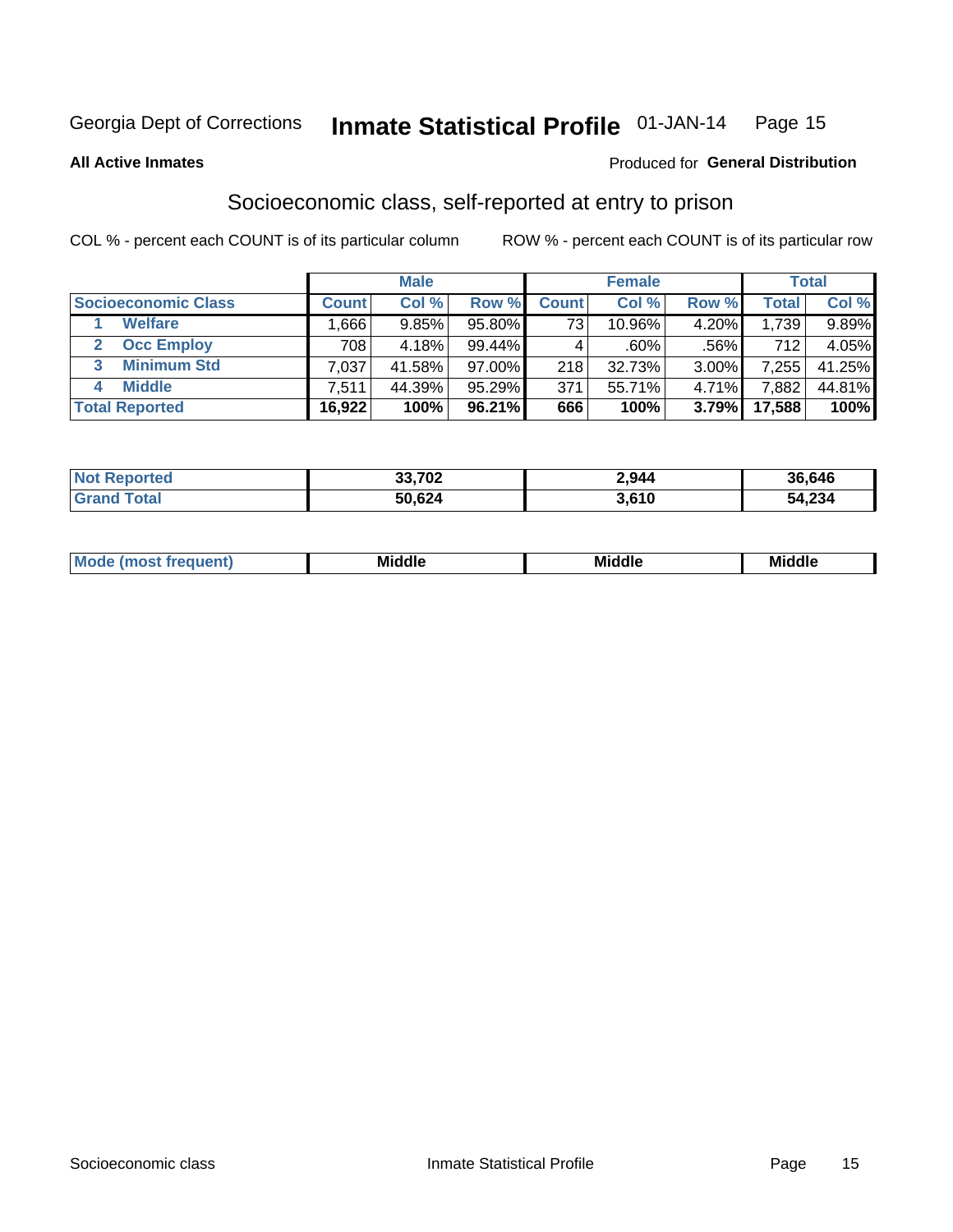Georgia Dept of Corrections **Inmate Statistical Profile** 01-JAN-14

**All Active Inmates**

Produced for **General Distribution**

## Socioeconomic class, self-reported at entry to prison

COL % - percent each COUNT is of its particular column

ROW % - percent each COUNT is of its particular row

| | Male | | | Female | | | Total | |
|---|---|---|---|---|---|---|---|---|
| **Socioeconomic Class** | **Count** | **Col %** | **Row %** | **Count** | **Col %** | **Row %** | **Total** | **Col %** |
| 1 **Welfare** | 1,666 | 9.85% | 95.80% | 73 | 10.96% | 4.20% | 1,739 | 9.89% |
| 2 **Occ Employ** | 708 | 4.18% | 99.44% | 4 | .60% | .56% | 712 | 4.05% |
| 3 **Minimum Std** | 7,037 | 41.58% | 97.00% | 218 | 32.73% | 3.00% | 7,255 | 41.25% |
| 4 **Middle** | 7,511 | 44.39% | 95.29% | 371 | 55.71% | 4.71% | 7,882 | 44.81% |
| **Total Reported** | **16,922** | **100%** | **96.21%** | **666** | **100%** | **3.79%** | **17,588** | **100%** |

| | Male | Female | Total |
|---|---|---|---|
| **Not Reported** | **33,702** | **2,944** | **36,646** |
| **Grand Total** | **50,624** | **3,610** | **54,234** |

| | Male | Female | Total |
|---|---|---|---|
| **Mode (most frequent)** | **Middle** | **Middle** | **Middle** |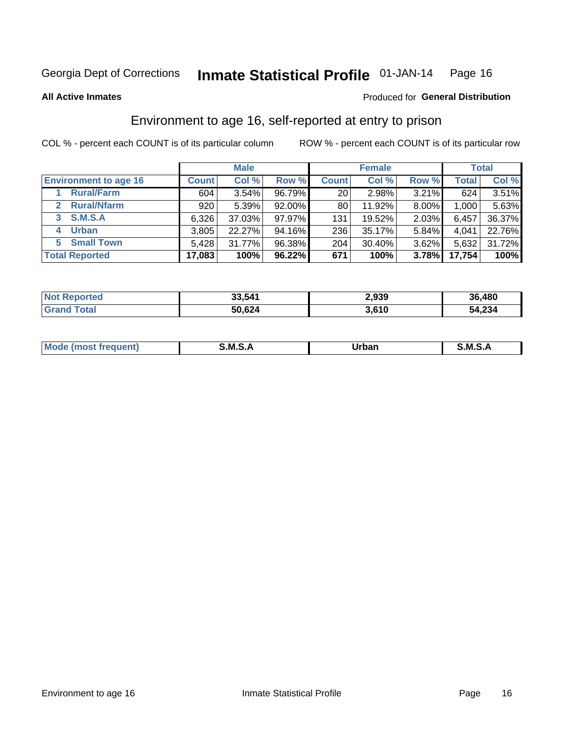Georgia Dept of Corrections **Inmate Statistical Profile** 01-JAN-14

**All Active Inmates**

Produced for **General Distribution**

## Environment to age 16, self-reported at entry to prison

COL % - percent each COUNT is of its particular column

ROW % - percent each COUNT is of its particular row

| | Male | | | Female | | | Total | |
|---|---|---|---|---|---|---|---|---|
| **Environment to age 16** | **Count** | **Col %** | **Row %** | **Count** | **Col %** | **Row %** | **Total** | **Col %** |
| **1 Rural/Farm** | 604 | 3.54% | 96.79% | 20 | 2.98% | 3.21% | 624 | 3.51% |
| **2 Rural/Nfarm** | 920 | 5.39% | 92.00% | 80 | 11.92% | 8.00% | 1,000 | 5.63% |
| **3 S.M.S.A** | 6,326 | 37.03% | 97.97% | 131 | 19.52% | 2.03% | 6,457 | 36.37% |
| **4 Urban** | 3,805 | 22.27% | 94.16% | 236 | 35.17% | 5.84% | 4,041 | 22.76% |
| **5 Small Town** | 5,428 | 31.77% | 96.38% | 204 | 30.40% | 3.62% | 5,632 | 31.72% |
| **Total Reported** | **17,083** | **100%** | **96.22%** | **671** | **100%** | **3.78%** | **17,754** | **100%** |

| | Male | Female | Total |
|---|---|---|---|
| **Not Reported** | **33,541** | **2,939** | **36,480** |
| **Grand Total** | **50,624** | **3,610** | **54,234** |

| | Male | Female | Total |
|---|---|---|---|
| **Mode (most frequent)** | **S.M.S.A** | **Urban** | **S.M.S.A** |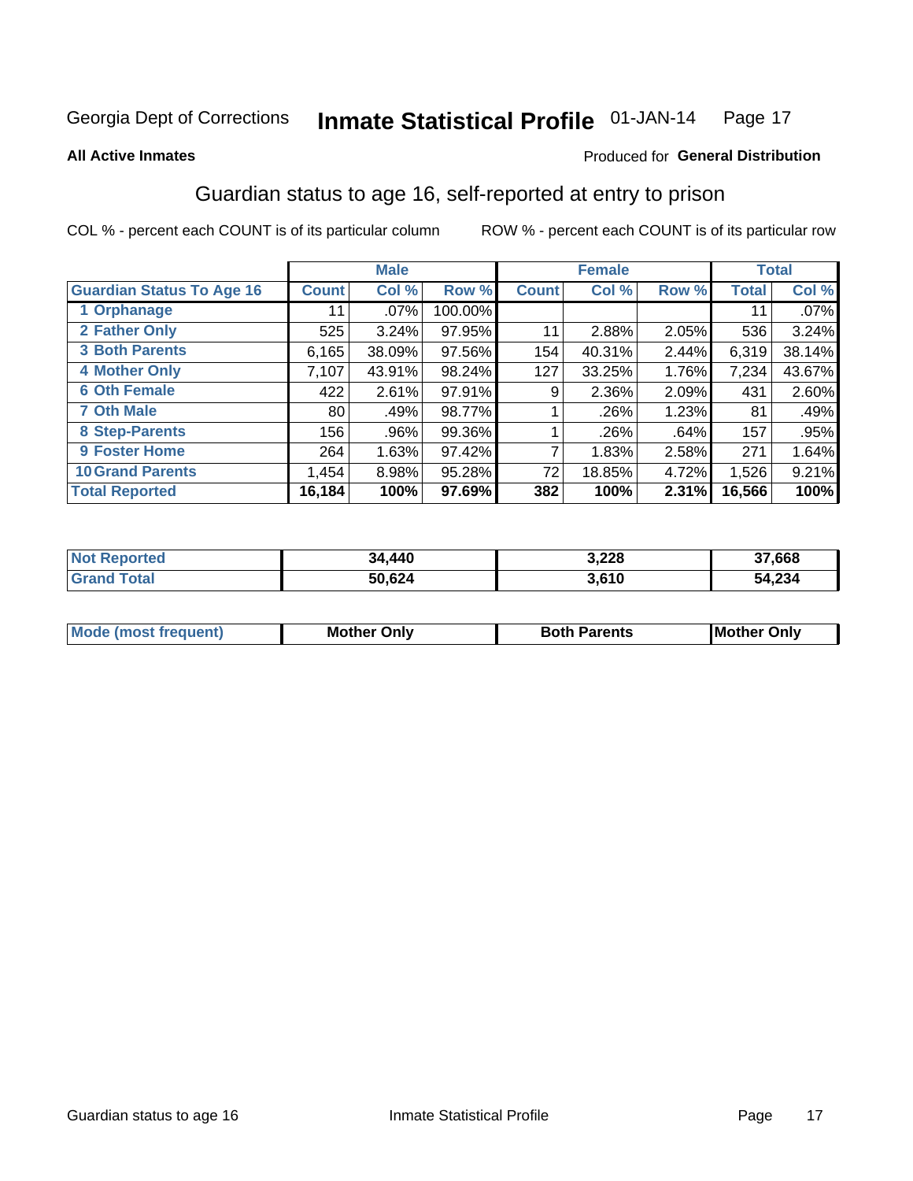Georgia Dept of Corrections **Inmate Statistical Profile** 01-JAN-14

**All Active Inmates**

Produced for **General Distribution**

## Guardian status to age 16, self-reported at entry to prison

COL % - percent each COUNT is of its particular column ROW % - percent each COUNT is of its particular row

| | Male | | | Female | | | Total | |
|---|---|---|---|---|---|---|---|---|
| **Guardian Status To Age 16** | **Count** | **Col %** | **Row %** | **Count** | **Col %** | **Row %** | **Total** | **Col %** |
| 1 Orphanage | 11 | .07% | 100.00% | | | | 11 | .07% |
| 2 Father Only | 525 | 3.24% | 97.95% | 11 | 2.88% | 2.05% | 536 | 3.24% |
| 3 Both Parents | 6,165 | 38.09% | 97.56% | 154 | 40.31% | 2.44% | 6,319 | 38.14% |
| 4 Mother Only | 7,107 | 43.91% | 98.24% | 127 | 33.25% | 1.76% | 7,234 | 43.67% |
| 6 Oth Female | 422 | 2.61% | 97.91% | 9 | 2.36% | 2.09% | 431 | 2.60% |
| 7 Oth Male | 80 | .49% | 98.77% | 1 | .26% | 1.23% | 81 | .49% |
| 8 Step-Parents | 156 | .96% | 99.36% | 1 | .26% | .64% | 157 | .95% |
| 9 Foster Home | 264 | 1.63% | 97.42% | 7 | 1.83% | 2.58% | 271 | 1.64% |
| 10 Grand Parents | 1,454 | 8.98% | 95.28% | 72 | 18.85% | 4.72% | 1,526 | 9.21% |
| **Total Reported** | **16,184** | **100%** | **97.69%** | **382** | **100%** | **2.31%** | **16,566** | **100%** |

| | Male | Female | Total |
|---|---|---|---|
| Not Reported | 34,440 | 3,228 | 37,668 |
| Grand Total | 50,624 | 3,610 | 54,234 |

| | Male | Female | Total |
|---|---|---|---|
| Mode (most frequent) | Mother Only | Both Parents | Mother Only |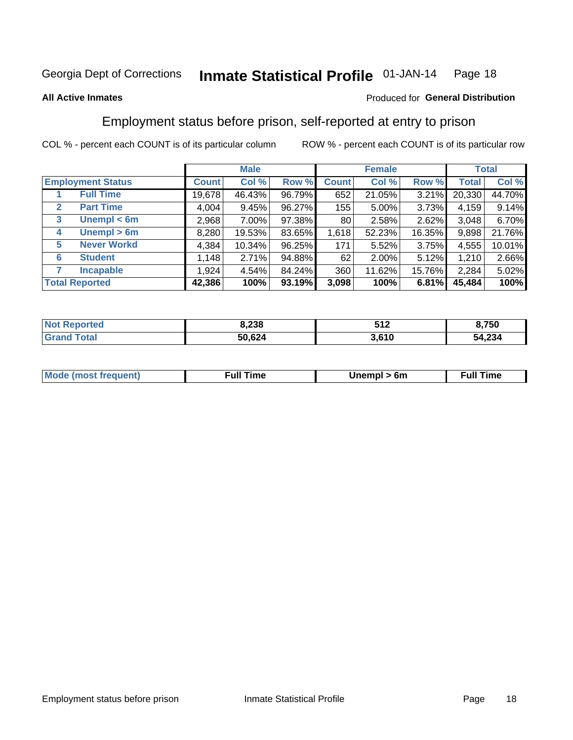Georgia Dept of Corrections **Inmate Statistical Profile** 01-JAN-14

**All Active Inmates**

Produced for **General Distribution**

## Employment status before prison, self-reported at entry to prison

COL % - percent each COUNT is of its particular column

ROW % - percent each COUNT is of its particular row

| Employment Status | | Male | | | Female | | | Total | |
|---|---|---|---|---|---|---|---|---|---|
| | | Count | Col % | Row % | Count | Col % | Row % | Total | Col % |
| 1 | Full Time | 19,678 | 46.43% | 96.79% | 652 | 21.05% | 3.21% | 20,330 | 44.70% |
| 2 | Part Time | 4,004 | 9.45% | 96.27% | 155 | 5.00% | 3.73% | 4,159 | 9.14% |
| 3 | Unempl < 6m | 2,968 | 7.00% | 97.38% | 80 | 2.58% | 2.62% | 3,048 | 6.70% |
| 4 | Unempl > 6m | 8,280 | 19.53% | 83.65% | 1,618 | 52.23% | 16.35% | 9,898 | 21.76% |
| 5 | Never Workd | 4,384 | 10.34% | 96.25% | 171 | 5.52% | 3.75% | 4,555 | 10.01% |
| 6 | Student | 1,148 | 2.71% | 94.88% | 62 | 2.00% | 5.12% | 1,210 | 2.66% |
| 7 | Incapable | 1,924 | 4.54% | 84.24% | 360 | 11.62% | 15.76% | 2,284 | 5.02% |
| **Total Reported** | | **42,386** | **100%** | **93.19%** | **3,098** | **100%** | **6.81%** | **45,484** | **100%** |

| | Male | Female | Total |
|---|---|---|---|
| Not Reported | 8,238 | 512 | 8,750 |
| Grand Total | 50,624 | 3,610 | 54,234 |

| | Male | Female | Total |
|---|---|---|---|
| Mode (most frequent) | Full Time | Unempl > 6m | Full Time |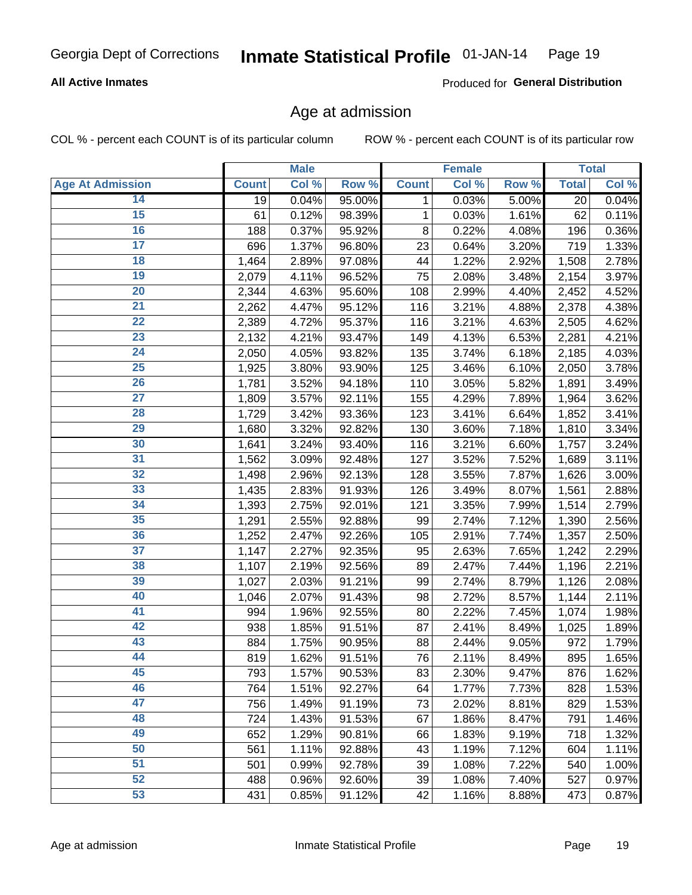Georgia Dept of Corrections **Inmate Statistical Profile** 01-JAN-14

**All Active Inmates**

Produced for **General Distribution**

## Age at admission

COL % - percent each COUNT is of its particular column

ROW % - percent each COUNT is of its particular row

| | Male | | | Female | | | Total | |
|---|---|---|---|---|---|---|---|---|
| **Age At Admission** | **Count** | **Col %** | **Row %** | **Count** | **Col %** | **Row %** | **Total** | **Col %** |
| 14 | 19 | 0.04% | 95.00% | 1 | 0.03% | 5.00% | 20 | 0.04% |
| 15 | 61 | 0.12% | 98.39% | 1 | 0.03% | 1.61% | 62 | 0.11% |
| 16 | 188 | 0.37% | 95.92% | 8 | 0.22% | 4.08% | 196 | 0.36% |
| 17 | 696 | 1.37% | 96.80% | 23 | 0.64% | 3.20% | 719 | 1.33% |
| 18 | 1,464 | 2.89% | 97.08% | 44 | 1.22% | 2.92% | 1,508 | 2.78% |
| 19 | 2,079 | 4.11% | 96.52% | 75 | 2.08% | 3.48% | 2,154 | 3.97% |
| 20 | 2,344 | 4.63% | 95.60% | 108 | 2.99% | 4.40% | 2,452 | 4.52% |
| 21 | 2,262 | 4.47% | 95.12% | 116 | 3.21% | 4.88% | 2,378 | 4.38% |
| 22 | 2,389 | 4.72% | 95.37% | 116 | 3.21% | 4.63% | 2,505 | 4.62% |
| 23 | 2,132 | 4.21% | 93.47% | 149 | 4.13% | 6.53% | 2,281 | 4.21% |
| 24 | 2,050 | 4.05% | 93.82% | 135 | 3.74% | 6.18% | 2,185 | 4.03% |
| 25 | 1,925 | 3.80% | 93.90% | 125 | 3.46% | 6.10% | 2,050 | 3.78% |
| 26 | 1,781 | 3.52% | 94.18% | 110 | 3.05% | 5.82% | 1,891 | 3.49% |
| 27 | 1,809 | 3.57% | 92.11% | 155 | 4.29% | 7.89% | 1,964 | 3.62% |
| 28 | 1,729 | 3.42% | 93.36% | 123 | 3.41% | 6.64% | 1,852 | 3.41% |
| 29 | 1,680 | 3.32% | 92.82% | 130 | 3.60% | 7.18% | 1,810 | 3.34% |
| 30 | 1,641 | 3.24% | 93.40% | 116 | 3.21% | 6.60% | 1,757 | 3.24% |
| 31 | 1,562 | 3.09% | 92.48% | 127 | 3.52% | 7.52% | 1,689 | 3.11% |
| 32 | 1,498 | 2.96% | 92.13% | 128 | 3.55% | 7.87% | 1,626 | 3.00% |
| 33 | 1,435 | 2.83% | 91.93% | 126 | 3.49% | 8.07% | 1,561 | 2.88% |
| 34 | 1,393 | 2.75% | 92.01% | 121 | 3.35% | 7.99% | 1,514 | 2.79% |
| 35 | 1,291 | 2.55% | 92.88% | 99 | 2.74% | 7.12% | 1,390 | 2.56% |
| 36 | 1,252 | 2.47% | 92.26% | 105 | 2.91% | 7.74% | 1,357 | 2.50% |
| 37 | 1,147 | 2.27% | 92.35% | 95 | 2.63% | 7.65% | 1,242 | 2.29% |
| 38 | 1,107 | 2.19% | 92.56% | 89 | 2.47% | 7.44% | 1,196 | 2.21% |
| 39 | 1,027 | 2.03% | 91.21% | 99 | 2.74% | 8.79% | 1,126 | 2.08% |
| 40 | 1,046 | 2.07% | 91.43% | 98 | 2.72% | 8.57% | 1,144 | 2.11% |
| 41 | 994 | 1.96% | 92.55% | 80 | 2.22% | 7.45% | 1,074 | 1.98% |
| 42 | 938 | 1.85% | 91.51% | 87 | 2.41% | 8.49% | 1,025 | 1.89% |
| 43 | 884 | 1.75% | 90.95% | 88 | 2.44% | 9.05% | 972 | 1.79% |
| 44 | 819 | 1.62% | 91.51% | 76 | 2.11% | 8.49% | 895 | 1.65% |
| 45 | 793 | 1.57% | 90.53% | 83 | 2.30% | 9.47% | 876 | 1.62% |
| 46 | 764 | 1.51% | 92.27% | 64 | 1.77% | 7.73% | 828 | 1.53% |
| 47 | 756 | 1.49% | 91.19% | 73 | 2.02% | 8.81% | 829 | 1.53% |
| 48 | 724 | 1.43% | 91.53% | 67 | 1.86% | 8.47% | 791 | 1.46% |
| 49 | 652 | 1.29% | 90.81% | 66 | 1.83% | 9.19% | 718 | 1.32% |
| 50 | 561 | 1.11% | 92.88% | 43 | 1.19% | 7.12% | 604 | 1.11% |
| 51 | 501 | 0.99% | 92.78% | 39 | 1.08% | 7.22% | 540 | 1.00% |
| 52 | 488 | 0.96% | 92.60% | 39 | 1.08% | 7.40% | 527 | 0.97% |
| 53 | 431 | 0.85% | 91.12% | 42 | 1.16% | 8.88% | 473 | 0.87% |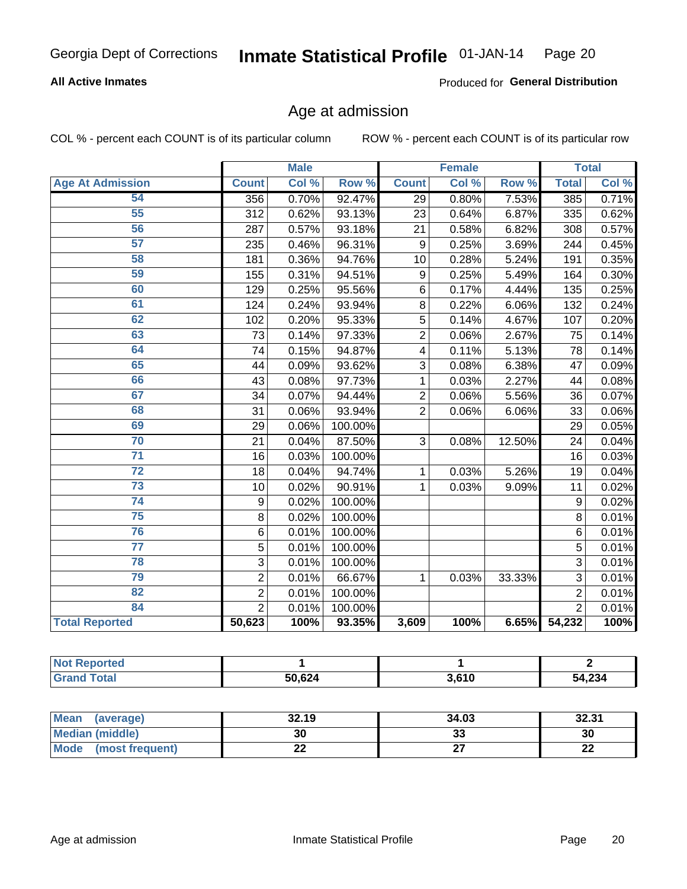Georgia Dept of Corrections **Inmate Statistical Profile** 01-JAN-14

**All Active Inmates** Produced for **General Distribution**

## Age at admission

COL % - percent each COUNT is of its particular column    ROW % - percent each COUNT is of its particular row

| | Male | | | Female | | | Total | |
|---|---|---|---|---|---|---|---|---|
| **Age At Admission** | **Count** | **Col %** | **Row %** | **Count** | **Col %** | **Row %** | **Total** | **Col %** |
| 54 | 356 | 0.70% | 92.47% | 29 | 0.80% | 7.53% | 385 | 0.71% |
| 55 | 312 | 0.62% | 93.13% | 23 | 0.64% | 6.87% | 335 | 0.62% |
| 56 | 287 | 0.57% | 93.18% | 21 | 0.58% | 6.82% | 308 | 0.57% |
| 57 | 235 | 0.46% | 96.31% | 9 | 0.25% | 3.69% | 244 | 0.45% |
| 58 | 181 | 0.36% | 94.76% | 10 | 0.28% | 5.24% | 191 | 0.35% |
| 59 | 155 | 0.31% | 94.51% | 9 | 0.25% | 5.49% | 164 | 0.30% |
| 60 | 129 | 0.25% | 95.56% | 6 | 0.17% | 4.44% | 135 | 0.25% |
| 61 | 124 | 0.24% | 93.94% | 8 | 0.22% | 6.06% | 132 | 0.24% |
| 62 | 102 | 0.20% | 95.33% | 5 | 0.14% | 4.67% | 107 | 0.20% |
| 63 | 73 | 0.14% | 97.33% | 2 | 0.06% | 2.67% | 75 | 0.14% |
| 64 | 74 | 0.15% | 94.87% | 4 | 0.11% | 5.13% | 78 | 0.14% |
| 65 | 44 | 0.09% | 93.62% | 3 | 0.08% | 6.38% | 47 | 0.09% |
| 66 | 43 | 0.08% | 97.73% | 1 | 0.03% | 2.27% | 44 | 0.08% |
| 67 | 34 | 0.07% | 94.44% | 2 | 0.06% | 5.56% | 36 | 0.07% |
| 68 | 31 | 0.06% | 93.94% | 2 | 0.06% | 6.06% | 33 | 0.06% |
| 69 | 29 | 0.06% | 100.00% | | | | 29 | 0.05% |
| 70 | 21 | 0.04% | 87.50% | 3 | 0.08% | 12.50% | 24 | 0.04% |
| 71 | 16 | 0.03% | 100.00% | | | | 16 | 0.03% |
| 72 | 18 | 0.04% | 94.74% | 1 | 0.03% | 5.26% | 19 | 0.04% |
| 73 | 10 | 0.02% | 90.91% | 1 | 0.03% | 9.09% | 11 | 0.02% |
| 74 | 9 | 0.02% | 100.00% | | | | 9 | 0.02% |
| 75 | 8 | 0.02% | 100.00% | | | | 8 | 0.01% |
| 76 | 6 | 0.01% | 100.00% | | | | 6 | 0.01% |
| 77 | 5 | 0.01% | 100.00% | | | | 5 | 0.01% |
| 78 | 3 | 0.01% | 100.00% | | | | 3 | 0.01% |
| 79 | 2 | 0.01% | 66.67% | 1 | 0.03% | 33.33% | 3 | 0.01% |
| 82 | 2 | 0.01% | 100.00% | | | | 2 | 0.01% |
| 84 | 2 | 0.01% | 100.00% | | | | 2 | 0.01% |
| **Total Reported** | **50,623** | **100%** | **93.35%** | **3,609** | **100%** | **6.65%** | **54,232** | **100%** |

| | Male | Female | Total |
|---|---|---|---|
| **Not Reported** | **1** | **1** | **2** |
| **Grand Total** | **50,624** | **3,610** | **54,234** |

| | Male | Female | Total |
|---|---|---|---|
| **Mean (average)** | **32.19** | **34.03** | **32.31** |
| **Median (middle)** | **30** | **33** | **30** |
| **Mode (most frequent)** | **22** | **27** | **22** |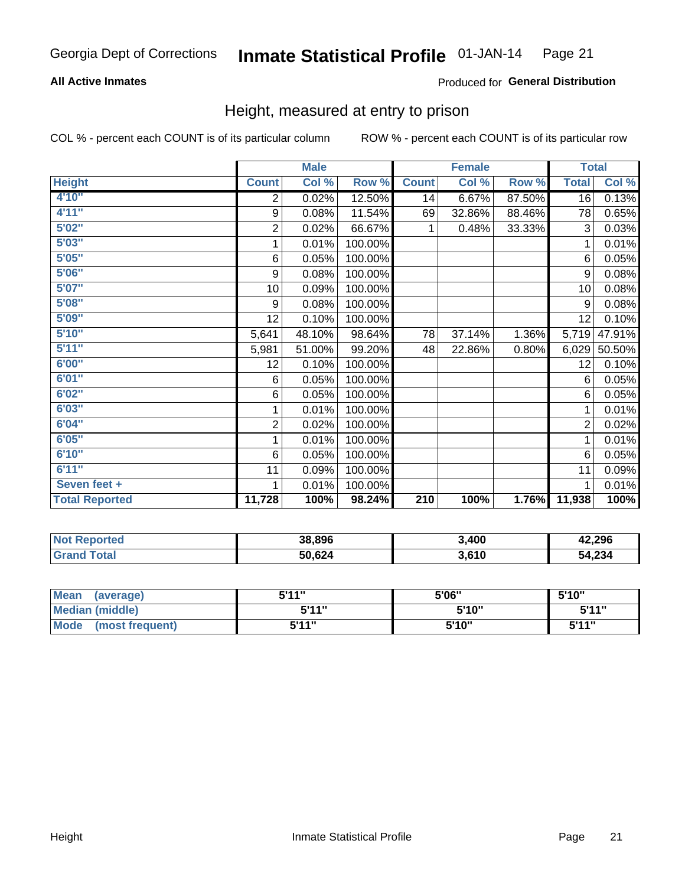Georgia Dept of Corrections **Inmate Statistical Profile** 01-JAN-14

**All Active Inmates**

Produced for **General Distribution**

## Height, measured at entry to prison

COL % - percent each COUNT is of its particular column

ROW % - percent each COUNT is of its particular row

| | Male | | | Female | | | Total | |
|---|---|---|---|---|---|---|---|---|
| **Height** | **Count** | **Col %** | **Row %** | **Count** | **Col %** | **Row %** | **Total** | **Col %** |
| **4'10"** | 2 | 0.02% | 12.50% | 14 | 6.67% | 87.50% | 16 | 0.13% |
| **4'11"** | 9 | 0.08% | 11.54% | 69 | 32.86% | 88.46% | 78 | 0.65% |
| **5'02"** | 2 | 0.02% | 66.67% | 1 | 0.48% | 33.33% | 3 | 0.03% |
| **5'03"** | 1 | 0.01% | 100.00% | | | | 1 | 0.01% |
| **5'05"** | 6 | 0.05% | 100.00% | | | | 6 | 0.05% |
| **5'06"** | 9 | 0.08% | 100.00% | | | | 9 | 0.08% |
| **5'07"** | 10 | 0.09% | 100.00% | | | | 10 | 0.08% |
| **5'08"** | 9 | 0.08% | 100.00% | | | | 9 | 0.08% |
| **5'09"** | 12 | 0.10% | 100.00% | | | | 12 | 0.10% |
| **5'10"** | 5,641 | 48.10% | 98.64% | 78 | 37.14% | 1.36% | 5,719 | 47.91% |
| **5'11"** | 5,981 | 51.00% | 99.20% | 48 | 22.86% | 0.80% | 6,029 | 50.50% |
| **6'00"** | 12 | 0.10% | 100.00% | | | | 12 | 0.10% |
| **6'01"** | 6 | 0.05% | 100.00% | | | | 6 | 0.05% |
| **6'02"** | 6 | 0.05% | 100.00% | | | | 6 | 0.05% |
| **6'03"** | 1 | 0.01% | 100.00% | | | | 1 | 0.01% |
| **6'04"** | 2 | 0.02% | 100.00% | | | | 2 | 0.02% |
| **6'05"** | 1 | 0.01% | 100.00% | | | | 1 | 0.01% |
| **6'10"** | 6 | 0.05% | 100.00% | | | | 6 | 0.05% |
| **6'11"** | 11 | 0.09% | 100.00% | | | | 11 | 0.09% |
| **Seven feet +** | 1 | 0.01% | 100.00% | | | | 1 | 0.01% |
| **Total Reported** | **11,728** | **100%** | **98.24%** | **210** | **100%** | **1.76%** | **11,938** | **100%** |

| | Male | Female | Total |
|---|---|---|---|
| **Not Reported** | **38,896** | **3,400** | **42,296** |
| **Grand Total** | **50,624** | **3,610** | **54,234** |

| | Male | Female | Total |
|---|---|---|---|
| **Mean (average)** | **5'11"** | **5'06"** | **5'10"** |
| **Median (middle)** | **5'11"** | **5'10"** | **5'11"** |
| **Mode (most frequent)** | **5'11"** | **5'10"** | **5'11"** |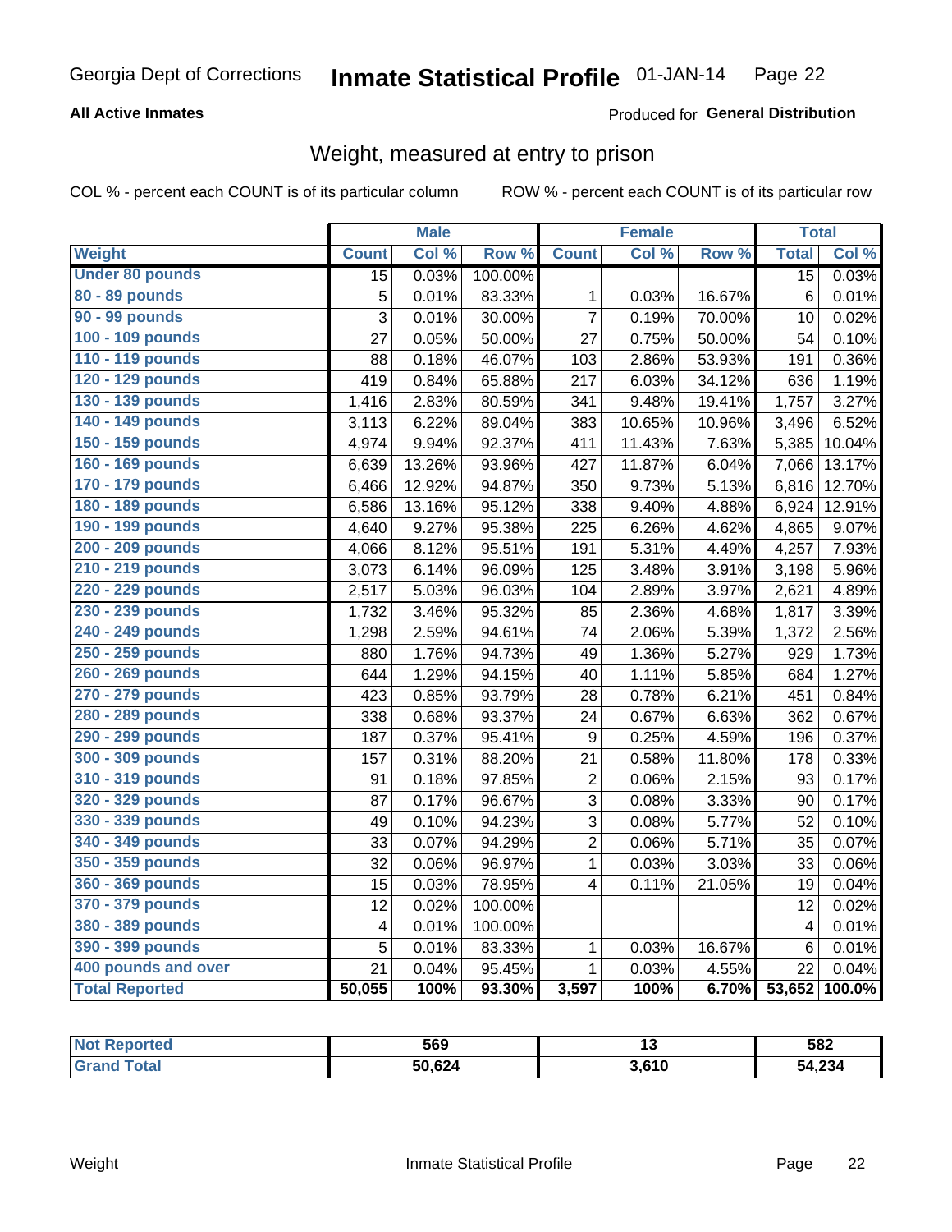Georgia Dept of Corrections **Inmate Statistical Profile** 01-JAN-14

**All Active Inmates** Produced for **General Distribution**

## Weight, measured at entry to prison

COL % - percent each COUNT is of its particular column ROW % - percent each COUNT is of its particular row

| | Male | | | Female | | | Total | |
|---|---|---|---|---|---|---|---|---|
| **Weight** | **Count** | **Col %** | **Row %** | **Count** | **Col %** | **Row %** | **Total** | **Col %** |
| **Under 80 pounds** | 15 | 0.03% | 100.00% | | | | 15 | 0.03% |
| **80 - 89 pounds** | 5 | 0.01% | 83.33% | 1 | 0.03% | 16.67% | 6 | 0.01% |
| **90 - 99 pounds** | 3 | 0.01% | 30.00% | 7 | 0.19% | 70.00% | 10 | 0.02% |
| **100 - 109 pounds** | 27 | 0.05% | 50.00% | 27 | 0.75% | 50.00% | 54 | 0.10% |
| **110 - 119 pounds** | 88 | 0.18% | 46.07% | 103 | 2.86% | 53.93% | 191 | 0.36% |
| **120 - 129 pounds** | 419 | 0.84% | 65.88% | 217 | 6.03% | 34.12% | 636 | 1.19% |
| **130 - 139 pounds** | 1,416 | 2.83% | 80.59% | 341 | 9.48% | 19.41% | 1,757 | 3.27% |
| **140 - 149 pounds** | 3,113 | 6.22% | 89.04% | 383 | 10.65% | 10.96% | 3,496 | 6.52% |
| **150 - 159 pounds** | 4,974 | 9.94% | 92.37% | 411 | 11.43% | 7.63% | 5,385 | 10.04% |
| **160 - 169 pounds** | 6,639 | 13.26% | 93.96% | 427 | 11.87% | 6.04% | 7,066 | 13.17% |
| **170 - 179 pounds** | 6,466 | 12.92% | 94.87% | 350 | 9.73% | 5.13% | 6,816 | 12.70% |
| **180 - 189 pounds** | 6,586 | 13.16% | 95.12% | 338 | 9.40% | 4.88% | 6,924 | 12.91% |
| **190 - 199 pounds** | 4,640 | 9.27% | 95.38% | 225 | 6.26% | 4.62% | 4,865 | 9.07% |
| **200 - 209 pounds** | 4,066 | 8.12% | 95.51% | 191 | 5.31% | 4.49% | 4,257 | 7.93% |
| **210 - 219 pounds** | 3,073 | 6.14% | 96.09% | 125 | 3.48% | 3.91% | 3,198 | 5.96% |
| **220 - 229 pounds** | 2,517 | 5.03% | 96.03% | 104 | 2.89% | 3.97% | 2,621 | 4.89% |
| **230 - 239 pounds** | 1,732 | 3.46% | 95.32% | 85 | 2.36% | 4.68% | 1,817 | 3.39% |
| **240 - 249 pounds** | 1,298 | 2.59% | 94.61% | 74 | 2.06% | 5.39% | 1,372 | 2.56% |
| **250 - 259 pounds** | 880 | 1.76% | 94.73% | 49 | 1.36% | 5.27% | 929 | 1.73% |
| **260 - 269 pounds** | 644 | 1.29% | 94.15% | 40 | 1.11% | 5.85% | 684 | 1.27% |
| **270 - 279 pounds** | 423 | 0.85% | 93.79% | 28 | 0.78% | 6.21% | 451 | 0.84% |
| **280 - 289 pounds** | 338 | 0.68% | 93.37% | 24 | 0.67% | 6.63% | 362 | 0.67% |
| **290 - 299 pounds** | 187 | 0.37% | 95.41% | 9 | 0.25% | 4.59% | 196 | 0.37% |
| **300 - 309 pounds** | 157 | 0.31% | 88.20% | 21 | 0.58% | 11.80% | 178 | 0.33% |
| **310 - 319 pounds** | 91 | 0.18% | 97.85% | 2 | 0.06% | 2.15% | 93 | 0.17% |
| **320 - 329 pounds** | 87 | 0.17% | 96.67% | 3 | 0.08% | 3.33% | 90 | 0.17% |
| **330 - 339 pounds** | 49 | 0.10% | 94.23% | 3 | 0.08% | 5.77% | 52 | 0.10% |
| **340 - 349 pounds** | 33 | 0.07% | 94.29% | 2 | 0.06% | 5.71% | 35 | 0.07% |
| **350 - 359 pounds** | 32 | 0.06% | 96.97% | 1 | 0.03% | 3.03% | 33 | 0.06% |
| **360 - 369 pounds** | 15 | 0.03% | 78.95% | 4 | 0.11% | 21.05% | 19 | 0.04% |
| **370 - 379 pounds** | 12 | 0.02% | 100.00% | | | | 12 | 0.02% |
| **380 - 389 pounds** | 4 | 0.01% | 100.00% | | | | 4 | 0.01% |
| **390 - 399 pounds** | 5 | 0.01% | 83.33% | 1 | 0.03% | 16.67% | 6 | 0.01% |
| **400 pounds and over** | 21 | 0.04% | 95.45% | 1 | 0.03% | 4.55% | 22 | 0.04% |
| **Total Reported** | **50,055** | **100%** | **93.30%** | **3,597** | **100%** | **6.70%** | **53,652** | **100.0%** |

| | Male | Female | Total |
|---|---|---|---|
| **Not Reported** | **569** | **13** | **582** |
| **Grand Total** | **50,624** | **3,610** | **54,234** |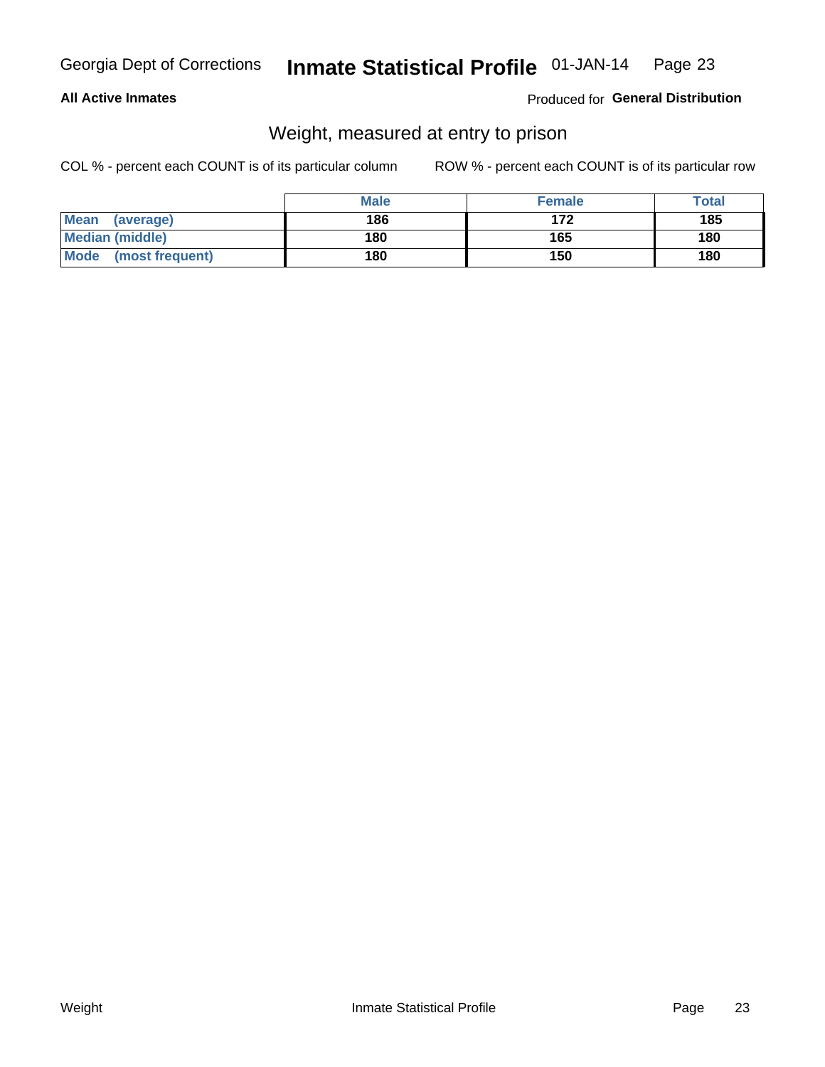Georgia Dept of Corrections **Inmate Statistical Profile** 01-JAN-14

**All Active Inmates**

Produced for **General Distribution**

## Weight, measured at entry to prison

COL % - percent each COUNT is of its particular column

ROW % - percent each COUNT is of its particular row

| | Male | Female | Total |
|---|---|---|---|
| **Mean (average)** | **186** | **172** | **185** |
| **Median (middle)** | **180** | **165** | **180** |
| **Mode (most frequent)** | **180** | **150** | **180** |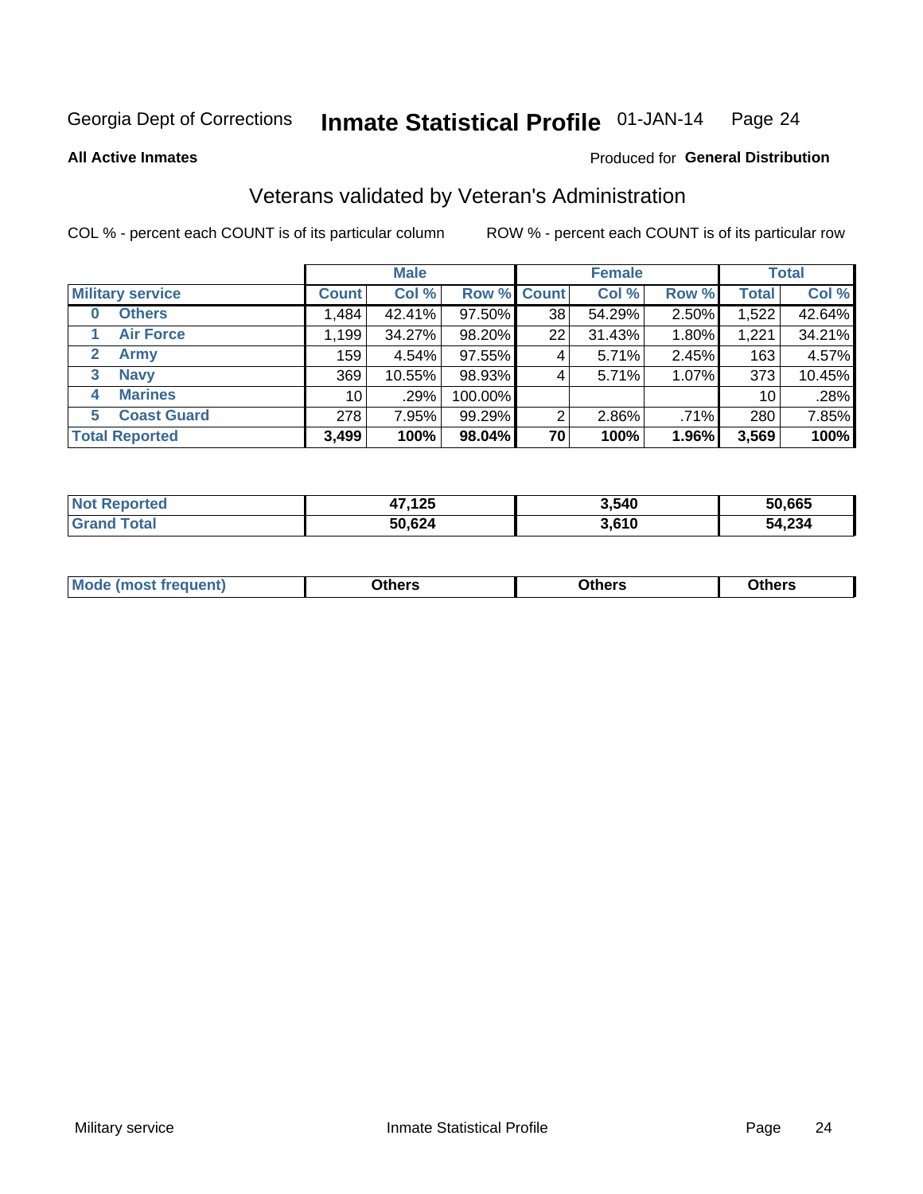Georgia Dept of Corrections **Inmate Statistical Profile** 01-JAN-14 Page 24

**All Active Inmates**

Produced for **General Distribution**

## Veterans validated by Veteran's Administration

COL % - percent each COUNT is of its particular column ROW % - percent each COUNT is of its particular row

| | Male | | | Female | | | Total | |
|---|---|---|---|---|---|---|---|---|
| **Military service** | **Count** | **Col %** | **Row %** | **Count** | **Col %** | **Row %** | **Total** | **Col %** |
| 0 **Others** | 1,484 | 42.41% | 97.50% | 38 | 54.29% | 2.50% | 1,522 | 42.64% |
| 1 **Air Force** | 1,199 | 34.27% | 98.20% | 22 | 31.43% | 1.80% | 1,221 | 34.21% |
| 2 **Army** | 159 | 4.54% | 97.55% | 4 | 5.71% | 2.45% | 163 | 4.57% |
| 3 **Navy** | 369 | 10.55% | 98.93% | 4 | 5.71% | 1.07% | 373 | 10.45% |
| 4 **Marines** | 10 | .29% | 100.00% | | | | 10 | .28% |
| 5 **Coast Guard** | 278 | 7.95% | 99.29% | 2 | 2.86% | .71% | 280 | 7.85% |
| **Total Reported** | **3,499** | **100%** | **98.04%** | **70** | **100%** | **1.96%** | **3,569** | **100%** |

| | Male | Female | Total |
|---|---|---|---|
| **Not Reported** | **47,125** | **3,540** | **50,665** |
| **Grand Total** | **50,624** | **3,610** | **54,234** |

| | Male | Female | Total |
|---|---|---|---|
| **Mode (most frequent)** | **Others** | **Others** | **Others** |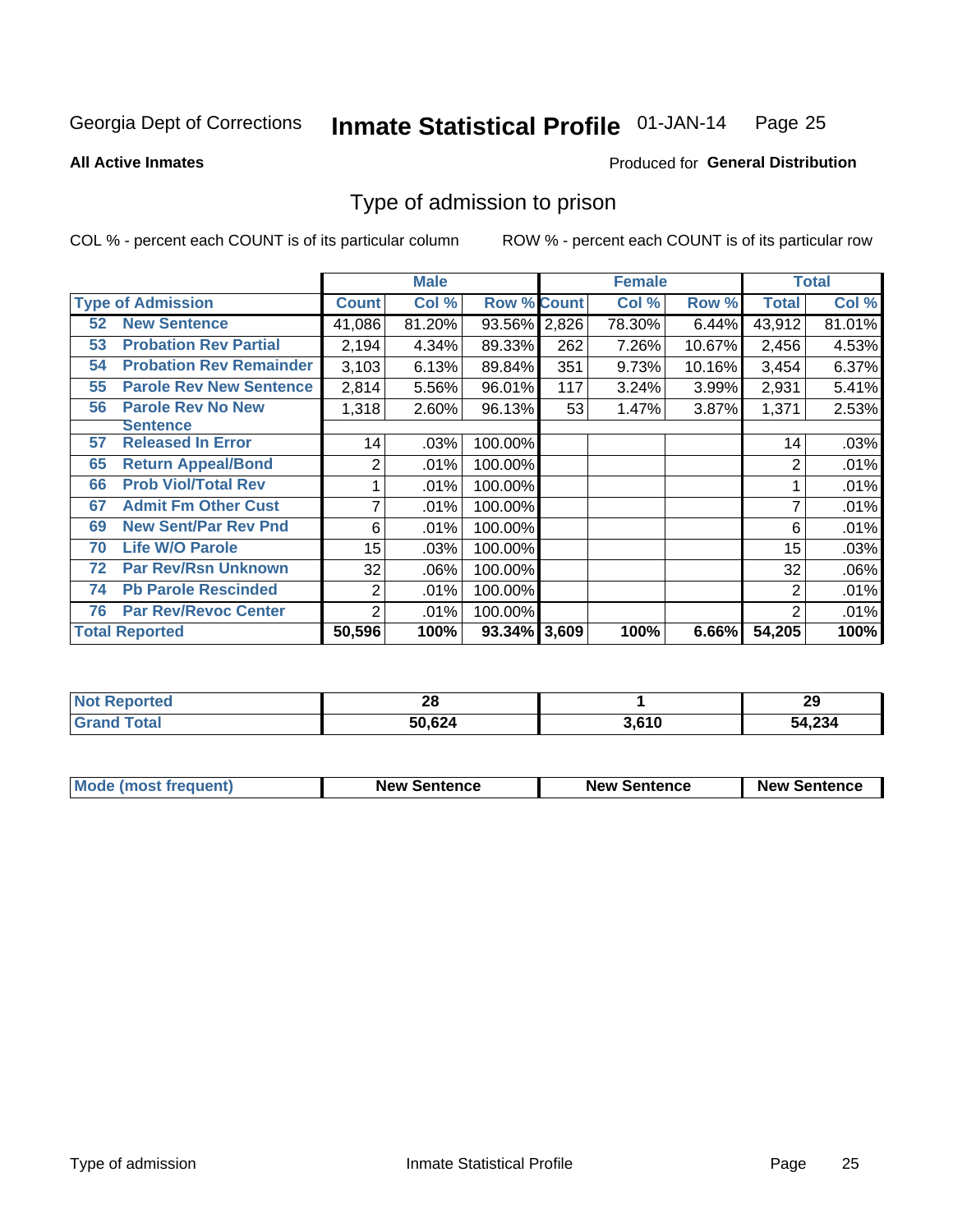Georgia Dept of Corrections **Inmate Statistical Profile** 01-JAN-14

**All Active Inmates**

Produced for **General Distribution**

## Type of admission to prison

COL % - percent each COUNT is of its particular column

ROW % - percent each COUNT is of its particular row

| Type of Admission | Male | | | Female | | | Total | |
|---|---|---|---|---|---|---|---|---|
| | Count | Col % | Row % | Count | Col % | Row % | Total | Col % |
| 52 New Sentence | 41,086 | 81.20% | 93.56% | 2,826 | 78.30% | 6.44% | 43,912 | 81.01% |
| 53 Probation Rev Partial | 2,194 | 4.34% | 89.33% | 262 | 7.26% | 10.67% | 2,456 | 4.53% |
| 54 Probation Rev Remainder | 3,103 | 6.13% | 89.84% | 351 | 9.73% | 10.16% | 3,454 | 6.37% |
| 55 Parole Rev New Sentence | 2,814 | 5.56% | 96.01% | 117 | 3.24% | 3.99% | 2,931 | 5.41% |
| 56 Parole Rev No New Sentence | 1,318 | 2.60% | 96.13% | 53 | 1.47% | 3.87% | 1,371 | 2.53% |
| 57 Released In Error | 14 | .03% | 100.00% | | | | 14 | .03% |
| 65 Return Appeal/Bond | 2 | .01% | 100.00% | | | | 2 | .01% |
| 66 Prob Viol/Total Rev | 1 | .01% | 100.00% | | | | 1 | .01% |
| 67 Admit Fm Other Cust | 7 | .01% | 100.00% | | | | 7 | .01% |
| 69 New Sent/Par Rev Pnd | 6 | .01% | 100.00% | | | | 6 | .01% |
| 70 Life W/O Parole | 15 | .03% | 100.00% | | | | 15 | .03% |
| 72 Par Rev/Rsn Unknown | 32 | .06% | 100.00% | | | | 32 | .06% |
| 74 Pb Parole Rescinded | 2 | .01% | 100.00% | | | | 2 | .01% |
| 76 Par Rev/Revoc Center | 2 | .01% | 100.00% | | | | 2 | .01% |
| **Total Reported** | **50,596** | **100%** | **93.34%** | **3,609** | **100%** | **6.66%** | **54,205** | **100%** |

| | Male | Female | Total |
|---|---|---|---|
| Not Reported | 28 | 1 | 29 |
| Grand Total | 50,624 | 3,610 | 54,234 |

| | Male | Female | Total |
|---|---|---|---|
| Mode (most frequent) | New Sentence | New Sentence | New Sentence |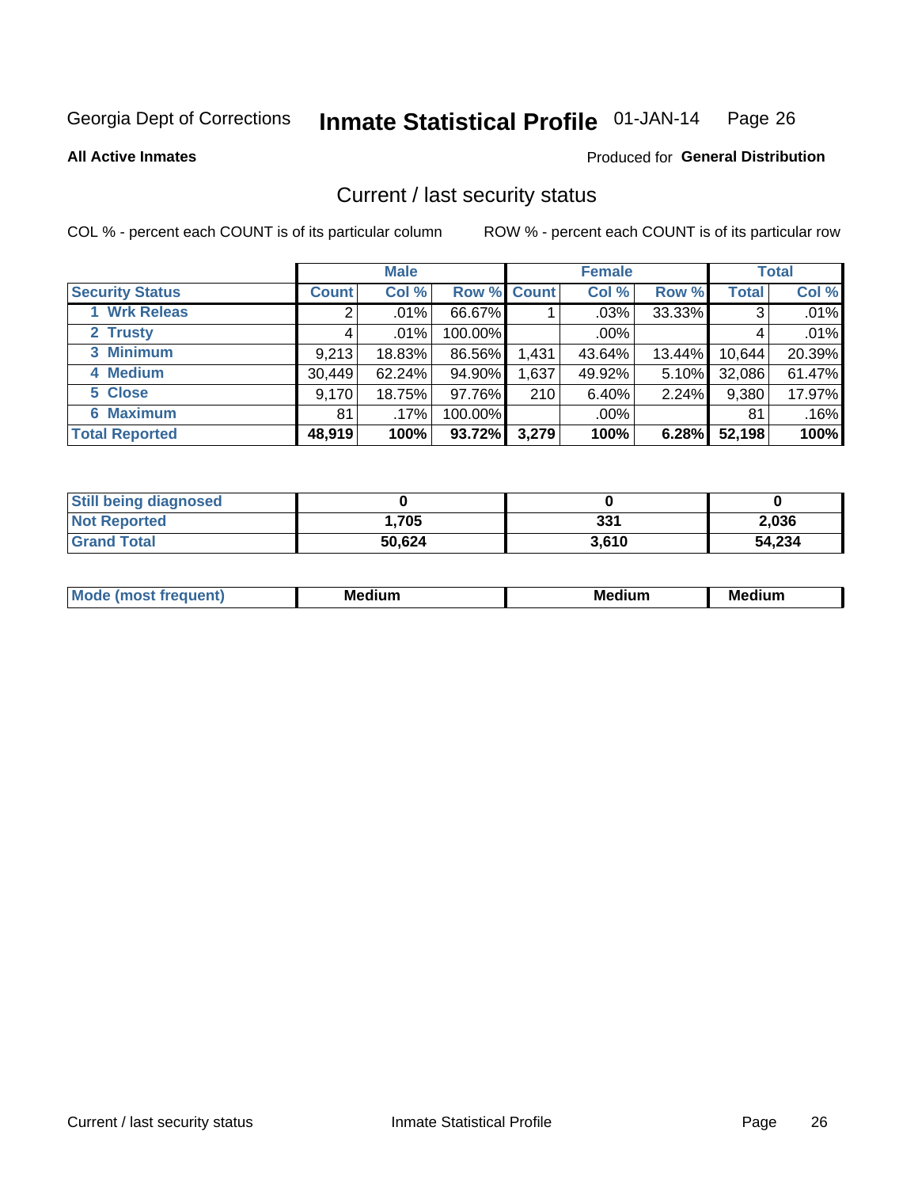Georgia Dept of Corrections **Inmate Statistical Profile** 01-JAN-14

**All Active Inmates**

Produced for **General Distribution**

## Current / last security status

COL % - percent each COUNT is of its particular column

ROW % - percent each COUNT is of its particular row

| | Male | | | Female | | | Total | |
|---|---|---|---|---|---|---|---|---|
| **Security Status** | **Count** | **Col %** | **Row %** | **Count** | **Col %** | **Row %** | **Total** | **Col %** |
| 1 Wrk Releas | 2 | .01% | 66.67% | 1 | .03% | 33.33% | 3 | .01% |
| 2 Trusty | 4 | .01% | 100.00% | | .00% | | 4 | .01% |
| 3 Minimum | 9,213 | 18.83% | 86.56% | 1,431 | 43.64% | 13.44% | 10,644 | 20.39% |
| 4 Medium | 30,449 | 62.24% | 94.90% | 1,637 | 49.92% | 5.10% | 32,086 | 61.47% |
| 5 Close | 9,170 | 18.75% | 97.76% | 210 | 6.40% | 2.24% | 9,380 | 17.97% |
| 6 Maximum | 81 | .17% | 100.00% | | .00% | | 81 | .16% |
| **Total Reported** | **48,919** | **100%** | **93.72%** | **3,279** | **100%** | **6.28%** | **52,198** | **100%** |

| | Male | Female | Total |
|---|---|---|---|
| Still being diagnosed | 0 | 0 | 0 |
| Not Reported | 1,705 | 331 | 2,036 |
| Grand Total | 50,624 | 3,610 | 54,234 |

| | Male | Female | Total |
|---|---|---|---|
| Mode (most frequent) | Medium | Medium | Medium |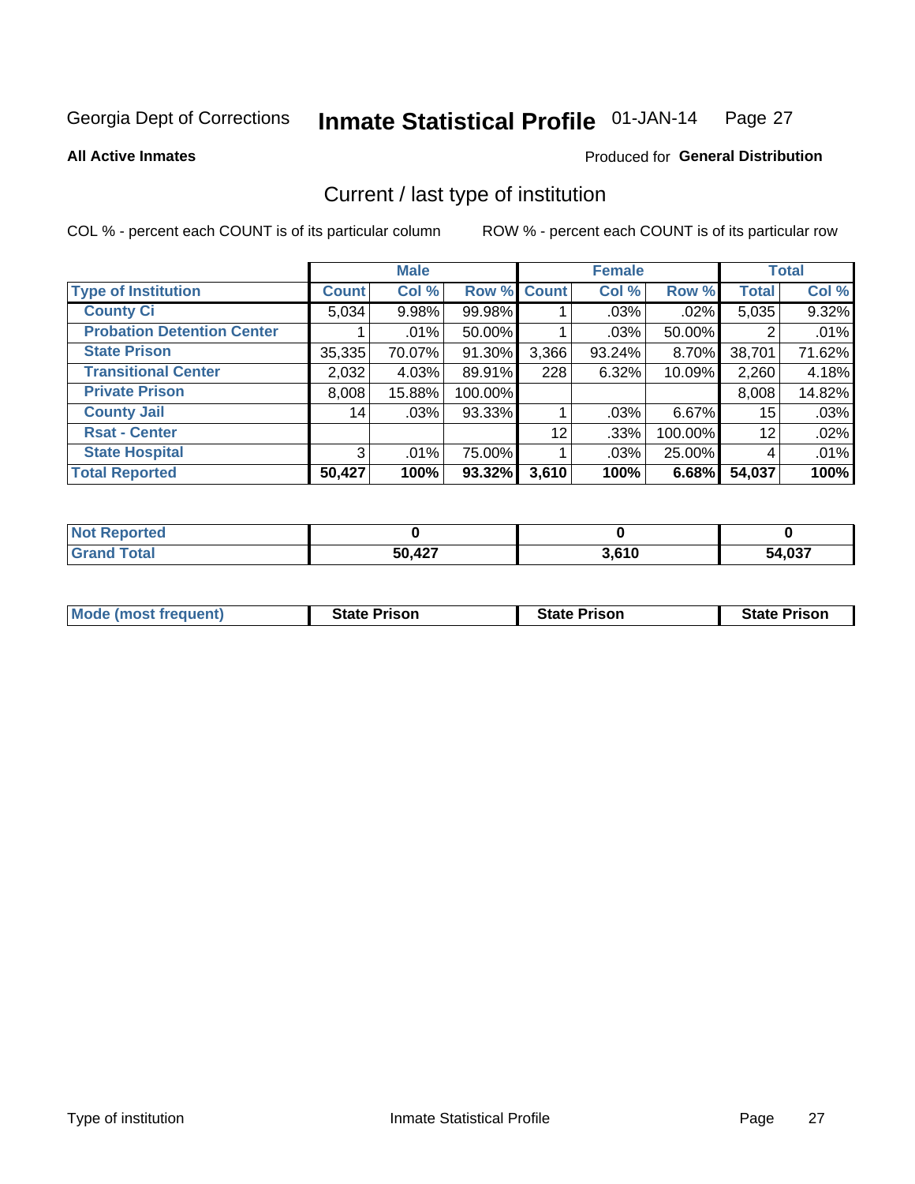Georgia Dept of Corrections **Inmate Statistical Profile** 01-JAN-14

**All Active Inmates**

Produced for **General Distribution**

## Current / last type of institution

COL % - percent each COUNT is of its particular column

ROW % - percent each COUNT is of its particular row

| | Male | | | Female | | | Total | |
|---|---|---|---|---|---|---|---|---|
| **Type of Institution** | **Count** | **Col %** | **Row %** | **Count** | **Col %** | **Row %** | **Total** | **Col %** |
| **County Ci** | 5,034 | 9.98% | 99.98% | 1 | .03% | .02% | 5,035 | 9.32% |
| **Probation Detention Center** | 1 | .01% | 50.00% | 1 | .03% | 50.00% | 2 | .01% |
| **State Prison** | 35,335 | 70.07% | 91.30% | 3,366 | 93.24% | 8.70% | 38,701 | 71.62% |
| **Transitional Center** | 2,032 | 4.03% | 89.91% | 228 | 6.32% | 10.09% | 2,260 | 4.18% |
| **Private Prison** | 8,008 | 15.88% | 100.00% | | | | 8,008 | 14.82% |
| **County Jail** | 14 | .03% | 93.33% | 1 | .03% | 6.67% | 15 | .03% |
| **Rsat - Center** | | | | 12 | .33% | 100.00% | 12 | .02% |
| **State Hospital** | 3 | .01% | 75.00% | 1 | .03% | 25.00% | 4 | .01% |
| **Total Reported** | **50,427** | **100%** | **93.32%** | **3,610** | **100%** | **6.68%** | **54,037** | **100%** |

| | Male | Female | Total |
|---|---|---|---|
| **Not Reported** | **0** | **0** | **0** |
| **Grand Total** | **50,427** | **3,610** | **54,037** |

| | Male | Female | Total |
|---|---|---|---|
| **Mode (most frequent)** | **State Prison** | **State Prison** | **State Prison** |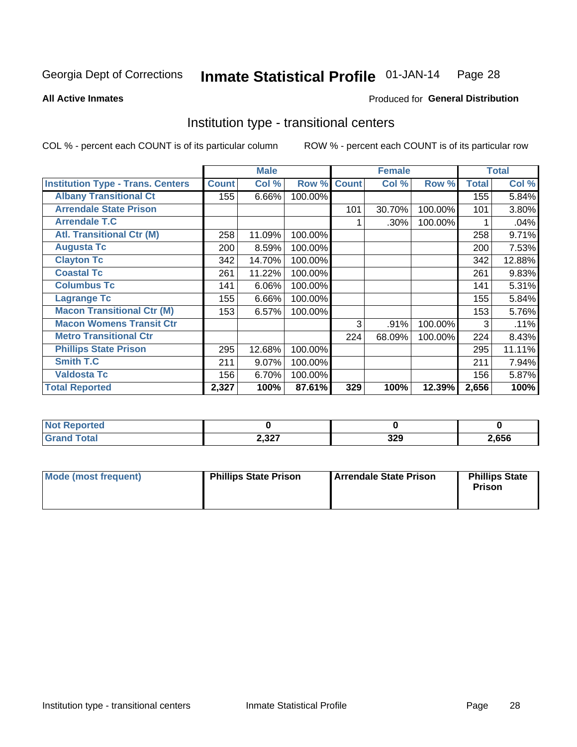Georgia Dept of Corrections **Inmate Statistical Profile** 01-JAN-14

**All Active Inmates**

Produced for **General Distribution**

## Institution type - transitional centers

COL % - percent each COUNT is of its particular column ROW % - percent each COUNT is of its particular row

| | Male | | | Female | | | Total | |
|---|---|---|---|---|---|---|---|---|
| **Institution Type - Trans. Centers** | **Count** | **Col %** | **Row %** | **Count** | **Col %** | **Row %** | **Total** | **Col %** |
| **Albany Transitional Ct** | 155 | 6.66% | 100.00% | | | | 155 | 5.84% |
| **Arrendale State Prison** | | | | 101 | 30.70% | 100.00% | 101 | 3.80% |
| **Arrendale T.C** | | | | 1 | .30% | 100.00% | 1 | .04% |
| **Atl. Transitional Ctr (M)** | 258 | 11.09% | 100.00% | | | | 258 | 9.71% |
| **Augusta Tc** | 200 | 8.59% | 100.00% | | | | 200 | 7.53% |
| **Clayton Tc** | 342 | 14.70% | 100.00% | | | | 342 | 12.88% |
| **Coastal Tc** | 261 | 11.22% | 100.00% | | | | 261 | 9.83% |
| **Columbus Tc** | 141 | 6.06% | 100.00% | | | | 141 | 5.31% |
| **Lagrange Tc** | 155 | 6.66% | 100.00% | | | | 155 | 5.84% |
| **Macon Transitional Ctr (M)** | 153 | 6.57% | 100.00% | | | | 153 | 5.76% |
| **Macon Womens Transit Ctr** | | | | 3 | .91% | 100.00% | 3 | .11% |
| **Metro Transitional Ctr** | | | | 224 | 68.09% | 100.00% | 224 | 8.43% |
| **Phillips State Prison** | 295 | 12.68% | 100.00% | | | | 295 | 11.11% |
| **Smith T.C** | 211 | 9.07% | 100.00% | | | | 211 | 7.94% |
| **Valdosta Tc** | 156 | 6.70% | 100.00% | | | | 156 | 5.87% |
| **Total Reported** | **2,327** | **100%** | **87.61%** | **329** | **100%** | **12.39%** | **2,656** | **100%** |

| | Male | Female | Total |
|---|---|---|---|
| **Not Reported** | **0** | **0** | **0** |
| **Grand Total** | **2,327** | **329** | **2,656** |

| | Male | Female | Total |
|---|---|---|---|
| **Mode (most frequent)** | **Phillips State Prison** | **Arrendale State Prison** | **Phillips State Prison** |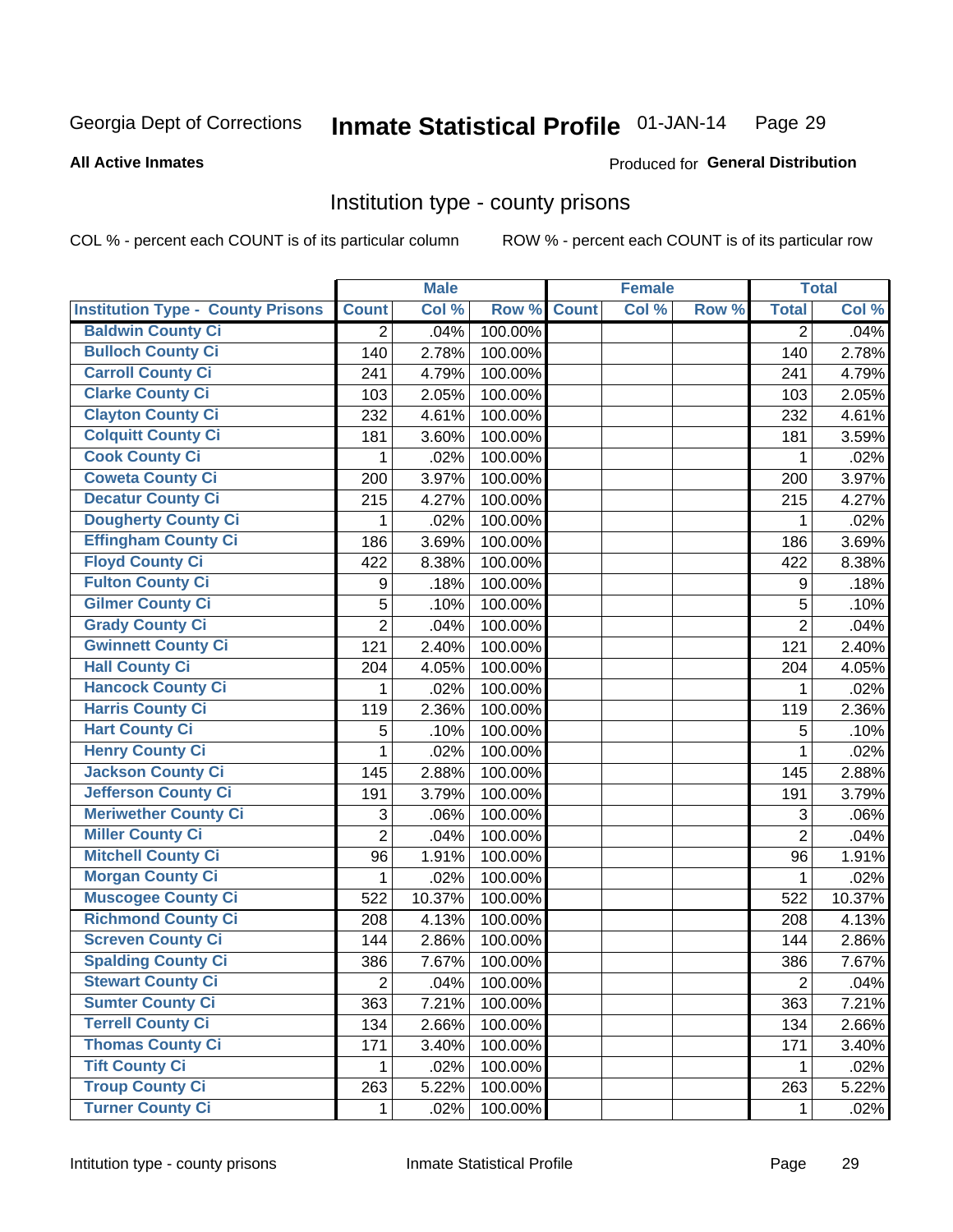Georgia Dept of Corrections **Inmate Statistical Profile** 01-JAN-14

**All Active Inmates**

Produced for **General Distribution**

## Institution type - county prisons

COL % - percent each COUNT is of its particular column

ROW % - percent each COUNT is of its particular row

| | Male | | | Female | | | Total | |
|---|---|---|---|---|---|---|---|---|
| Institution Type - County Prisons | Count | Col % | Row % | Count | Col % | Row % | Total | Col % |
| Baldwin County Ci | 2 | .04% | 100.00% | | | | 2 | .04% |
| Bulloch County Ci | 140 | 2.78% | 100.00% | | | | 140 | 2.78% |
| Carroll County Ci | 241 | 4.79% | 100.00% | | | | 241 | 4.79% |
| Clarke County Ci | 103 | 2.05% | 100.00% | | | | 103 | 2.05% |
| Clayton County Ci | 232 | 4.61% | 100.00% | | | | 232 | 4.61% |
| Colquitt County Ci | 181 | 3.60% | 100.00% | | | | 181 | 3.59% |
| Cook County Ci | 1 | .02% | 100.00% | | | | 1 | .02% |
| Coweta County Ci | 200 | 3.97% | 100.00% | | | | 200 | 3.97% |
| Decatur County Ci | 215 | 4.27% | 100.00% | | | | 215 | 4.27% |
| Dougherty County Ci | 1 | .02% | 100.00% | | | | 1 | .02% |
| Effingham County Ci | 186 | 3.69% | 100.00% | | | | 186 | 3.69% |
| Floyd County Ci | 422 | 8.38% | 100.00% | | | | 422 | 8.38% |
| Fulton County Ci | 9 | .18% | 100.00% | | | | 9 | .18% |
| Gilmer County Ci | 5 | .10% | 100.00% | | | | 5 | .10% |
| Grady County Ci | 2 | .04% | 100.00% | | | | 2 | .04% |
| Gwinnett County Ci | 121 | 2.40% | 100.00% | | | | 121 | 2.40% |
| Hall County Ci | 204 | 4.05% | 100.00% | | | | 204 | 4.05% |
| Hancock County Ci | 1 | .02% | 100.00% | | | | 1 | .02% |
| Harris County Ci | 119 | 2.36% | 100.00% | | | | 119 | 2.36% |
| Hart County Ci | 5 | .10% | 100.00% | | | | 5 | .10% |
| Henry County Ci | 1 | .02% | 100.00% | | | | 1 | .02% |
| Jackson County Ci | 145 | 2.88% | 100.00% | | | | 145 | 2.88% |
| Jefferson County Ci | 191 | 3.79% | 100.00% | | | | 191 | 3.79% |
| Meriwether County Ci | 3 | .06% | 100.00% | | | | 3 | .06% |
| Miller County Ci | 2 | .04% | 100.00% | | | | 2 | .04% |
| Mitchell County Ci | 96 | 1.91% | 100.00% | | | | 96 | 1.91% |
| Morgan County Ci | 1 | .02% | 100.00% | | | | 1 | .02% |
| Muscogee County Ci | 522 | 10.37% | 100.00% | | | | 522 | 10.37% |
| Richmond County Ci | 208 | 4.13% | 100.00% | | | | 208 | 4.13% |
| Screven County Ci | 144 | 2.86% | 100.00% | | | | 144 | 2.86% |
| Spalding County Ci | 386 | 7.67% | 100.00% | | | | 386 | 7.67% |
| Stewart County Ci | 2 | .04% | 100.00% | | | | 2 | .04% |
| Sumter County Ci | 363 | 7.21% | 100.00% | | | | 363 | 7.21% |
| Terrell County Ci | 134 | 2.66% | 100.00% | | | | 134 | 2.66% |
| Thomas County Ci | 171 | 3.40% | 100.00% | | | | 171 | 3.40% |
| Tift County Ci | 1 | .02% | 100.00% | | | | 1 | .02% |
| Troup County Ci | 263 | 5.22% | 100.00% | | | | 263 | 5.22% |
| Turner County Ci | 1 | .02% | 100.00% | | | | 1 | .02% |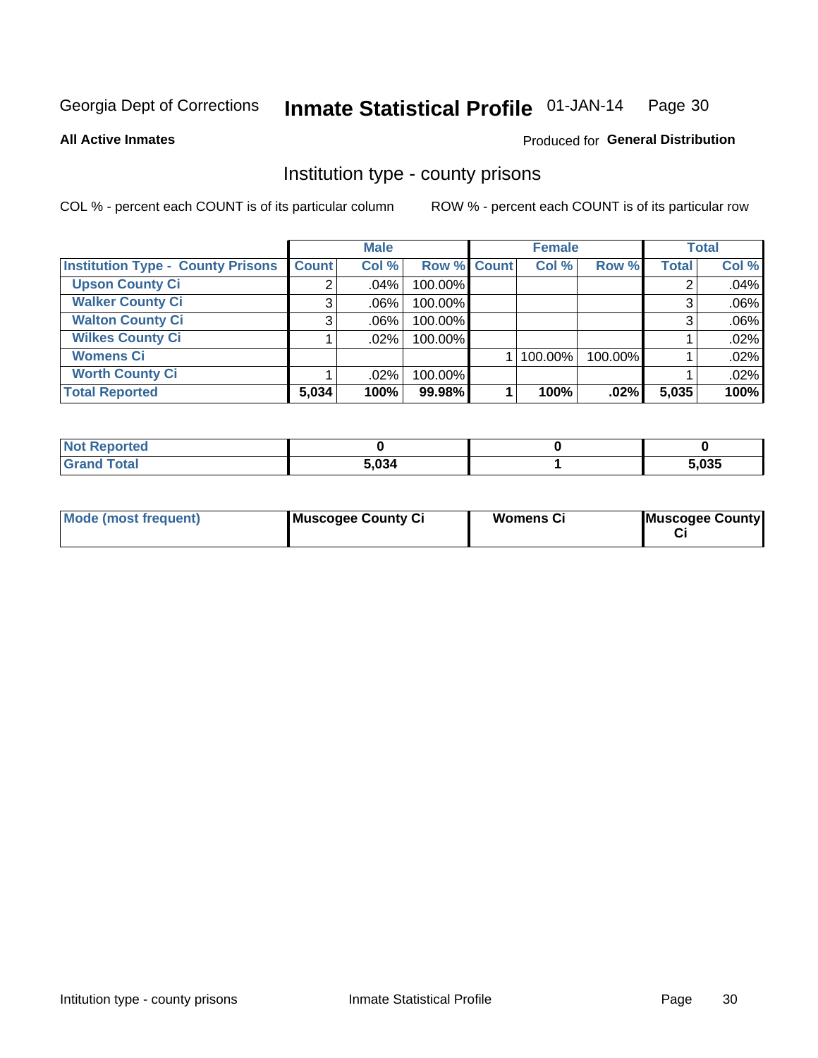Georgia Dept of Corrections **Inmate Statistical Profile** 01-JAN-14

**All Active Inmates**

Produced for **General Distribution**

## Institution type - county prisons

COL % - percent each COUNT is of its particular column

ROW % - percent each COUNT is of its particular row

| | Male | | | Female | | | Total | |
|---|---|---|---|---|---|---|---|---|
| **Institution Type - County Prisons** | **Count** | **Col %** | **Row %** | **Count** | **Col %** | **Row %** | **Total** | **Col %** |
| **Upson County Ci** | 2 | .04% | 100.00% | | | | 2 | .04% |
| **Walker County Ci** | 3 | .06% | 100.00% | | | | 3 | .06% |
| **Walton County Ci** | 3 | .06% | 100.00% | | | | 3 | .06% |
| **Wilkes County Ci** | 1 | .02% | 100.00% | | | | 1 | .02% |
| **Womens Ci** | | | | 1 | 100.00% | 100.00% | 1 | .02% |
| **Worth County Ci** | 1 | .02% | 100.00% | | | | 1 | .02% |
| **Total Reported** | **5,034** | **100%** | **99.98%** | **1** | **100%** | **.02%** | **5,035** | **100%** |

| | Male | Female | Total |
|---|---|---|---|
| **Not Reported** | **0** | **0** | **0** |
| **Grand Total** | **5,034** | **1** | **5,035** |

| | Male | Female | Total |
|---|---|---|---|
| **Mode (most frequent)** | **Muscogee County Ci** | **Womens Ci** | **Muscogee County Ci** |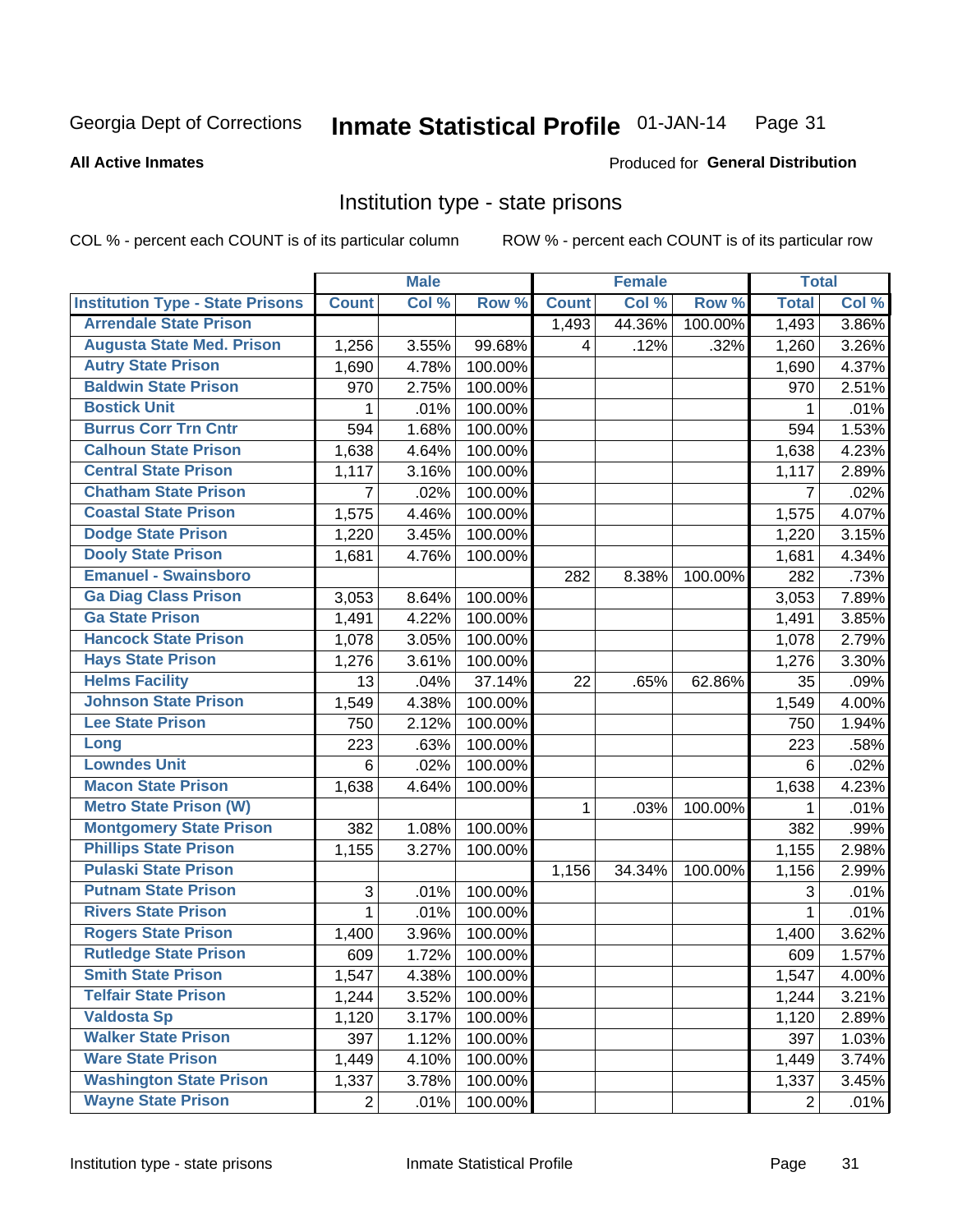Georgia Dept of Corrections **Inmate Statistical Profile** 01-JAN-14

**All Active Inmates**

Produced for **General Distribution**

## Institution type - state prisons

COL % - percent each COUNT is of its particular column ROW % - percent each COUNT is of its particular row

| | Male | | | Female | | | Total | |
|---|---|---|---|---|---|---|---|---|
| **Institution Type - State Prisons** | **Count** | **Col %** | **Row %** | **Count** | **Col %** | **Row %** | **Total** | **Col %** |
| Arrendale State Prison | | | | 1,493 | 44.36% | 100.00% | 1,493 | 3.86% |
| Augusta State Med. Prison | 1,256 | 3.55% | 99.68% | 4 | .12% | .32% | 1,260 | 3.26% |
| Autry State Prison | 1,690 | 4.78% | 100.00% | | | | 1,690 | 4.37% |
| Baldwin State Prison | 970 | 2.75% | 100.00% | | | | 970 | 2.51% |
| Bostick Unit | 1 | .01% | 100.00% | | | | 1 | .01% |
| Burrus Corr Trn Cntr | 594 | 1.68% | 100.00% | | | | 594 | 1.53% |
| Calhoun State Prison | 1,638 | 4.64% | 100.00% | | | | 1,638 | 4.23% |
| Central State Prison | 1,117 | 3.16% | 100.00% | | | | 1,117 | 2.89% |
| Chatham State Prison | 7 | .02% | 100.00% | | | | 7 | .02% |
| Coastal State Prison | 1,575 | 4.46% | 100.00% | | | | 1,575 | 4.07% |
| Dodge State Prison | 1,220 | 3.45% | 100.00% | | | | 1,220 | 3.15% |
| Dooly State Prison | 1,681 | 4.76% | 100.00% | | | | 1,681 | 4.34% |
| Emanuel - Swainsboro | | | | 282 | 8.38% | 100.00% | 282 | .73% |
| Ga Diag Class Prison | 3,053 | 8.64% | 100.00% | | | | 3,053 | 7.89% |
| Ga State Prison | 1,491 | 4.22% | 100.00% | | | | 1,491 | 3.85% |
| Hancock State Prison | 1,078 | 3.05% | 100.00% | | | | 1,078 | 2.79% |
| Hays State Prison | 1,276 | 3.61% | 100.00% | | | | 1,276 | 3.30% |
| Helms Facility | 13 | .04% | 37.14% | 22 | .65% | 62.86% | 35 | .09% |
| Johnson State Prison | 1,549 | 4.38% | 100.00% | | | | 1,549 | 4.00% |
| Lee State Prison | 750 | 2.12% | 100.00% | | | | 750 | 1.94% |
| Long | 223 | .63% | 100.00% | | | | 223 | .58% |
| Lowndes Unit | 6 | .02% | 100.00% | | | | 6 | .02% |
| Macon State Prison | 1,638 | 4.64% | 100.00% | | | | 1,638 | 4.23% |
| Metro State Prison (W) | | | | 1 | .03% | 100.00% | 1 | .01% |
| Montgomery State Prison | 382 | 1.08% | 100.00% | | | | 382 | .99% |
| Phillips State Prison | 1,155 | 3.27% | 100.00% | | | | 1,155 | 2.98% |
| Pulaski State Prison | | | | 1,156 | 34.34% | 100.00% | 1,156 | 2.99% |
| Putnam State Prison | 3 | .01% | 100.00% | | | | 3 | .01% |
| Rivers State Prison | 1 | .01% | 100.00% | | | | 1 | .01% |
| Rogers State Prison | 1,400 | 3.96% | 100.00% | | | | 1,400 | 3.62% |
| Rutledge State Prison | 609 | 1.72% | 100.00% | | | | 609 | 1.57% |
| Smith State Prison | 1,547 | 4.38% | 100.00% | | | | 1,547 | 4.00% |
| Telfair State Prison | 1,244 | 3.52% | 100.00% | | | | 1,244 | 3.21% |
| Valdosta Sp | 1,120 | 3.17% | 100.00% | | | | 1,120 | 2.89% |
| Walker State Prison | 397 | 1.12% | 100.00% | | | | 397 | 1.03% |
| Ware State Prison | 1,449 | 4.10% | 100.00% | | | | 1,449 | 3.74% |
| Washington State Prison | 1,337 | 3.78% | 100.00% | | | | 1,337 | 3.45% |
| Wayne State Prison | 2 | .01% | 100.00% | | | | 2 | .01% |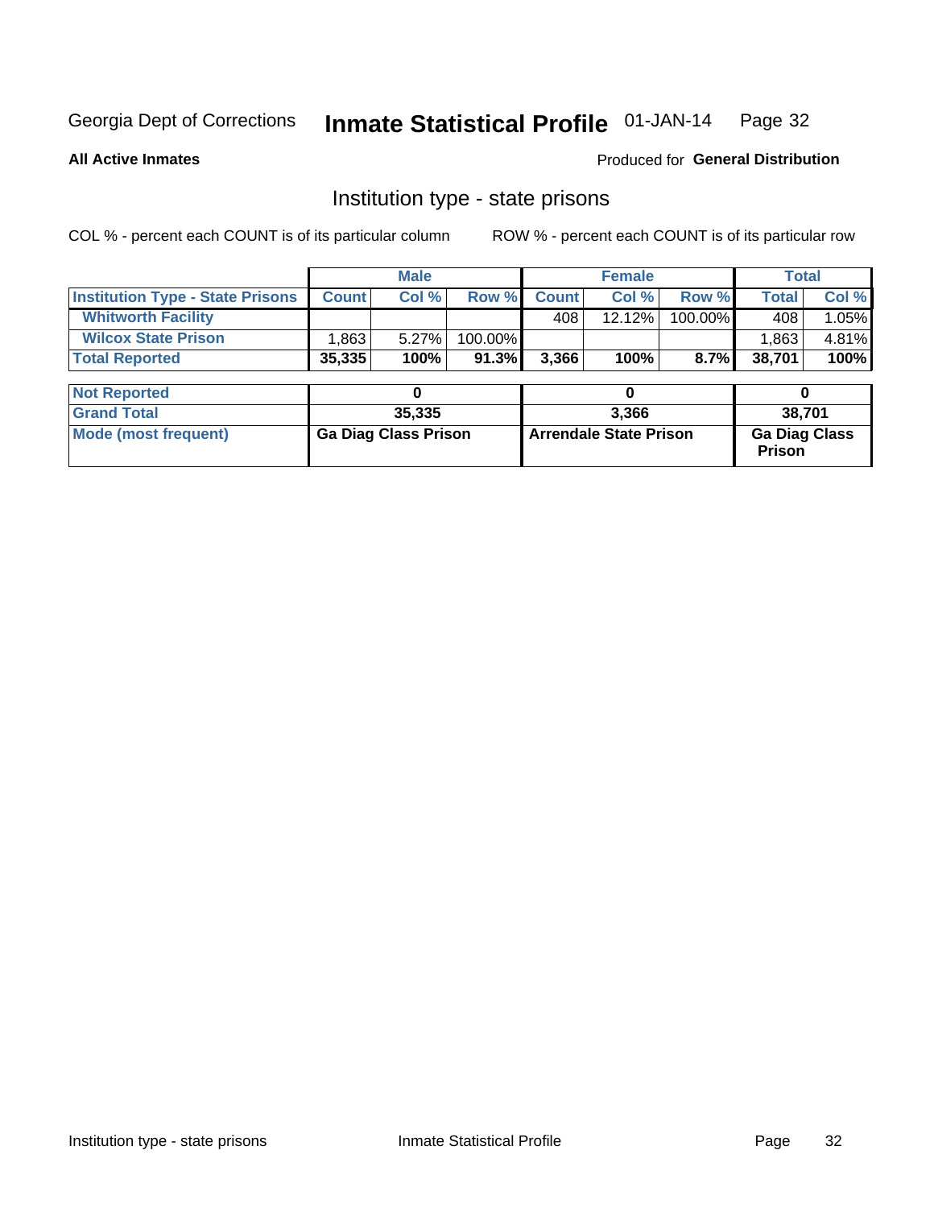Georgia Dept of Corrections **Inmate Statistical Profile** 01-JAN-14

**All Active Inmates** Produced for **General Distribution**

## Institution type - state prisons

COL % - percent each COUNT is of its particular column ROW % - percent each COUNT is of its particular row

| | Male | | | Female | | | Total | |
|---|---|---|---|---|---|---|---|---|
| **Institution Type - State Prisons** | **Count** | **Col %** | **Row %** | **Count** | **Col %** | **Row %** | **Total** | **Col %** |
| **Whitworth Facility** | | | | 408 | 12.12% | 100.00% | 408 | 1.05% |
| **Wilcox State Prison** | 1,863 | 5.27% | 100.00% | | | | 1,863 | 4.81% |
| **Total Reported** | **35,335** | **100%** | **91.3%** | **3,366** | **100%** | **8.7%** | **38,701** | **100%** |

| | Male | Female | Total |
|---|---|---|---|
| **Not Reported** | **0** | **0** | **0** |
| **Grand Total** | **35,335** | **3,366** | **38,701** |
| **Mode (most frequent)** | **Ga Diag Class Prison** | **Arrendale State Prison** | **Ga Diag Class Prison** |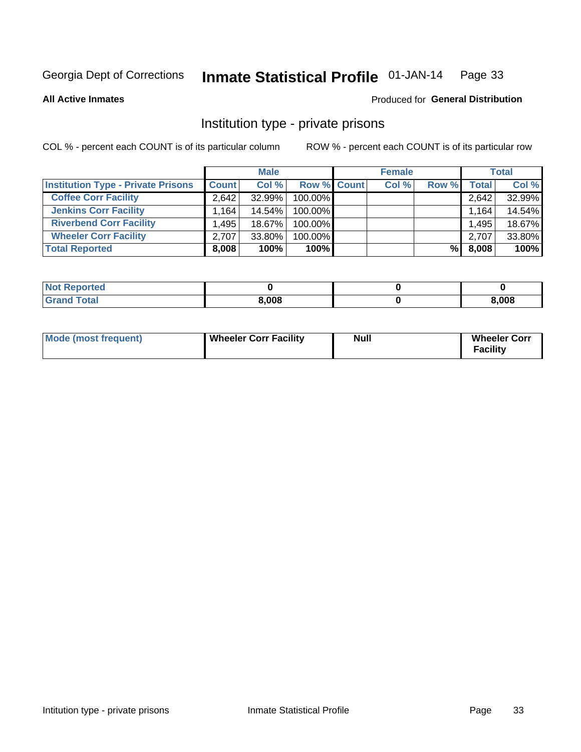Georgia Dept of Corrections **Inmate Statistical Profile** 01-JAN-14

**All Active Inmates**

Produced for **General Distribution**

## Institution type - private prisons

COL % - percent each COUNT is of its particular column

ROW % - percent each COUNT is of its particular row

| | Male | | | Female | | | Total | |
|---|---|---|---|---|---|---|---|---|
| **Institution Type - Private Prisons** | **Count** | **Col %** | **Row %** | **Count** | **Col %** | **Row %** | **Total** | **Col %** |
| **Coffee Corr Facility** | 2,642 | 32.99% | 100.00% | | | | 2,642 | 32.99% |
| **Jenkins Corr Facility** | 1,164 | 14.54% | 100.00% | | | | 1,164 | 14.54% |
| **Riverbend Corr Facility** | 1,495 | 18.67% | 100.00% | | | | 1,495 | 18.67% |
| **Wheeler Corr Facility** | 2,707 | 33.80% | 100.00% | | | | 2,707 | 33.80% |
| **Total Reported** | **8,008** | **100%** | **100%** | | | **%** | **8,008** | **100%** |

| | Male | Female | Total |
|---|---|---|---|
| **Not Reported** | **0** | **0** | **0** |
| **Grand Total** | **8,008** | **0** | **8,008** |

| | Male | Female | Total |
|---|---|---|---|
| **Mode (most frequent)** | **Wheeler Corr Facility** | **Null** | **Wheeler Corr Facility** |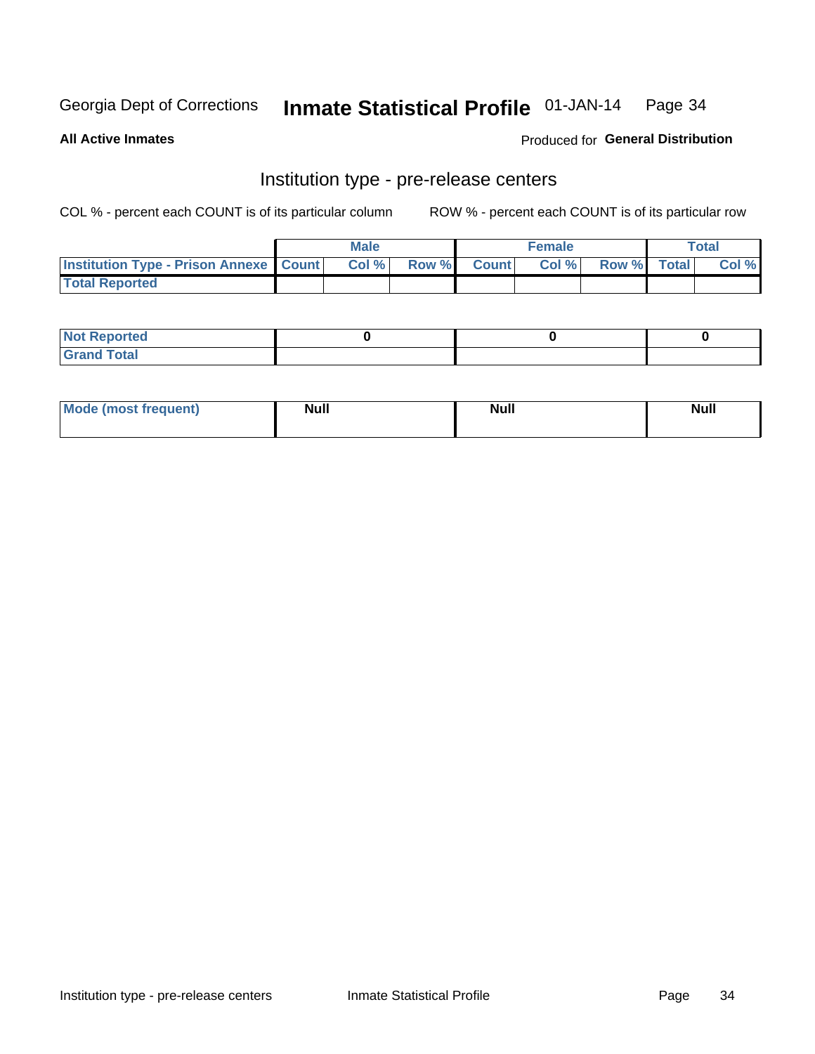Georgia Dept of Corrections **Inmate Statistical Profile** 01-JAN-14

**All Active Inmates**

Produced for **General Distribution**

## Institution type - pre-release centers

COL % - percent each COUNT is of its particular column ROW % - percent each COUNT is of its particular row

| | Male | | | Female | | | Total | |
|---|---|---|---|---|---|---|---|---|
| **Institution Type - Prison Annexe** | **Count** | **Col %** | **Row %** | **Count** | **Col %** | **Row %** | **Total** | **Col %** |
| **Total Reported** | | | | | | | | |

| | Male | Female | Total |
|---|---|---|---|
| **Not Reported** | 0 | 0 | 0 |
| **Grand Total** | | | |

| | Male | Female | Total |
|---|---|---|---|
| **Mode (most frequent)** | Null | Null | Null |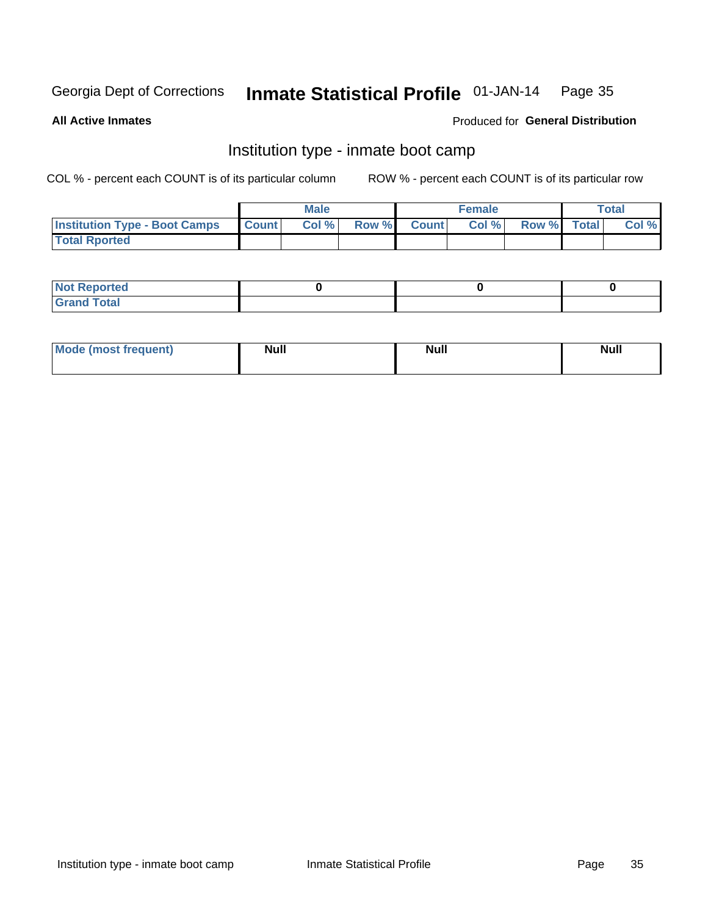Georgia Dept of Corrections **Inmate Statistical Profile** 01-JAN-14

**All Active Inmates**

Produced for **General Distribution**

## Institution type - inmate boot camp

COL % - percent each COUNT is of its particular column

ROW % - percent each COUNT is of its particular row

| | Male | | | Female | | | Total | |
|---|---|---|---|---|---|---|---|---|
| **Institution Type - Boot Camps** | **Count** | **Col %** | **Row %** | **Count** | **Col %** | **Row %** | **Total** | **Col %** |
| **Total Rported** | | | | | | | | |

| | Male | Female | Total |
|---|---|---|---|
| **Not Reported** | 0 | 0 | 0 |
| **Grand Total** | | | |

| | Male | Female | Total |
|---|---|---|---|
| **Mode (most frequent)** | Null | Null | Null |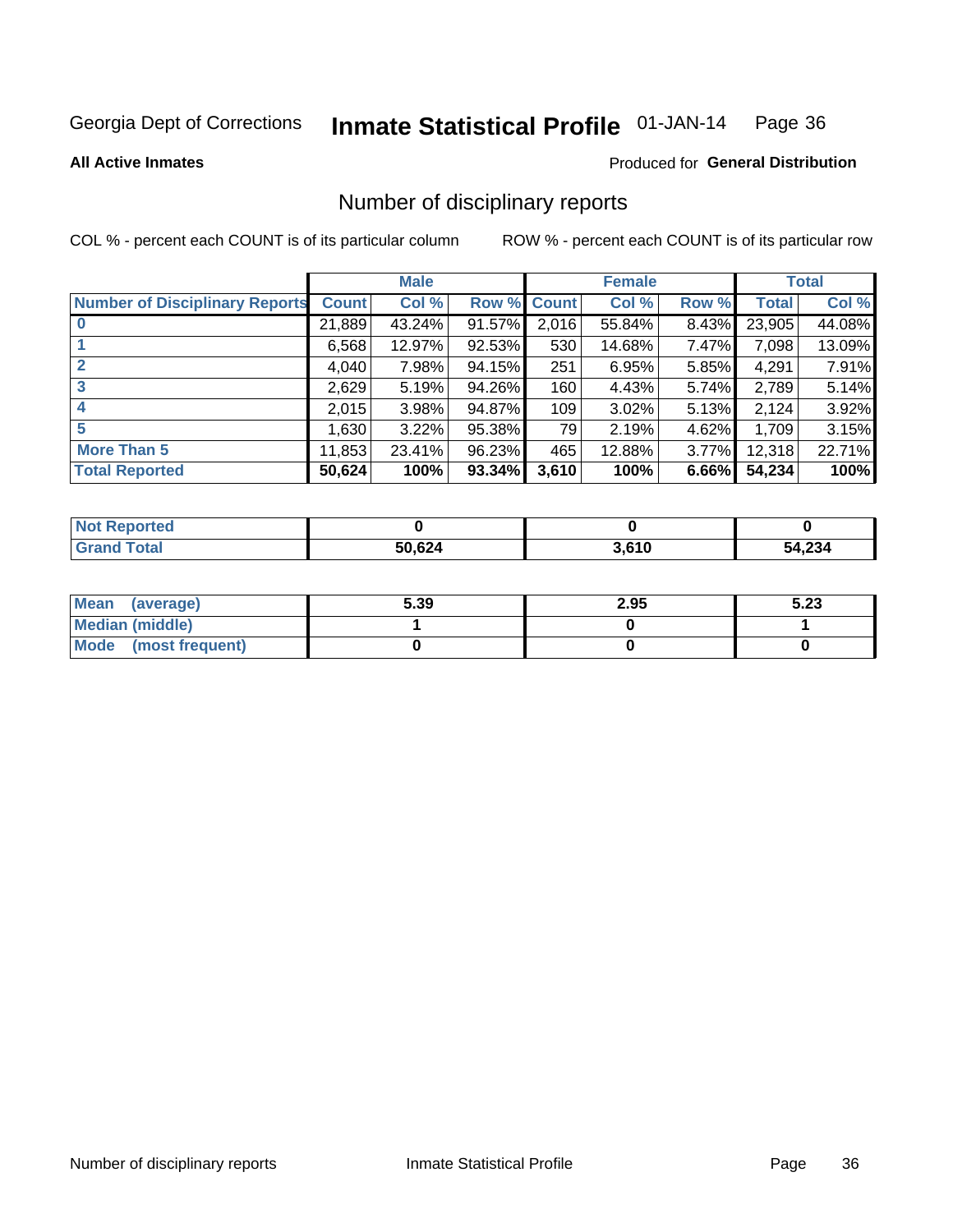Georgia Dept of Corrections **Inmate Statistical Profile** 01-JAN-14

**All Active Inmates**

Produced for **General Distribution**

## Number of disciplinary reports

COL % - percent each COUNT is of its particular column ROW % - percent each COUNT is of its particular row

| | Male | | | Female | | | Total | |
|---|---|---|---|---|---|---|---|---|
| Number of Disciplinary Reports | Count | Col % | Row % | Count | Col % | Row % | Total | Col % |
| 0 | 21,889 | 43.24% | 91.57% | 2,016 | 55.84% | 8.43% | 23,905 | 44.08% |
| 1 | 6,568 | 12.97% | 92.53% | 530 | 14.68% | 7.47% | 7,098 | 13.09% |
| 2 | 4,040 | 7.98% | 94.15% | 251 | 6.95% | 5.85% | 4,291 | 7.91% |
| 3 | 2,629 | 5.19% | 94.26% | 160 | 4.43% | 5.74% | 2,789 | 5.14% |
| 4 | 2,015 | 3.98% | 94.87% | 109 | 3.02% | 5.13% | 2,124 | 3.92% |
| 5 | 1,630 | 3.22% | 95.38% | 79 | 2.19% | 4.62% | 1,709 | 3.15% |
| More Than 5 | 11,853 | 23.41% | 96.23% | 465 | 12.88% | 3.77% | 12,318 | 22.71% |
| **Total Reported** | **50,624** | **100%** | **93.34%** | **3,610** | **100%** | **6.66%** | **54,234** | **100%** |

| | Male | Female | Total |
|---|---|---|---|
| Not Reported | 0 | 0 | 0 |
| Grand Total | 50,624 | 3,610 | 54,234 |

| | Male | Female | Total |
|---|---|---|---|
| Mean (average) | 5.39 | 2.95 | 5.23 |
| Median (middle) | 1 | 0 | 1 |
| Mode (most frequent) | 0 | 0 | 0 |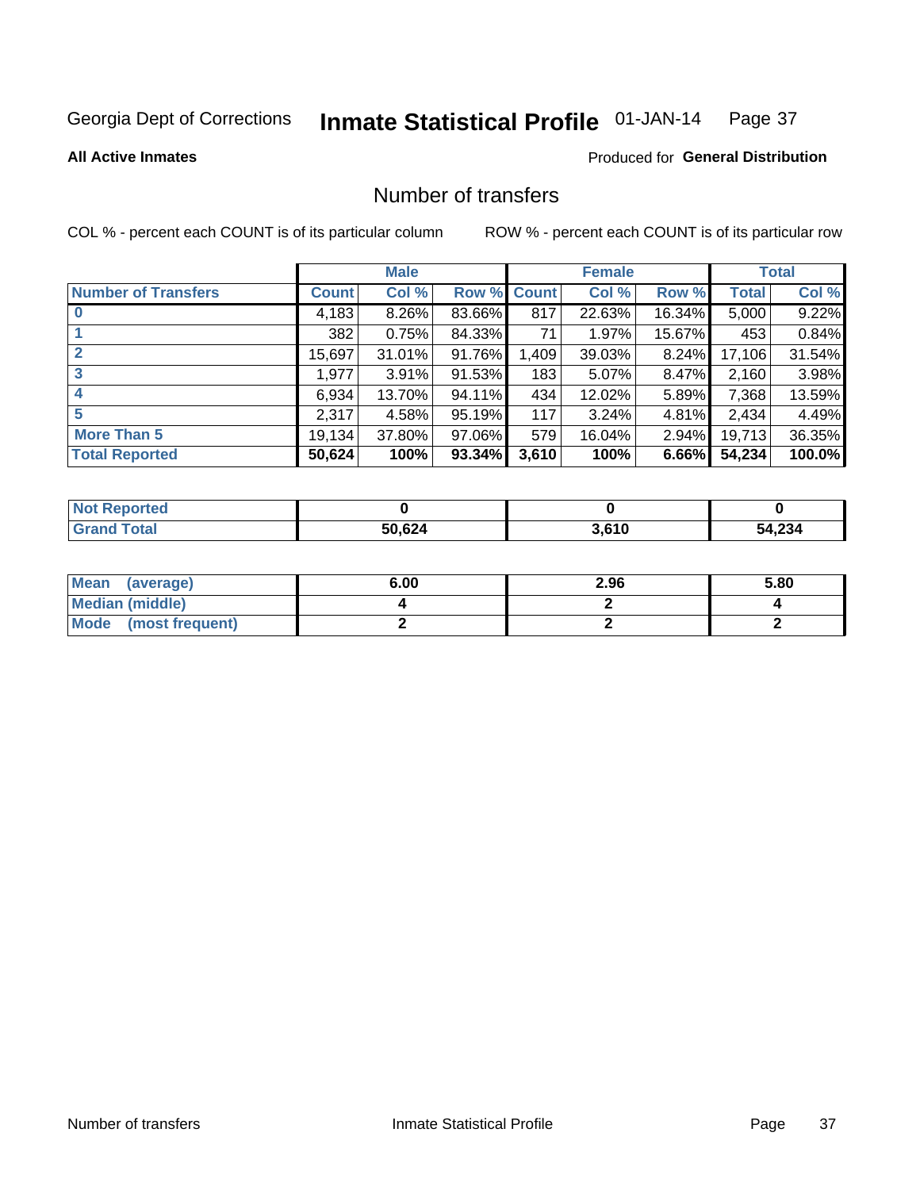Georgia Dept of Corrections **Inmate Statistical Profile** 01-JAN-14

**All Active Inmates**

Produced for **General Distribution**

## Number of transfers

COL % - percent each COUNT is of its particular column    ROW % - percent each COUNT is of its particular row

| | Male | | | Female | | | Total | |
|---|---|---|---|---|---|---|---|---|
| **Number of Transfers** | **Count** | **Col %** | **Row %** | **Count** | **Col %** | **Row %** | **Total** | **Col %** |
| **0** | 4,183 | 8.26% | 83.66% | 817 | 22.63% | 16.34% | 5,000 | 9.22% |
| **1** | 382 | 0.75% | 84.33% | 71 | 1.97% | 15.67% | 453 | 0.84% |
| **2** | 15,697 | 31.01% | 91.76% | 1,409 | 39.03% | 8.24% | 17,106 | 31.54% |
| **3** | 1,977 | 3.91% | 91.53% | 183 | 5.07% | 8.47% | 2,160 | 3.98% |
| **4** | 6,934 | 13.70% | 94.11% | 434 | 12.02% | 5.89% | 7,368 | 13.59% |
| **5** | 2,317 | 4.58% | 95.19% | 117 | 3.24% | 4.81% | 2,434 | 4.49% |
| **More Than 5** | 19,134 | 37.80% | 97.06% | 579 | 16.04% | 2.94% | 19,713 | 36.35% |
| **Total Reported** | **50,624** | **100%** | **93.34%** | **3,610** | **100%** | **6.66%** | **54,234** | **100.0%** |

| | Male | Female | Total |
|---|---|---|---|
| **Not Reported** | **0** | **0** | **0** |
| **Grand Total** | **50,624** | **3,610** | **54,234** |

| | Male | Female | Total |
|---|---|---|---|
| **Mean (average)** | **6.00** | **2.96** | **5.80** |
| **Median (middle)** | **4** | **2** | **4** |
| **Mode (most frequent)** | **2** | **2** | **2** |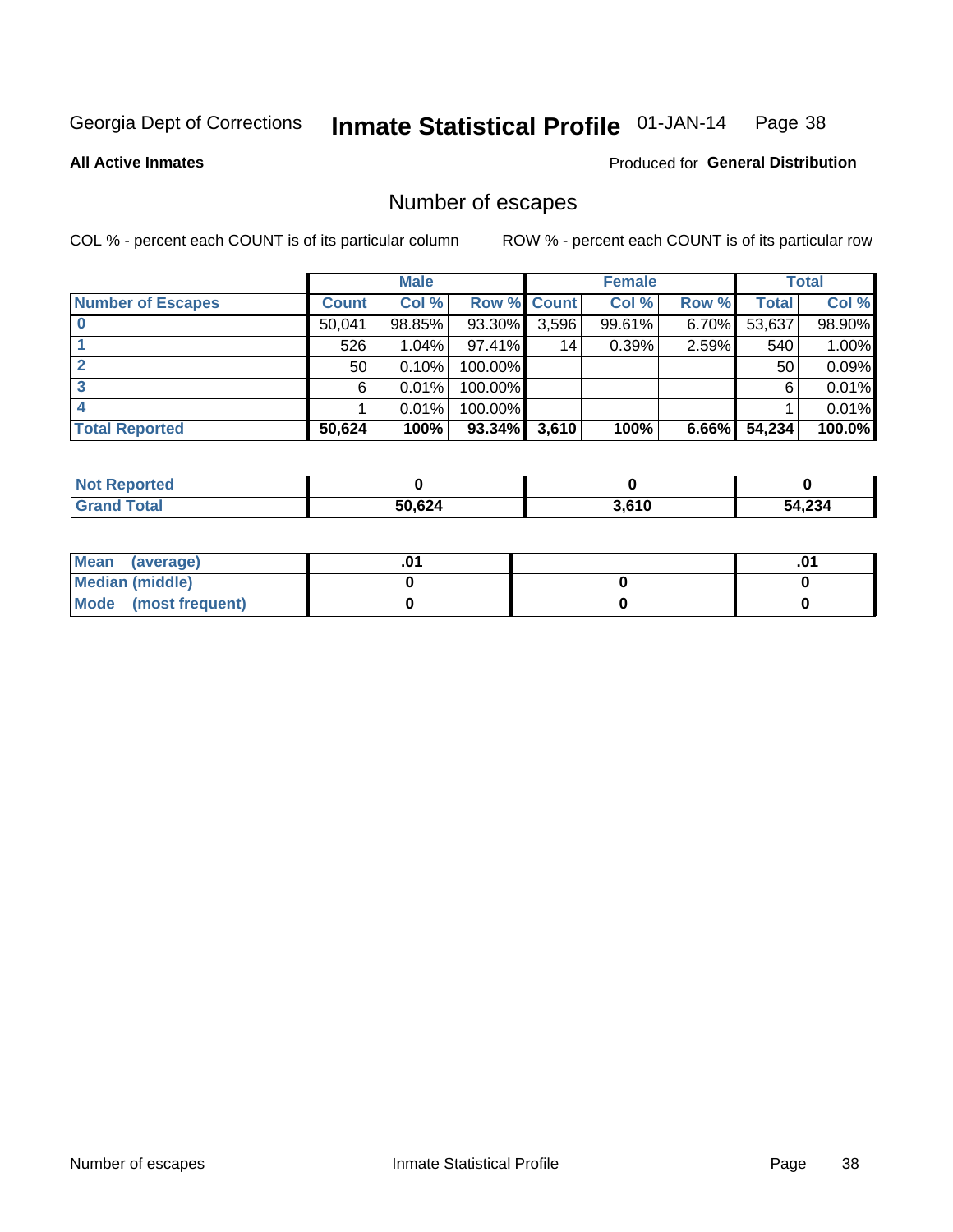Georgia Dept of Corrections **Inmate Statistical Profile** 01-JAN-14

**All Active Inmates**

Produced for **General Distribution**

## Number of escapes

COL % - percent each COUNT is of its particular column

ROW % - percent each COUNT is of its particular row

| | Male | | | Female | | | Total | |
|---|---|---|---|---|---|---|---|---|
| **Number of Escapes** | **Count** | **Col %** | **Row %** | **Count** | **Col %** | **Row %** | **Total** | **Col %** |
| **0** | 50,041 | 98.85% | 93.30% | 3,596 | 99.61% | 6.70% | 53,637 | 98.90% |
| **1** | 526 | 1.04% | 97.41% | 14 | 0.39% | 2.59% | 540 | 1.00% |
| **2** | 50 | 0.10% | 100.00% | | | | 50 | 0.09% |
| **3** | 6 | 0.01% | 100.00% | | | | 6 | 0.01% |
| **4** | 1 | 0.01% | 100.00% | | | | 1 | 0.01% |
| **Total Reported** | **50,624** | **100%** | **93.34%** | **3,610** | **100%** | **6.66%** | **54,234** | **100.0%** |

| | Male | Female | Total |
|---|---|---|---|
| **Not Reported** | **0** | **0** | **0** |
| **Grand Total** | **50,624** | **3,610** | **54,234** |

| | Male | Female | Total |
|---|---|---|---|
| **Mean (average)** | **.01** | | **.01** |
| **Median (middle)** | **0** | **0** | **0** |
| **Mode (most frequent)** | **0** | **0** | **0** |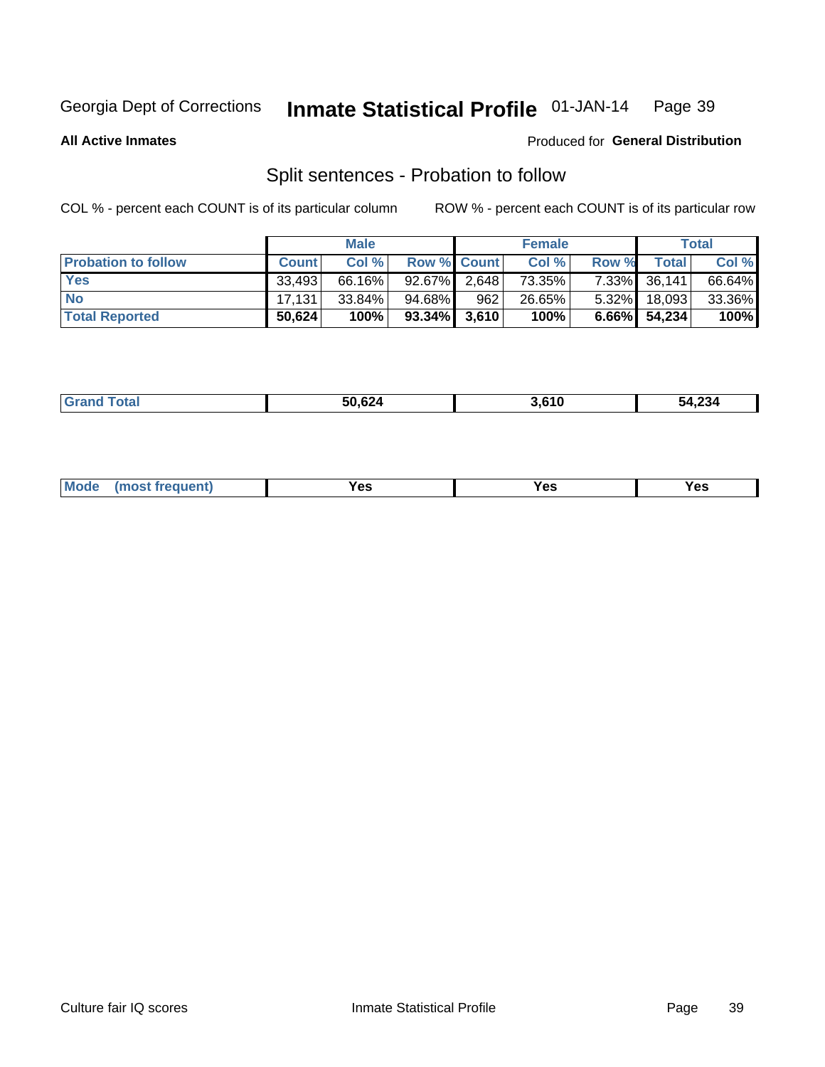Georgia Dept of Corrections **Inmate Statistical Profile** 01-JAN-14

**All Active Inmates**

Produced for **General Distribution**

## Split sentences - Probation to follow

COL % - percent each COUNT is of its particular column ROW % - percent each COUNT is of its particular row

| | Male | | | Female | | | Total | |
|---|---|---|---|---|---|---|---|---|
| **Probation to follow** | **Count** | **Col %** | **Row %** | **Count** | **Col %** | **Row %** | **Total** | **Col %** |
| **Yes** | 33,493 | 66.16% | 92.67% | 2,648 | 73.35% | 7.33% | 36,141 | 66.64% |
| **No** | 17,131 | 33.84% | 94.68% | 962 | 26.65% | 5.32% | 18,093 | 33.36% |
| **Total Reported** | **50,624** | **100%** | **93.34%** | **3,610** | **100%** | **6.66%** | **54,234** | **100%** |

| | | | |
|---|---|---|---|
| **Grand Total** | **50,624** | **3,610** | **54,234** |

| | | | |
|---|---|---|---|
| **Mode (most frequent)** | **Yes** | **Yes** | **Yes** |

Culture fair IQ scores Inmate Statistical Profile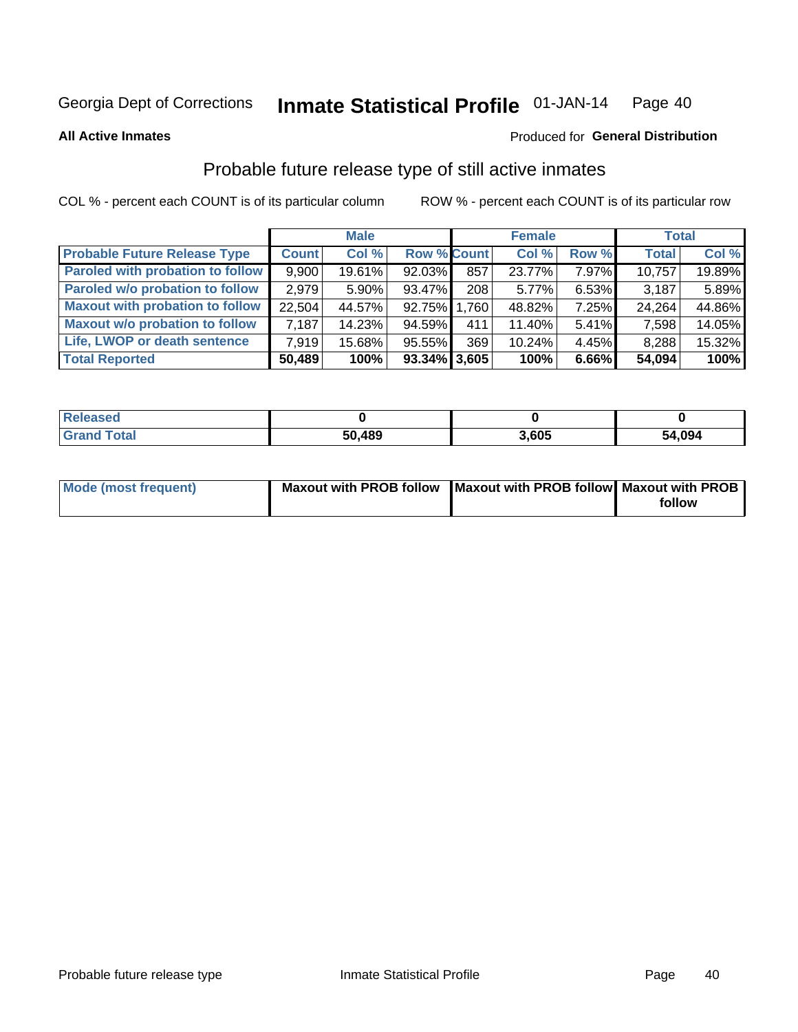Georgia Dept of Corrections **Inmate Statistical Profile** 01-JAN-14

**All Active Inmates**

Produced for **General Distribution**

## Probable future release type of still active inmates

COL % - percent each COUNT is of its particular column

ROW % - percent each COUNT is of its particular row

| | Male | | | Female | | | Total | |
|---|---|---|---|---|---|---|---|---|
| **Probable Future Release Type** | **Count** | **Col %** | **Row %** | **Count** | **Col %** | **Row %** | **Total** | **Col %** |
| Paroled with probation to follow | 9,900 | 19.61% | 92.03% | 857 | 23.77% | 7.97% | 10,757 | 19.89% |
| Paroled w/o probation to follow | 2,979 | 5.90% | 93.47% | 208 | 5.77% | 6.53% | 3,187 | 5.89% |
| Maxout with probation to follow | 22,504 | 44.57% | 92.75% | 1,760 | 48.82% | 7.25% | 24,264 | 44.86% |
| Maxout w/o probation to follow | 7,187 | 14.23% | 94.59% | 411 | 11.40% | 5.41% | 7,598 | 14.05% |
| Life, LWOP or death sentence | 7,919 | 15.68% | 95.55% | 369 | 10.24% | 4.45% | 8,288 | 15.32% |
| **Total Reported** | **50,489** | **100%** | **93.34%** | **3,605** | **100%** | **6.66%** | **54,094** | **100%** |

| | Male | Female | Total |
|---|---|---|---|
| Released | 0 | 0 | 0 |
| Grand Total | 50,489 | 3,605 | 54,094 |

| | Male | Female | Total |
|---|---|---|---|
| Mode (most frequent) | Maxout with PROB follow | Maxout with PROB follow | Maxout with PROB follow |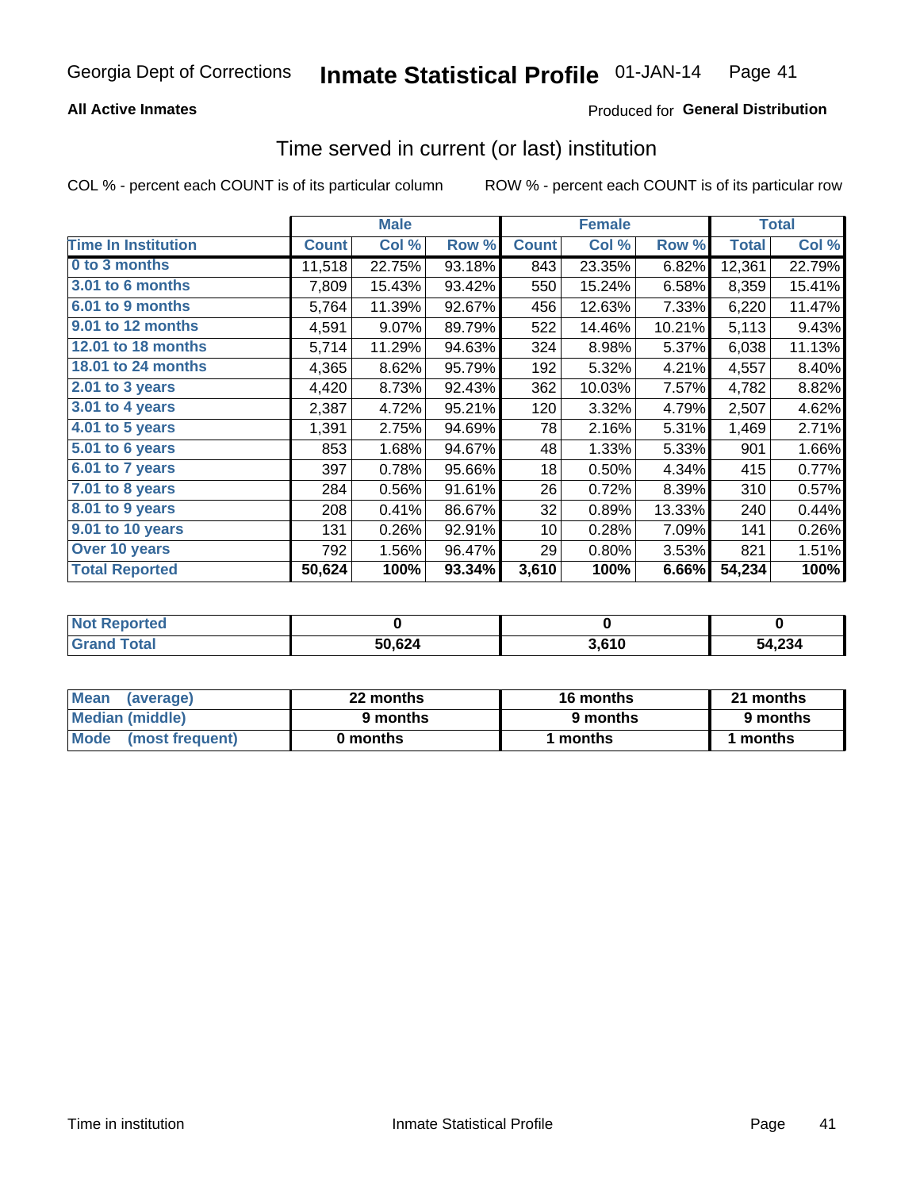Georgia Dept of Corrections **Inmate Statistical Profile** 01-JAN-14

**All Active Inmates**

Produced for **General Distribution**

## Time served in current (or last) institution

COL % - percent each COUNT is of its particular column

ROW % - percent each COUNT is of its particular row

| | Male | | | Female | | | Total | |
|---|---|---|---|---|---|---|---|---|
| **Time In Institution** | **Count** | **Col %** | **Row %** | **Count** | **Col %** | **Row %** | **Total** | **Col %** |
| 0 to 3 months | 11,518 | 22.75% | 93.18% | 843 | 23.35% | 6.82% | 12,361 | 22.79% |
| 3.01 to 6 months | 7,809 | 15.43% | 93.42% | 550 | 15.24% | 6.58% | 8,359 | 15.41% |
| 6.01 to 9 months | 5,764 | 11.39% | 92.67% | 456 | 12.63% | 7.33% | 6,220 | 11.47% |
| 9.01 to 12 months | 4,591 | 9.07% | 89.79% | 522 | 14.46% | 10.21% | 5,113 | 9.43% |
| 12.01 to 18 months | 5,714 | 11.29% | 94.63% | 324 | 8.98% | 5.37% | 6,038 | 11.13% |
| 18.01 to 24 months | 4,365 | 8.62% | 95.79% | 192 | 5.32% | 4.21% | 4,557 | 8.40% |
| 2.01 to 3 years | 4,420 | 8.73% | 92.43% | 362 | 10.03% | 7.57% | 4,782 | 8.82% |
| 3.01 to 4 years | 2,387 | 4.72% | 95.21% | 120 | 3.32% | 4.79% | 2,507 | 4.62% |
| 4.01 to 5 years | 1,391 | 2.75% | 94.69% | 78 | 2.16% | 5.31% | 1,469 | 2.71% |
| 5.01 to 6 years | 853 | 1.68% | 94.67% | 48 | 1.33% | 5.33% | 901 | 1.66% |
| 6.01 to 7 years | 397 | 0.78% | 95.66% | 18 | 0.50% | 4.34% | 415 | 0.77% |
| 7.01 to 8 years | 284 | 0.56% | 91.61% | 26 | 0.72% | 8.39% | 310 | 0.57% |
| 8.01 to 9 years | 208 | 0.41% | 86.67% | 32 | 0.89% | 13.33% | 240 | 0.44% |
| 9.01 to 10 years | 131 | 0.26% | 92.91% | 10 | 0.28% | 7.09% | 141 | 0.26% |
| Over 10 years | 792 | 1.56% | 96.47% | 29 | 0.80% | 3.53% | 821 | 1.51% |
| **Total Reported** | **50,624** | **100%** | **93.34%** | **3,610** | **100%** | **6.66%** | **54,234** | **100%** |

| | Male | Female | Total |
|---|---|---|---|
| Not Reported | 0 | 0 | 0 |
| Grand Total | 50,624 | 3,610 | 54,234 |

| | Male | Female | Total |
|---|---|---|---|
| Mean (average) | 22 months | 16 months | 21 months |
| Median (middle) | 9 months | 9 months | 9 months |
| Mode (most frequent) | 0 months | 1 months | 1 months |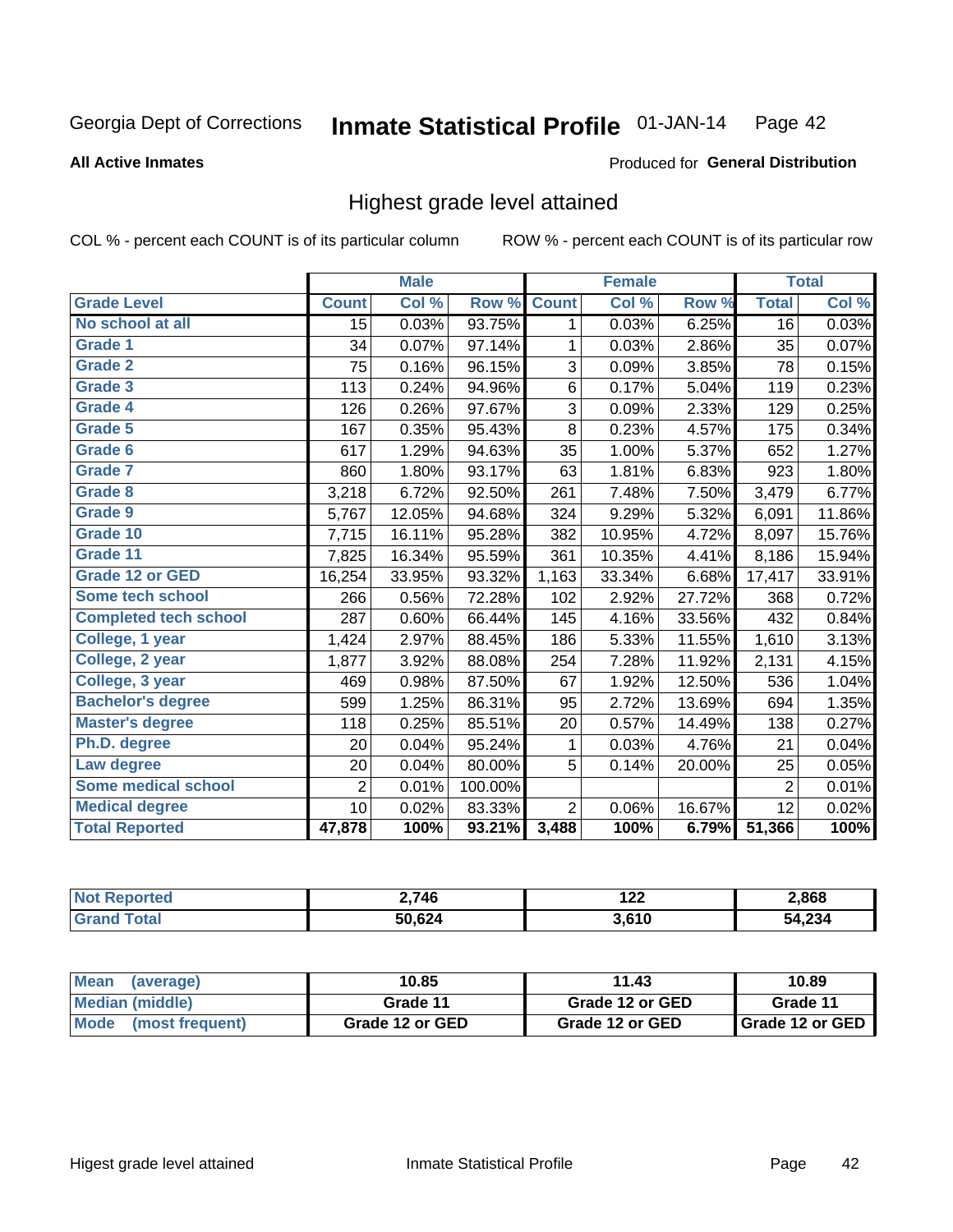Georgia Dept of Corrections **Inmate Statistical Profile** 01-JAN-14

**All Active Inmates**

Produced for **General Distribution**

## Highest grade level attained

COL % - percent each COUNT is of its particular column

ROW % - percent each COUNT is of its particular row

| | Male | | | Female | | | Total | |
|---|---|---|---|---|---|---|---|---|
| **Grade Level** | **Count** | **Col %** | **Row %** | **Count** | **Col %** | **Row %** | **Total** | **Col %** |
| No school at all | 15 | 0.03% | 93.75% | 1 | 0.03% | 6.25% | 16 | 0.03% |
| Grade 1 | 34 | 0.07% | 97.14% | 1 | 0.03% | 2.86% | 35 | 0.07% |
| Grade 2 | 75 | 0.16% | 96.15% | 3 | 0.09% | 3.85% | 78 | 0.15% |
| Grade 3 | 113 | 0.24% | 94.96% | 6 | 0.17% | 5.04% | 119 | 0.23% |
| Grade 4 | 126 | 0.26% | 97.67% | 3 | 0.09% | 2.33% | 129 | 0.25% |
| Grade 5 | 167 | 0.35% | 95.43% | 8 | 0.23% | 4.57% | 175 | 0.34% |
| Grade 6 | 617 | 1.29% | 94.63% | 35 | 1.00% | 5.37% | 652 | 1.27% |
| Grade 7 | 860 | 1.80% | 93.17% | 63 | 1.81% | 6.83% | 923 | 1.80% |
| Grade 8 | 3,218 | 6.72% | 92.50% | 261 | 7.48% | 7.50% | 3,479 | 6.77% |
| Grade 9 | 5,767 | 12.05% | 94.68% | 324 | 9.29% | 5.32% | 6,091 | 11.86% |
| Grade 10 | 7,715 | 16.11% | 95.28% | 382 | 10.95% | 4.72% | 8,097 | 15.76% |
| Grade 11 | 7,825 | 16.34% | 95.59% | 361 | 10.35% | 4.41% | 8,186 | 15.94% |
| Grade 12 or GED | 16,254 | 33.95% | 93.32% | 1,163 | 33.34% | 6.68% | 17,417 | 33.91% |
| Some tech school | 266 | 0.56% | 72.28% | 102 | 2.92% | 27.72% | 368 | 0.72% |
| Completed tech school | 287 | 0.60% | 66.44% | 145 | 4.16% | 33.56% | 432 | 0.84% |
| College, 1 year | 1,424 | 2.97% | 88.45% | 186 | 5.33% | 11.55% | 1,610 | 3.13% |
| College, 2 year | 1,877 | 3.92% | 88.08% | 254 | 7.28% | 11.92% | 2,131 | 4.15% |
| College, 3 year | 469 | 0.98% | 87.50% | 67 | 1.92% | 12.50% | 536 | 1.04% |
| Bachelor's degree | 599 | 1.25% | 86.31% | 95 | 2.72% | 13.69% | 694 | 1.35% |
| Master's degree | 118 | 0.25% | 85.51% | 20 | 0.57% | 14.49% | 138 | 0.27% |
| Ph.D. degree | 20 | 0.04% | 95.24% | 1 | 0.03% | 4.76% | 21 | 0.04% |
| Law degree | 20 | 0.04% | 80.00% | 5 | 0.14% | 20.00% | 25 | 0.05% |
| Some medical school | 2 | 0.01% | 100.00% | | | | 2 | 0.01% |
| Medical degree | 10 | 0.02% | 83.33% | 2 | 0.06% | 16.67% | 12 | 0.02% |
| **Total Reported** | **47,878** | **100%** | **93.21%** | **3,488** | **100%** | **6.79%** | **51,366** | **100%** |

| | Male | Female | Total |
|---|---|---|---|
| Not Reported | 2,746 | 122 | 2,868 |
| Grand Total | 50,624 | 3,610 | 54,234 |

| | Male | Female | Total |
|---|---|---|---|
| Mean (average) | 10.85 | 11.43 | 10.89 |
| Median (middle) | Grade 11 | Grade 12 or GED | Grade 11 |
| Mode (most frequent) | Grade 12 or GED | Grade 12 or GED | Grade 12 or GED |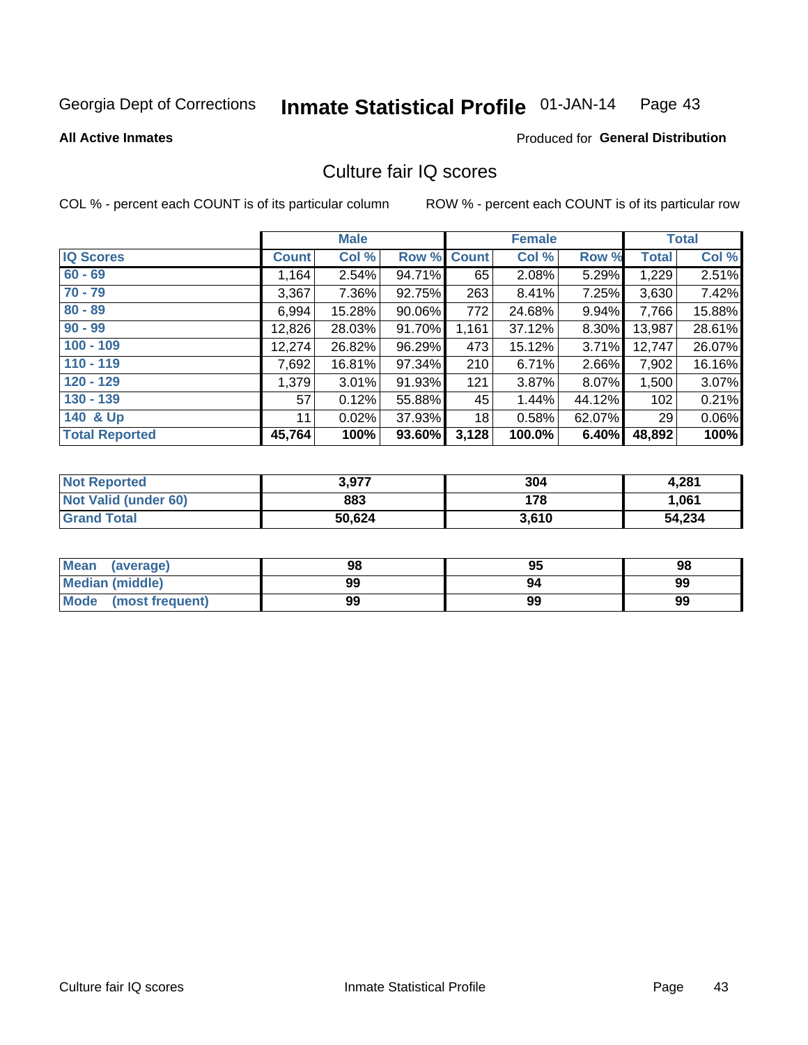Georgia Dept of Corrections **Inmate Statistical Profile** 01-JAN-14

**All Active Inmates**

Produced for **General Distribution**

## Culture fair IQ scores

COL % - percent each COUNT is of its particular column

ROW % - percent each COUNT is of its particular row

| | Male | | | Female | | | Total | |
|---|---|---|---|---|---|---|---|---|
| **IQ Scores** | **Count** | **Col %** | **Row %** | **Count** | **Col %** | **Row %** | **Total** | **Col %** |
| 60 - 69 | 1,164 | 2.54% | 94.71% | 65 | 2.08% | 5.29% | 1,229 | 2.51% |
| 70 - 79 | 3,367 | 7.36% | 92.75% | 263 | 8.41% | 7.25% | 3,630 | 7.42% |
| 80 - 89 | 6,994 | 15.28% | 90.06% | 772 | 24.68% | 9.94% | 7,766 | 15.88% |
| 90 - 99 | 12,826 | 28.03% | 91.70% | 1,161 | 37.12% | 8.30% | 13,987 | 28.61% |
| 100 - 109 | 12,274 | 26.82% | 96.29% | 473 | 15.12% | 3.71% | 12,747 | 26.07% |
| 110 - 119 | 7,692 | 16.81% | 97.34% | 210 | 6.71% | 2.66% | 7,902 | 16.16% |
| 120 - 129 | 1,379 | 3.01% | 91.93% | 121 | 3.87% | 8.07% | 1,500 | 3.07% |
| 130 - 139 | 57 | 0.12% | 55.88% | 45 | 1.44% | 44.12% | 102 | 0.21% |
| 140 & Up | 11 | 0.02% | 37.93% | 18 | 0.58% | 62.07% | 29 | 0.06% |
| **Total Reported** | **45,764** | **100%** | **93.60%** | **3,128** | **100.0%** | **6.40%** | **48,892** | **100%** |

| | Male | Female | Total |
|---|---|---|---|
| **Not Reported** | **3,977** | **304** | **4,281** |
| **Not Valid (under 60)** | **883** | **178** | **1,061** |
| **Grand Total** | **50,624** | **3,610** | **54,234** |

| | Male | Female | Total |
|---|---|---|---|
| **Mean (average)** | **98** | **95** | **98** |
| **Median (middle)** | **99** | **94** | **99** |
| **Mode (most frequent)** | **99** | **99** | **99** |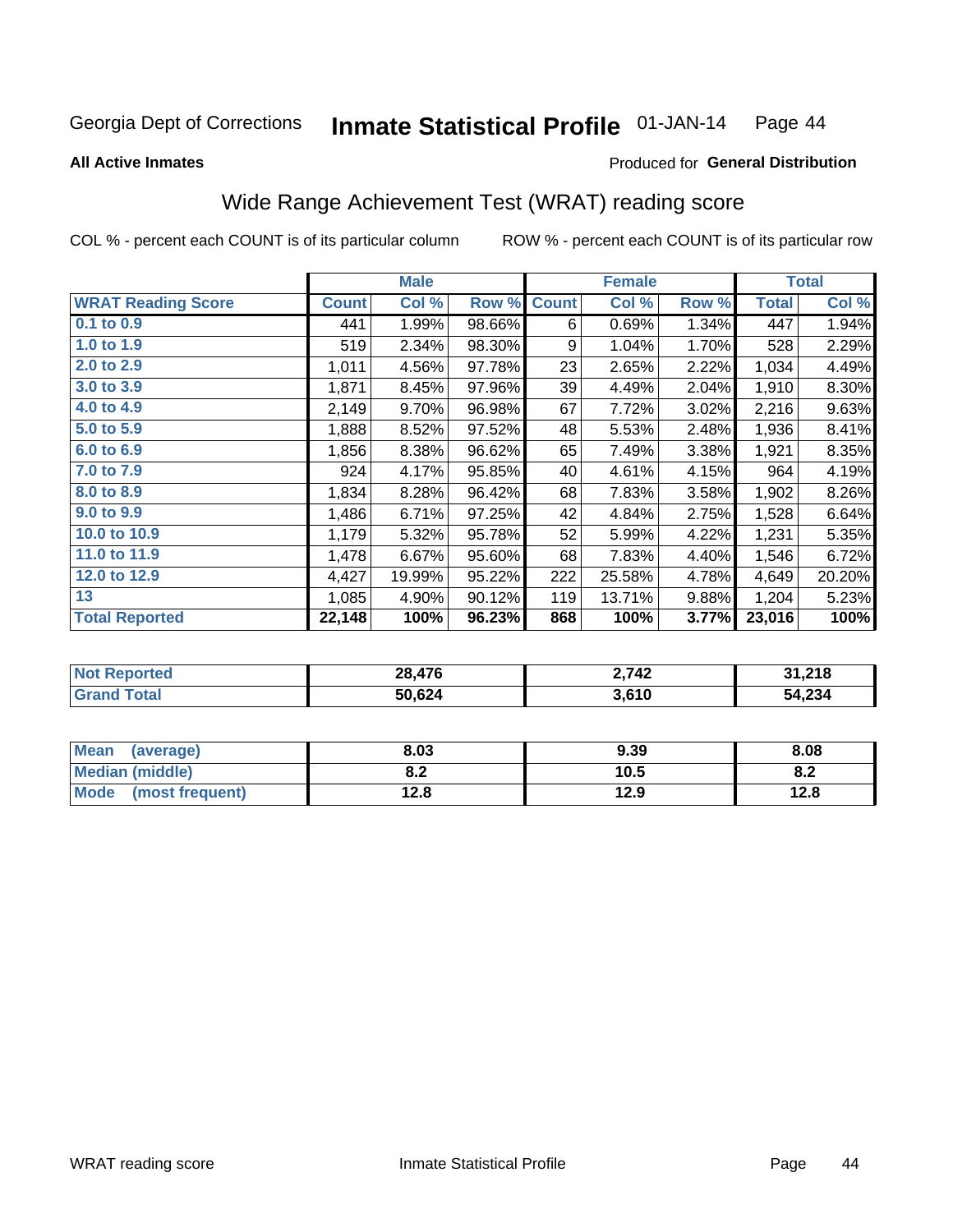Georgia Dept of Corrections **Inmate Statistical Profile** 01-JAN-14

**All Active Inmates**

Produced for **General Distribution**

## Wide Range Achievement Test (WRAT) reading score

COL % - percent each COUNT is of its particular column ROW % - percent each COUNT is of its particular row

| | Male | | | Female | | | Total | |
|---|---|---|---|---|---|---|---|---|
| **WRAT Reading Score** | **Count** | **Col %** | **Row %** | **Count** | **Col %** | **Row %** | **Total** | **Col %** |
| 0.1 to 0.9 | 441 | 1.99% | 98.66% | 6 | 0.69% | 1.34% | 447 | 1.94% |
| 1.0 to 1.9 | 519 | 2.34% | 98.30% | 9 | 1.04% | 1.70% | 528 | 2.29% |
| 2.0 to 2.9 | 1,011 | 4.56% | 97.78% | 23 | 2.65% | 2.22% | 1,034 | 4.49% |
| 3.0 to 3.9 | 1,871 | 8.45% | 97.96% | 39 | 4.49% | 2.04% | 1,910 | 8.30% |
| 4.0 to 4.9 | 2,149 | 9.70% | 96.98% | 67 | 7.72% | 3.02% | 2,216 | 9.63% |
| 5.0 to 5.9 | 1,888 | 8.52% | 97.52% | 48 | 5.53% | 2.48% | 1,936 | 8.41% |
| 6.0 to 6.9 | 1,856 | 8.38% | 96.62% | 65 | 7.49% | 3.38% | 1,921 | 8.35% |
| 7.0 to 7.9 | 924 | 4.17% | 95.85% | 40 | 4.61% | 4.15% | 964 | 4.19% |
| 8.0 to 8.9 | 1,834 | 8.28% | 96.42% | 68 | 7.83% | 3.58% | 1,902 | 8.26% |
| 9.0 to 9.9 | 1,486 | 6.71% | 97.25% | 42 | 4.84% | 2.75% | 1,528 | 6.64% |
| 10.0 to 10.9 | 1,179 | 5.32% | 95.78% | 52 | 5.99% | 4.22% | 1,231 | 5.35% |
| 11.0 to 11.9 | 1,478 | 6.67% | 95.60% | 68 | 7.83% | 4.40% | 1,546 | 6.72% |
| 12.0 to 12.9 | 4,427 | 19.99% | 95.22% | 222 | 25.58% | 4.78% | 4,649 | 20.20% |
| 13 | 1,085 | 4.90% | 90.12% | 119 | 13.71% | 9.88% | 1,204 | 5.23% |
| **Total Reported** | **22,148** | **100%** | **96.23%** | **868** | **100%** | **3.77%** | **23,016** | **100%** |

| | Male | Female | Total |
|---|---|---|---|
| **Not Reported** | **28,476** | **2,742** | **31,218** |
| **Grand Total** | **50,624** | **3,610** | **54,234** |

| | Male | Female | Total |
|---|---|---|---|
| **Mean (average)** | **8.03** | **9.39** | **8.08** |
| **Median (middle)** | **8.2** | **10.5** | **8.2** |
| **Mode (most frequent)** | **12.8** | **12.9** | **12.8** |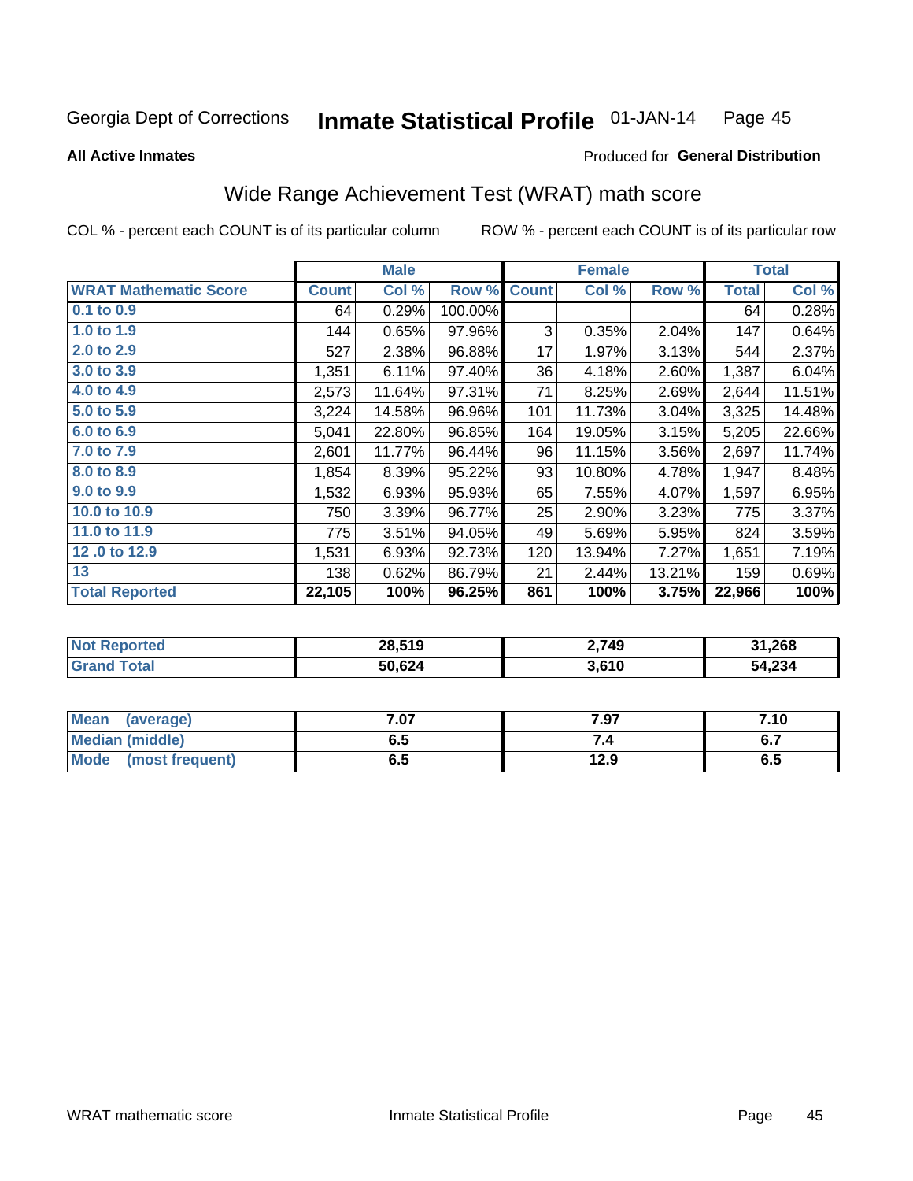Georgia Dept of Corrections **Inmate Statistical Profile** 01-JAN-14

**All Active Inmates**

Produced for **General Distribution**

## Wide Range Achievement Test (WRAT) math score

COL % - percent each COUNT is of its particular column

ROW % - percent each COUNT is of its particular row

| | Male | | | Female | | | Total | |
|---|---|---|---|---|---|---|---|---|
| **WRAT Mathematic Score** | **Count** | **Col %** | **Row %** | **Count** | **Col %** | **Row %** | **Total** | **Col %** |
| 0.1 to 0.9 | 64 | 0.29% | 100.00% | | | | 64 | 0.28% |
| 1.0 to 1.9 | 144 | 0.65% | 97.96% | 3 | 0.35% | 2.04% | 147 | 0.64% |
| 2.0 to 2.9 | 527 | 2.38% | 96.88% | 17 | 1.97% | 3.13% | 544 | 2.37% |
| 3.0 to 3.9 | 1,351 | 6.11% | 97.40% | 36 | 4.18% | 2.60% | 1,387 | 6.04% |
| 4.0 to 4.9 | 2,573 | 11.64% | 97.31% | 71 | 8.25% | 2.69% | 2,644 | 11.51% |
| 5.0 to 5.9 | 3,224 | 14.58% | 96.96% | 101 | 11.73% | 3.04% | 3,325 | 14.48% |
| 6.0 to 6.9 | 5,041 | 22.80% | 96.85% | 164 | 19.05% | 3.15% | 5,205 | 22.66% |
| 7.0 to 7.9 | 2,601 | 11.77% | 96.44% | 96 | 11.15% | 3.56% | 2,697 | 11.74% |
| 8.0 to 8.9 | 1,854 | 8.39% | 95.22% | 93 | 10.80% | 4.78% | 1,947 | 8.48% |
| 9.0 to 9.9 | 1,532 | 6.93% | 95.93% | 65 | 7.55% | 4.07% | 1,597 | 6.95% |
| 10.0 to 10.9 | 750 | 3.39% | 96.77% | 25 | 2.90% | 3.23% | 775 | 3.37% |
| 11.0 to 11.9 | 775 | 3.51% | 94.05% | 49 | 5.69% | 5.95% | 824 | 3.59% |
| 12 .0 to 12.9 | 1,531 | 6.93% | 92.73% | 120 | 13.94% | 7.27% | 1,651 | 7.19% |
| 13 | 138 | 0.62% | 86.79% | 21 | 2.44% | 13.21% | 159 | 0.69% |
| **Total Reported** | **22,105** | **100%** | **96.25%** | **861** | **100%** | **3.75%** | **22,966** | **100%** |

| | Male | Female | Total |
|---|---|---|---|
| Not Reported | 28,519 | 2,749 | 31,268 |
| Grand Total | 50,624 | 3,610 | 54,234 |

| | Male | Female | Total |
|---|---|---|---|
| Mean (average) | 7.07 | 7.97 | 7.10 |
| Median (middle) | 6.5 | 7.4 | 6.7 |
| Mode (most frequent) | 6.5 | 12.9 | 6.5 |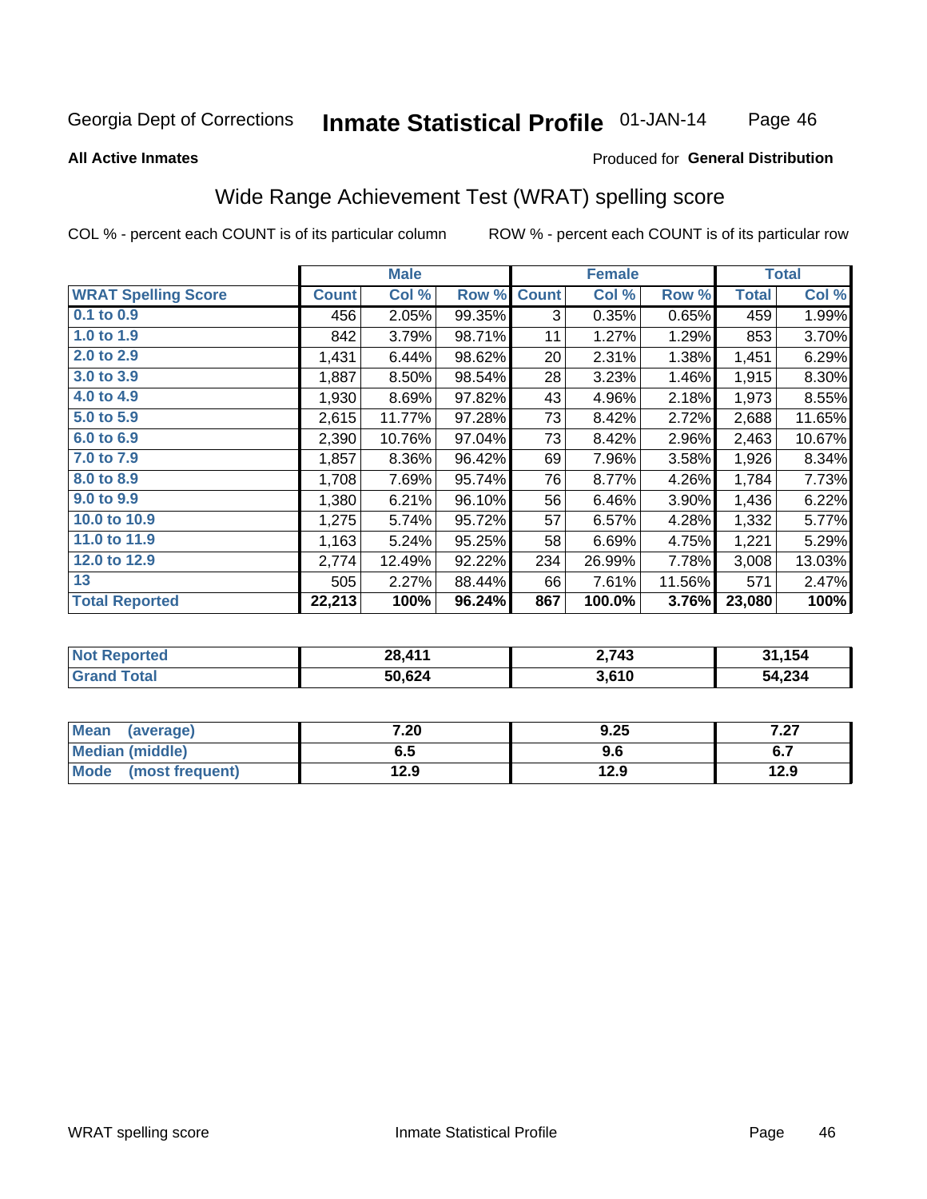Georgia Dept of Corrections **Inmate Statistical Profile** 01-JAN-14

**All Active Inmates**

Produced for **General Distribution**

## Wide Range Achievement Test (WRAT) spelling score

COL % - percent each COUNT is of its particular column ROW % - percent each COUNT is of its particular row

| | Male | | | Female | | | Total | |
|---|---|---|---|---|---|---|---|---|
| **WRAT Spelling Score** | **Count** | **Col %** | **Row %** | **Count** | **Col %** | **Row %** | **Total** | **Col %** |
| 0.1 to 0.9 | 456 | 2.05% | 99.35% | 3 | 0.35% | 0.65% | 459 | 1.99% |
| 1.0 to 1.9 | 842 | 3.79% | 98.71% | 11 | 1.27% | 1.29% | 853 | 3.70% |
| 2.0 to 2.9 | 1,431 | 6.44% | 98.62% | 20 | 2.31% | 1.38% | 1,451 | 6.29% |
| 3.0 to 3.9 | 1,887 | 8.50% | 98.54% | 28 | 3.23% | 1.46% | 1,915 | 8.30% |
| 4.0 to 4.9 | 1,930 | 8.69% | 97.82% | 43 | 4.96% | 2.18% | 1,973 | 8.55% |
| 5.0 to 5.9 | 2,615 | 11.77% | 97.28% | 73 | 8.42% | 2.72% | 2,688 | 11.65% |
| 6.0 to 6.9 | 2,390 | 10.76% | 97.04% | 73 | 8.42% | 2.96% | 2,463 | 10.67% |
| 7.0 to 7.9 | 1,857 | 8.36% | 96.42% | 69 | 7.96% | 3.58% | 1,926 | 8.34% |
| 8.0 to 8.9 | 1,708 | 7.69% | 95.74% | 76 | 8.77% | 4.26% | 1,784 | 7.73% |
| 9.0 to 9.9 | 1,380 | 6.21% | 96.10% | 56 | 6.46% | 3.90% | 1,436 | 6.22% |
| 10.0 to 10.9 | 1,275 | 5.74% | 95.72% | 57 | 6.57% | 4.28% | 1,332 | 5.77% |
| 11.0 to 11.9 | 1,163 | 5.24% | 95.25% | 58 | 6.69% | 4.75% | 1,221 | 5.29% |
| 12.0 to 12.9 | 2,774 | 12.49% | 92.22% | 234 | 26.99% | 7.78% | 3,008 | 13.03% |
| 13 | 505 | 2.27% | 88.44% | 66 | 7.61% | 11.56% | 571 | 2.47% |
| **Total Reported** | **22,213** | **100%** | **96.24%** | **867** | **100.0%** | **3.76%** | **23,080** | **100%** |

| | Male | Female | Total |
|---|---|---|---|
| Not Reported | **28,411** | **2,743** | **31,154** |
| Grand Total | **50,624** | **3,610** | **54,234** |

| | Male | Female | Total |
|---|---|---|---|
| Mean (average) | **7.20** | **9.25** | **7.27** |
| Median (middle) | **6.5** | **9.6** | **6.7** |
| Mode (most frequent) | **12.9** | **12.9** | **12.9** |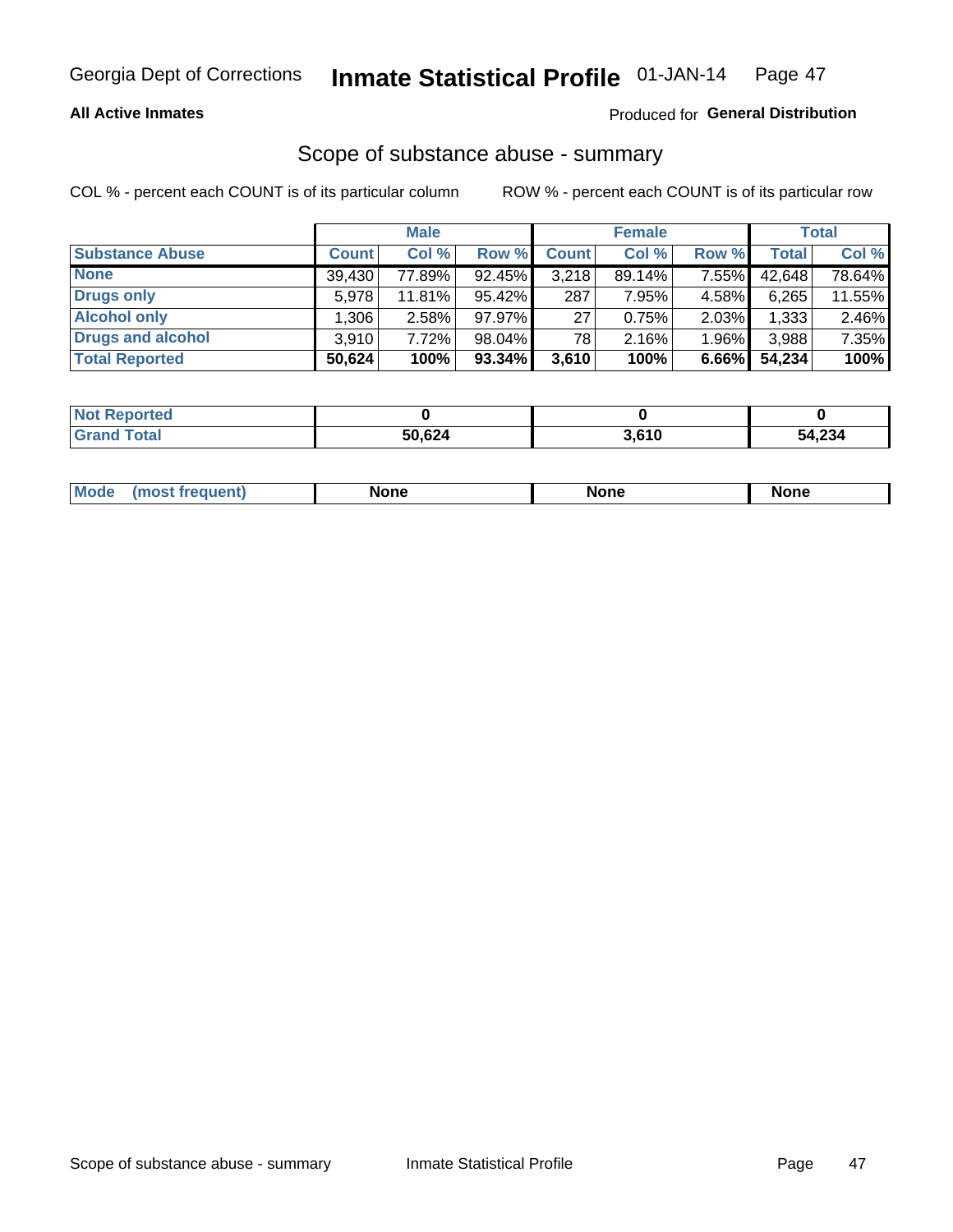Georgia Dept of Corrections **Inmate Statistical Profile** 01-JAN-14

**All Active Inmates**

Produced for **General Distribution**

## Scope of substance abuse - summary

COL % - percent each COUNT is of its particular column

ROW % - percent each COUNT is of its particular row

| | Male | | | Female | | | Total | |
|---|---|---|---|---|---|---|---|---|
| **Substance Abuse** | **Count** | **Col %** | **Row %** | **Count** | **Col %** | **Row %** | **Total** | **Col %** |
| **None** | 39,430 | 77.89% | 92.45% | 3,218 | 89.14% | 7.55% | 42,648 | 78.64% |
| **Drugs only** | 5,978 | 11.81% | 95.42% | 287 | 7.95% | 4.58% | 6,265 | 11.55% |
| **Alcohol only** | 1,306 | 2.58% | 97.97% | 27 | 0.75% | 2.03% | 1,333 | 2.46% |
| **Drugs and alcohol** | 3,910 | 7.72% | 98.04% | 78 | 2.16% | 1.96% | 3,988 | 7.35% |
| **Total Reported** | **50,624** | **100%** | **93.34%** | **3,610** | **100%** | **6.66%** | **54,234** | **100%** |

| | Male | Female | Total |
|---|---|---|---|
| **Not Reported** | **0** | **0** | **0** |
| **Grand Total** | **50,624** | **3,610** | **54,234** |

| | Male | Female | Total |
|---|---|---|---|
| **Mode (most frequent)** | **None** | **None** | **None** |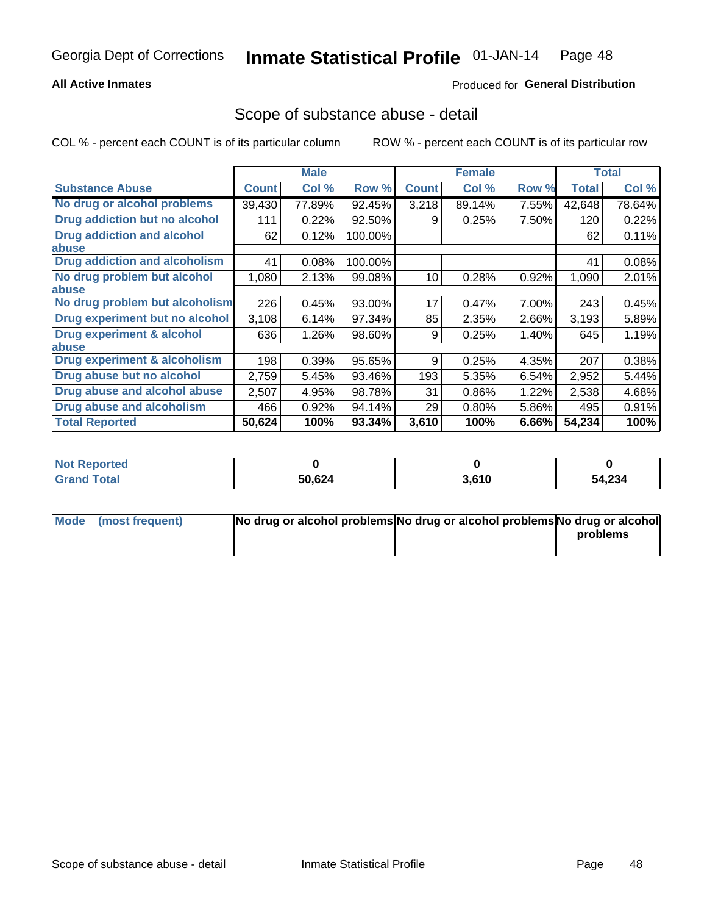Georgia Dept of Corrections **Inmate Statistical Profile** 01-JAN-14

**All Active Inmates**

Produced for **General Distribution**

## Scope of substance abuse - detail

COL % - percent each COUNT is of its particular column

ROW % - percent each COUNT is of its particular row

| | Male | | | Female | | | Total | |
|---|---|---|---|---|---|---|---|---|
| **Substance Abuse** | **Count** | **Col %** | **Row %** | **Count** | **Col %** | **Row %** | **Total** | **Col %** |
| **No drug or alcohol problems** | 39,430 | 77.89% | 92.45% | 3,218 | 89.14% | 7.55% | 42,648 | 78.64% |
| **Drug addiction but no alcohol** | 111 | 0.22% | 92.50% | 9 | 0.25% | 7.50% | 120 | 0.22% |
| **Drug addiction and alcohol abuse** | 62 | 0.12% | 100.00% | | | | 62 | 0.11% |
| **Drug addiction and alcoholism** | 41 | 0.08% | 100.00% | | | | 41 | 0.08% |
| **No drug problem but alcohol abuse** | 1,080 | 2.13% | 99.08% | 10 | 0.28% | 0.92% | 1,090 | 2.01% |
| **No drug problem but alcoholism** | 226 | 0.45% | 93.00% | 17 | 0.47% | 7.00% | 243 | 0.45% |
| **Drug experiment but no alcohol** | 3,108 | 6.14% | 97.34% | 85 | 2.35% | 2.66% | 3,193 | 5.89% |
| **Drug experiment & alcohol abuse** | 636 | 1.26% | 98.60% | 9 | 0.25% | 1.40% | 645 | 1.19% |
| **Drug experiment & alcoholism** | 198 | 0.39% | 95.65% | 9 | 0.25% | 4.35% | 207 | 0.38% |
| **Drug abuse but no alcohol** | 2,759 | 5.45% | 93.46% | 193 | 5.35% | 6.54% | 2,952 | 5.44% |
| **Drug abuse and alcohol abuse** | 2,507 | 4.95% | 98.78% | 31 | 0.86% | 1.22% | 2,538 | 4.68% |
| **Drug abuse and alcoholism** | 466 | 0.92% | 94.14% | 29 | 0.80% | 5.86% | 495 | 0.91% |
| **Total Reported** | **50,624** | **100%** | **93.34%** | **3,610** | **100%** | **6.66%** | **54,234** | **100%** |

| | Male | Female | Total |
|---|---|---|---|
| **Not Reported** | **0** | **0** | **0** |
| **Grand Total** | **50,624** | **3,610** | **54,234** |

| | Male | Female | Total |
|---|---|---|---|
| **Mode (most frequent)** | **No drug or alcohol problems** | **No drug or alcohol problems** | **No drug or alcohol problems** |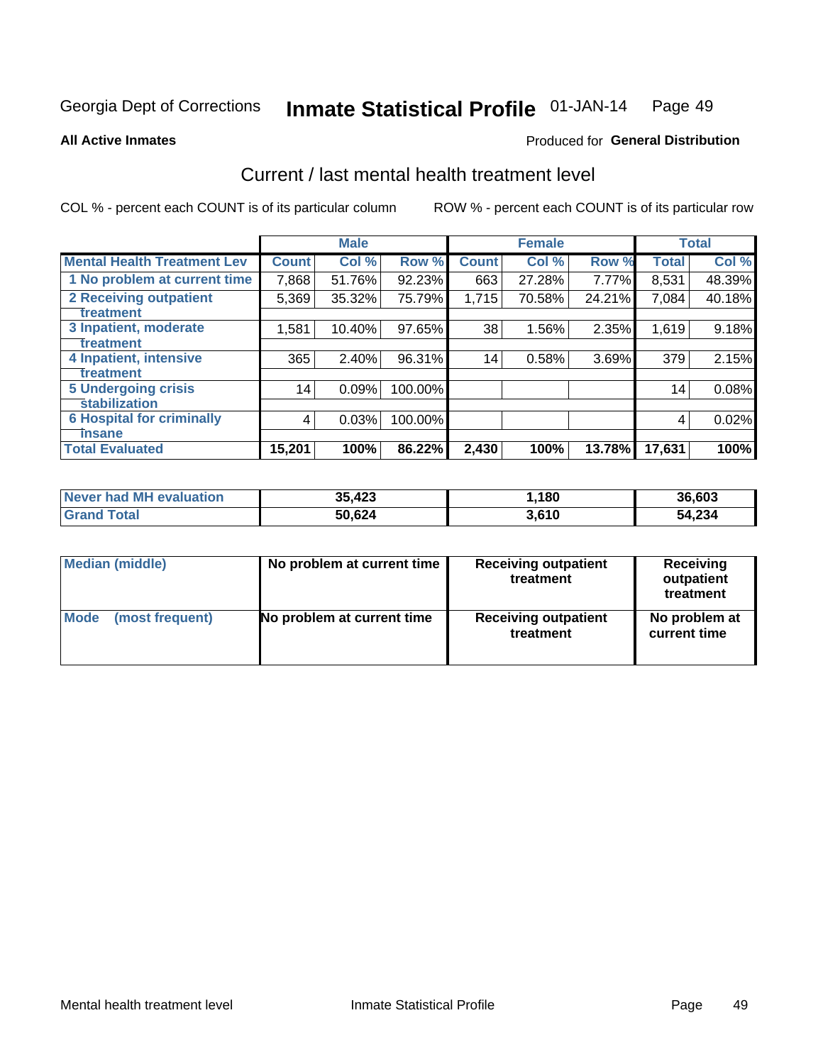Georgia Dept of Corrections **Inmate Statistical Profile** 01-JAN-14

**All Active Inmates**

Produced for **General Distribution**

## Current / last mental health treatment level

COL % - percent each COUNT is of its particular column

ROW % - percent each COUNT is of its particular row

| | Male | | | Female | | | Total | |
|---|---|---|---|---|---|---|---|---|
| **Mental Health Treatment Lev** | **Count** | **Col %** | **Row %** | **Count** | **Col %** | **Row %** | **Total** | **Col %** |
| 1 No problem at current time | 7,868 | 51.76% | 92.23% | 663 | 27.28% | 7.77% | 8,531 | 48.39% |
| 2 Receiving outpatient treatment | 5,369 | 35.32% | 75.79% | 1,715 | 70.58% | 24.21% | 7,084 | 40.18% |
| 3 Inpatient, moderate treatment | 1,581 | 10.40% | 97.65% | 38 | 1.56% | 2.35% | 1,619 | 9.18% |
| 4 Inpatient, intensive treatment | 365 | 2.40% | 96.31% | 14 | 0.58% | 3.69% | 379 | 2.15% |
| 5 Undergoing crisis stabilization | 14 | 0.09% | 100.00% | | | | 14 | 0.08% |
| 6 Hospital for criminally insane | 4 | 0.03% | 100.00% | | | | 4 | 0.02% |
| **Total Evaluated** | **15,201** | **100%** | **86.22%** | **2,430** | **100%** | **13.78%** | **17,631** | **100%** |

| | Male | Female | Total |
|---|---|---|---|
| **Never had MH evaluation** | **35,423** | **1,180** | **36,603** |
| **Grand Total** | **50,624** | **3,610** | **54,234** |

| | Male | Female | Total |
|---|---|---|---|
| **Median (middle)** | **No problem at current time** | **Receiving outpatient treatment** | **Receiving outpatient treatment** |
| **Mode (most frequent)** | **No problem at current time** | **Receiving outpatient treatment** | **No problem at current time** |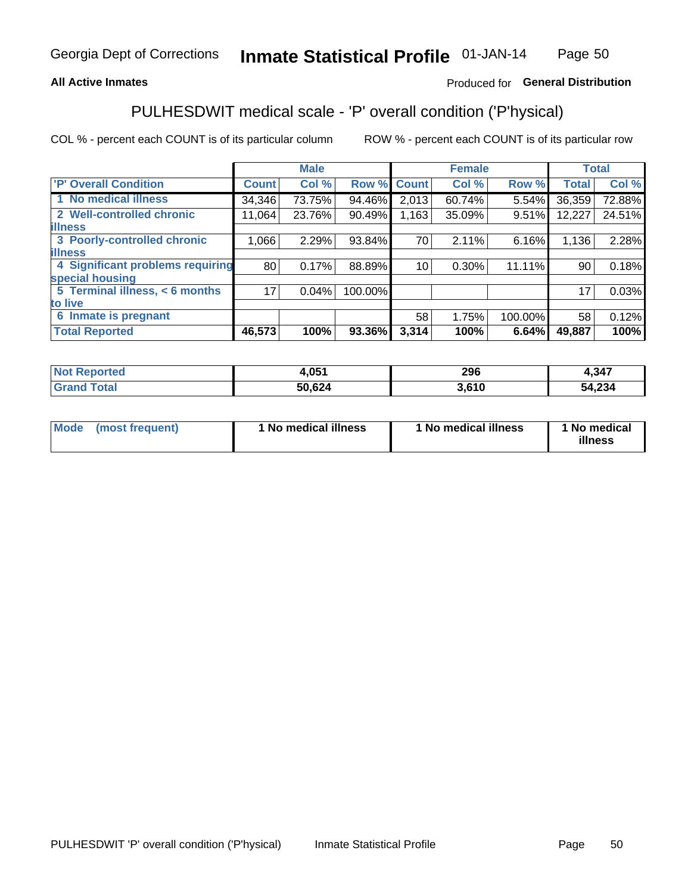Georgia Dept of Corrections **Inmate Statistical Profile** 01-JAN-14

**All Active Inmates**

Produced for **General Distribution**

## PULHESDWIT medical scale - 'P' overall condition ('P'hysical)

COL % - percent each COUNT is of its particular column

ROW % - percent each COUNT is of its particular row

| | Male | | | Female | | | Total | |
|---|---|---|---|---|---|---|---|---|
| 'P' Overall Condition | Count | Col % | Row % | Count | Col % | Row % | Total | Col % |
| 1 No medical illness | 34,346 | 73.75% | 94.46% | 2,013 | 60.74% | 5.54% | 36,359 | 72.88% |
| 2 Well-controlled chronic illness | 11,064 | 23.76% | 90.49% | 1,163 | 35.09% | 9.51% | 12,227 | 24.51% |
| 3 Poorly-controlled chronic illness | 1,066 | 2.29% | 93.84% | 70 | 2.11% | 6.16% | 1,136 | 2.28% |
| 4 Significant problems requiring special housing | 80 | 0.17% | 88.89% | 10 | 0.30% | 11.11% | 90 | 0.18% |
| 5 Terminal illness, < 6 months to live | 17 | 0.04% | 100.00% | | | | 17 | 0.03% |
| 6 Inmate is pregnant | | | | 58 | 1.75% | 100.00% | 58 | 0.12% |
| **Total Reported** | **46,573** | **100%** | **93.36%** | **3,314** | **100%** | **6.64%** | **49,887** | **100%** |

| | Male | Female | Total |
|---|---|---|---|
| Not Reported | 4,051 | 296 | 4,347 |
| Grand Total | 50,624 | 3,610 | 54,234 |

| | Male | Female | Total |
|---|---|---|---|
| Mode (most frequent) | 1 No medical illness | 1 No medical illness | 1 No medical illness |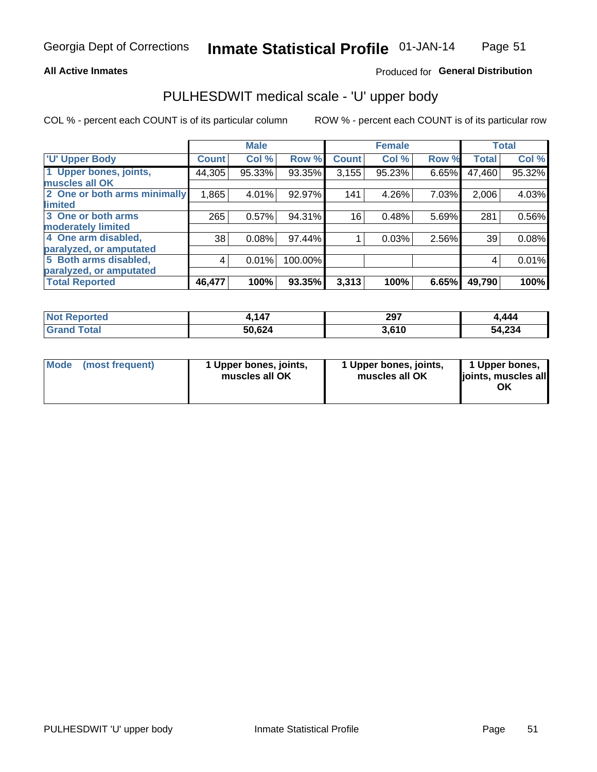Georgia Dept of Corrections **Inmate Statistical Profile** 01-JAN-14

**All Active Inmates**

Produced for **General Distribution**

## PULHESDWIT medical scale - 'U' upper body

COL % - percent each COUNT is of its particular column

ROW % - percent each COUNT is of its particular row

| | Male | | | Female | | | Total | |
|---|---|---|---|---|---|---|---|---|
| 'U' Upper Body | Count | Col % | Row % | Count | Col % | Row % | Total | Col % |
| 1 Upper bones, joints, muscles all OK | 44,305 | 95.33% | 93.35% | 3,155 | 95.23% | 6.65% | 47,460 | 95.32% |
| 2 One or both arms minimally limited | 1,865 | 4.01% | 92.97% | 141 | 4.26% | 7.03% | 2,006 | 4.03% |
| 3 One or both arms moderately limited | 265 | 0.57% | 94.31% | 16 | 0.48% | 5.69% | 281 | 0.56% |
| 4 One arm disabled, paralyzed, or amputated | 38 | 0.08% | 97.44% | 1 | 0.03% | 2.56% | 39 | 0.08% |
| 5 Both arms disabled, paralyzed, or amputated | 4 | 0.01% | 100.00% | | | | 4 | 0.01% |
| **Total Reported** | **46,477** | **100%** | **93.35%** | **3,313** | **100%** | **6.65%** | **49,790** | **100%** |

| | Male | Female | Total |
|---|---|---|---|
| Not Reported | 4,147 | 297 | 4,444 |
| Grand Total | 50,624 | 3,610 | 54,234 |

| | Male | Female | Total |
|---|---|---|---|
| Mode (most frequent) | 1 Upper bones, joints, muscles all OK | 1 Upper bones, joints, muscles all OK | 1 Upper bones, joints, muscles all OK |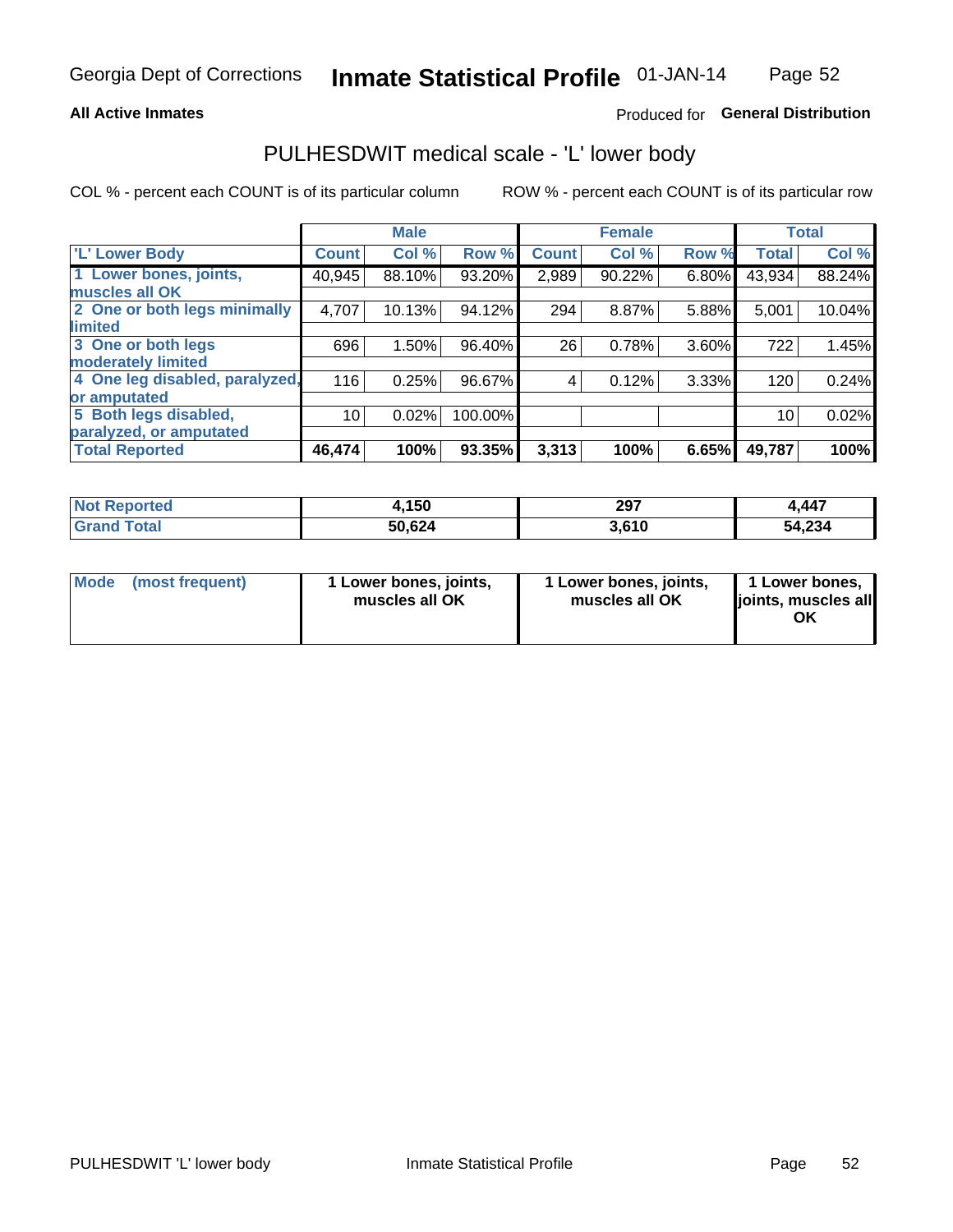Georgia Dept of Corrections **Inmate Statistical Profile** 01-JAN-14

**All Active Inmates**

Produced for **General Distribution**

## PULHESDWIT medical scale - 'L' lower body

COL % - percent each COUNT is of its particular column

ROW % - percent each COUNT is of its particular row

| | Male | | | Female | | | Total | |
|---|---|---|---|---|---|---|---|---|
| 'L' Lower Body | Count | Col % | Row % | Count | Col % | Row % | Total | Col % |
| 1 Lower bones, joints, muscles all OK | 40,945 | 88.10% | 93.20% | 2,989 | 90.22% | 6.80% | 43,934 | 88.24% |
| 2 One or both legs minimally limited | 4,707 | 10.13% | 94.12% | 294 | 8.87% | 5.88% | 5,001 | 10.04% |
| 3 One or both legs moderately limited | 696 | 1.50% | 96.40% | 26 | 0.78% | 3.60% | 722 | 1.45% |
| 4 One leg disabled, paralyzed, or amputated | 116 | 0.25% | 96.67% | 4 | 0.12% | 3.33% | 120 | 0.24% |
| 5 Both legs disabled, paralyzed, or amputated | 10 | 0.02% | 100.00% | | | | 10 | 0.02% |
| **Total Reported** | **46,474** | **100%** | **93.35%** | **3,313** | **100%** | **6.65%** | **49,787** | **100%** |

| | Male | Female | Total |
|---|---|---|---|
| Not Reported | 4,150 | 297 | 4,447 |
| Grand Total | 50,624 | 3,610 | 54,234 |

| | Male | Female | Total |
|---|---|---|---|
| Mode (most frequent) | 1 Lower bones, joints, muscles all OK | 1 Lower bones, joints, muscles all OK | 1 Lower bones, joints, muscles all OK |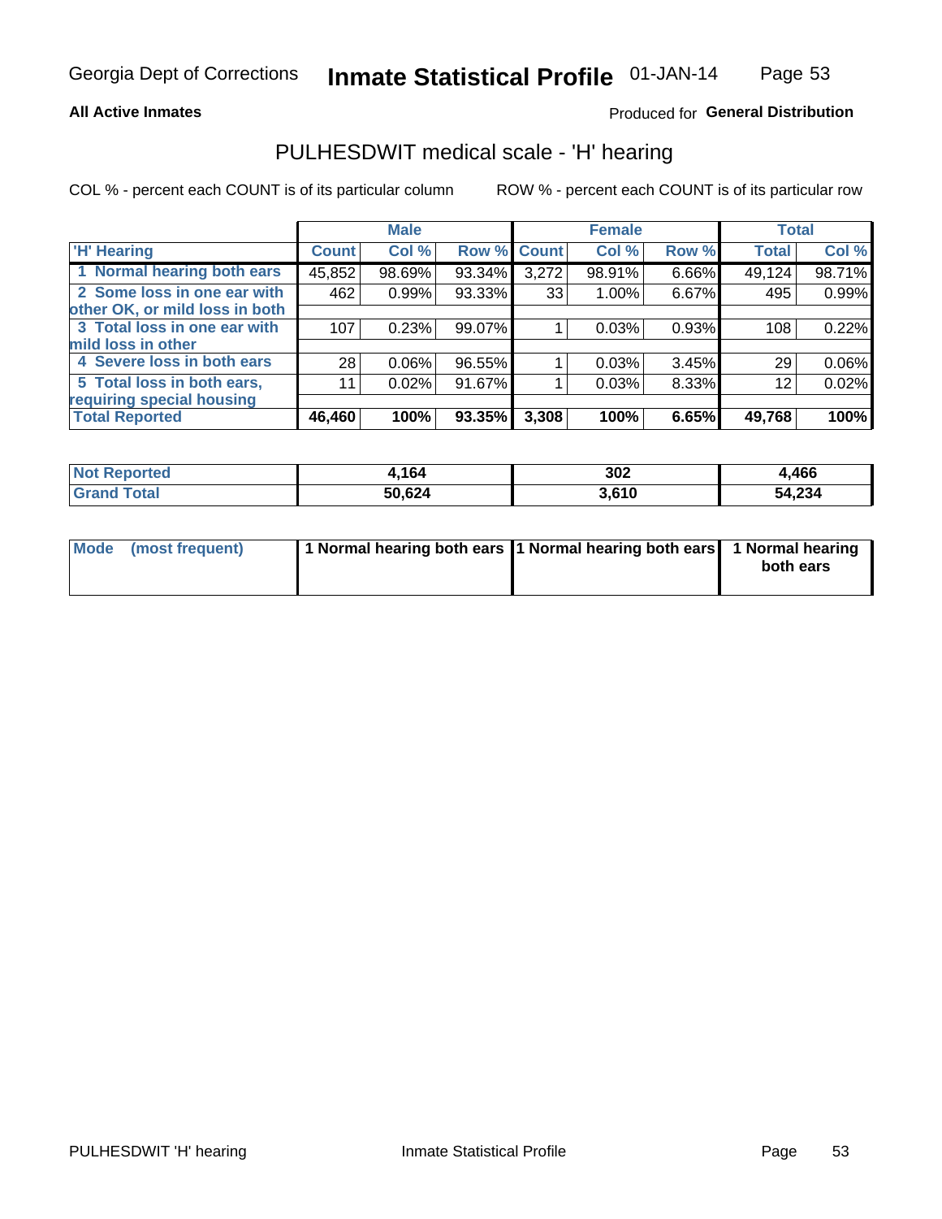Georgia Dept of Corrections **Inmate Statistical Profile** 01-JAN-14

**All Active Inmates**

Produced for **General Distribution**

## PULHESDWIT medical scale - 'H' hearing

COL % - percent each COUNT is of its particular column

ROW % - percent each COUNT is of its particular row

| | Male | | | Female | | | Total | |
|---|---|---|---|---|---|---|---|---|
| 'H' Hearing | Count | Col % | Row % | Count | Col % | Row % | Total | Col % |
| 1 Normal hearing both ears | 45,852 | 98.69% | 93.34% | 3,272 | 98.91% | 6.66% | 49,124 | 98.71% |
| 2 Some loss in one ear with other OK, or mild loss in both | 462 | 0.99% | 93.33% | 33 | 1.00% | 6.67% | 495 | 0.99% |
| 3 Total loss in one ear with mild loss in other | 107 | 0.23% | 99.07% | 1 | 0.03% | 0.93% | 108 | 0.22% |
| 4 Severe loss in both ears | 28 | 0.06% | 96.55% | 1 | 0.03% | 3.45% | 29 | 0.06% |
| 5 Total loss in both ears, requiring special housing | 11 | 0.02% | 91.67% | 1 | 0.03% | 8.33% | 12 | 0.02% |
| **Total Reported** | **46,460** | **100%** | **93.35%** | **3,308** | **100%** | **6.65%** | **49,768** | **100%** |

| | Male | Female | Total |
|---|---|---|---|
| **Not Reported** | **4,164** | **302** | **4,466** |
| **Grand Total** | **50,624** | **3,610** | **54,234** |

| | Male | Female | Total |
|---|---|---|---|
| **Mode (most frequent)** | **1 Normal hearing both ears** | **1 Normal hearing both ears** | **1 Normal hearing both ears** |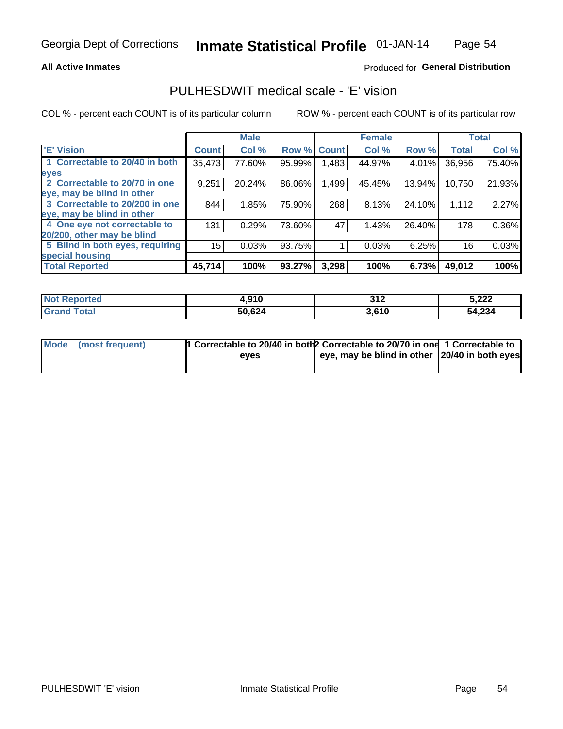Georgia Dept of Corrections **Inmate Statistical Profile** 01-JAN-14

**All Active Inmates**

Produced for **General Distribution**

## PULHESDWIT medical scale - 'E' vision

COL % - percent each COUNT is of its particular column    ROW % - percent each COUNT is of its particular row

| 'E' Vision | Male | | | Female | | | Total | |
|---|---|---|---|---|---|---|---|---|
| | Count | Col % | Row % | Count | Col % | Row % | Total | Col % |
| 1 Correctable to 20/40 in both eyes | 35,473 | 77.60% | 95.99% | 1,483 | 44.97% | 4.01% | 36,956 | 75.40% |
| 2 Correctable to 20/70 in one eye, may be blind in other | 9,251 | 20.24% | 86.06% | 1,499 | 45.45% | 13.94% | 10,750 | 21.93% |
| 3 Correctable to 20/200 in one eye, may be blind in other | 844 | 1.85% | 75.90% | 268 | 8.13% | 24.10% | 1,112 | 2.27% |
| 4 One eye not correctable to 20/200, other may be blind | 131 | 0.29% | 73.60% | 47 | 1.43% | 26.40% | 178 | 0.36% |
| 5 Blind in both eyes, requiring special housing | 15 | 0.03% | 93.75% | 1 | 0.03% | 6.25% | 16 | 0.03% |
| **Total Reported** | **45,714** | **100%** | **93.27%** | **3,298** | **100%** | **6.73%** | **49,012** | **100%** |

| | Male | Female | Total |
|---|---|---|---|
| **Not Reported** | **4,910** | **312** | **5,222** |
| **Grand Total** | **50,624** | **3,610** | **54,234** |

| | Male | Female | Total |
|---|---|---|---|
| **Mode (most frequent)** | **1 Correctable to 20/40 in both eyes** | **2 Correctable to 20/70 in one eye, may be blind in other** | **1 Correctable to 20/40 in both eyes** |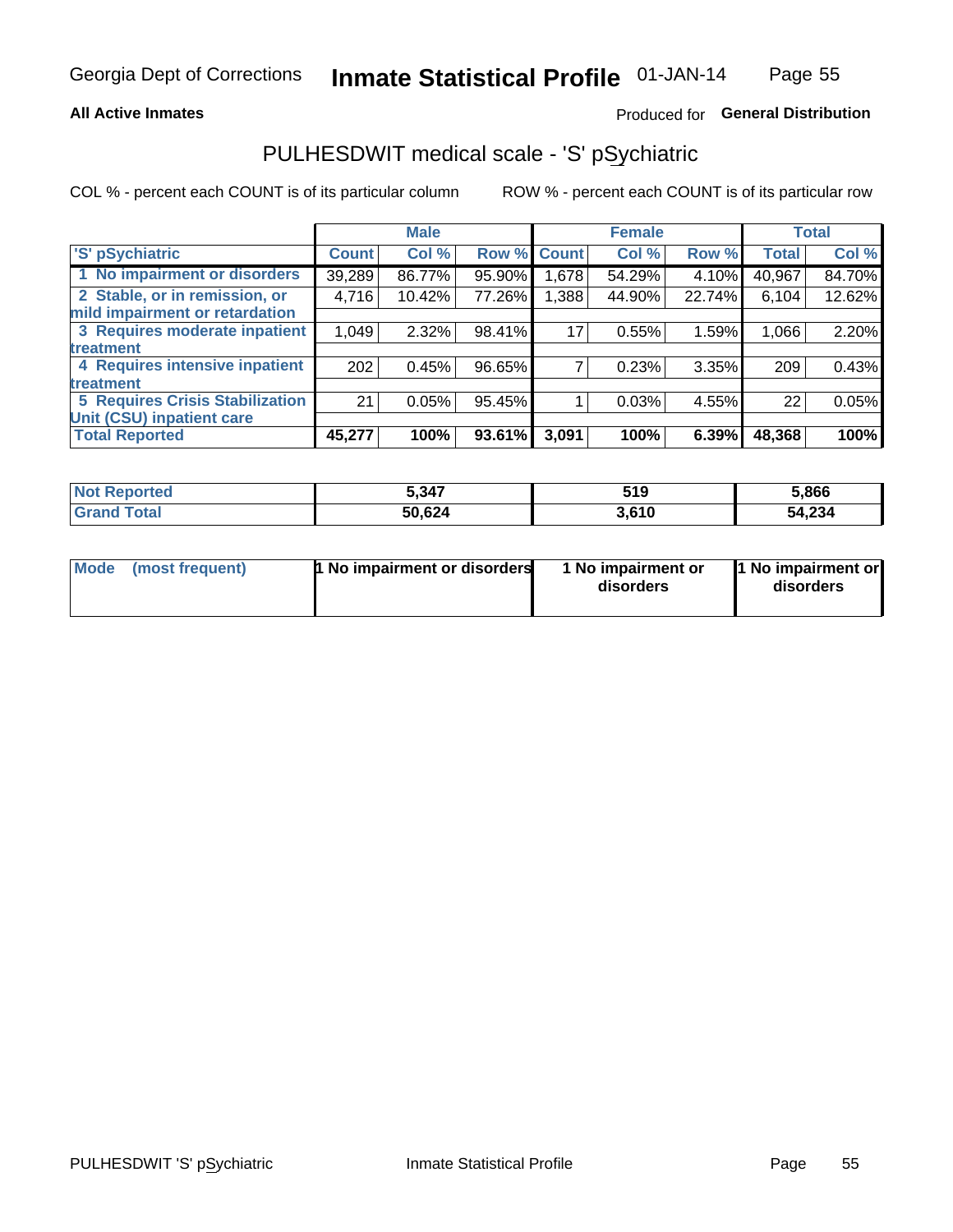Georgia Dept of Corrections **Inmate Statistical Profile** 01-JAN-14

**All Active Inmates**

Produced for **General Distribution**

## PULHESDWIT medical scale - 'S' pSychiatric

COL % - percent each COUNT is of its particular column

ROW % - percent each COUNT is of its particular row

| | Male | | | Female | | | Total | |
|---|---|---|---|---|---|---|---|---|
| 'S' pSychiatric | Count | Col % | Row % | Count | Col % | Row % | Total | Col % |
| 1 No impairment or disorders | 39,289 | 86.77% | 95.90% | 1,678 | 54.29% | 4.10% | 40,967 | 84.70% |
| 2 Stable, or in remission, or mild impairment or retardation | 4,716 | 10.42% | 77.26% | 1,388 | 44.90% | 22.74% | 6,104 | 12.62% |
| 3 Requires moderate inpatient treatment | 1,049 | 2.32% | 98.41% | 17 | 0.55% | 1.59% | 1,066 | 2.20% |
| 4 Requires intensive inpatient treatment | 202 | 0.45% | 96.65% | 7 | 0.23% | 3.35% | 209 | 0.43% |
| 5 Requires Crisis Stabilization Unit (CSU) inpatient care | 21 | 0.05% | 95.45% | 1 | 0.03% | 4.55% | 22 | 0.05% |
| **Total Reported** | **45,277** | **100%** | **93.61%** | **3,091** | **100%** | **6.39%** | **48,368** | **100%** |

| | Male | Female | Total |
|---|---|---|---|
| Not Reported | 5,347 | 519 | 5,866 |
| Grand Total | 50,624 | 3,610 | 54,234 |

| | Male | Female | Total |
|---|---|---|---|
| Mode (most frequent) | 1 No impairment or disorders | 1 No impairment or disorders | 1 No impairment or disorders |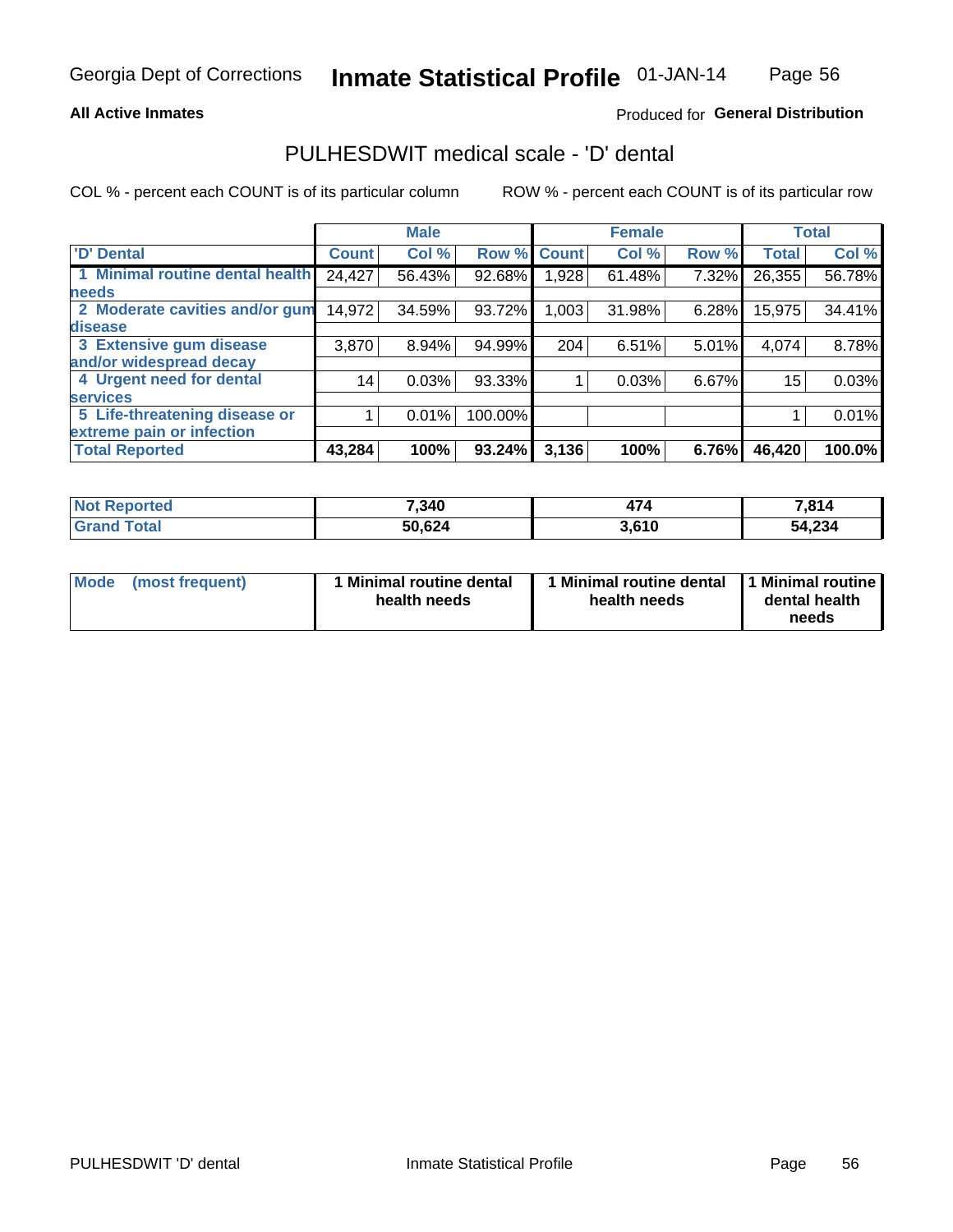Georgia Dept of Corrections **Inmate Statistical Profile** 01-JAN-14

**All Active Inmates**

Produced for **General Distribution**

## PULHESDWIT medical scale - 'D' dental

COL % - percent each COUNT is of its particular column

ROW % - percent each COUNT is of its particular row

| | Male | | | Female | | | Total | |
|---|---|---|---|---|---|---|---|---|
| 'D' Dental | Count | Col % | Row % | Count | Col % | Row % | Total | Col % |
| 1 Minimal routine dental health needs | 24,427 | 56.43% | 92.68% | 1,928 | 61.48% | 7.32% | 26,355 | 56.78% |
| 2 Moderate cavities and/or gum disease | 14,972 | 34.59% | 93.72% | 1,003 | 31.98% | 6.28% | 15,975 | 34.41% |
| 3 Extensive gum disease and/or widespread decay | 3,870 | 8.94% | 94.99% | 204 | 6.51% | 5.01% | 4,074 | 8.78% |
| 4 Urgent need for dental services | 14 | 0.03% | 93.33% | 1 | 0.03% | 6.67% | 15 | 0.03% |
| 5 Life-threatening disease or extreme pain or infection | 1 | 0.01% | 100.00% | | | | 1 | 0.01% |
| **Total Reported** | **43,284** | **100%** | **93.24%** | **3,136** | **100%** | **6.76%** | **46,420** | **100.0%** |

| | Male | Female | Total |
|---|---|---|---|
| **Not Reported** | **7,340** | **474** | **7,814** |
| **Grand Total** | **50,624** | **3,610** | **54,234** |

| | Male | Female | Total |
|---|---|---|---|
| **Mode (most frequent)** | **1 Minimal routine dental health needs** | **1 Minimal routine dental health needs** | **1 Minimal routine dental health needs** |

PULHESDWIT 'D' dental

Inmate Statistical Profile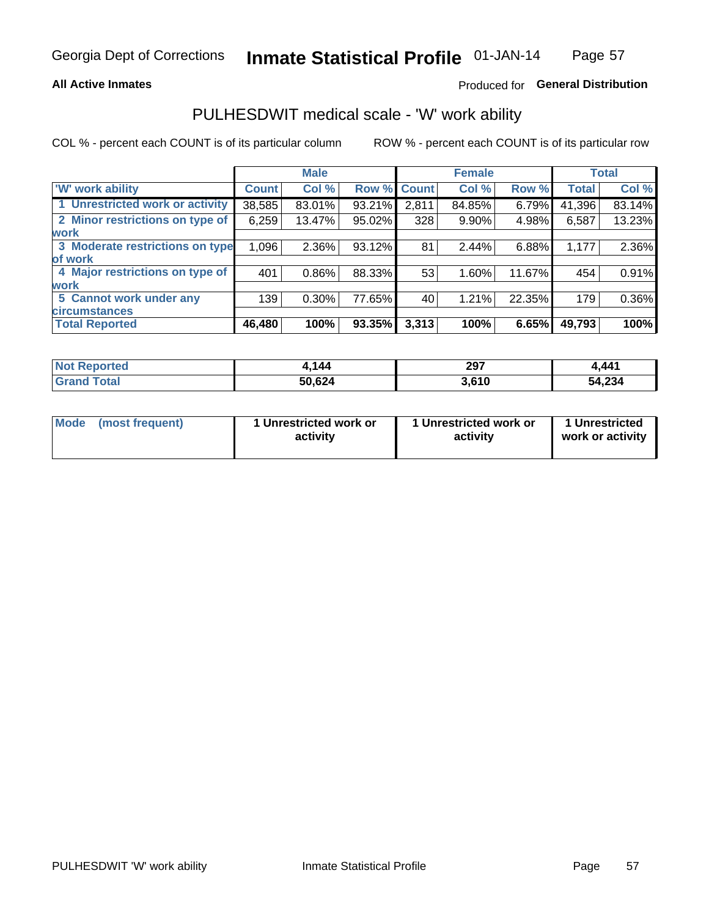Georgia Dept of Corrections **Inmate Statistical Profile** 01-JAN-14

**All Active Inmates**

Produced for **General Distribution**

## PULHESDWIT medical scale - 'W' work ability

COL % - percent each COUNT is of its particular column ROW % - percent each COUNT is of its particular row

| | Male | | | Female | | | Total | |
|---|---|---|---|---|---|---|---|---|
| 'W' work ability | Count | Col % | Row % | Count | Col % | Row % | Total | Col % |
| 1 Unrestricted work or activity | 38,585 | 83.01% | 93.21% | 2,811 | 84.85% | 6.79% | 41,396 | 83.14% |
| 2 Minor restrictions on type of work | 6,259 | 13.47% | 95.02% | 328 | 9.90% | 4.98% | 6,587 | 13.23% |
| 3 Moderate restrictions on type of work | 1,096 | 2.36% | 93.12% | 81 | 2.44% | 6.88% | 1,177 | 2.36% |
| 4 Major restrictions on type of work | 401 | 0.86% | 88.33% | 53 | 1.60% | 11.67% | 454 | 0.91% |
| 5 Cannot work under any circumstances | 139 | 0.30% | 77.65% | 40 | 1.21% | 22.35% | 179 | 0.36% |
| **Total Reported** | **46,480** | **100%** | **93.35%** | **3,313** | **100%** | **6.65%** | **49,793** | **100%** |

| | Male | Female | Total |
|---|---|---|---|
| Not Reported | 4,144 | 297 | 4,441 |
| Grand Total | 50,624 | 3,610 | 54,234 |

| | Male | Female | Total |
|---|---|---|---|
| Mode (most frequent) | 1 Unrestricted work or activity | 1 Unrestricted work or activity | 1 Unrestricted work or activity |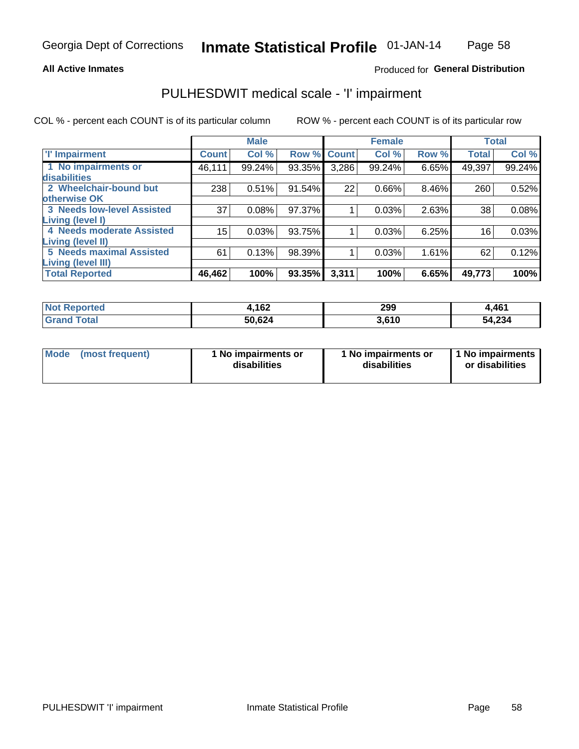**All Active Inmates**

Produced for **General Distribution**

# PULHESDWIT medical scale - 'I' impairment

COL % - percent each COUNT is of its particular column

ROW % - percent each COUNT is of its particular row

| | Male | | | Female | | | Total | |
|---|---|---|---|---|---|---|---|---|
| 'I' Impairment | Count | Col % | Row % | Count | Col % | Row % | Total | Col % |
| 1 No impairments or disabilities | 46,111 | 99.24% | 93.35% | 3,286 | 99.24% | 6.65% | 49,397 | 99.24% |
| 2 Wheelchair-bound but otherwise OK | 238 | 0.51% | 91.54% | 22 | 0.66% | 8.46% | 260 | 0.52% |
| 3 Needs low-level Assisted Living (level I) | 37 | 0.08% | 97.37% | 1 | 0.03% | 2.63% | 38 | 0.08% |
| 4 Needs moderate Assisted Living (level II) | 15 | 0.03% | 93.75% | 1 | 0.03% | 6.25% | 16 | 0.03% |
| 5 Needs maximal Assisted Living (level III) | 61 | 0.13% | 98.39% | 1 | 0.03% | 1.61% | 62 | 0.12% |
| **Total Reported** | **46,462** | **100%** | **93.35%** | **3,311** | **100%** | **6.65%** | **49,773** | **100%** |

| | Male | Female | Total |
|---|---|---|---|
| Not Reported | 4,162 | 299 | 4,461 |
| Grand Total | 50,624 | 3,610 | 54,234 |

| | Male | Female | Total |
|---|---|---|---|
| Mode (most frequent) | 1 No impairments or disabilities | 1 No impairments or disabilities | 1 No impairments or disabilities |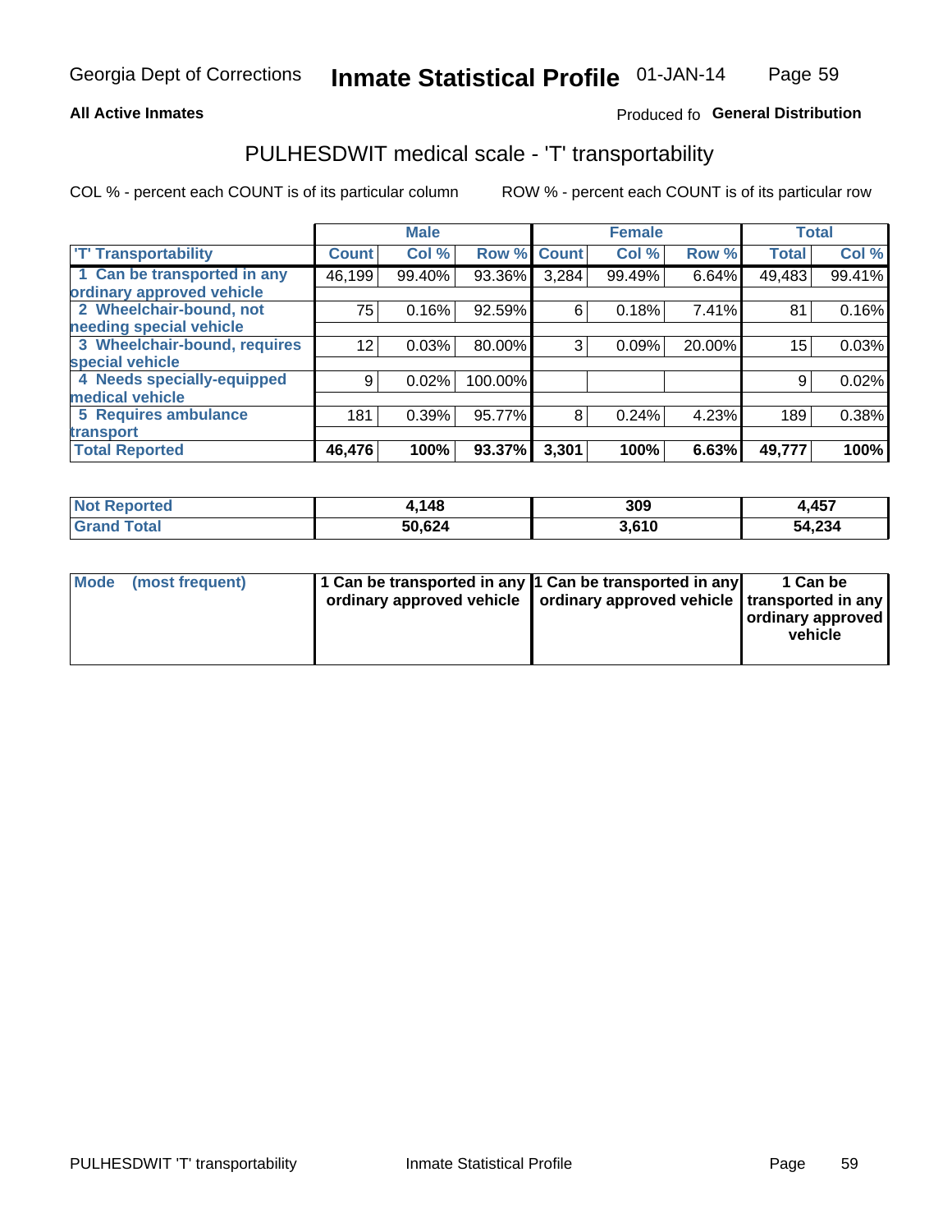Georgia Dept of Corrections **Inmate Statistical Profile** 01-JAN-14

**All Active Inmates** Produced fo **General Distribution**

## PULHESDWIT medical scale - 'T' transportability

COL % - percent each COUNT is of its particular column ROW % - percent each COUNT is of its particular row

| | Male | | | Female | | | Total | |
|---|---|---|---|---|---|---|---|---|
| 'T' Transportability | Count | Col % | Row % | Count | Col % | Row % | Total | Col % |
| 1 Can be transported in any ordinary approved vehicle | 46,199 | 99.40% | 93.36% | 3,284 | 99.49% | 6.64% | 49,483 | 99.41% |
| 2 Wheelchair-bound, not needing special vehicle | 75 | 0.16% | 92.59% | 6 | 0.18% | 7.41% | 81 | 0.16% |
| 3 Wheelchair-bound, requires special vehicle | 12 | 0.03% | 80.00% | 3 | 0.09% | 20.00% | 15 | 0.03% |
| 4 Needs specially-equipped medical vehicle | 9 | 0.02% | 100.00% | | | | 9 | 0.02% |
| 5 Requires ambulance transport | 181 | 0.39% | 95.77% | 8 | 0.24% | 4.23% | 189 | 0.38% |
| **Total Reported** | **46,476** | **100%** | **93.37%** | **3,301** | **100%** | **6.63%** | **49,777** | **100%** |

| | Male | Female | Total |
|---|---|---|---|
| **Not Reported** | **4,148** | **309** | **4,457** |
| **Grand Total** | **50,624** | **3,610** | **54,234** |

| | Male | Female | Total |
|---|---|---|---|
| **Mode (most frequent)** | **1 Can be transported in any ordinary approved vehicle** | **1 Can be transported in any ordinary approved vehicle** | **1 Can be transported in any ordinary approved vehicle** |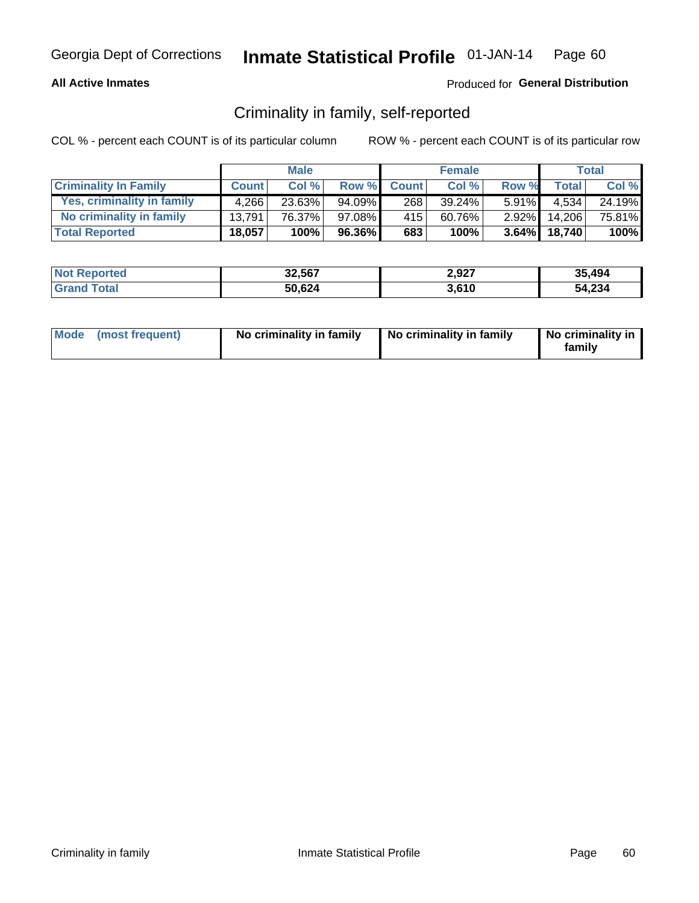Georgia Dept of Corrections **Inmate Statistical Profile** 01-JAN-14

**All Active Inmates**

Produced for **General Distribution**

## Criminality in family, self-reported

COL % - percent each COUNT is of its particular column

ROW % - percent each COUNT is of its particular row

| | Male | | | Female | | | Total | |
|---|---|---|---|---|---|---|---|---|
| **Criminality In Family** | **Count** | **Col %** | **Row %** | **Count** | **Col %** | **Row %** | **Total** | **Col %** |
| **Yes, criminality in family** | 4,266 | 23.63% | 94.09% | 268 | 39.24% | 5.91% | 4,534 | 24.19% |
| **No criminality in family** | 13,791 | 76.37% | 97.08% | 415 | 60.76% | 2.92% | 14,206 | 75.81% |
| **Total Reported** | **18,057** | **100%** | **96.36%** | **683** | **100%** | **3.64%** | **18,740** | **100%** |

| | Male | Female | Total |
|---|---|---|---|
| **Not Reported** | **32,567** | **2,927** | **35,494** |
| **Grand Total** | **50,624** | **3,610** | **54,234** |

| | Male | Female | Total |
|---|---|---|---|
| **Mode (most frequent)** | **No criminality in family** | **No criminality in family** | **No criminality in family** |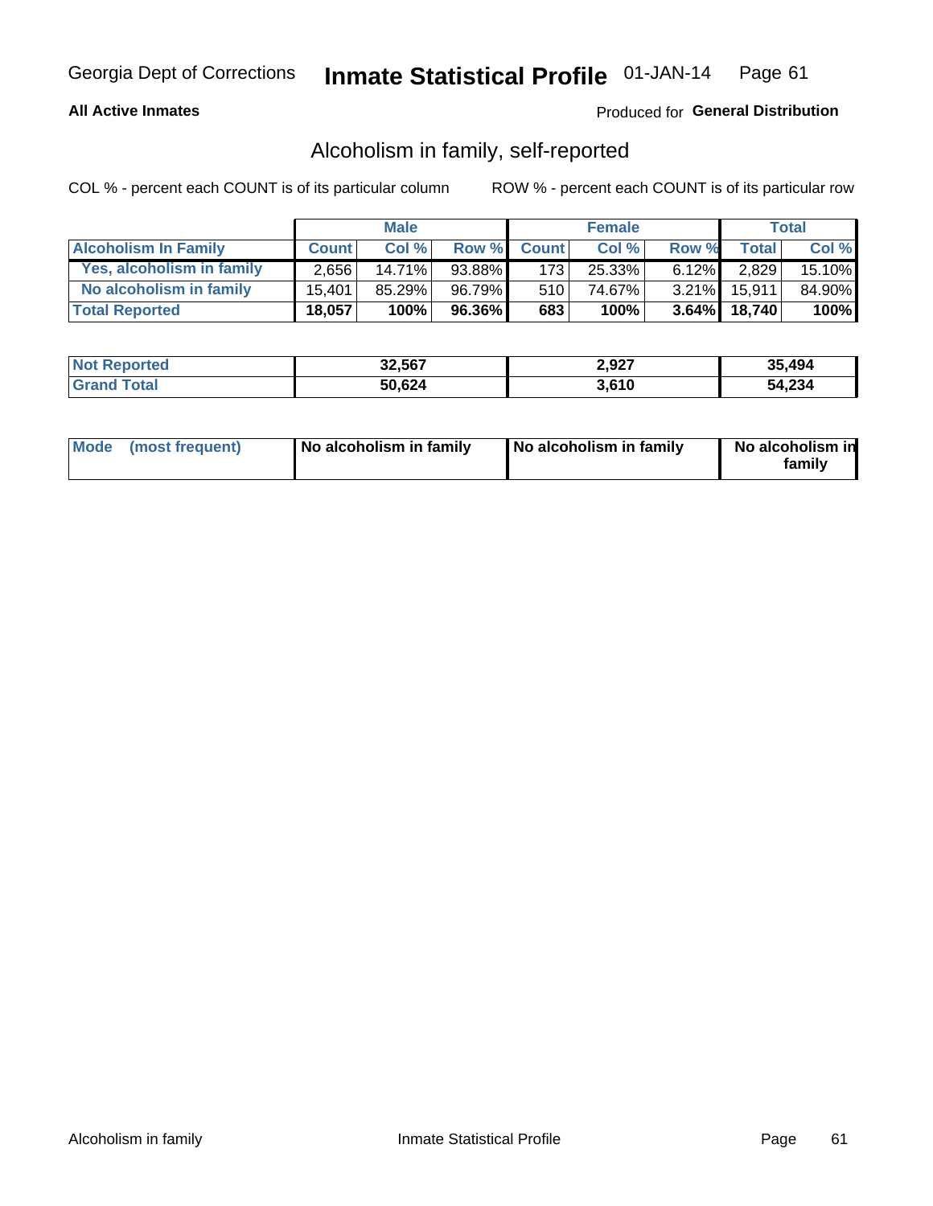Georgia Dept of Corrections **Inmate Statistical Profile** 01-JAN-14

**All Active Inmates**

Produced for **General Distribution**

## Alcoholism in family, self-reported

COL % - percent each COUNT is of its particular column

ROW % - percent each COUNT is of its particular row

| | Male | | | Female | | | Total | |
|---|---|---|---|---|---|---|---|---|
| **Alcoholism In Family** | **Count** | **Col %** | **Row %** | **Count** | **Col %** | **Row %** | **Total** | **Col %** |
| **Yes, alcoholism in family** | 2,656 | 14.71% | 93.88% | 173 | 25.33% | 6.12% | 2,829 | 15.10% |
| **No alcoholism in family** | 15,401 | 85.29% | 96.79% | 510 | 74.67% | 3.21% | 15,911 | 84.90% |
| **Total Reported** | **18,057** | **100%** | **96.36%** | **683** | **100%** | **3.64%** | **18,740** | **100%** |

| | Male | Female | Total |
|---|---|---|---|
| **Not Reported** | **32,567** | **2,927** | **35,494** |
| **Grand Total** | **50,624** | **3,610** | **54,234** |

| | Male | Female | Total |
|---|---|---|---|
| **Mode (most frequent)** | **No alcoholism in family** | **No alcoholism in family** | **No alcoholism in family** |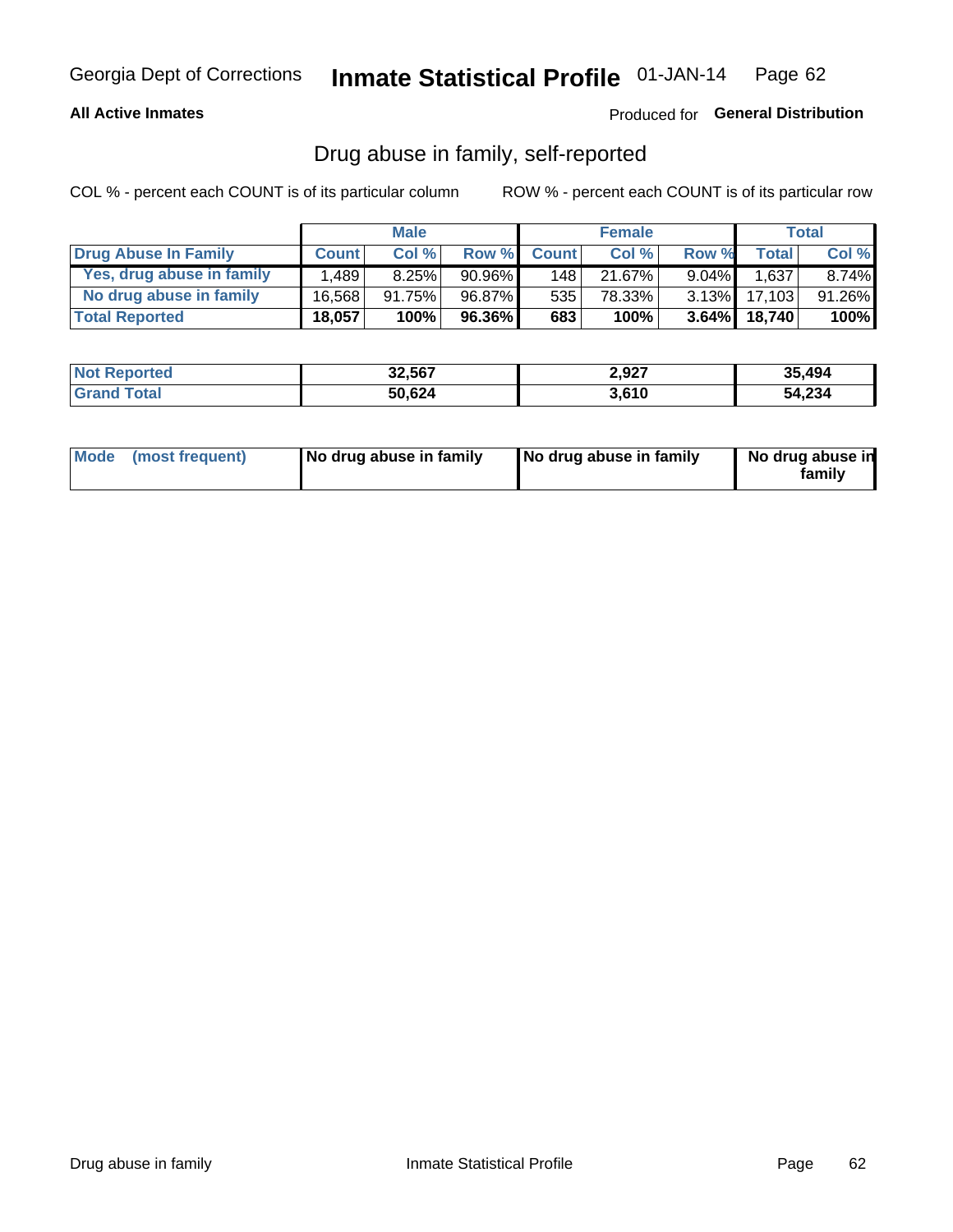Georgia Dept of Corrections **Inmate Statistical Profile** 01-JAN-14 Page 62

**All Active Inmates**

Produced for **General Distribution**

## Drug abuse in family, self-reported

COL % - percent each COUNT is of its particular column

ROW % - percent each COUNT is of its particular row

| | Male | | | Female | | | Total | |
|---|---|---|---|---|---|---|---|---|
| **Drug Abuse In Family** | **Count** | **Col %** | **Row %** | **Count** | **Col %** | **Row %** | **Total** | **Col %** |
| Yes, drug abuse in family | 1,489 | 8.25% | 90.96% | 148 | 21.67% | 9.04% | 1,637 | 8.74% |
| No drug abuse in family | 16,568 | 91.75% | 96.87% | 535 | 78.33% | 3.13% | 17,103 | 91.26% |
| **Total Reported** | **18,057** | **100%** | **96.36%** | **683** | **100%** | **3.64%** | **18,740** | **100%** |

| | Male | Female | Total |
|---|---|---|---|
| **Not Reported** | **32,567** | **2,927** | **35,494** |
| **Grand Total** | **50,624** | **3,610** | **54,234** |

| | Male | Female | Total |
|---|---|---|---|
| **Mode (most frequent)** | **No drug abuse in family** | **No drug abuse in family** | **No drug abuse in family** |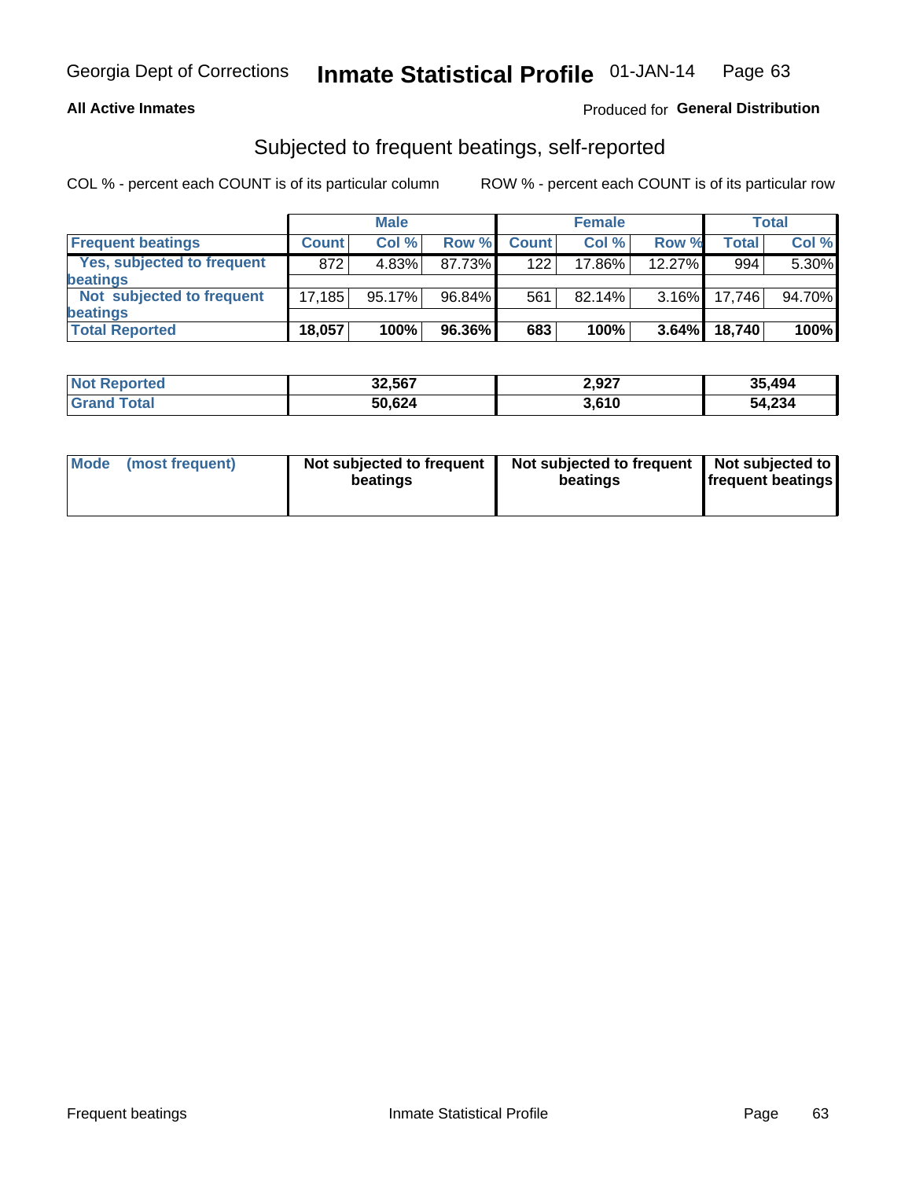Georgia Dept of Corrections **Inmate Statistical Profile** 01-JAN-14

**All Active Inmates**

Produced for **General Distribution**

## Subjected to frequent beatings, self-reported

COL % - percent each COUNT is of its particular column

ROW % - percent each COUNT is of its particular row

| | Male | | | Female | | | Total | |
|---|---|---|---|---|---|---|---|---|
| **Frequent beatings** | **Count** | **Col %** | **Row %** | **Count** | **Col %** | **Row %** | **Total** | **Col %** |
| **Yes, subjected to frequent beatings** | 872 | 4.83% | 87.73% | 122 | 17.86% | 12.27% | 994 | 5.30% |
| **Not subjected to frequent beatings** | 17,185 | 95.17% | 96.84% | 561 | 82.14% | 3.16% | 17,746 | 94.70% |
| **Total Reported** | **18,057** | **100%** | **96.36%** | **683** | **100%** | **3.64%** | **18,740** | **100%** |

| | Male | Female | Total |
|---|---|---|---|
| **Not Reported** | **32,567** | **2,927** | **35,494** |
| **Grand Total** | **50,624** | **3,610** | **54,234** |

| | Male | Female | Total |
|---|---|---|---|
| **Mode (most frequent)** | **Not subjected to frequent beatings** | **Not subjected to frequent beatings** | **Not subjected to frequent beatings** |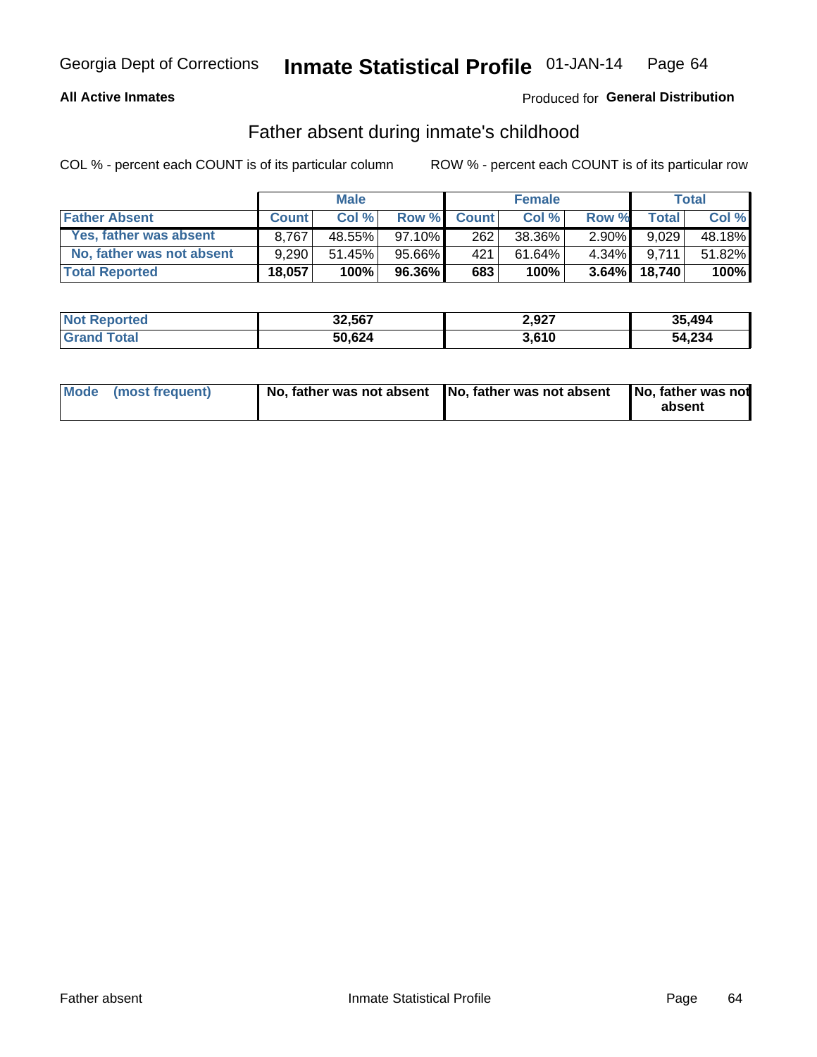Georgia Dept of Corrections **Inmate Statistical Profile** 01-JAN-14

**All Active Inmates**

Produced for **General Distribution**

## Father absent during inmate's childhood

COL % - percent each COUNT is of its particular column     ROW % - percent each COUNT is of its particular row

| | Male | | | Female | | | Total | |
|---|---|---|---|---|---|---|---|---|
| **Father Absent** | **Count** | **Col %** | **Row %** | **Count** | **Col %** | **Row %** | **Total** | **Col %** |
| Yes, father was absent | 8,767 | 48.55% | 97.10% | 262 | 38.36% | 2.90% | 9,029 | 48.18% |
| No, father was not absent | 9,290 | 51.45% | 95.66% | 421 | 61.64% | 4.34% | 9,711 | 51.82% |
| **Total Reported** | **18,057** | **100%** | **96.36%** | **683** | **100%** | **3.64%** | **18,740** | **100%** |

| | Male | Female | Total |
|---|---|---|---|
| **Not Reported** | **32,567** | **2,927** | **35,494** |
| **Grand Total** | **50,624** | **3,610** | **54,234** |

| | Male | Female | Total |
|---|---|---|---|
| **Mode (most frequent)** | **No, father was not absent** | **No, father was not absent** | **No, father was not absent** |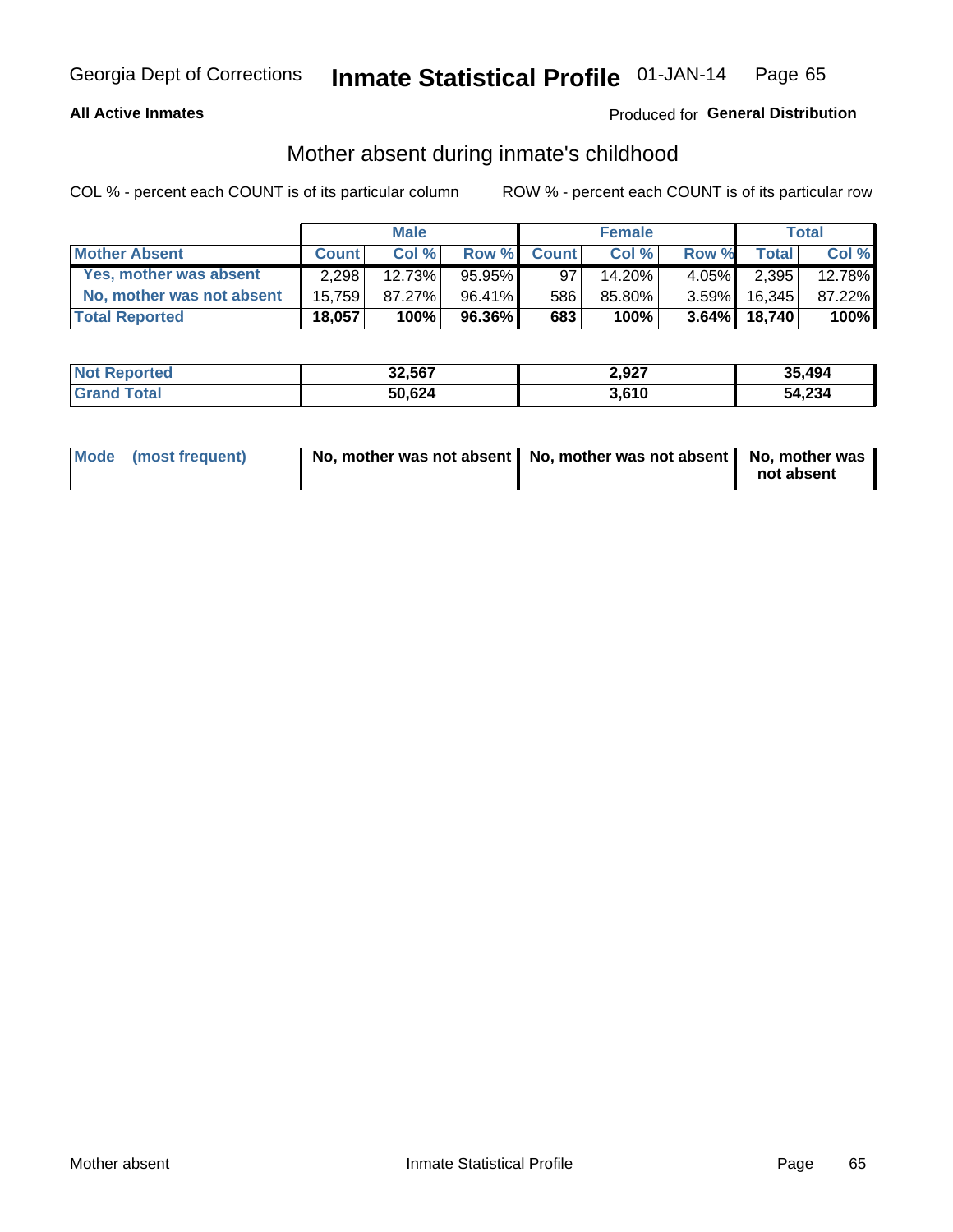Georgia Dept of Corrections **Inmate Statistical Profile** 01-JAN-14

**All Active Inmates**

Produced for **General Distribution**

## Mother absent during inmate's childhood

COL % - percent each COUNT is of its particular column

ROW % - percent each COUNT is of its particular row

| | Male | | | Female | | | Total | |
|---|---|---|---|---|---|---|---|---|
| **Mother Absent** | **Count** | **Col %** | **Row %** | **Count** | **Col %** | **Row %** | **Total** | **Col %** |
| **Yes, mother was absent** | 2,298 | 12.73% | 95.95% | 97 | 14.20% | 4.05% | 2,395 | 12.78% |
| **No, mother was not absent** | 15,759 | 87.27% | 96.41% | 586 | 85.80% | 3.59% | 16,345 | 87.22% |
| **Total Reported** | **18,057** | **100%** | **96.36%** | **683** | **100%** | **3.64%** | **18,740** | **100%** |

| | Male | Female | Total |
|---|---|---|---|
| **Not Reported** | **32,567** | **2,927** | **35,494** |
| **Grand Total** | **50,624** | **3,610** | **54,234** |

| | Male | Female | Total |
|---|---|---|---|
| **Mode (most frequent)** | **No, mother was not absent** | **No, mother was not absent** | **No, mother was not absent** |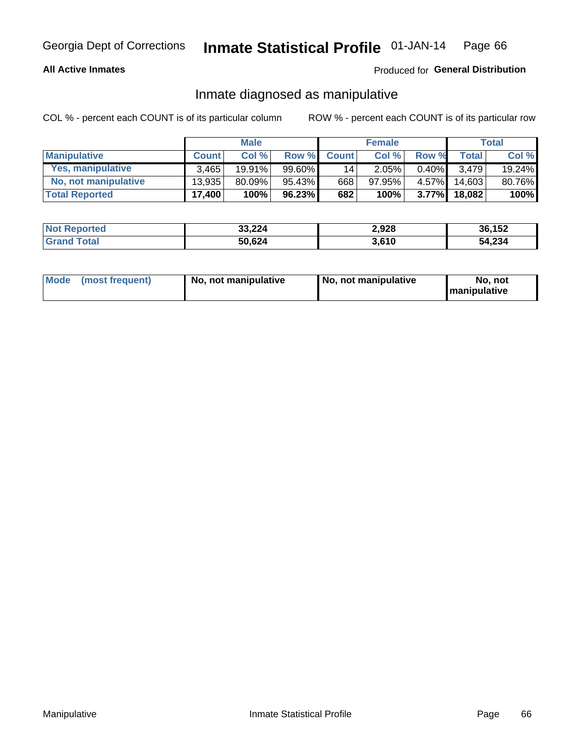Georgia Dept of Corrections **Inmate Statistical Profile** 01-JAN-14

**All Active Inmates**

Produced for **General Distribution**

## Inmate diagnosed as manipulative

COL % - percent each COUNT is of its particular column

ROW % - percent each COUNT is of its particular row

| | Male | | | Female | | | Total | |
|---|---|---|---|---|---|---|---|---|
| **Manipulative** | **Count** | **Col %** | **Row %** | **Count** | **Col %** | **Row %** | **Total** | **Col %** |
| **Yes, manipulative** | 3,465 | 19.91% | 99.60% | 14 | 2.05% | 0.40% | 3,479 | 19.24% |
| **No, not manipulative** | 13,935 | 80.09% | 95.43% | 668 | 97.95% | 4.57% | 14,603 | 80.76% |
| **Total Reported** | **17,400** | **100%** | **96.23%** | **682** | **100%** | **3.77%** | **18,082** | **100%** |

| | Male | Female | Total |
|---|---|---|---|
| **Not Reported** | **33,224** | **2,928** | **36,152** |
| **Grand Total** | **50,624** | **3,610** | **54,234** |

| | Male | Female | Total |
|---|---|---|---|
| **Mode (most frequent)** | **No, not manipulative** | **No, not manipulative** | **No, not manipulative** |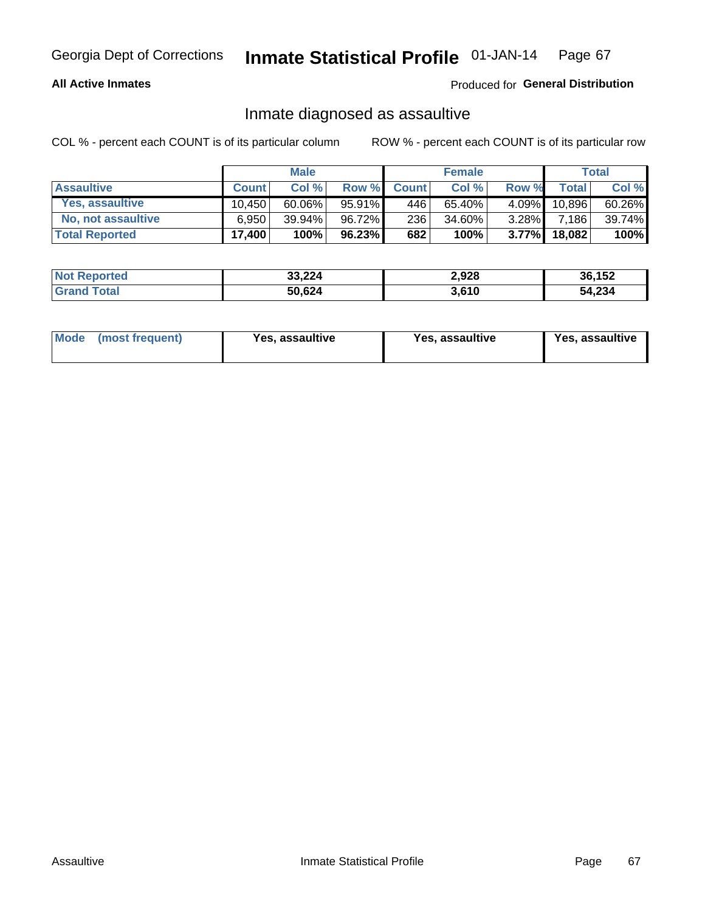Georgia Dept of Corrections **Inmate Statistical Profile** 01-JAN-14

**All Active Inmates**

Produced for **General Distribution**

## Inmate diagnosed as assaultive

COL % - percent each COUNT is of its particular column

ROW % - percent each COUNT is of its particular row

| | Male | | | Female | | | Total | |
|---|---|---|---|---|---|---|---|---|
| **Assaultive** | **Count** | **Col %** | **Row %** | **Count** | **Col %** | **Row %** | **Total** | **Col %** |
| **Yes, assaultive** | 10,450 | 60.06% | 95.91% | 446 | 65.40% | 4.09% | 10,896 | 60.26% |
| **No, not assaultive** | 6,950 | 39.94% | 96.72% | 236 | 34.60% | 3.28% | 7,186 | 39.74% |
| **Total Reported** | **17,400** | **100%** | **96.23%** | **682** | **100%** | **3.77%** | **18,082** | **100%** |

| | Male | Female | Total |
|---|---|---|---|
| **Not Reported** | 33,224 | 2,928 | 36,152 |
| **Grand Total** | 50,624 | 3,610 | 54,234 |

| | Male | Female | Total |
|---|---|---|---|
| **Mode (most frequent)** | Yes, assaultive | Yes, assaultive | Yes, assaultive |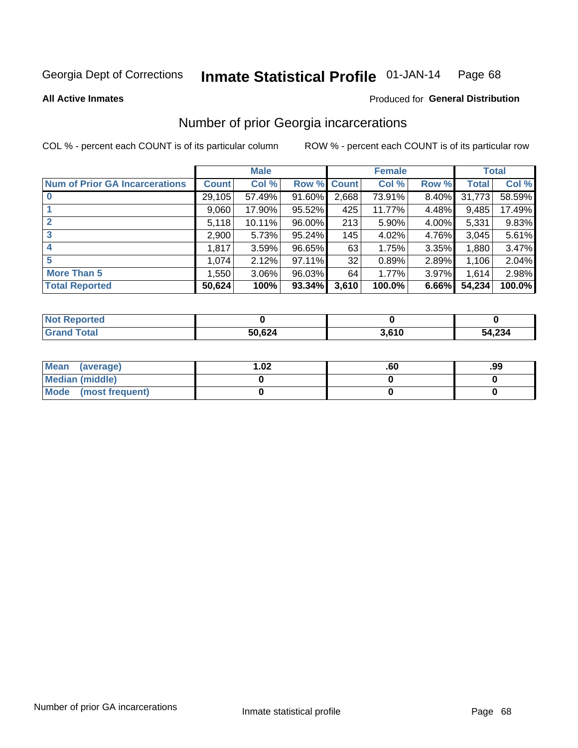Georgia Dept of Corrections **Inmate Statistical Profile** 01-JAN-14

**All Active Inmates**

Produced for **General Distribution**

## Number of prior Georgia incarcerations

COL % - percent each COUNT is of its particular column ROW % - percent each COUNT is of its particular row

| | Male | | | Female | | | Total | |
|---|---|---|---|---|---|---|---|---|
| **Num of Prior GA Incarcerations** | **Count** | **Col %** | **Row %** | **Count** | **Col %** | **Row %** | **Total** | **Col %** |
| **0** | 29,105 | 57.49% | 91.60% | 2,668 | 73.91% | 8.40% | 31,773 | 58.59% |
| **1** | 9,060 | 17.90% | 95.52% | 425 | 11.77% | 4.48% | 9,485 | 17.49% |
| **2** | 5,118 | 10.11% | 96.00% | 213 | 5.90% | 4.00% | 5,331 | 9.83% |
| **3** | 2,900 | 5.73% | 95.24% | 145 | 4.02% | 4.76% | 3,045 | 5.61% |
| **4** | 1,817 | 3.59% | 96.65% | 63 | 1.75% | 3.35% | 1,880 | 3.47% |
| **5** | 1,074 | 2.12% | 97.11% | 32 | 0.89% | 2.89% | 1,106 | 2.04% |
| **More Than 5** | 1,550 | 3.06% | 96.03% | 64 | 1.77% | 3.97% | 1,614 | 2.98% |
| **Total Reported** | **50,624** | **100%** | **93.34%** | **3,610** | **100.0%** | **6.66%** | **54,234** | **100.0%** |

| | Male | Female | Total |
|---|---|---|---|
| **Not Reported** | **0** | **0** | **0** |
| **Grand Total** | **50,624** | **3,610** | **54,234** |

| | Male | Female | Total |
|---|---|---|---|
| **Mean (average)** | **1.02** | **.60** | **.99** |
| **Median (middle)** | **0** | **0** | **0** |
| **Mode (most frequent)** | **0** | **0** | **0** |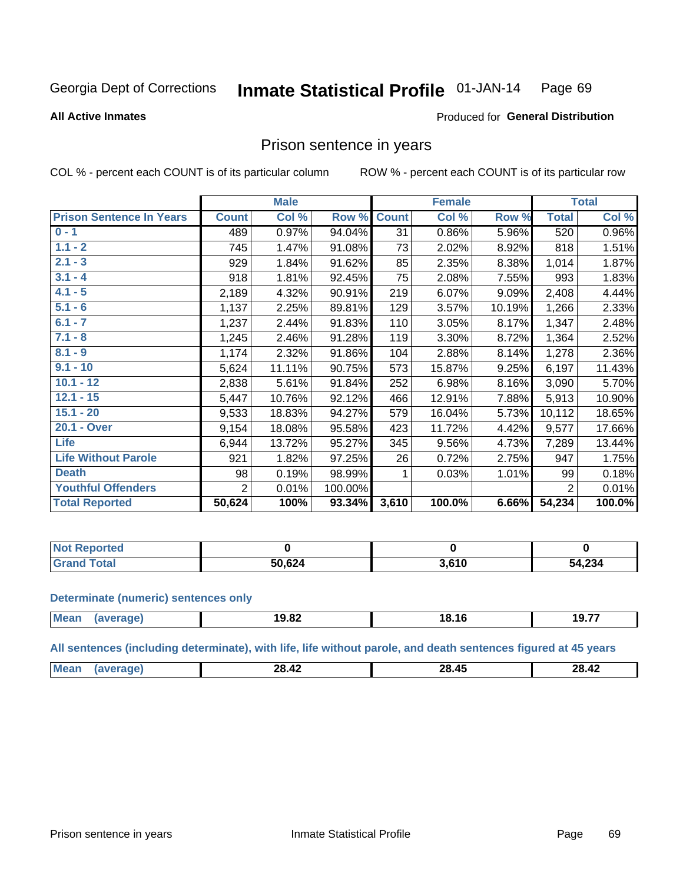Georgia Dept of Corrections **Inmate Statistical Profile** 01-JAN-14

**All Active Inmates**

Produced for **General Distribution**

## Prison sentence in years

COL % - percent each COUNT is of its particular column     ROW % - percent each COUNT is of its particular row

| | Male | | | Female | | | Total | |
|---|---|---|---|---|---|---|---|---|
| **Prison Sentence In Years** | **Count** | **Col %** | **Row %** | **Count** | **Col %** | **Row %** | **Total** | **Col %** |
| 0 - 1 | 489 | 0.97% | 94.04% | 31 | 0.86% | 5.96% | 520 | 0.96% |
| 1.1 - 2 | 745 | 1.47% | 91.08% | 73 | 2.02% | 8.92% | 818 | 1.51% |
| 2.1 - 3 | 929 | 1.84% | 91.62% | 85 | 2.35% | 8.38% | 1,014 | 1.87% |
| 3.1 - 4 | 918 | 1.81% | 92.45% | 75 | 2.08% | 7.55% | 993 | 1.83% |
| 4.1 - 5 | 2,189 | 4.32% | 90.91% | 219 | 6.07% | 9.09% | 2,408 | 4.44% |
| 5.1 - 6 | 1,137 | 2.25% | 89.81% | 129 | 3.57% | 10.19% | 1,266 | 2.33% |
| 6.1 - 7 | 1,237 | 2.44% | 91.83% | 110 | 3.05% | 8.17% | 1,347 | 2.48% |
| 7.1 - 8 | 1,245 | 2.46% | 91.28% | 119 | 3.30% | 8.72% | 1,364 | 2.52% |
| 8.1 - 9 | 1,174 | 2.32% | 91.86% | 104 | 2.88% | 8.14% | 1,278 | 2.36% |
| 9.1 - 10 | 5,624 | 11.11% | 90.75% | 573 | 15.87% | 9.25% | 6,197 | 11.43% |
| 10.1 - 12 | 2,838 | 5.61% | 91.84% | 252 | 6.98% | 8.16% | 3,090 | 5.70% |
| 12.1 - 15 | 5,447 | 10.76% | 92.12% | 466 | 12.91% | 7.88% | 5,913 | 10.90% |
| 15.1 - 20 | 9,533 | 18.83% | 94.27% | 579 | 16.04% | 5.73% | 10,112 | 18.65% |
| 20.1 - Over | 9,154 | 18.08% | 95.58% | 423 | 11.72% | 4.42% | 9,577 | 17.66% |
| Life | 6,944 | 13.72% | 95.27% | 345 | 9.56% | 4.73% | 7,289 | 13.44% |
| Life Without Parole | 921 | 1.82% | 97.25% | 26 | 0.72% | 2.75% | 947 | 1.75% |
| Death | 98 | 0.19% | 98.99% | 1 | 0.03% | 1.01% | 99 | 0.18% |
| Youthful Offenders | 2 | 0.01% | 100.00% | | | | 2 | 0.01% |
| **Total Reported** | **50,624** | **100%** | **93.34%** | **3,610** | **100.0%** | **6.66%** | **54,234** | **100.0%** |

| | Male | Female | Total |
|---|---|---|---|
| Not Reported | **0** | **0** | **0** |
| Grand Total | **50,624** | **3,610** | **54,234** |

### Determinate (numeric) sentences only

| | Male | Female | Total |
|---|---|---|---|
| Mean (average) | **19.82** | **18.16** | **19.77** |

### All sentences (including determinate), with life, life without parole, and death sentences figured at 45 years

| | Male | Female | Total |
|---|---|---|---|
| Mean (average) | **28.42** | **28.45** | **28.42** |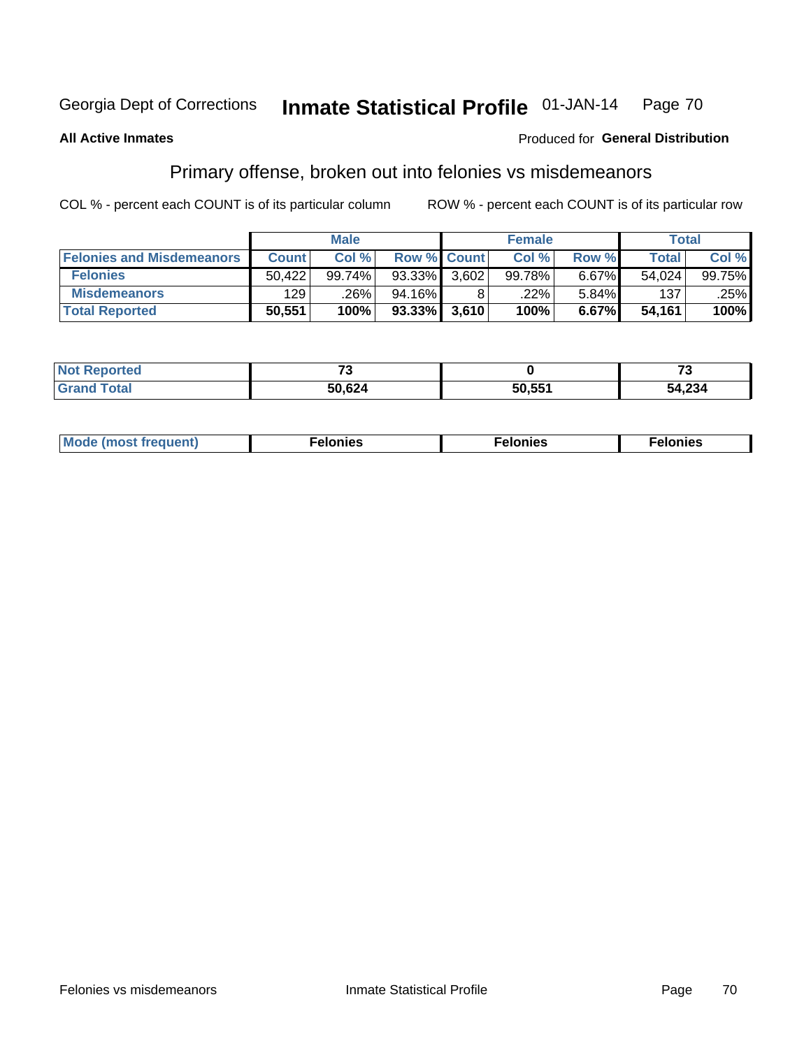Georgia Dept of Corrections **Inmate Statistical Profile** 01-JAN-14

**All Active Inmates**

Produced for **General Distribution**

## Primary offense, broken out into felonies vs misdemeanors

COL % - percent each COUNT is of its particular column

ROW % - percent each COUNT is of its particular row

| | Male | | | Female | | | Total | |
|---|---|---|---|---|---|---|---|---|
| **Felonies and Misdemeanors** | **Count** | **Col %** | **Row %** | **Count** | **Col %** | **Row %** | **Total** | **Col %** |
| **Felonies** | 50,422 | 99.74% | 93.33% | 3,602 | 99.78% | 6.67% | 54,024 | 99.75% |
| **Misdemeanors** | 129 | .26% | 94.16% | 8 | .22% | 5.84% | 137 | .25% |
| **Total Reported** | **50,551** | **100%** | **93.33%** | **3,610** | **100%** | **6.67%** | **54,161** | **100%** |

| | Male | Female | Total |
|---|---|---|---|
| **Not Reported** | **73** | **0** | **73** |
| **Grand Total** | **50,624** | **50,551** | **54,234** |

| | Male | Female | Total |
|---|---|---|---|
| **Mode (most frequent)** | **Felonies** | **Felonies** | **Felonies** |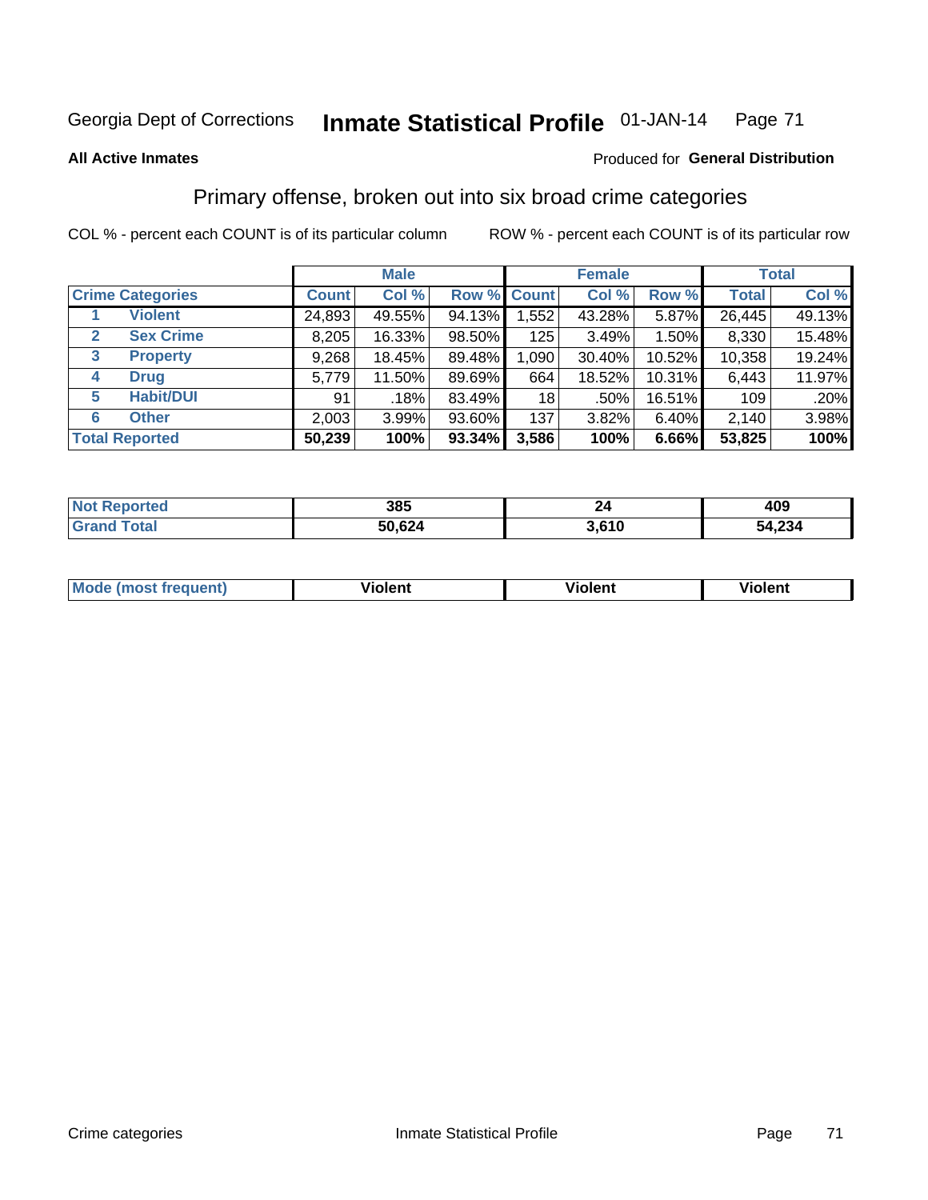Georgia Dept of Corrections **Inmate Statistical Profile** 01-JAN-14

**All Active Inmates**

Produced for **General Distribution**

## Primary offense, broken out into six broad crime categories

COL % - percent each COUNT is of its particular column

ROW % - percent each COUNT is of its particular row

| | | Male | | | Female | | | Total | |
|---|---|---|---|---|---|---|---|---|---|
| **Crime Categories** | | **Count** | **Col %** | **Row %** | **Count** | **Col %** | **Row %** | **Total** | **Col %** |
| 1 | Violent | 24,893 | 49.55% | 94.13% | 1,552 | 43.28% | 5.87% | 26,445 | 49.13% |
| 2 | Sex Crime | 8,205 | 16.33% | 98.50% | 125 | 3.49% | 1.50% | 8,330 | 15.48% |
| 3 | Property | 9,268 | 18.45% | 89.48% | 1,090 | 30.40% | 10.52% | 10,358 | 19.24% |
| 4 | Drug | 5,779 | 11.50% | 89.69% | 664 | 18.52% | 10.31% | 6,443 | 11.97% |
| 5 | Habit/DUI | 91 | .18% | 83.49% | 18 | .50% | 16.51% | 109 | .20% |
| 6 | Other | 2,003 | 3.99% | 93.60% | 137 | 3.82% | 6.40% | 2,140 | 3.98% |
| **Total Reported** | | **50,239** | **100%** | **93.34%** | **3,586** | **100%** | **6.66%** | **53,825** | **100%** |

| | Male | Female | Total |
|---|---|---|---|
| **Not Reported** | **385** | **24** | **409** |
| **Grand Total** | **50,624** | **3,610** | **54,234** |

| | Male | Female | Total |
|---|---|---|---|
| **Mode (most frequent)** | **Violent** | **Violent** | **Violent** |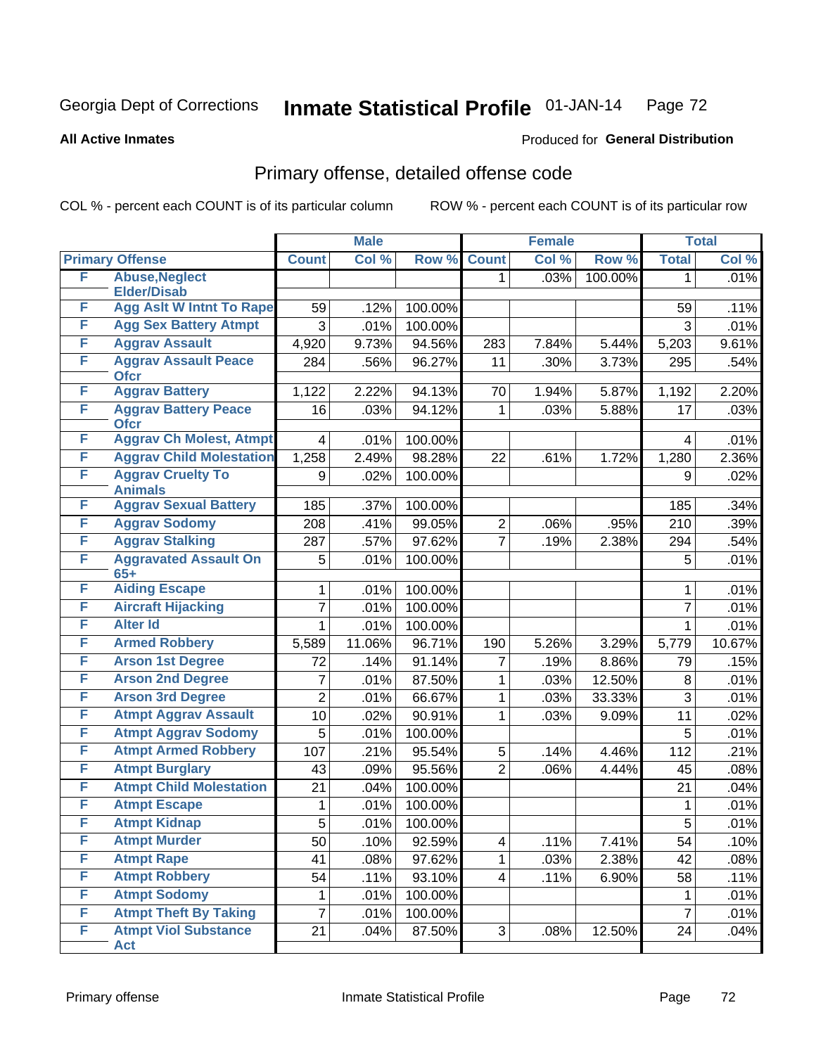Georgia Dept of Corrections **Inmate Statistical Profile** 01-JAN-14

**All Active Inmates** Produced for **General Distribution**

## Primary offense, detailed offense code

COL % - percent each COUNT is of its particular column    ROW % - percent each COUNT is of its particular row

| Primary Offense | | Male | | | Female | | | Total | |
|---|---|---|---|---|---|---|---|---|---|
| | | Count | Col % | Row % | Count | Col % | Row % | Total | Col % |
| F | Abuse,Neglect Elder/Disab | | | | 1 | .03% | 100.00% | 1 | .01% |
| F | Agg Aslt W Intnt To Rape | 59 | .12% | 100.00% | | | | 59 | .11% |
| F | Agg Sex Battery Atmpt | 3 | .01% | 100.00% | | | | 3 | .01% |
| F | Aggrav Assault | 4,920 | 9.73% | 94.56% | 283 | 7.84% | 5.44% | 5,203 | 9.61% |
| F | Aggrav Assault Peace Ofcr | 284 | .56% | 96.27% | 11 | .30% | 3.73% | 295 | .54% |
| F | Aggrav Battery | 1,122 | 2.22% | 94.13% | 70 | 1.94% | 5.87% | 1,192 | 2.20% |
| F | Aggrav Battery Peace Ofcr | 16 | .03% | 94.12% | 1 | .03% | 5.88% | 17 | .03% |
| F | Aggrav Ch Molest, Atmpt | 4 | .01% | 100.00% | | | | 4 | .01% |
| F | Aggrav Child Molestation | 1,258 | 2.49% | 98.28% | 22 | .61% | 1.72% | 1,280 | 2.36% |
| F | Aggrav Cruelty To Animals | 9 | .02% | 100.00% | | | | 9 | .02% |
| F | Aggrav Sexual Battery | 185 | .37% | 100.00% | | | | 185 | .34% |
| F | Aggrav Sodomy | 208 | .41% | 99.05% | 2 | .06% | .95% | 210 | .39% |
| F | Aggrav Stalking | 287 | .57% | 97.62% | 7 | .19% | 2.38% | 294 | .54% |
| F | Aggravated Assault On 65+ | 5 | .01% | 100.00% | | | | 5 | .01% |
| F | Aiding Escape | 1 | .01% | 100.00% | | | | 1 | .01% |
| F | Aircraft Hijacking | 7 | .01% | 100.00% | | | | 7 | .01% |
| F | Alter Id | 1 | .01% | 100.00% | | | | 1 | .01% |
| F | Armed Robbery | 5,589 | 11.06% | 96.71% | 190 | 5.26% | 3.29% | 5,779 | 10.67% |
| F | Arson 1st Degree | 72 | .14% | 91.14% | 7 | .19% | 8.86% | 79 | .15% |
| F | Arson 2nd Degree | 7 | .01% | 87.50% | 1 | .03% | 12.50% | 8 | .01% |
| F | Arson 3rd Degree | 2 | .01% | 66.67% | 1 | .03% | 33.33% | 3 | .01% |
| F | Atmpt Aggrav Assault | 10 | .02% | 90.91% | 1 | .03% | 9.09% | 11 | .02% |
| F | Atmpt Aggrav Sodomy | 5 | .01% | 100.00% | | | | 5 | .01% |
| F | Atmpt Armed Robbery | 107 | .21% | 95.54% | 5 | .14% | 4.46% | 112 | .21% |
| F | Atmpt Burglary | 43 | .09% | 95.56% | 2 | .06% | 4.44% | 45 | .08% |
| F | Atmpt Child Molestation | 21 | .04% | 100.00% | | | | 21 | .04% |
| F | Atmpt Escape | 1 | .01% | 100.00% | | | | 1 | .01% |
| F | Atmpt Kidnap | 5 | .01% | 100.00% | | | | 5 | .01% |
| F | Atmpt Murder | 50 | .10% | 92.59% | 4 | .11% | 7.41% | 54 | .10% |
| F | Atmpt Rape | 41 | .08% | 97.62% | 1 | .03% | 2.38% | 42 | .08% |
| F | Atmpt Robbery | 54 | .11% | 93.10% | 4 | .11% | 6.90% | 58 | .11% |
| F | Atmpt Sodomy | 1 | .01% | 100.00% | | | | 1 | .01% |
| F | Atmpt Theft By Taking | 7 | .01% | 100.00% | | | | 7 | .01% |
| F | Atmpt Viol Substance Act | 21 | .04% | 87.50% | 3 | .08% | 12.50% | 24 | .04% |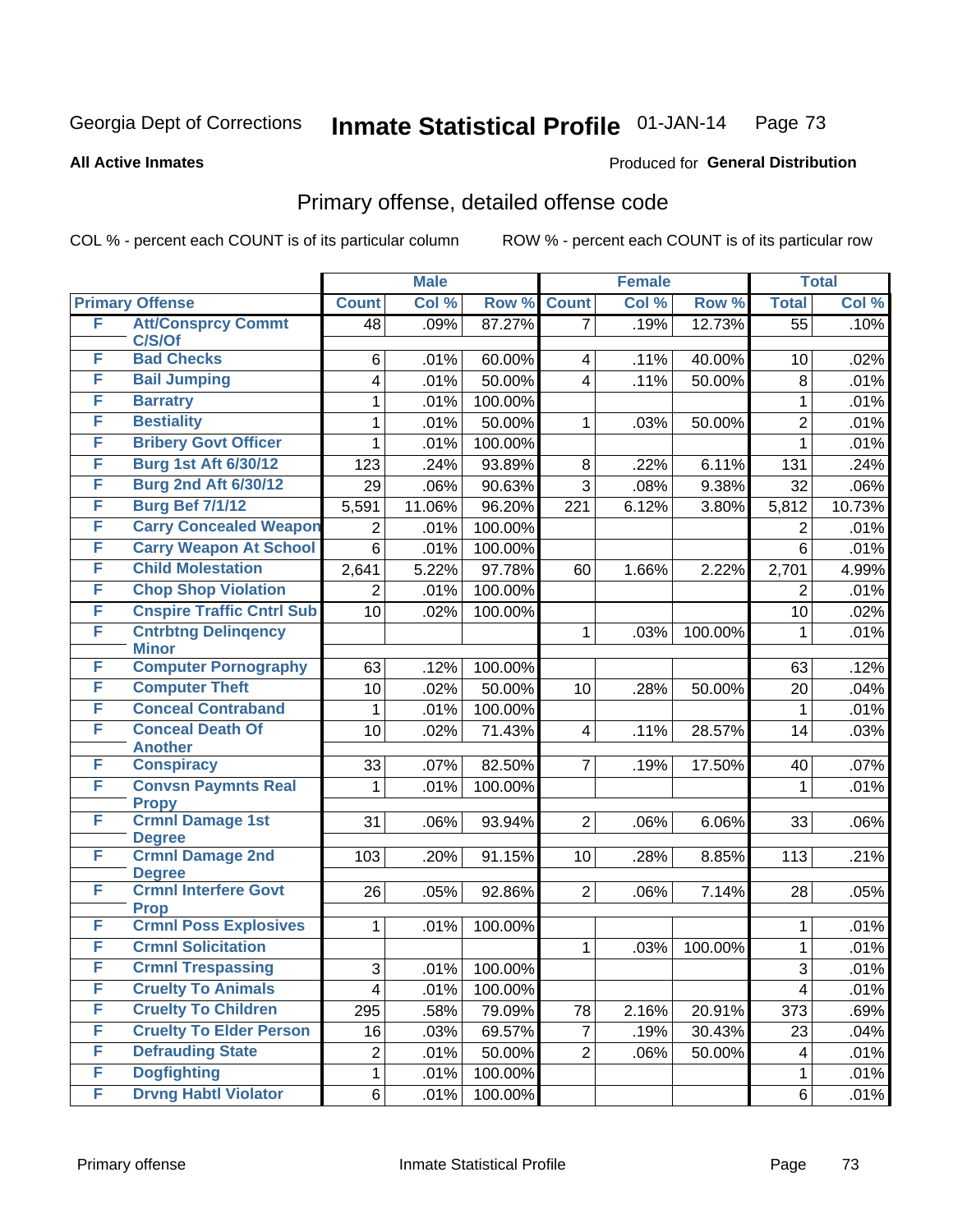Georgia Dept of Corrections **Inmate Statistical Profile** 01-JAN-14

**All Active Inmates**

Produced for **General Distribution**

## Primary offense, detailed offense code

COL % - percent each COUNT is of its particular column

ROW % - percent each COUNT is of its particular row

| Primary Offense | | Male | | | Female | | | Total | |
|---|---|---|---|---|---|---|---|---|---|
| | | Count | Col % | Row % | Count | Col % | Row % | Total | Col % |
| F | Att/Consprcy Commt C/S/Of | 48 | .09% | 87.27% | 7 | .19% | 12.73% | 55 | .10% |
| F | Bad Checks | 6 | .01% | 60.00% | 4 | .11% | 40.00% | 10 | .02% |
| F | Bail Jumping | 4 | .01% | 50.00% | 4 | .11% | 50.00% | 8 | .01% |
| F | Barratry | 1 | .01% | 100.00% | | | | 1 | .01% |
| F | Bestiality | 1 | .01% | 50.00% | 1 | .03% | 50.00% | 2 | .01% |
| F | Bribery Govt Officer | 1 | .01% | 100.00% | | | | 1 | .01% |
| F | Burg 1st Aft 6/30/12 | 123 | .24% | 93.89% | 8 | .22% | 6.11% | 131 | .24% |
| F | Burg 2nd Aft 6/30/12 | 29 | .06% | 90.63% | 3 | .08% | 9.38% | 32 | .06% |
| F | Burg Bef 7/1/12 | 5,591 | 11.06% | 96.20% | 221 | 6.12% | 3.80% | 5,812 | 10.73% |
| F | Carry Concealed Weapon | 2 | .01% | 100.00% | | | | 2 | .01% |
| F | Carry Weapon At School | 6 | .01% | 100.00% | | | | 6 | .01% |
| F | Child Molestation | 2,641 | 5.22% | 97.78% | 60 | 1.66% | 2.22% | 2,701 | 4.99% |
| F | Chop Shop Violation | 2 | .01% | 100.00% | | | | 2 | .01% |
| F | Cnspire Traffic Cntrl Sub | 10 | .02% | 100.00% | | | | 10 | .02% |
| F | Cntrbtng Delinqency Minor | | | | 1 | .03% | 100.00% | 1 | .01% |
| F | Computer Pornography | 63 | .12% | 100.00% | | | | 63 | .12% |
| F | Computer Theft | 10 | .02% | 50.00% | 10 | .28% | 50.00% | 20 | .04% |
| F | Conceal Contraband | 1 | .01% | 100.00% | | | | 1 | .01% |
| F | Conceal Death Of Another | 10 | .02% | 71.43% | 4 | .11% | 28.57% | 14 | .03% |
| F | Conspiracy | 33 | .07% | 82.50% | 7 | .19% | 17.50% | 40 | .07% |
| F | Convsn Paymnts Real Propy | 1 | .01% | 100.00% | | | | 1 | .01% |
| F | Crmnl Damage 1st Degree | 31 | .06% | 93.94% | 2 | .06% | 6.06% | 33 | .06% |
| F | Crmnl Damage 2nd Degree | 103 | .20% | 91.15% | 10 | .28% | 8.85% | 113 | .21% |
| F | Crmnl Interfere Govt Prop | 26 | .05% | 92.86% | 2 | .06% | 7.14% | 28 | .05% |
| F | Crmnl Poss Explosives | 1 | .01% | 100.00% | | | | 1 | .01% |
| F | Crmnl Solicitation | | | | 1 | .03% | 100.00% | 1 | .01% |
| F | Crmnl Trespassing | 3 | .01% | 100.00% | | | | 3 | .01% |
| F | Cruelty To Animals | 4 | .01% | 100.00% | | | | 4 | .01% |
| F | Cruelty To Children | 295 | .58% | 79.09% | 78 | 2.16% | 20.91% | 373 | .69% |
| F | Cruelty To Elder Person | 16 | .03% | 69.57% | 7 | .19% | 30.43% | 23 | .04% |
| F | Defrauding State | 2 | .01% | 50.00% | 2 | .06% | 50.00% | 4 | .01% |
| F | Dogfighting | 1 | .01% | 100.00% | | | | 1 | .01% |
| F | Drvng Habtl Violator | 6 | .01% | 100.00% | | | | 6 | .01% |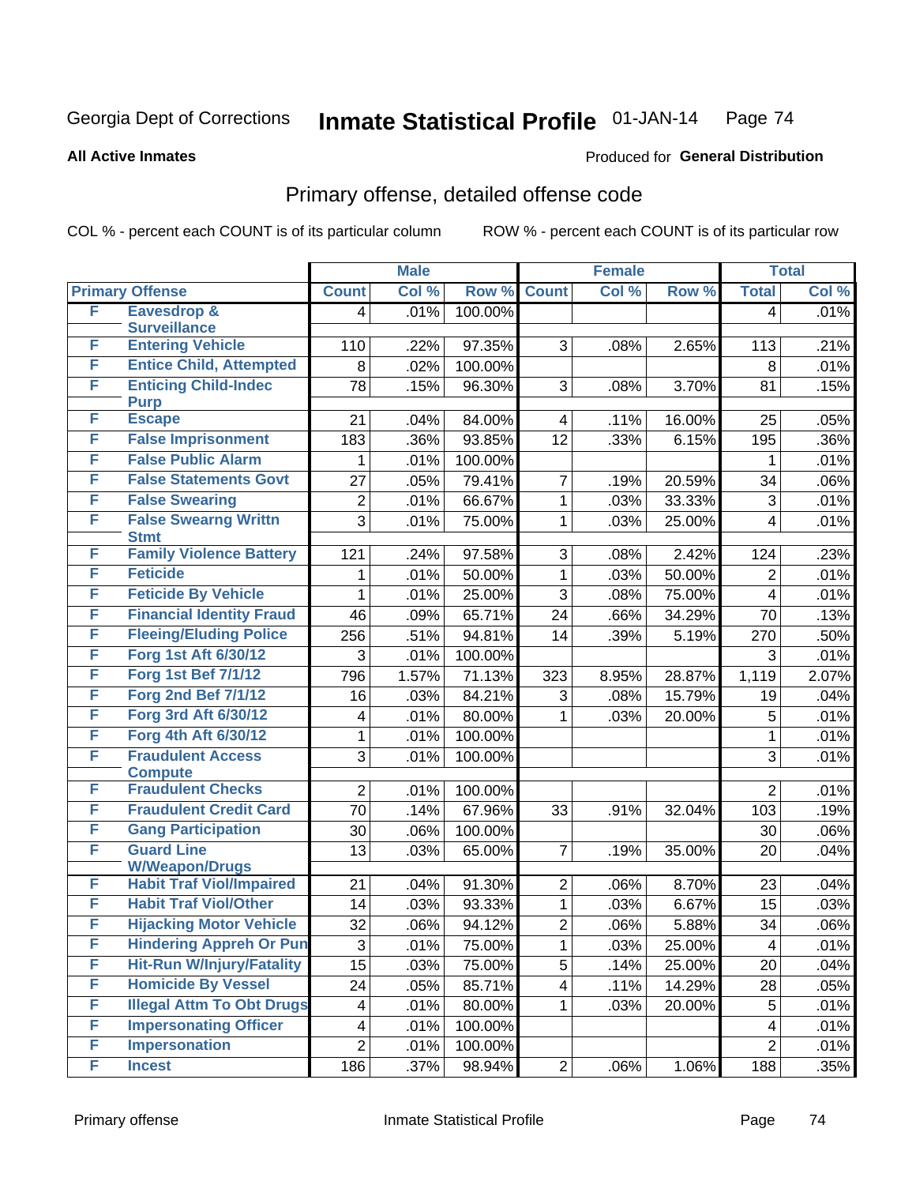Georgia Dept of Corrections **Inmate Statistical Profile** 01-JAN-14

**All Active Inmates**

Produced for **General Distribution**

## Primary offense, detailed offense code

COL % - percent each COUNT is of its particular column

ROW % - percent each COUNT is of its particular row

| Primary Offense | | Male | | | Female | | | Total | |
|---|---|---|---|---|---|---|---|---|---|
| | | Count | Col % | Row % | Count | Col % | Row % | Total | Col % |
| F | Eavesdrop & Surveillance | 4 | .01% | 100.00% | | | | 4 | .01% |
| F | Entering Vehicle | 110 | .22% | 97.35% | 3 | .08% | 2.65% | 113 | .21% |
| F | Entice Child, Attempted | 8 | .02% | 100.00% | | | | 8 | .01% |
| F | Enticing Child-Indec Purp | 78 | .15% | 96.30% | 3 | .08% | 3.70% | 81 | .15% |
| F | Escape | 21 | .04% | 84.00% | 4 | .11% | 16.00% | 25 | .05% |
| F | False Imprisonment | 183 | .36% | 93.85% | 12 | .33% | 6.15% | 195 | .36% |
| F | False Public Alarm | 1 | .01% | 100.00% | | | | 1 | .01% |
| F | False Statements Govt | 27 | .05% | 79.41% | 7 | .19% | 20.59% | 34 | .06% |
| F | False Swearing | 2 | .01% | 66.67% | 1 | .03% | 33.33% | 3 | .01% |
| F | False Swearng Writtn Stmt | 3 | .01% | 75.00% | 1 | .03% | 25.00% | 4 | .01% |
| F | Family Violence Battery | 121 | .24% | 97.58% | 3 | .08% | 2.42% | 124 | .23% |
| F | Feticide | 1 | .01% | 50.00% | 1 | .03% | 50.00% | 2 | .01% |
| F | Feticide By Vehicle | 1 | .01% | 25.00% | 3 | .08% | 75.00% | 4 | .01% |
| F | Financial Identity Fraud | 46 | .09% | 65.71% | 24 | .66% | 34.29% | 70 | .13% |
| F | Fleeing/Eluding Police | 256 | .51% | 94.81% | 14 | .39% | 5.19% | 270 | .50% |
| F | Forg 1st Aft 6/30/12 | 3 | .01% | 100.00% | | | | 3 | .01% |
| F | Forg 1st Bef 7/1/12 | 796 | 1.57% | 71.13% | 323 | 8.95% | 28.87% | 1,119 | 2.07% |
| F | Forg 2nd Bef 7/1/12 | 16 | .03% | 84.21% | 3 | .08% | 15.79% | 19 | .04% |
| F | Forg 3rd Aft 6/30/12 | 4 | .01% | 80.00% | 1 | .03% | 20.00% | 5 | .01% |
| F | Forg 4th Aft 6/30/12 | 1 | .01% | 100.00% | | | | 1 | .01% |
| F | Fraudulent Access Compute | 3 | .01% | 100.00% | | | | 3 | .01% |
| F | Fraudulent Checks | 2 | .01% | 100.00% | | | | 2 | .01% |
| F | Fraudulent Credit Card | 70 | .14% | 67.96% | 33 | .91% | 32.04% | 103 | .19% |
| F | Gang Participation | 30 | .06% | 100.00% | | | | 30 | .06% |
| F | Guard Line W/Weapon/Drugs | 13 | .03% | 65.00% | 7 | .19% | 35.00% | 20 | .04% |
| F | Habit Traf Viol/Impaired | 21 | .04% | 91.30% | 2 | .06% | 8.70% | 23 | .04% |
| F | Habit Traf Viol/Other | 14 | .03% | 93.33% | 1 | .03% | 6.67% | 15 | .03% |
| F | Hijacking Motor Vehicle | 32 | .06% | 94.12% | 2 | .06% | 5.88% | 34 | .06% |
| F | Hindering Appreh Or Pun | 3 | .01% | 75.00% | 1 | .03% | 25.00% | 4 | .01% |
| F | Hit-Run W/Injury/Fatality | 15 | .03% | 75.00% | 5 | .14% | 25.00% | 20 | .04% |
| F | Homicide By Vessel | 24 | .05% | 85.71% | 4 | .11% | 14.29% | 28 | .05% |
| F | Illegal Attm To Obt Drugs | 4 | .01% | 80.00% | 1 | .03% | 20.00% | 5 | .01% |
| F | Impersonating Officer | 4 | .01% | 100.00% | | | | 4 | .01% |
| F | Impersonation | 2 | .01% | 100.00% | | | | 2 | .01% |
| F | Incest | 186 | .37% | 98.94% | 2 | .06% | 1.06% | 188 | .35% |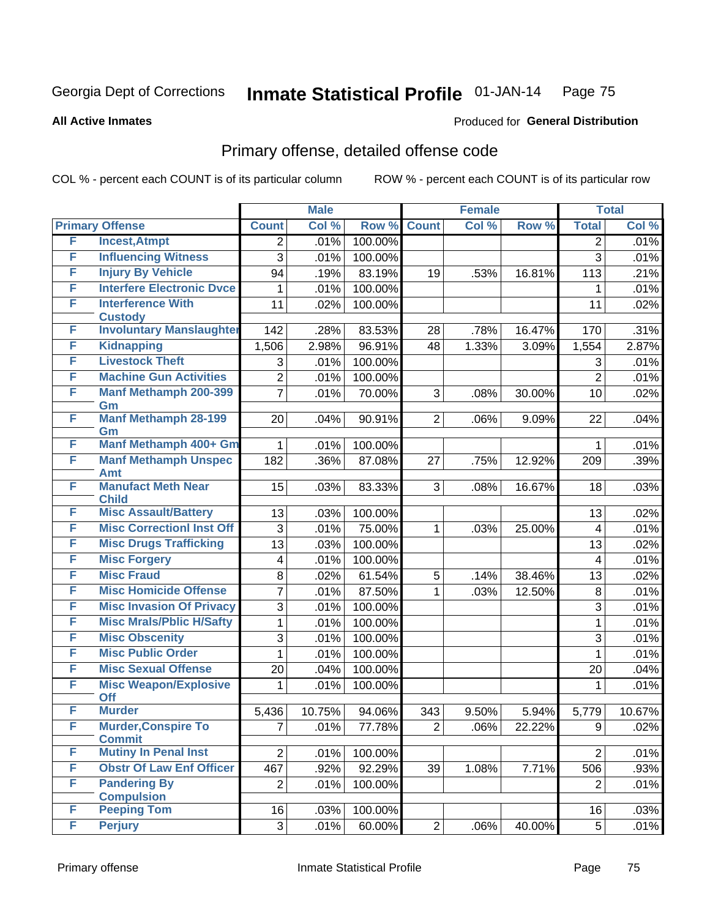Georgia Dept of Corrections **Inmate Statistical Profile** 01-JAN-14

**All Active Inmates**

Produced for **General Distribution**

## Primary offense, detailed offense code

COL % - percent each COUNT is of its particular column

ROW % - percent each COUNT is of its particular row

| Primary Offense | | Male | | | Female | | | Total | |
|---|---|---|---|---|---|---|---|---|---|
| | | Count | Col % | Row % | Count | Col % | Row % | Total | Col % |
| F | Incest,Atmpt | 2 | .01% | 100.00% | | | | 2 | .01% |
| F | Influencing Witness | 3 | .01% | 100.00% | | | | 3 | .01% |
| F | Injury By Vehicle | 94 | .19% | 83.19% | 19 | .53% | 16.81% | 113 | .21% |
| F | Interfere Electronic Dvce | 1 | .01% | 100.00% | | | | 1 | .01% |
| F | Interference With Custody | 11 | .02% | 100.00% | | | | 11 | .02% |
| F | Involuntary Manslaughter | 142 | .28% | 83.53% | 28 | .78% | 16.47% | 170 | .31% |
| F | Kidnapping | 1,506 | 2.98% | 96.91% | 48 | 1.33% | 3.09% | 1,554 | 2.87% |
| F | Livestock Theft | 3 | .01% | 100.00% | | | | 3 | .01% |
| F | Machine Gun Activities | 2 | .01% | 100.00% | | | | 2 | .01% |
| F | Manf Methamph 200-399 Gm | 7 | .01% | 70.00% | 3 | .08% | 30.00% | 10 | .02% |
| F | Manf Methamph 28-199 Gm | 20 | .04% | 90.91% | 2 | .06% | 9.09% | 22 | .04% |
| F | Manf Methamph 400+ Gm | 1 | .01% | 100.00% | | | | 1 | .01% |
| F | Manf Methamph Unspec Amt | 182 | .36% | 87.08% | 27 | .75% | 12.92% | 209 | .39% |
| F | Manufact Meth Near Child | 15 | .03% | 83.33% | 3 | .08% | 16.67% | 18 | .03% |
| F | Misc Assault/Battery | 13 | .03% | 100.00% | | | | 13 | .02% |
| F | Misc Correctionl Inst Off | 3 | .01% | 75.00% | 1 | .03% | 25.00% | 4 | .01% |
| F | Misc Drugs Trafficking | 13 | .03% | 100.00% | | | | 13 | .02% |
| F | Misc Forgery | 4 | .01% | 100.00% | | | | 4 | .01% |
| F | Misc Fraud | 8 | .02% | 61.54% | 5 | .14% | 38.46% | 13 | .02% |
| F | Misc Homicide Offense | 7 | .01% | 87.50% | 1 | .03% | 12.50% | 8 | .01% |
| F | Misc Invasion Of Privacy | 3 | .01% | 100.00% | | | | 3 | .01% |
| F | Misc Mrals/Pblic H/Safty | 1 | .01% | 100.00% | | | | 1 | .01% |
| F | Misc Obscenity | 3 | .01% | 100.00% | | | | 3 | .01% |
| F | Misc Public Order | 1 | .01% | 100.00% | | | | 1 | .01% |
| F | Misc Sexual Offense | 20 | .04% | 100.00% | | | | 20 | .04% |
| F | Misc Weapon/Explosive Off | 1 | .01% | 100.00% | | | | 1 | .01% |
| F | Murder | 5,436 | 10.75% | 94.06% | 343 | 9.50% | 5.94% | 5,779 | 10.67% |
| F | Murder,Conspire To Commit | 7 | .01% | 77.78% | 2 | .06% | 22.22% | 9 | .02% |
| F | Mutiny In Penal Inst | 2 | .01% | 100.00% | | | | 2 | .01% |
| F | Obstr Of Law Enf Officer | 467 | .92% | 92.29% | 39 | 1.08% | 7.71% | 506 | .93% |
| F | Pandering By Compulsion | 2 | .01% | 100.00% | | | | 2 | .01% |
| F | Peeping Tom | 16 | .03% | 100.00% | | | | 16 | .03% |
| F | Perjury | 3 | .01% | 60.00% | 2 | .06% | 40.00% | 5 | .01% |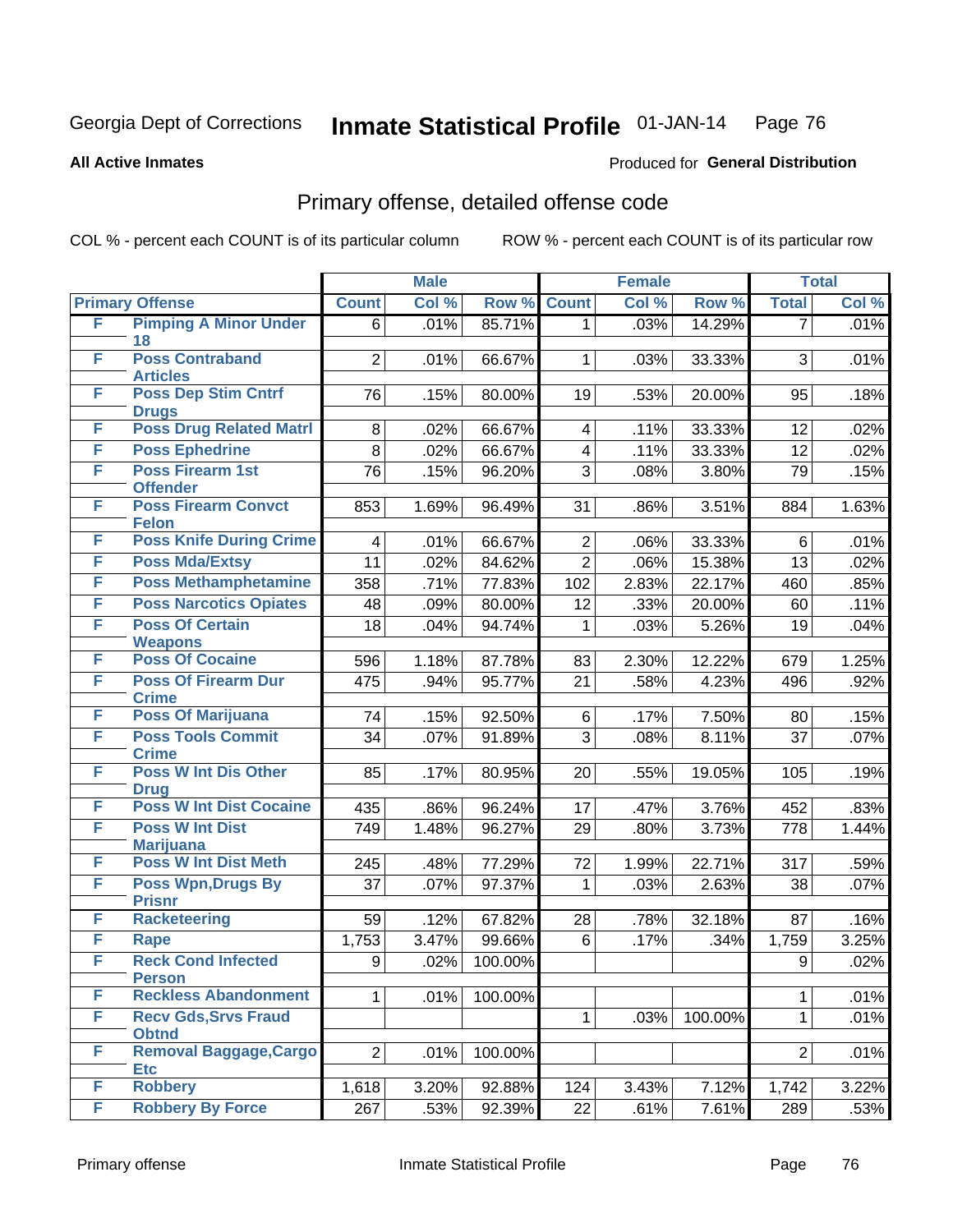Georgia Dept of Corrections **Inmate Statistical Profile** 01-JAN-14

**All Active Inmates**

Produced for **General Distribution**

## Primary offense, detailed offense code

COL % - percent each COUNT is of its particular column

ROW % - percent each COUNT is of its particular row

| Primary Offense | | Male | | | Female | | | Total | |
|---|---|---|---|---|---|---|---|---|---|
| | | Count | Col % | Row % | Count | Col % | Row % | Total | Col % |
| F | Pimping A Minor Under 18 | 6 | .01% | 85.71% | 1 | .03% | 14.29% | 7 | .01% |
| F | Poss Contraband Articles | 2 | .01% | 66.67% | 1 | .03% | 33.33% | 3 | .01% |
| F | Poss Dep Stim Cntrf Drugs | 76 | .15% | 80.00% | 19 | .53% | 20.00% | 95 | .18% |
| F | Poss Drug Related Matrl | 8 | .02% | 66.67% | 4 | .11% | 33.33% | 12 | .02% |
| F | Poss Ephedrine | 8 | .02% | 66.67% | 4 | .11% | 33.33% | 12 | .02% |
| F | Poss Firearm 1st Offender | 76 | .15% | 96.20% | 3 | .08% | 3.80% | 79 | .15% |
| F | Poss Firearm Convct Felon | 853 | 1.69% | 96.49% | 31 | .86% | 3.51% | 884 | 1.63% |
| F | Poss Knife During Crime | 4 | .01% | 66.67% | 2 | .06% | 33.33% | 6 | .01% |
| F | Poss Mda/Extsy | 11 | .02% | 84.62% | 2 | .06% | 15.38% | 13 | .02% |
| F | Poss Methamphetamine | 358 | .71% | 77.83% | 102 | 2.83% | 22.17% | 460 | .85% |
| F | Poss Narcotics Opiates | 48 | .09% | 80.00% | 12 | .33% | 20.00% | 60 | .11% |
| F | Poss Of Certain Weapons | 18 | .04% | 94.74% | 1 | .03% | 5.26% | 19 | .04% |
| F | Poss Of Cocaine | 596 | 1.18% | 87.78% | 83 | 2.30% | 12.22% | 679 | 1.25% |
| F | Poss Of Firearm Dur Crime | 475 | .94% | 95.77% | 21 | .58% | 4.23% | 496 | .92% |
| F | Poss Of Marijuana | 74 | .15% | 92.50% | 6 | .17% | 7.50% | 80 | .15% |
| F | Poss Tools Commit Crime | 34 | .07% | 91.89% | 3 | .08% | 8.11% | 37 | .07% |
| F | Poss W Int Dis Other Drug | 85 | .17% | 80.95% | 20 | .55% | 19.05% | 105 | .19% |
| F | Poss W Int Dist Cocaine | 435 | .86% | 96.24% | 17 | .47% | 3.76% | 452 | .83% |
| F | Poss W Int Dist Marijuana | 749 | 1.48% | 96.27% | 29 | .80% | 3.73% | 778 | 1.44% |
| F | Poss W Int Dist Meth | 245 | .48% | 77.29% | 72 | 1.99% | 22.71% | 317 | .59% |
| F | Poss Wpn,Drugs By Prisnr | 37 | .07% | 97.37% | 1 | .03% | 2.63% | 38 | .07% |
| F | Racketeering | 59 | .12% | 67.82% | 28 | .78% | 32.18% | 87 | .16% |
| F | Rape | 1,753 | 3.47% | 99.66% | 6 | .17% | .34% | 1,759 | 3.25% |
| F | Reck Cond Infected Person | 9 | .02% | 100.00% | | | | 9 | .02% |
| F | Reckless Abandonment | 1 | .01% | 100.00% | | | | 1 | .01% |
| F | Recv Gds,Srvs Fraud Obtnd | | | | 1 | .03% | 100.00% | 1 | .01% |
| F | Removal Baggage,Cargo Etc | 2 | .01% | 100.00% | | | | 2 | .01% |
| F | Robbery | 1,618 | 3.20% | 92.88% | 124 | 3.43% | 7.12% | 1,742 | 3.22% |
| F | Robbery By Force | 267 | .53% | 92.39% | 22 | .61% | 7.61% | 289 | .53% |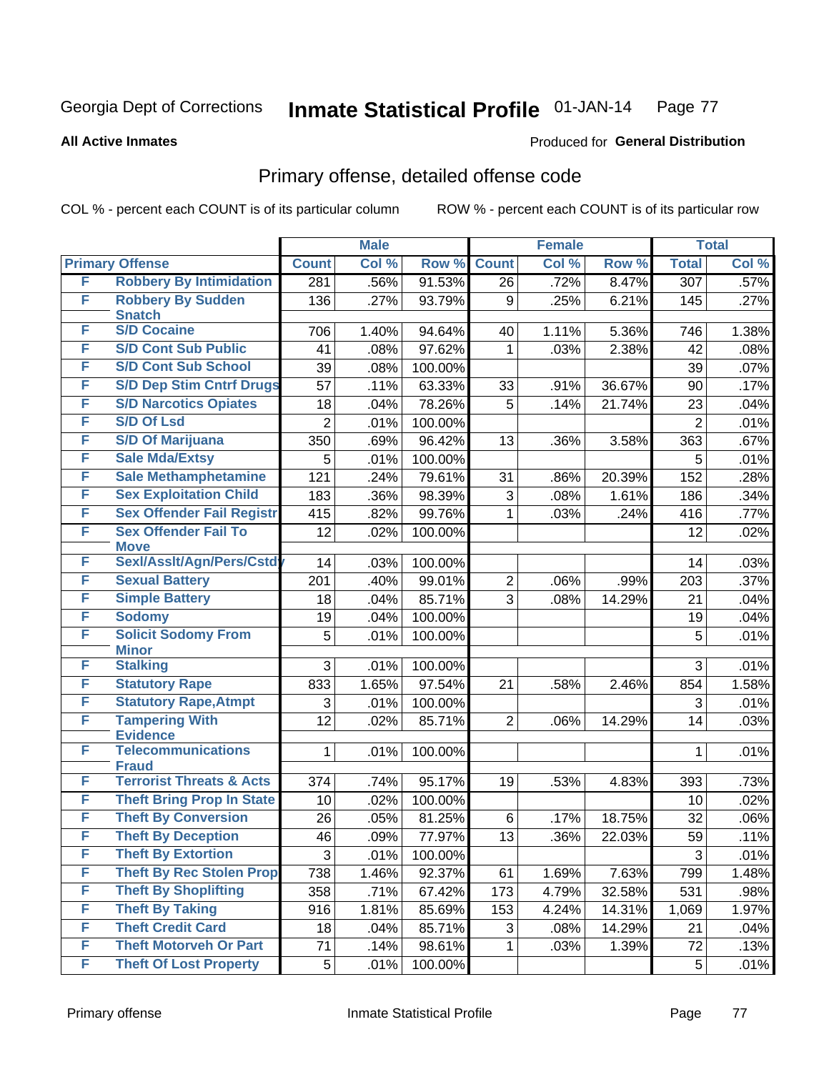Georgia Dept of Corrections **Inmate Statistical Profile** 01-JAN-14

**All Active Inmates**

Produced for **General Distribution**

## Primary offense, detailed offense code

COL % - percent each COUNT is of its particular column    ROW % - percent each COUNT is of its particular row

| Primary Offense | | Male | | | Female | | | Total | |
|---|---|---|---|---|---|---|---|---|---|
| | | Count | Col % | Row % | Count | Col % | Row % | Total | Col % |
| F | Robbery By Intimidation | 281 | .56% | 91.53% | 26 | .72% | 8.47% | 307 | .57% |
| F | Robbery By Sudden Snatch | 136 | .27% | 93.79% | 9 | .25% | 6.21% | 145 | .27% |
| F | S/D Cocaine | 706 | 1.40% | 94.64% | 40 | 1.11% | 5.36% | 746 | 1.38% |
| F | S/D Cont Sub Public | 41 | .08% | 97.62% | 1 | .03% | 2.38% | 42 | .08% |
| F | S/D Cont Sub School | 39 | .08% | 100.00% | | | | 39 | .07% |
| F | S/D Dep Stim Cntrf Drugs | 57 | .11% | 63.33% | 33 | .91% | 36.67% | 90 | .17% |
| F | S/D Narcotics Opiates | 18 | .04% | 78.26% | 5 | .14% | 21.74% | 23 | .04% |
| F | S/D Of Lsd | 2 | .01% | 100.00% | | | | 2 | .01% |
| F | S/D Of Marijuana | 350 | .69% | 96.42% | 13 | .36% | 3.58% | 363 | .67% |
| F | Sale Mda/Extsy | 5 | .01% | 100.00% | | | | 5 | .01% |
| F | Sale Methamphetamine | 121 | .24% | 79.61% | 31 | .86% | 20.39% | 152 | .28% |
| F | Sex Exploitation Child | 183 | .36% | 98.39% | 3 | .08% | 1.61% | 186 | .34% |
| F | Sex Offender Fail Registr | 415 | .82% | 99.76% | 1 | .03% | .24% | 416 | .77% |
| F | Sex Offender Fail To Move | 12 | .02% | 100.00% | | | | 12 | .02% |
| F | Sexl/Asslt/Agn/Pers/Cstdy | 14 | .03% | 100.00% | | | | 14 | .03% |
| F | Sexual Battery | 201 | .40% | 99.01% | 2 | .06% | .99% | 203 | .37% |
| F | Simple Battery | 18 | .04% | 85.71% | 3 | .08% | 14.29% | 21 | .04% |
| F | Sodomy | 19 | .04% | 100.00% | | | | 19 | .04% |
| F | Solicit Sodomy From Minor | 5 | .01% | 100.00% | | | | 5 | .01% |
| F | Stalking | 3 | .01% | 100.00% | | | | 3 | .01% |
| F | Statutory Rape | 833 | 1.65% | 97.54% | 21 | .58% | 2.46% | 854 | 1.58% |
| F | Statutory Rape,Atmpt | 3 | .01% | 100.00% | | | | 3 | .01% |
| F | Tampering With Evidence | 12 | .02% | 85.71% | 2 | .06% | 14.29% | 14 | .03% |
| F | Telecommunications Fraud | 1 | .01% | 100.00% | | | | 1 | .01% |
| F | Terrorist Threats & Acts | 374 | .74% | 95.17% | 19 | .53% | 4.83% | 393 | .73% |
| F | Theft Bring Prop In State | 10 | .02% | 100.00% | | | | 10 | .02% |
| F | Theft By Conversion | 26 | .05% | 81.25% | 6 | .17% | 18.75% | 32 | .06% |
| F | Theft By Deception | 46 | .09% | 77.97% | 13 | .36% | 22.03% | 59 | .11% |
| F | Theft By Extortion | 3 | .01% | 100.00% | | | | 3 | .01% |
| F | Theft By Rec Stolen Prop | 738 | 1.46% | 92.37% | 61 | 1.69% | 7.63% | 799 | 1.48% |
| F | Theft By Shoplifting | 358 | .71% | 67.42% | 173 | 4.79% | 32.58% | 531 | .98% |
| F | Theft By Taking | 916 | 1.81% | 85.69% | 153 | 4.24% | 14.31% | 1,069 | 1.97% |
| F | Theft Credit Card | 18 | .04% | 85.71% | 3 | .08% | 14.29% | 21 | .04% |
| F | Theft Motorveh Or Part | 71 | .14% | 98.61% | 1 | .03% | 1.39% | 72 | .13% |
| F | Theft Of Lost Property | 5 | .01% | 100.00% | | | | 5 | .01% |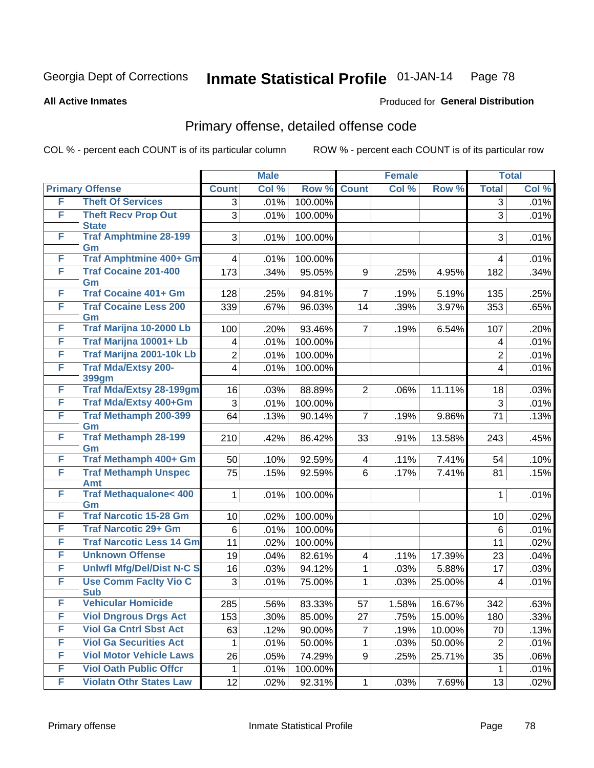Georgia Dept of Corrections **Inmate Statistical Profile** 01-JAN-14

**All Active Inmates**

Produced for **General Distribution**

## Primary offense, detailed offense code

COL % - percent each COUNT is of its particular column ROW % - percent each COUNT is of its particular row

| Primary Offense | | Male | | | Female | | | Total | |
|---|---|---|---|---|---|---|---|---|---|
| | | Count | Col % | Row % | Count | Col % | Row % | Total | Col % |
| F | Theft Of Services | 3 | .01% | 100.00% | | | | 3 | .01% |
| F | Theft Recv Prop Out State | 3 | .01% | 100.00% | | | | 3 | .01% |
| F | Traf Amphtmine 28-199 Gm | 3 | .01% | 100.00% | | | | 3 | .01% |
| F | Traf Amphtmine 400+ Gm | 4 | .01% | 100.00% | | | | 4 | .01% |
| F | Traf Cocaine 201-400 Gm | 173 | .34% | 95.05% | 9 | .25% | 4.95% | 182 | .34% |
| F | Traf Cocaine 401+ Gm | 128 | .25% | 94.81% | 7 | .19% | 5.19% | 135 | .25% |
| F | Traf Cocaine Less 200 Gm | 339 | .67% | 96.03% | 14 | .39% | 3.97% | 353 | .65% |
| F | Traf Marijna 10-2000 Lb | 100 | .20% | 93.46% | 7 | .19% | 6.54% | 107 | .20% |
| F | Traf Marijna 10001+ Lb | 4 | .01% | 100.00% | | | | 4 | .01% |
| F | Traf Marijna 2001-10k Lb | 2 | .01% | 100.00% | | | | 2 | .01% |
| F | Traf Mda/Extsy 200-399gm | 4 | .01% | 100.00% | | | | 4 | .01% |
| F | Traf Mda/Extsy 28-199gm | 16 | .03% | 88.89% | 2 | .06% | 11.11% | 18 | .03% |
| F | Traf Mda/Extsy 400+Gm | 3 | .01% | 100.00% | | | | 3 | .01% |
| F | Traf Methamph 200-399 Gm | 64 | .13% | 90.14% | 7 | .19% | 9.86% | 71 | .13% |
| F | Traf Methamph 28-199 Gm | 210 | .42% | 86.42% | 33 | .91% | 13.58% | 243 | .45% |
| F | Traf Methamph 400+ Gm | 50 | .10% | 92.59% | 4 | .11% | 7.41% | 54 | .10% |
| F | Traf Methamph Unspec Amt | 75 | .15% | 92.59% | 6 | .17% | 7.41% | 81 | .15% |
| F | Traf Methaqualone< 400 Gm | 1 | .01% | 100.00% | | | | 1 | .01% |
| F | Traf Narcotic 15-28 Gm | 10 | .02% | 100.00% | | | | 10 | .02% |
| F | Traf Narcotic 29+ Gm | 6 | .01% | 100.00% | | | | 6 | .01% |
| F | Traf Narcotic Less 14 Gm | 11 | .02% | 100.00% | | | | 11 | .02% |
| F | Unknown Offense | 19 | .04% | 82.61% | 4 | .11% | 17.39% | 23 | .04% |
| F | Unlwfl Mfg/Del/Dist N-C S | 16 | .03% | 94.12% | 1 | .03% | 5.88% | 17 | .03% |
| F | Use Comm Faclty Vio C Sub | 3 | .01% | 75.00% | 1 | .03% | 25.00% | 4 | .01% |
| F | Vehicular Homicide | 285 | .56% | 83.33% | 57 | 1.58% | 16.67% | 342 | .63% |
| F | Viol Dngrous Drgs Act | 153 | .30% | 85.00% | 27 | .75% | 15.00% | 180 | .33% |
| F | Viol Ga Cntrl Sbst Act | 63 | .12% | 90.00% | 7 | .19% | 10.00% | 70 | .13% |
| F | Viol Ga Securities Act | 1 | .01% | 50.00% | 1 | .03% | 50.00% | 2 | .01% |
| F | Viol Motor Vehicle Laws | 26 | .05% | 74.29% | 9 | .25% | 25.71% | 35 | .06% |
| F | Viol Oath Public Offcr | 1 | .01% | 100.00% | | | | 1 | .01% |
| F | Violatn Othr States Law | 12 | .02% | 92.31% | 1 | .03% | 7.69% | 13 | .02% |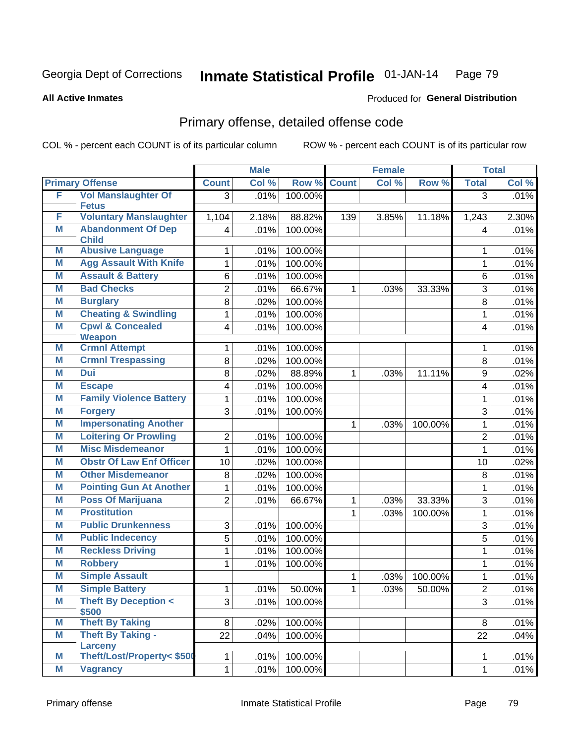Georgia Dept of Corrections **Inmate Statistical Profile** 01-JAN-14

**All Active Inmates**

Produced for **General Distribution**

## Primary offense, detailed offense code

COL % - percent each COUNT is of its particular column    ROW % - percent each COUNT is of its particular row

| Primary Offense | | Male | | | Female | | | Total | |
|---|---|---|---|---|---|---|---|---|---|
| | | Count | Col % | Row % | Count | Col % | Row % | Total | Col % |
| F | Vol Manslaughter Of Fetus | 3 | .01% | 100.00% | | | | 3 | .01% |
| F | Voluntary Manslaughter | 1,104 | 2.18% | 88.82% | 139 | 3.85% | 11.18% | 1,243 | 2.30% |
| M | Abandonment Of Dep Child | 4 | .01% | 100.00% | | | | 4 | .01% |
| M | Abusive Language | 1 | .01% | 100.00% | | | | 1 | .01% |
| M | Agg Assault With Knife | 1 | .01% | 100.00% | | | | 1 | .01% |
| M | Assault & Battery | 6 | .01% | 100.00% | | | | 6 | .01% |
| M | Bad Checks | 2 | .01% | 66.67% | 1 | .03% | 33.33% | 3 | .01% |
| M | Burglary | 8 | .02% | 100.00% | | | | 8 | .01% |
| M | Cheating & Swindling | 1 | .01% | 100.00% | | | | 1 | .01% |
| M | Cpwl & Concealed Weapon | 4 | .01% | 100.00% | | | | 4 | .01% |
| M | Crmnl Attempt | 1 | .01% | 100.00% | | | | 1 | .01% |
| M | Crmnl Trespassing | 8 | .02% | 100.00% | | | | 8 | .01% |
| M | Dui | 8 | .02% | 88.89% | 1 | .03% | 11.11% | 9 | .02% |
| M | Escape | 4 | .01% | 100.00% | | | | 4 | .01% |
| M | Family Violence Battery | 1 | .01% | 100.00% | | | | 1 | .01% |
| M | Forgery | 3 | .01% | 100.00% | | | | 3 | .01% |
| M | Impersonating Another | | | | 1 | .03% | 100.00% | 1 | .01% |
| M | Loitering Or Prowling | 2 | .01% | 100.00% | | | | 2 | .01% |
| M | Misc Misdemeanor | 1 | .01% | 100.00% | | | | 1 | .01% |
| M | Obstr Of Law Enf Officer | 10 | .02% | 100.00% | | | | 10 | .02% |
| M | Other Misdemeanor | 8 | .02% | 100.00% | | | | 8 | .01% |
| M | Pointing Gun At Another | 1 | .01% | 100.00% | | | | 1 | .01% |
| M | Poss Of Marijuana | 2 | .01% | 66.67% | 1 | .03% | 33.33% | 3 | .01% |
| M | Prostitution | | | | 1 | .03% | 100.00% | 1 | .01% |
| M | Public Drunkenness | 3 | .01% | 100.00% | | | | 3 | .01% |
| M | Public Indecency | 5 | .01% | 100.00% | | | | 5 | .01% |
| M | Reckless Driving | 1 | .01% | 100.00% | | | | 1 | .01% |
| M | Robbery | 1 | .01% | 100.00% | | | | 1 | .01% |
| M | Simple Assault | | | | 1 | .03% | 100.00% | 1 | .01% |
| M | Simple Battery | 1 | .01% | 50.00% | 1 | .03% | 50.00% | 2 | .01% |
| M | Theft By Deception < $500 | 3 | .01% | 100.00% | | | | 3 | .01% |
| M | Theft By Taking | 8 | .02% | 100.00% | | | | 8 | .01% |
| M | Theft By Taking - Larceny | 22 | .04% | 100.00% | | | | 22 | .04% |
| M | Theft/Lost/Property< $500 | 1 | .01% | 100.00% | | | | 1 | .01% |
| M | Vagrancy | 1 | .01% | 100.00% | | | | 1 | .01% |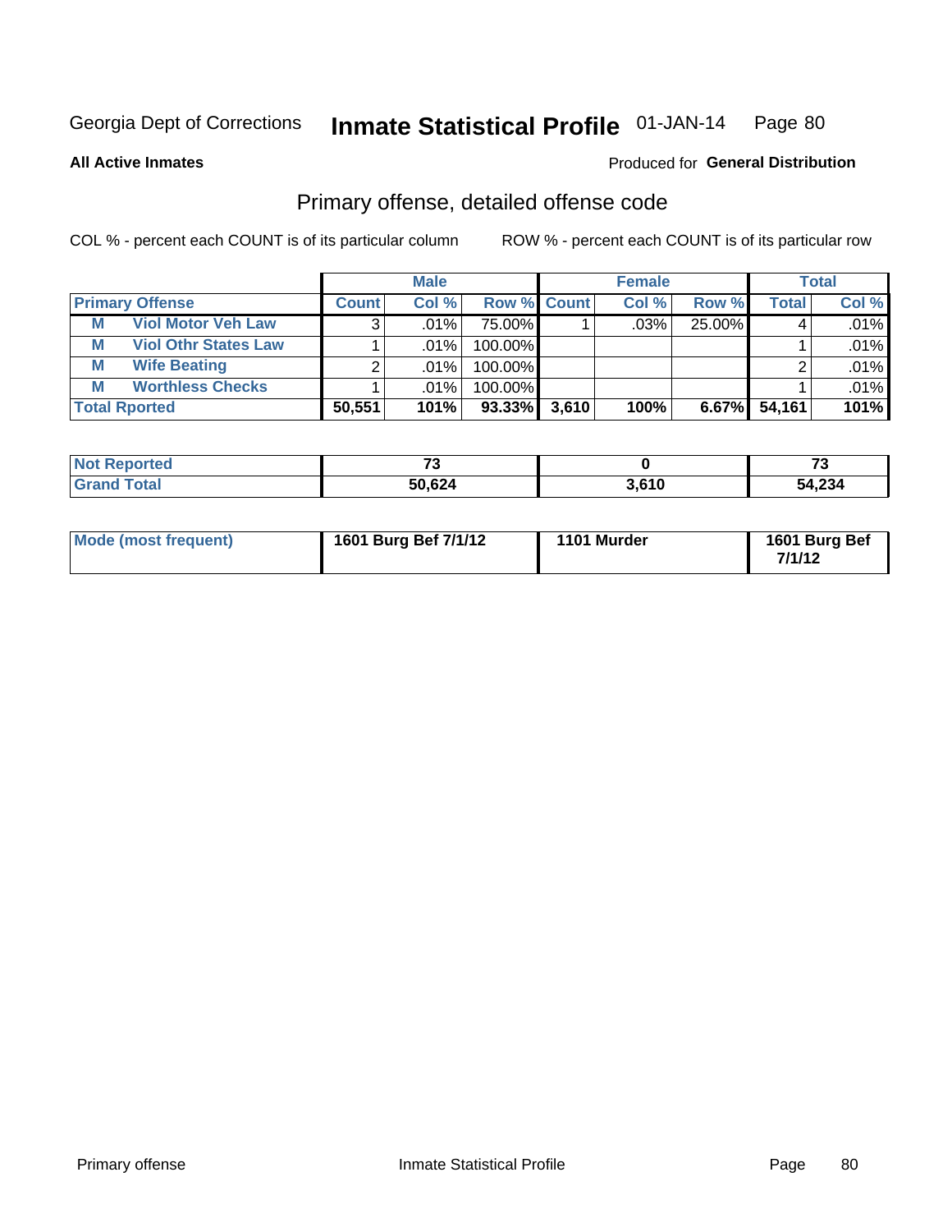Georgia Dept of Corrections **Inmate Statistical Profile** 01-JAN-14

**All Active Inmates**

Produced for **General Distribution**

## Primary offense, detailed offense code

COL % - percent each COUNT is of its particular column

ROW % - percent each COUNT is of its particular row

| | | Male | | | Female | | | Total | |
|---|---|---|---|---|---|---|---|---|---|
| **Primary Offense** | | **Count** | **Col %** | **Row %** | **Count** | **Col %** | **Row %** | **Total** | **Col %** |
| M | Viol Motor Veh Law | 3 | .01% | 75.00% | 1 | .03% | 25.00% | 4 | .01% |
| M | Viol Othr States Law | 1 | .01% | 100.00% | | | | 1 | .01% |
| M | Wife Beating | 2 | .01% | 100.00% | | | | 2 | .01% |
| M | Worthless Checks | 1 | .01% | 100.00% | | | | 1 | .01% |
| **Total Rported** | | **50,551** | **101%** | **93.33%** | **3,610** | **100%** | **6.67%** | **54,161** | **101%** |

| | Male | Female | Total |
|---|---|---|---|
| **Not Reported** | **73** | **0** | **73** |
| **Grand Total** | **50,624** | **3,610** | **54,234** |

| | Male | Female | Total |
|---|---|---|---|
| **Mode (most frequent)** | **1601 Burg Bef 7/1/12** | **1101 Murder** | **1601 Burg Bef 7/1/12** |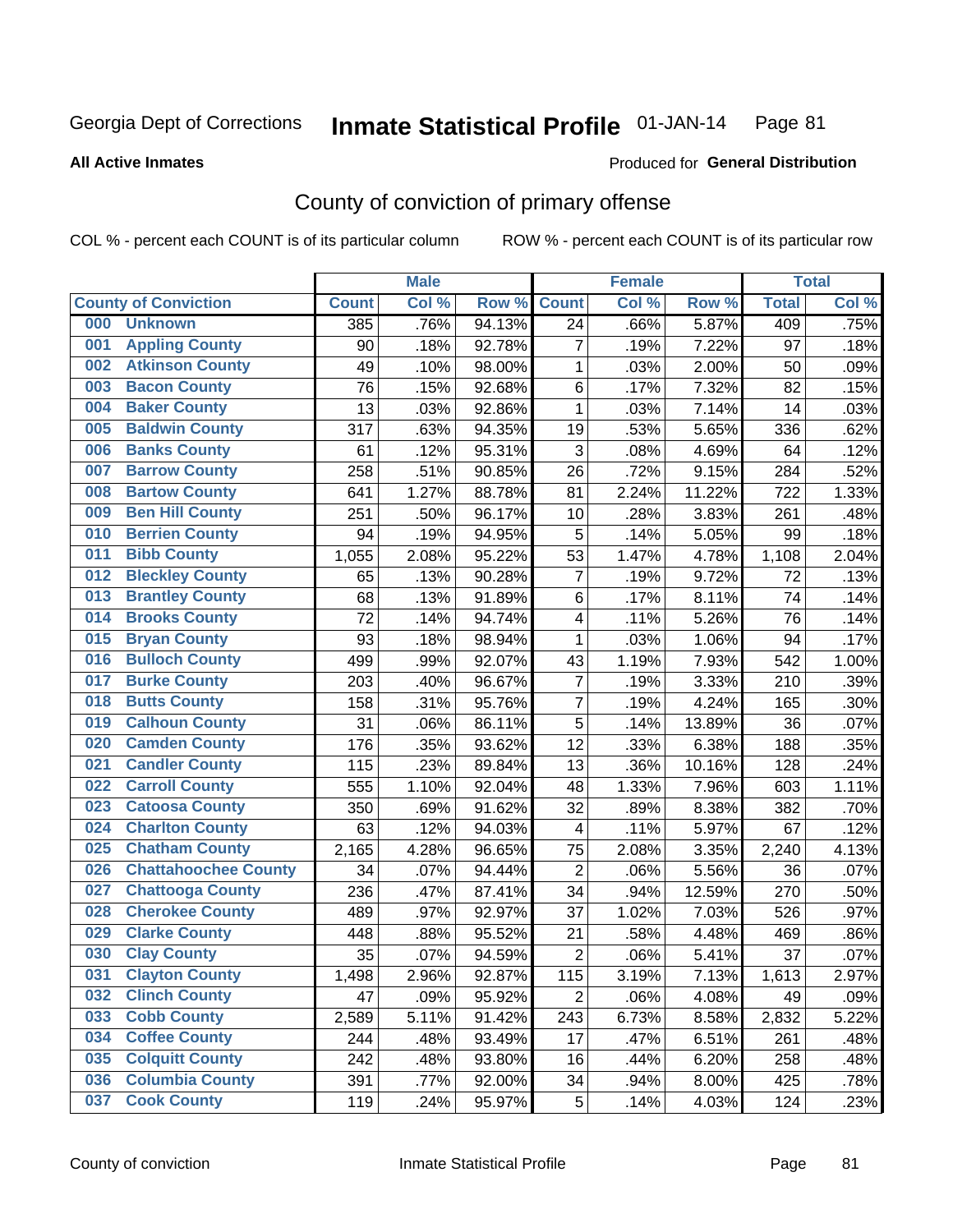Georgia Dept of Corrections

# Inmate Statistical Profile 01-JAN-14

**All Active Inmates**

Produced for **General Distribution**

## County of conviction of primary offense

COL % - percent each COUNT is of its particular column

ROW % - percent each COUNT is of its particular row

| County of Conviction | Male | | | Female | | | Total | |
|---|---|---|---|---|---|---|---|---|
| | Count | Col % | Row % | Count | Col % | Row % | Total | Col % |
| 000 Unknown | 385 | .76% | 94.13% | 24 | .66% | 5.87% | 409 | .75% |
| 001 Appling County | 90 | .18% | 92.78% | 7 | .19% | 7.22% | 97 | .18% |
| 002 Atkinson County | 49 | .10% | 98.00% | 1 | .03% | 2.00% | 50 | .09% |
| 003 Bacon County | 76 | .15% | 92.68% | 6 | .17% | 7.32% | 82 | .15% |
| 004 Baker County | 13 | .03% | 92.86% | 1 | .03% | 7.14% | 14 | .03% |
| 005 Baldwin County | 317 | .63% | 94.35% | 19 | .53% | 5.65% | 336 | .62% |
| 006 Banks County | 61 | .12% | 95.31% | 3 | .08% | 4.69% | 64 | .12% |
| 007 Barrow County | 258 | .51% | 90.85% | 26 | .72% | 9.15% | 284 | .52% |
| 008 Bartow County | 641 | 1.27% | 88.78% | 81 | 2.24% | 11.22% | 722 | 1.33% |
| 009 Ben Hill County | 251 | .50% | 96.17% | 10 | .28% | 3.83% | 261 | .48% |
| 010 Berrien County | 94 | .19% | 94.95% | 5 | .14% | 5.05% | 99 | .18% |
| 011 Bibb County | 1,055 | 2.08% | 95.22% | 53 | 1.47% | 4.78% | 1,108 | 2.04% |
| 012 Bleckley County | 65 | .13% | 90.28% | 7 | .19% | 9.72% | 72 | .13% |
| 013 Brantley County | 68 | .13% | 91.89% | 6 | .17% | 8.11% | 74 | .14% |
| 014 Brooks County | 72 | .14% | 94.74% | 4 | .11% | 5.26% | 76 | .14% |
| 015 Bryan County | 93 | .18% | 98.94% | 1 | .03% | 1.06% | 94 | .17% |
| 016 Bulloch County | 499 | .99% | 92.07% | 43 | 1.19% | 7.93% | 542 | 1.00% |
| 017 Burke County | 203 | .40% | 96.67% | 7 | .19% | 3.33% | 210 | .39% |
| 018 Butts County | 158 | .31% | 95.76% | 7 | .19% | 4.24% | 165 | .30% |
| 019 Calhoun County | 31 | .06% | 86.11% | 5 | .14% | 13.89% | 36 | .07% |
| 020 Camden County | 176 | .35% | 93.62% | 12 | .33% | 6.38% | 188 | .35% |
| 021 Candler County | 115 | .23% | 89.84% | 13 | .36% | 10.16% | 128 | .24% |
| 022 Carroll County | 555 | 1.10% | 92.04% | 48 | 1.33% | 7.96% | 603 | 1.11% |
| 023 Catoosa County | 350 | .69% | 91.62% | 32 | .89% | 8.38% | 382 | .70% |
| 024 Charlton County | 63 | .12% | 94.03% | 4 | .11% | 5.97% | 67 | .12% |
| 025 Chatham County | 2,165 | 4.28% | 96.65% | 75 | 2.08% | 3.35% | 2,240 | 4.13% |
| 026 Chattahoochee County | 34 | .07% | 94.44% | 2 | .06% | 5.56% | 36 | .07% |
| 027 Chattooga County | 236 | .47% | 87.41% | 34 | .94% | 12.59% | 270 | .50% |
| 028 Cherokee County | 489 | .97% | 92.97% | 37 | 1.02% | 7.03% | 526 | .97% |
| 029 Clarke County | 448 | .88% | 95.52% | 21 | .58% | 4.48% | 469 | .86% |
| 030 Clay County | 35 | .07% | 94.59% | 2 | .06% | 5.41% | 37 | .07% |
| 031 Clayton County | 1,498 | 2.96% | 92.87% | 115 | 3.19% | 7.13% | 1,613 | 2.97% |
| 032 Clinch County | 47 | .09% | 95.92% | 2 | .06% | 4.08% | 49 | .09% |
| 033 Cobb County | 2,589 | 5.11% | 91.42% | 243 | 6.73% | 8.58% | 2,832 | 5.22% |
| 034 Coffee County | 244 | .48% | 93.49% | 17 | .47% | 6.51% | 261 | .48% |
| 035 Colquitt County | 242 | .48% | 93.80% | 16 | .44% | 6.20% | 258 | .48% |
| 036 Columbia County | 391 | .77% | 92.00% | 34 | .94% | 8.00% | 425 | .78% |
| 037 Cook County | 119 | .24% | 95.97% | 5 | .14% | 4.03% | 124 | .23% |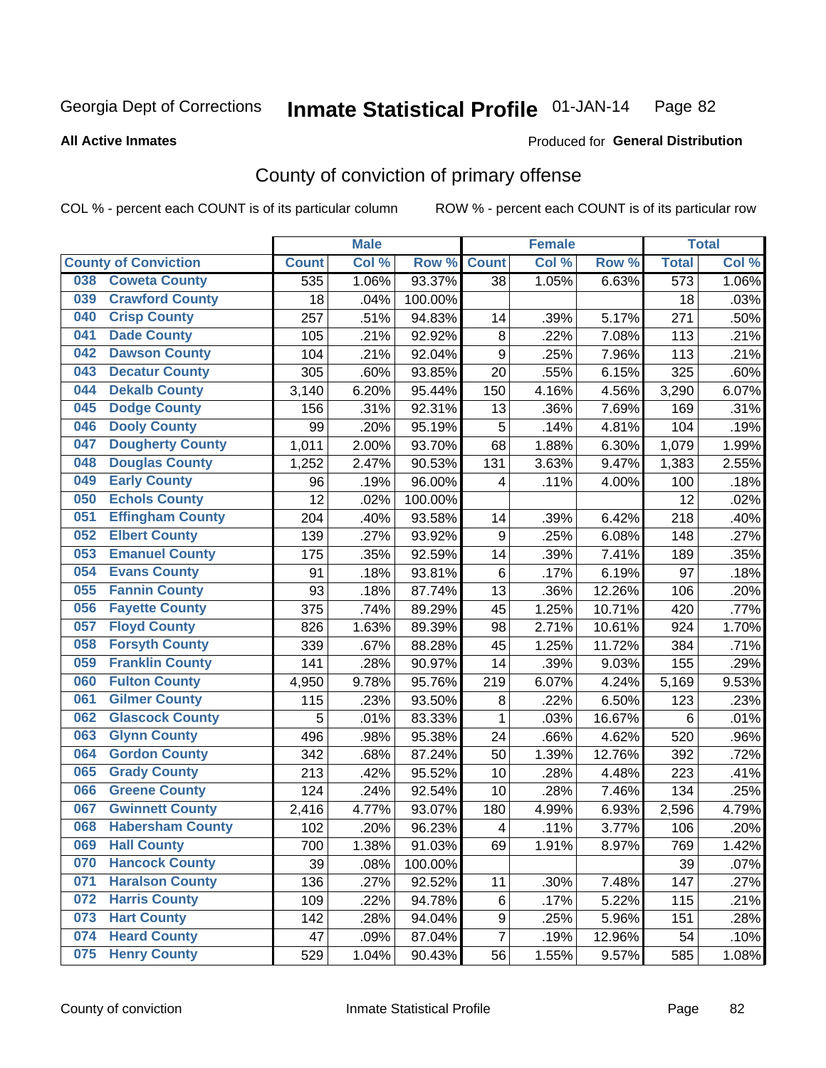Georgia Dept of Corrections **Inmate Statistical Profile** 01-JAN-14

**All Active Inmates**

Produced for **General Distribution**

## County of conviction of primary offense

COL % - percent each COUNT is of its particular column

ROW % - percent each COUNT is of its particular row

| County of Conviction | | Male | | | Female | | | Total | |
|---|---|---|---|---|---|---|---|---|---|
| | | Count | Col % | Row % | Count | Col % | Row % | Total | Col % |
| 038 | Coweta County | 535 | 1.06% | 93.37% | 38 | 1.05% | 6.63% | 573 | 1.06% |
| 039 | Crawford County | 18 | .04% | 100.00% | | | | 18 | .03% |
| 040 | Crisp County | 257 | .51% | 94.83% | 14 | .39% | 5.17% | 271 | .50% |
| 041 | Dade County | 105 | .21% | 92.92% | 8 | .22% | 7.08% | 113 | .21% |
| 042 | Dawson County | 104 | .21% | 92.04% | 9 | .25% | 7.96% | 113 | .21% |
| 043 | Decatur County | 305 | .60% | 93.85% | 20 | .55% | 6.15% | 325 | .60% |
| 044 | Dekalb County | 3,140 | 6.20% | 95.44% | 150 | 4.16% | 4.56% | 3,290 | 6.07% |
| 045 | Dodge County | 156 | .31% | 92.31% | 13 | .36% | 7.69% | 169 | .31% |
| 046 | Dooly County | 99 | .20% | 95.19% | 5 | .14% | 4.81% | 104 | .19% |
| 047 | Dougherty County | 1,011 | 2.00% | 93.70% | 68 | 1.88% | 6.30% | 1,079 | 1.99% |
| 048 | Douglas County | 1,252 | 2.47% | 90.53% | 131 | 3.63% | 9.47% | 1,383 | 2.55% |
| 049 | Early County | 96 | .19% | 96.00% | 4 | .11% | 4.00% | 100 | .18% |
| 050 | Echols County | 12 | .02% | 100.00% | | | | 12 | .02% |
| 051 | Effingham County | 204 | .40% | 93.58% | 14 | .39% | 6.42% | 218 | .40% |
| 052 | Elbert County | 139 | .27% | 93.92% | 9 | .25% | 6.08% | 148 | .27% |
| 053 | Emanuel County | 175 | .35% | 92.59% | 14 | .39% | 7.41% | 189 | .35% |
| 054 | Evans County | 91 | .18% | 93.81% | 6 | .17% | 6.19% | 97 | .18% |
| 055 | Fannin County | 93 | .18% | 87.74% | 13 | .36% | 12.26% | 106 | .20% |
| 056 | Fayette County | 375 | .74% | 89.29% | 45 | 1.25% | 10.71% | 420 | .77% |
| 057 | Floyd County | 826 | 1.63% | 89.39% | 98 | 2.71% | 10.61% | 924 | 1.70% |
| 058 | Forsyth County | 339 | .67% | 88.28% | 45 | 1.25% | 11.72% | 384 | .71% |
| 059 | Franklin County | 141 | .28% | 90.97% | 14 | .39% | 9.03% | 155 | .29% |
| 060 | Fulton County | 4,950 | 9.78% | 95.76% | 219 | 6.07% | 4.24% | 5,169 | 9.53% |
| 061 | Gilmer County | 115 | .23% | 93.50% | 8 | .22% | 6.50% | 123 | .23% |
| 062 | Glascock County | 5 | .01% | 83.33% | 1 | .03% | 16.67% | 6 | .01% |
| 063 | Glynn County | 496 | .98% | 95.38% | 24 | .66% | 4.62% | 520 | .96% |
| 064 | Gordon County | 342 | .68% | 87.24% | 50 | 1.39% | 12.76% | 392 | .72% |
| 065 | Grady County | 213 | .42% | 95.52% | 10 | .28% | 4.48% | 223 | .41% |
| 066 | Greene County | 124 | .24% | 92.54% | 10 | .28% | 7.46% | 134 | .25% |
| 067 | Gwinnett County | 2,416 | 4.77% | 93.07% | 180 | 4.99% | 6.93% | 2,596 | 4.79% |
| 068 | Habersham County | 102 | .20% | 96.23% | 4 | .11% | 3.77% | 106 | .20% |
| 069 | Hall County | 700 | 1.38% | 91.03% | 69 | 1.91% | 8.97% | 769 | 1.42% |
| 070 | Hancock County | 39 | .08% | 100.00% | | | | 39 | .07% |
| 071 | Haralson County | 136 | .27% | 92.52% | 11 | .30% | 7.48% | 147 | .27% |
| 072 | Harris County | 109 | .22% | 94.78% | 6 | .17% | 5.22% | 115 | .21% |
| 073 | Hart County | 142 | .28% | 94.04% | 9 | .25% | 5.96% | 151 | .28% |
| 074 | Heard County | 47 | .09% | 87.04% | 7 | .19% | 12.96% | 54 | .10% |
| 075 | Henry County | 529 | 1.04% | 90.43% | 56 | 1.55% | 9.57% | 585 | 1.08% |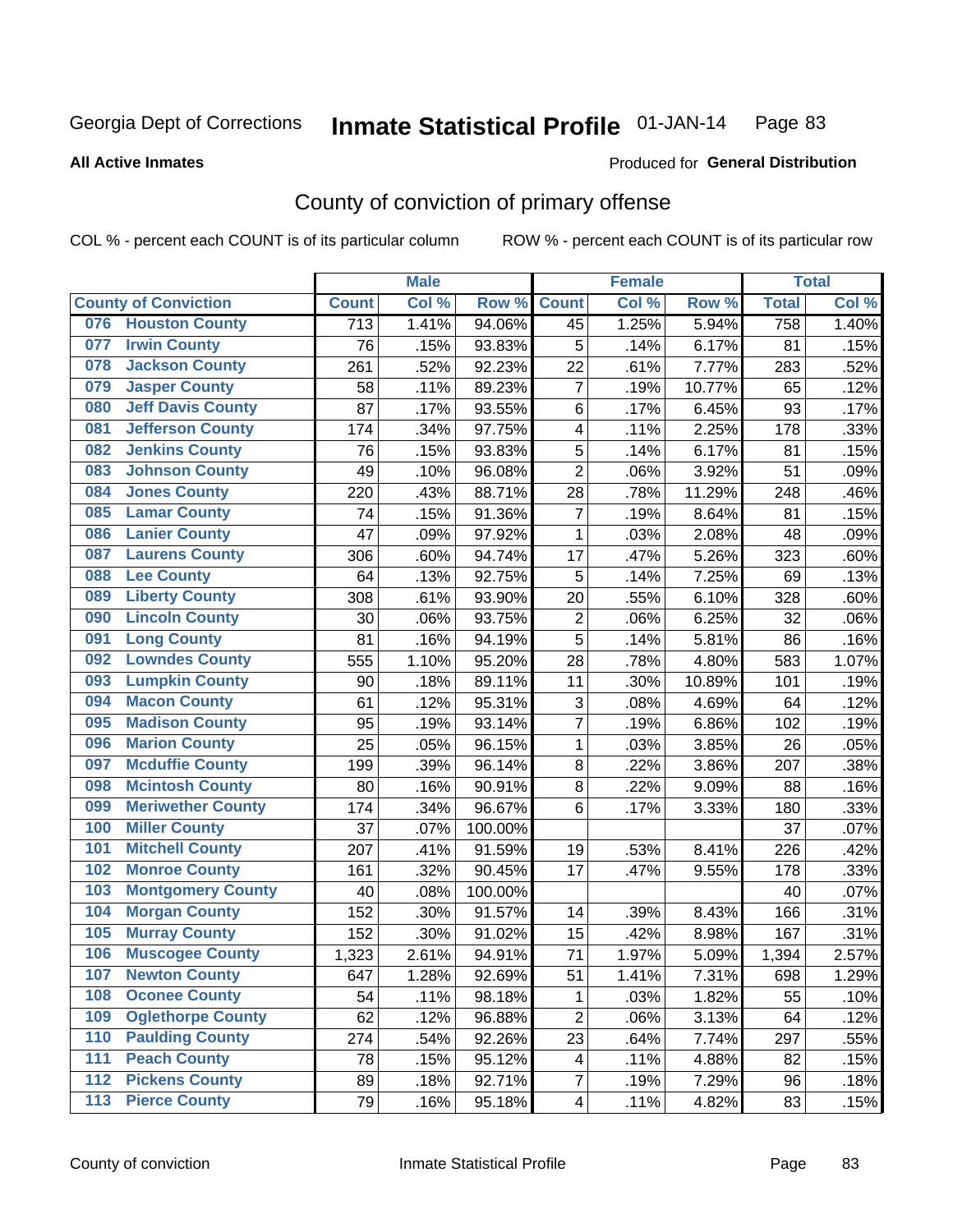Georgia Dept of Corrections **Inmate Statistical Profile** 01-JAN-14

**All Active Inmates**

Produced for **General Distribution**

## County of conviction of primary offense

COL % - percent each COUNT is of its particular column ROW % - percent each COUNT is of its particular row

| County of Conviction | Male | | | Female | | | Total | |
|---|---|---|---|---|---|---|---|---|
| | Count | Col % | Row % | Count | Col % | Row % | Total | Col % |
| 076 Houston County | 713 | 1.41% | 94.06% | 45 | 1.25% | 5.94% | 758 | 1.40% |
| 077 Irwin County | 76 | .15% | 93.83% | 5 | .14% | 6.17% | 81 | .15% |
| 078 Jackson County | 261 | .52% | 92.23% | 22 | .61% | 7.77% | 283 | .52% |
| 079 Jasper County | 58 | .11% | 89.23% | 7 | .19% | 10.77% | 65 | .12% |
| 080 Jeff Davis County | 87 | .17% | 93.55% | 6 | .17% | 6.45% | 93 | .17% |
| 081 Jefferson County | 174 | .34% | 97.75% | 4 | .11% | 2.25% | 178 | .33% |
| 082 Jenkins County | 76 | .15% | 93.83% | 5 | .14% | 6.17% | 81 | .15% |
| 083 Johnson County | 49 | .10% | 96.08% | 2 | .06% | 3.92% | 51 | .09% |
| 084 Jones County | 220 | .43% | 88.71% | 28 | .78% | 11.29% | 248 | .46% |
| 085 Lamar County | 74 | .15% | 91.36% | 7 | .19% | 8.64% | 81 | .15% |
| 086 Lanier County | 47 | .09% | 97.92% | 1 | .03% | 2.08% | 48 | .09% |
| 087 Laurens County | 306 | .60% | 94.74% | 17 | .47% | 5.26% | 323 | .60% |
| 088 Lee County | 64 | .13% | 92.75% | 5 | .14% | 7.25% | 69 | .13% |
| 089 Liberty County | 308 | .61% | 93.90% | 20 | .55% | 6.10% | 328 | .60% |
| 090 Lincoln County | 30 | .06% | 93.75% | 2 | .06% | 6.25% | 32 | .06% |
| 091 Long County | 81 | .16% | 94.19% | 5 | .14% | 5.81% | 86 | .16% |
| 092 Lowndes County | 555 | 1.10% | 95.20% | 28 | .78% | 4.80% | 583 | 1.07% |
| 093 Lumpkin County | 90 | .18% | 89.11% | 11 | .30% | 10.89% | 101 | .19% |
| 094 Macon County | 61 | .12% | 95.31% | 3 | .08% | 4.69% | 64 | .12% |
| 095 Madison County | 95 | .19% | 93.14% | 7 | .19% | 6.86% | 102 | .19% |
| 096 Marion County | 25 | .05% | 96.15% | 1 | .03% | 3.85% | 26 | .05% |
| 097 Mcduffie County | 199 | .39% | 96.14% | 8 | .22% | 3.86% | 207 | .38% |
| 098 Mcintosh County | 80 | .16% | 90.91% | 8 | .22% | 9.09% | 88 | .16% |
| 099 Meriwether County | 174 | .34% | 96.67% | 6 | .17% | 3.33% | 180 | .33% |
| 100 Miller County | 37 | .07% | 100.00% | | | | 37 | .07% |
| 101 Mitchell County | 207 | .41% | 91.59% | 19 | .53% | 8.41% | 226 | .42% |
| 102 Monroe County | 161 | .32% | 90.45% | 17 | .47% | 9.55% | 178 | .33% |
| 103 Montgomery County | 40 | .08% | 100.00% | | | | 40 | .07% |
| 104 Morgan County | 152 | .30% | 91.57% | 14 | .39% | 8.43% | 166 | .31% |
| 105 Murray County | 152 | .30% | 91.02% | 15 | .42% | 8.98% | 167 | .31% |
| 106 Muscogee County | 1,323 | 2.61% | 94.91% | 71 | 1.97% | 5.09% | 1,394 | 2.57% |
| 107 Newton County | 647 | 1.28% | 92.69% | 51 | 1.41% | 7.31% | 698 | 1.29% |
| 108 Oconee County | 54 | .11% | 98.18% | 1 | .03% | 1.82% | 55 | .10% |
| 109 Oglethorpe County | 62 | .12% | 96.88% | 2 | .06% | 3.13% | 64 | .12% |
| 110 Paulding County | 274 | .54% | 92.26% | 23 | .64% | 7.74% | 297 | .55% |
| 111 Peach County | 78 | .15% | 95.12% | 4 | .11% | 4.88% | 82 | .15% |
| 112 Pickens County | 89 | .18% | 92.71% | 7 | .19% | 7.29% | 96 | .18% |
| 113 Pierce County | 79 | .16% | 95.18% | 4 | .11% | 4.82% | 83 | .15% |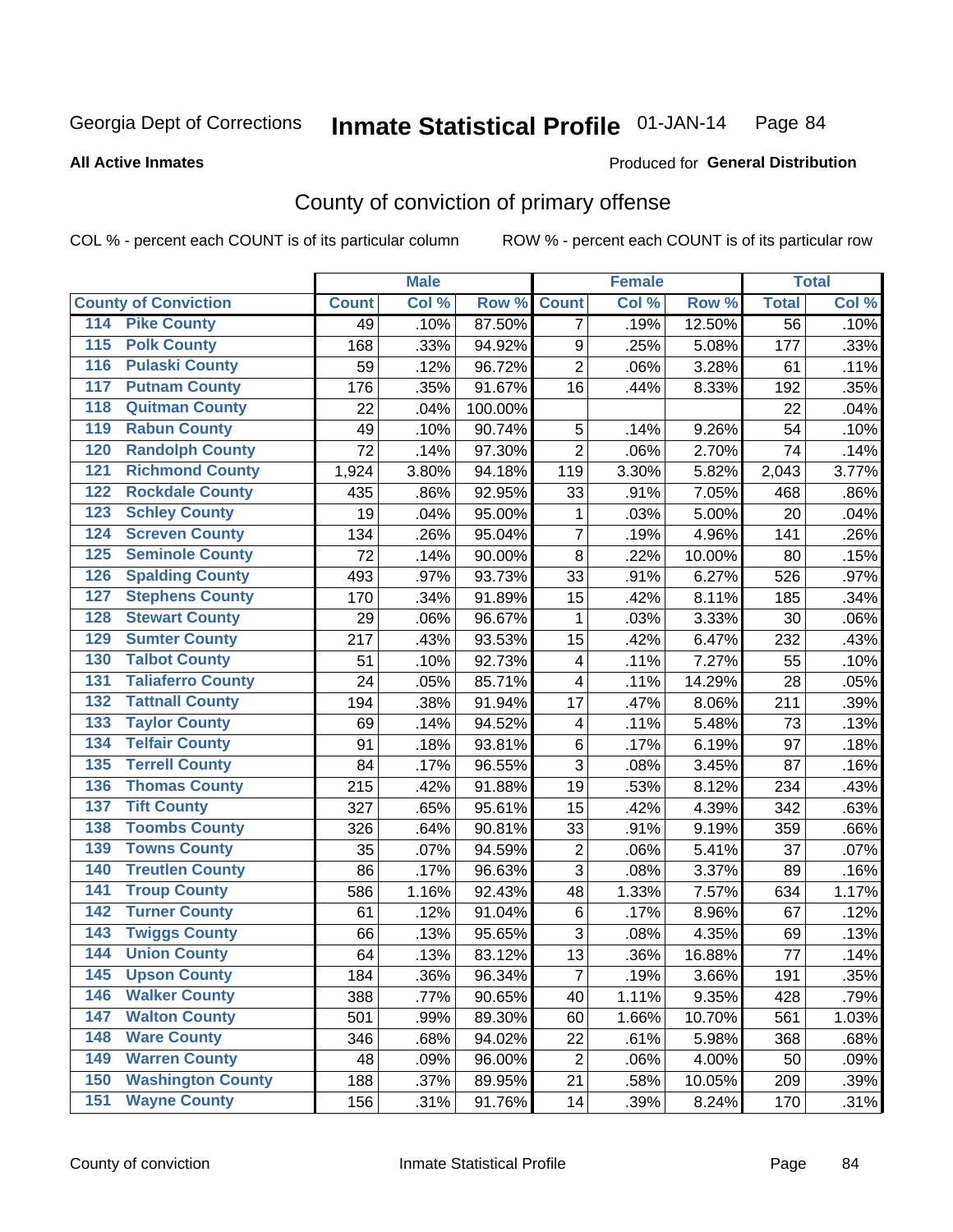Georgia Dept of Corrections **Inmate Statistical Profile** 01-JAN-14

**All Active Inmates**

Produced for **General Distribution**

## County of conviction of primary offense

COL % - percent each COUNT is of its particular column ROW % - percent each COUNT is of its particular row

| County of Conviction | Male | | | Female | | | Total | |
|---|---|---|---|---|---|---|---|---|
| | Count | Col % | Row % | Count | Col % | Row % | Total | Col % |
| 114 Pike County | 49 | .10% | 87.50% | 7 | .19% | 12.50% | 56 | .10% |
| 115 Polk County | 168 | .33% | 94.92% | 9 | .25% | 5.08% | 177 | .33% |
| 116 Pulaski County | 59 | .12% | 96.72% | 2 | .06% | 3.28% | 61 | .11% |
| 117 Putnam County | 176 | .35% | 91.67% | 16 | .44% | 8.33% | 192 | .35% |
| 118 Quitman County | 22 | .04% | 100.00% | | | | 22 | .04% |
| 119 Rabun County | 49 | .10% | 90.74% | 5 | .14% | 9.26% | 54 | .10% |
| 120 Randolph County | 72 | .14% | 97.30% | 2 | .06% | 2.70% | 74 | .14% |
| 121 Richmond County | 1,924 | 3.80% | 94.18% | 119 | 3.30% | 5.82% | 2,043 | 3.77% |
| 122 Rockdale County | 435 | .86% | 92.95% | 33 | .91% | 7.05% | 468 | .86% |
| 123 Schley County | 19 | .04% | 95.00% | 1 | .03% | 5.00% | 20 | .04% |
| 124 Screven County | 134 | .26% | 95.04% | 7 | .19% | 4.96% | 141 | .26% |
| 125 Seminole County | 72 | .14% | 90.00% | 8 | .22% | 10.00% | 80 | .15% |
| 126 Spalding County | 493 | .97% | 93.73% | 33 | .91% | 6.27% | 526 | .97% |
| 127 Stephens County | 170 | .34% | 91.89% | 15 | .42% | 8.11% | 185 | .34% |
| 128 Stewart County | 29 | .06% | 96.67% | 1 | .03% | 3.33% | 30 | .06% |
| 129 Sumter County | 217 | .43% | 93.53% | 15 | .42% | 6.47% | 232 | .43% |
| 130 Talbot County | 51 | .10% | 92.73% | 4 | .11% | 7.27% | 55 | .10% |
| 131 Taliaferro County | 24 | .05% | 85.71% | 4 | .11% | 14.29% | 28 | .05% |
| 132 Tattnall County | 194 | .38% | 91.94% | 17 | .47% | 8.06% | 211 | .39% |
| 133 Taylor County | 69 | .14% | 94.52% | 4 | .11% | 5.48% | 73 | .13% |
| 134 Telfair County | 91 | .18% | 93.81% | 6 | .17% | 6.19% | 97 | .18% |
| 135 Terrell County | 84 | .17% | 96.55% | 3 | .08% | 3.45% | 87 | .16% |
| 136 Thomas County | 215 | .42% | 91.88% | 19 | .53% | 8.12% | 234 | .43% |
| 137 Tift County | 327 | .65% | 95.61% | 15 | .42% | 4.39% | 342 | .63% |
| 138 Toombs County | 326 | .64% | 90.81% | 33 | .91% | 9.19% | 359 | .66% |
| 139 Towns County | 35 | .07% | 94.59% | 2 | .06% | 5.41% | 37 | .07% |
| 140 Treutlen County | 86 | .17% | 96.63% | 3 | .08% | 3.37% | 89 | .16% |
| 141 Troup County | 586 | 1.16% | 92.43% | 48 | 1.33% | 7.57% | 634 | 1.17% |
| 142 Turner County | 61 | .12% | 91.04% | 6 | .17% | 8.96% | 67 | .12% |
| 143 Twiggs County | 66 | .13% | 95.65% | 3 | .08% | 4.35% | 69 | .13% |
| 144 Union County | 64 | .13% | 83.12% | 13 | .36% | 16.88% | 77 | .14% |
| 145 Upson County | 184 | .36% | 96.34% | 7 | .19% | 3.66% | 191 | .35% |
| 146 Walker County | 388 | .77% | 90.65% | 40 | 1.11% | 9.35% | 428 | .79% |
| 147 Walton County | 501 | .99% | 89.30% | 60 | 1.66% | 10.70% | 561 | 1.03% |
| 148 Ware County | 346 | .68% | 94.02% | 22 | .61% | 5.98% | 368 | .68% |
| 149 Warren County | 48 | .09% | 96.00% | 2 | .06% | 4.00% | 50 | .09% |
| 150 Washington County | 188 | .37% | 89.95% | 21 | .58% | 10.05% | 209 | .39% |
| 151 Wayne County | 156 | .31% | 91.76% | 14 | .39% | 8.24% | 170 | .31% |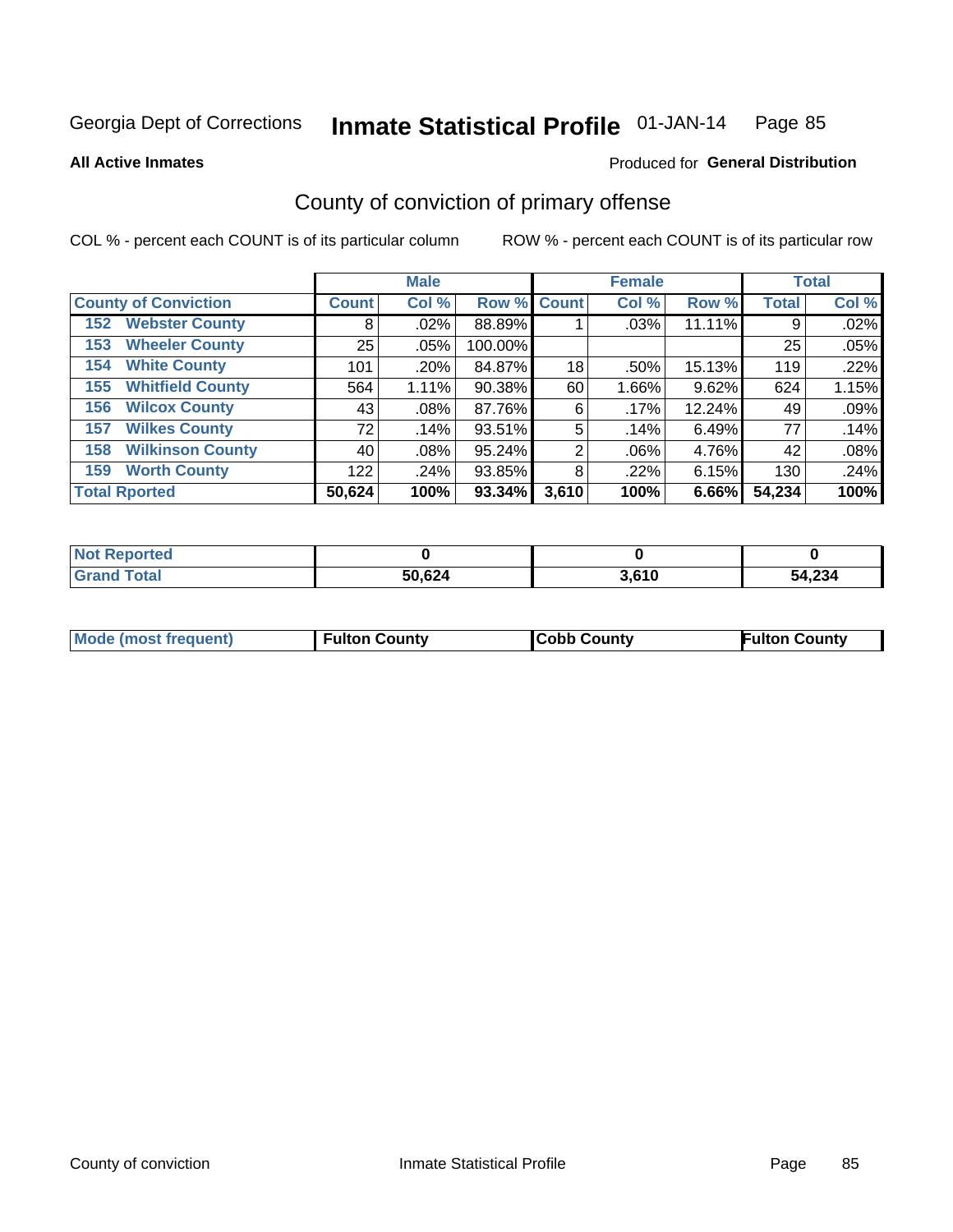Georgia Dept of Corrections **Inmate Statistical Profile** 01-JAN-14

**All Active Inmates**

Produced for **General Distribution**

## County of conviction of primary offense

COL % - percent each COUNT is of its particular column    ROW % - percent each COUNT is of its particular row

| | Male | | | Female | | | Total | |
|---|---|---|---|---|---|---|---|---|
| **County of Conviction** | **Count** | **Col %** | **Row %** | **Count** | **Col %** | **Row %** | **Total** | **Col %** |
| 152 Webster County | 8 | .02% | 88.89% | 1 | .03% | 11.11% | 9 | .02% |
| 153 Wheeler County | 25 | .05% | 100.00% | | | | 25 | .05% |
| 154 White County | 101 | .20% | 84.87% | 18 | .50% | 15.13% | 119 | .22% |
| 155 Whitfield County | 564 | 1.11% | 90.38% | 60 | 1.66% | 9.62% | 624 | 1.15% |
| 156 Wilcox County | 43 | .08% | 87.76% | 6 | .17% | 12.24% | 49 | .09% |
| 157 Wilkes County | 72 | .14% | 93.51% | 5 | .14% | 6.49% | 77 | .14% |
| 158 Wilkinson County | 40 | .08% | 95.24% | 2 | .06% | 4.76% | 42 | .08% |
| 159 Worth County | 122 | .24% | 93.85% | 8 | .22% | 6.15% | 130 | .24% |
| **Total Rported** | **50,624** | **100%** | **93.34%** | **3,610** | **100%** | **6.66%** | **54,234** | **100%** |

| | Male | Female | Total |
|---|---|---|---|
| **Not Reported** | **0** | **0** | **0** |
| **Grand Total** | **50,624** | **3,610** | **54,234** |

| | Male | Female | Total |
|---|---|---|---|
| **Mode (most frequent)** | **Fulton County** | **Cobb County** | **Fulton County** |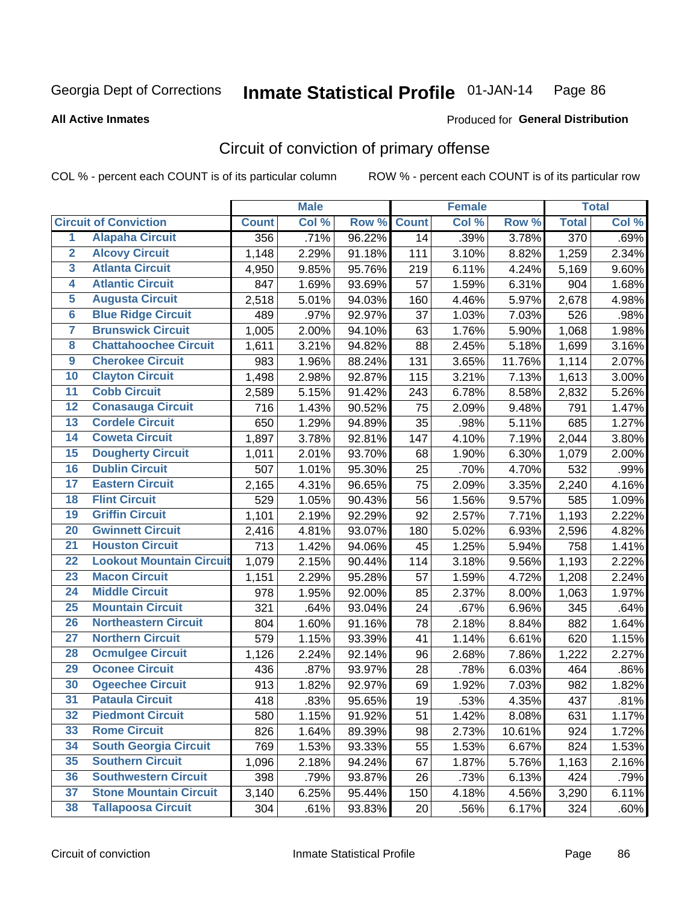Georgia Dept of Corrections **Inmate Statistical Profile** 01-JAN-14 Page 86

**All Active Inmates**

Produced for **General Distribution**

## Circuit of conviction of primary offense

COL % - percent each COUNT is of its particular column ROW % - percent each COUNT is of its particular row

| Circuit of Conviction | | Male | | | Female | | | Total | |
|---|---|---|---|---|---|---|---|---|---|
| | | Count | Col % | Row % | Count | Col % | Row % | Total | Col % |
| 1 | Alapaha Circuit | 356 | .71% | 96.22% | 14 | .39% | 3.78% | 370 | .69% |
| 2 | Alcovy Circuit | 1,148 | 2.29% | 91.18% | 111 | 3.10% | 8.82% | 1,259 | 2.34% |
| 3 | Atlanta Circuit | 4,950 | 9.85% | 95.76% | 219 | 6.11% | 4.24% | 5,169 | 9.60% |
| 4 | Atlantic Circuit | 847 | 1.69% | 93.69% | 57 | 1.59% | 6.31% | 904 | 1.68% |
| 5 | Augusta Circuit | 2,518 | 5.01% | 94.03% | 160 | 4.46% | 5.97% | 2,678 | 4.98% |
| 6 | Blue Ridge Circuit | 489 | .97% | 92.97% | 37 | 1.03% | 7.03% | 526 | .98% |
| 7 | Brunswick Circuit | 1,005 | 2.00% | 94.10% | 63 | 1.76% | 5.90% | 1,068 | 1.98% |
| 8 | Chattahoochee Circuit | 1,611 | 3.21% | 94.82% | 88 | 2.45% | 5.18% | 1,699 | 3.16% |
| 9 | Cherokee Circuit | 983 | 1.96% | 88.24% | 131 | 3.65% | 11.76% | 1,114 | 2.07% |
| 10 | Clayton Circuit | 1,498 | 2.98% | 92.87% | 115 | 3.21% | 7.13% | 1,613 | 3.00% |
| 11 | Cobb Circuit | 2,589 | 5.15% | 91.42% | 243 | 6.78% | 8.58% | 2,832 | 5.26% |
| 12 | Conasauga Circuit | 716 | 1.43% | 90.52% | 75 | 2.09% | 9.48% | 791 | 1.47% |
| 13 | Cordele Circuit | 650 | 1.29% | 94.89% | 35 | .98% | 5.11% | 685 | 1.27% |
| 14 | Coweta Circuit | 1,897 | 3.78% | 92.81% | 147 | 4.10% | 7.19% | 2,044 | 3.80% |
| 15 | Dougherty Circuit | 1,011 | 2.01% | 93.70% | 68 | 1.90% | 6.30% | 1,079 | 2.00% |
| 16 | Dublin Circuit | 507 | 1.01% | 95.30% | 25 | .70% | 4.70% | 532 | .99% |
| 17 | Eastern Circuit | 2,165 | 4.31% | 96.65% | 75 | 2.09% | 3.35% | 2,240 | 4.16% |
| 18 | Flint Circuit | 529 | 1.05% | 90.43% | 56 | 1.56% | 9.57% | 585 | 1.09% |
| 19 | Griffin Circuit | 1,101 | 2.19% | 92.29% | 92 | 2.57% | 7.71% | 1,193 | 2.22% |
| 20 | Gwinnett Circuit | 2,416 | 4.81% | 93.07% | 180 | 5.02% | 6.93% | 2,596 | 4.82% |
| 21 | Houston Circuit | 713 | 1.42% | 94.06% | 45 | 1.25% | 5.94% | 758 | 1.41% |
| 22 | Lookout Mountain Circuit | 1,079 | 2.15% | 90.44% | 114 | 3.18% | 9.56% | 1,193 | 2.22% |
| 23 | Macon Circuit | 1,151 | 2.29% | 95.28% | 57 | 1.59% | 4.72% | 1,208 | 2.24% |
| 24 | Middle Circuit | 978 | 1.95% | 92.00% | 85 | 2.37% | 8.00% | 1,063 | 1.97% |
| 25 | Mountain Circuit | 321 | .64% | 93.04% | 24 | .67% | 6.96% | 345 | .64% |
| 26 | Northeastern Circuit | 804 | 1.60% | 91.16% | 78 | 2.18% | 8.84% | 882 | 1.64% |
| 27 | Northern Circuit | 579 | 1.15% | 93.39% | 41 | 1.14% | 6.61% | 620 | 1.15% |
| 28 | Ocmulgee Circuit | 1,126 | 2.24% | 92.14% | 96 | 2.68% | 7.86% | 1,222 | 2.27% |
| 29 | Oconee Circuit | 436 | .87% | 93.97% | 28 | .78% | 6.03% | 464 | .86% |
| 30 | Ogeechee Circuit | 913 | 1.82% | 92.97% | 69 | 1.92% | 7.03% | 982 | 1.82% |
| 31 | Pataula Circuit | 418 | .83% | 95.65% | 19 | .53% | 4.35% | 437 | .81% |
| 32 | Piedmont Circuit | 580 | 1.15% | 91.92% | 51 | 1.42% | 8.08% | 631 | 1.17% |
| 33 | Rome Circuit | 826 | 1.64% | 89.39% | 98 | 2.73% | 10.61% | 924 | 1.72% |
| 34 | South Georgia Circuit | 769 | 1.53% | 93.33% | 55 | 1.53% | 6.67% | 824 | 1.53% |
| 35 | Southern Circuit | 1,096 | 2.18% | 94.24% | 67 | 1.87% | 5.76% | 1,163 | 2.16% |
| 36 | Southwestern Circuit | 398 | .79% | 93.87% | 26 | .73% | 6.13% | 424 | .79% |
| 37 | Stone Mountain Circuit | 3,140 | 6.25% | 95.44% | 150 | 4.18% | 4.56% | 3,290 | 6.11% |
| 38 | Tallapoosa Circuit | 304 | .61% | 93.83% | 20 | .56% | 6.17% | 324 | .60% |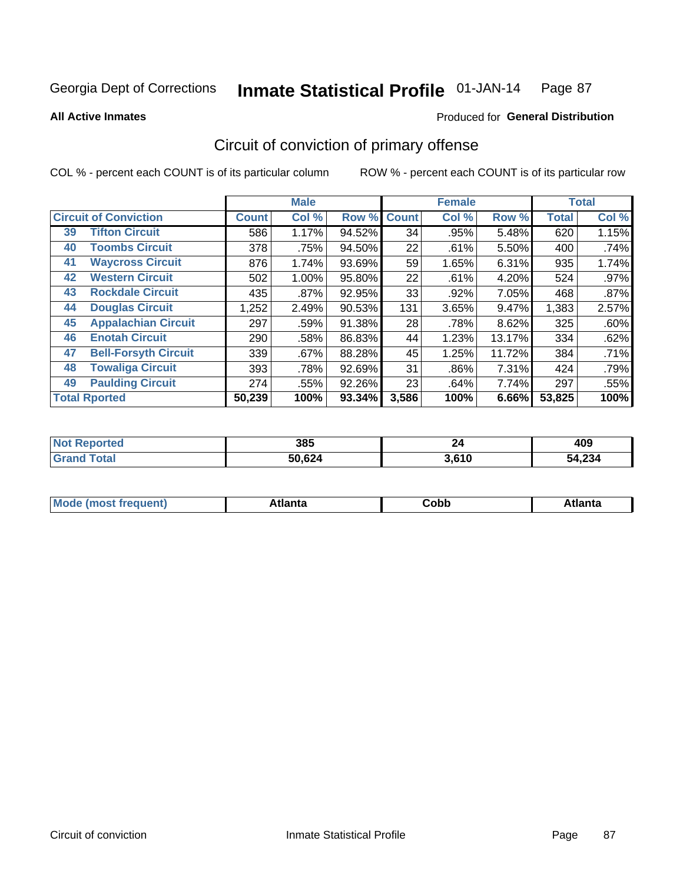Georgia Dept of Corrections **Inmate Statistical Profile** 01-JAN-14

**All Active Inmates**

Produced for **General Distribution**

## Circuit of conviction of primary offense

COL % - percent each COUNT is of its particular column

ROW % - percent each COUNT is of its particular row

| Circuit of Conviction | | Male | | | Female | | | Total | |
|---|---|---|---|---|---|---|---|---|---|
| | | Count | Col % | Row % | Count | Col % | Row % | Total | Col % |
| 39 | Tifton Circuit | 586 | 1.17% | 94.52% | 34 | .95% | 5.48% | 620 | 1.15% |
| 40 | Toombs Circuit | 378 | .75% | 94.50% | 22 | .61% | 5.50% | 400 | .74% |
| 41 | Waycross Circuit | 876 | 1.74% | 93.69% | 59 | 1.65% | 6.31% | 935 | 1.74% |
| 42 | Western Circuit | 502 | 1.00% | 95.80% | 22 | .61% | 4.20% | 524 | .97% |
| 43 | Rockdale Circuit | 435 | .87% | 92.95% | 33 | .92% | 7.05% | 468 | .87% |
| 44 | Douglas Circuit | 1,252 | 2.49% | 90.53% | 131 | 3.65% | 9.47% | 1,383 | 2.57% |
| 45 | Appalachian Circuit | 297 | .59% | 91.38% | 28 | .78% | 8.62% | 325 | .60% |
| 46 | Enotah Circuit | 290 | .58% | 86.83% | 44 | 1.23% | 13.17% | 334 | .62% |
| 47 | Bell-Forsyth Circuit | 339 | .67% | 88.28% | 45 | 1.25% | 11.72% | 384 | .71% |
| 48 | Towaliga Circuit | 393 | .78% | 92.69% | 31 | .86% | 7.31% | 424 | .79% |
| 49 | Paulding Circuit | 274 | .55% | 92.26% | 23 | .64% | 7.74% | 297 | .55% |
| **Total Rported** | | **50,239** | **100%** | **93.34%** | **3,586** | **100%** | **6.66%** | **53,825** | **100%** |

| | Male | Female | Total |
|---|---|---|---|
| Not Reported | 385 | 24 | 409 |
| Grand Total | 50,624 | 3,610 | 54,234 |

| | Male | Female | Total |
|---|---|---|---|
| Mode (most frequent) | Atlanta | Cobb | Atlanta |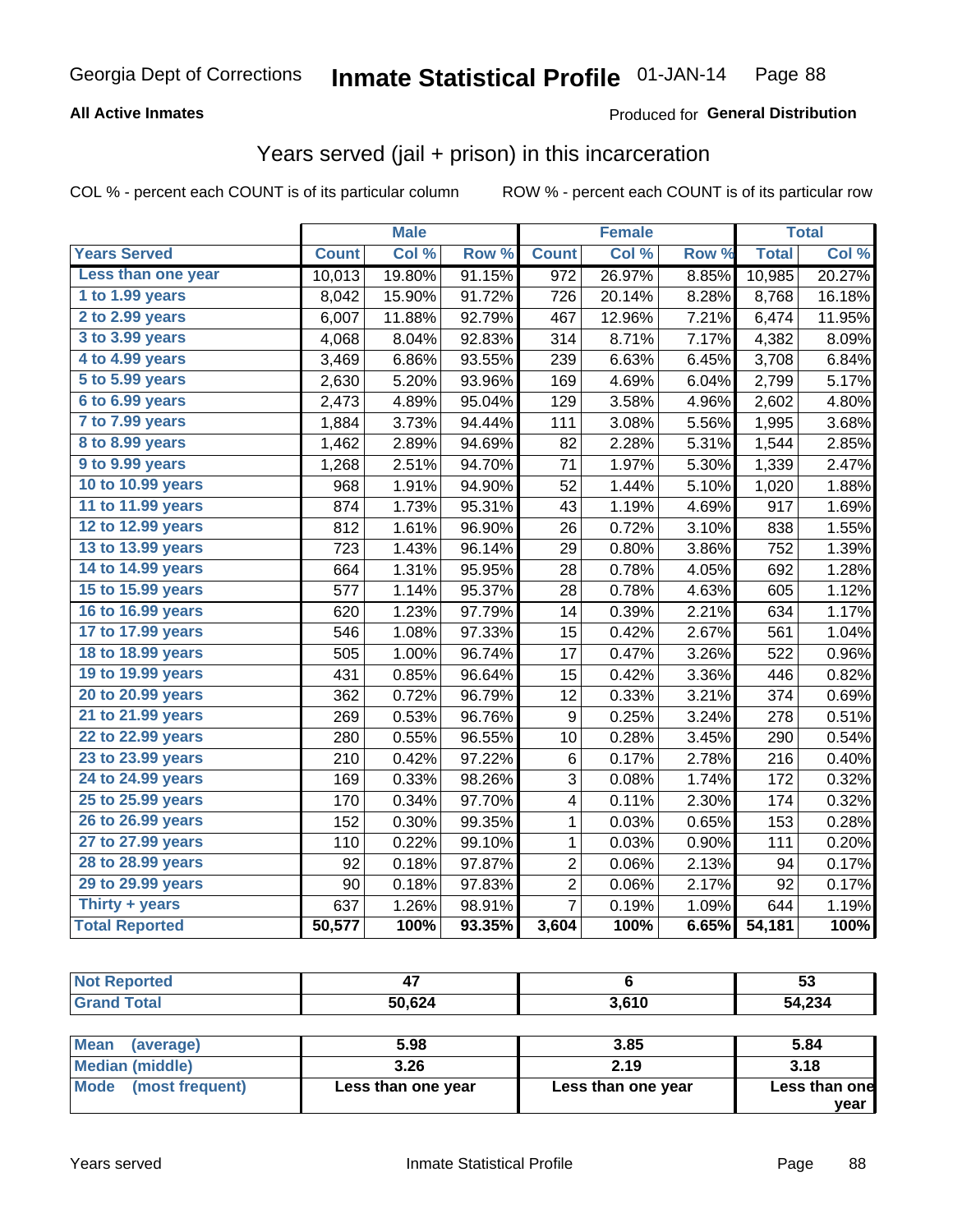Georgia Dept of Corrections **Inmate Statistical Profile** 01-JAN-14

**All Active Inmates**

Produced for **General Distribution**

## Years served (jail + prison) in this incarceration

COL % - percent each COUNT is of its particular column

ROW % - percent each COUNT is of its particular row

| | Male | | | Female | | | Total | |
|---|---|---|---|---|---|---|---|---|
| **Years Served** | **Count** | **Col %** | **Row %** | **Count** | **Col %** | **Row %** | **Total** | **Col %** |
| Less than one year | 10,013 | 19.80% | 91.15% | 972 | 26.97% | 8.85% | 10,985 | 20.27% |
| 1 to 1.99 years | 8,042 | 15.90% | 91.72% | 726 | 20.14% | 8.28% | 8,768 | 16.18% |
| 2 to 2.99 years | 6,007 | 11.88% | 92.79% | 467 | 12.96% | 7.21% | 6,474 | 11.95% |
| 3 to 3.99 years | 4,068 | 8.04% | 92.83% | 314 | 8.71% | 7.17% | 4,382 | 8.09% |
| 4 to 4.99 years | 3,469 | 6.86% | 93.55% | 239 | 6.63% | 6.45% | 3,708 | 6.84% |
| 5 to 5.99 years | 2,630 | 5.20% | 93.96% | 169 | 4.69% | 6.04% | 2,799 | 5.17% |
| 6 to 6.99 years | 2,473 | 4.89% | 95.04% | 129 | 3.58% | 4.96% | 2,602 | 4.80% |
| 7 to 7.99 years | 1,884 | 3.73% | 94.44% | 111 | 3.08% | 5.56% | 1,995 | 3.68% |
| 8 to 8.99 years | 1,462 | 2.89% | 94.69% | 82 | 2.28% | 5.31% | 1,544 | 2.85% |
| 9 to 9.99 years | 1,268 | 2.51% | 94.70% | 71 | 1.97% | 5.30% | 1,339 | 2.47% |
| 10 to 10.99 years | 968 | 1.91% | 94.90% | 52 | 1.44% | 5.10% | 1,020 | 1.88% |
| 11 to 11.99 years | 874 | 1.73% | 95.31% | 43 | 1.19% | 4.69% | 917 | 1.69% |
| 12 to 12.99 years | 812 | 1.61% | 96.90% | 26 | 0.72% | 3.10% | 838 | 1.55% |
| 13 to 13.99 years | 723 | 1.43% | 96.14% | 29 | 0.80% | 3.86% | 752 | 1.39% |
| 14 to 14.99 years | 664 | 1.31% | 95.95% | 28 | 0.78% | 4.05% | 692 | 1.28% |
| 15 to 15.99 years | 577 | 1.14% | 95.37% | 28 | 0.78% | 4.63% | 605 | 1.12% |
| 16 to 16.99 years | 620 | 1.23% | 97.79% | 14 | 0.39% | 2.21% | 634 | 1.17% |
| 17 to 17.99 years | 546 | 1.08% | 97.33% | 15 | 0.42% | 2.67% | 561 | 1.04% |
| 18 to 18.99 years | 505 | 1.00% | 96.74% | 17 | 0.47% | 3.26% | 522 | 0.96% |
| 19 to 19.99 years | 431 | 0.85% | 96.64% | 15 | 0.42% | 3.36% | 446 | 0.82% |
| 20 to 20.99 years | 362 | 0.72% | 96.79% | 12 | 0.33% | 3.21% | 374 | 0.69% |
| 21 to 21.99 years | 269 | 0.53% | 96.76% | 9 | 0.25% | 3.24% | 278 | 0.51% |
| 22 to 22.99 years | 280 | 0.55% | 96.55% | 10 | 0.28% | 3.45% | 290 | 0.54% |
| 23 to 23.99 years | 210 | 0.42% | 97.22% | 6 | 0.17% | 2.78% | 216 | 0.40% |
| 24 to 24.99 years | 169 | 0.33% | 98.26% | 3 | 0.08% | 1.74% | 172 | 0.32% |
| 25 to 25.99 years | 170 | 0.34% | 97.70% | 4 | 0.11% | 2.30% | 174 | 0.32% |
| 26 to 26.99 years | 152 | 0.30% | 99.35% | 1 | 0.03% | 0.65% | 153 | 0.28% |
| 27 to 27.99 years | 110 | 0.22% | 99.10% | 1 | 0.03% | 0.90% | 111 | 0.20% |
| 28 to 28.99 years | 92 | 0.18% | 97.87% | 2 | 0.06% | 2.13% | 94 | 0.17% |
| 29 to 29.99 years | 90 | 0.18% | 97.83% | 2 | 0.06% | 2.17% | 92 | 0.17% |
| Thirty + years | 637 | 1.26% | 98.91% | 7 | 0.19% | 1.09% | 644 | 1.19% |
| **Total Reported** | **50,577** | **100%** | **93.35%** | **3,604** | **100%** | **6.65%** | **54,181** | **100%** |

| | Male | Female | Total |
|---|---|---|---|
| Not Reported | 47 | 6 | 53 |
| Grand Total | 50,624 | 3,610 | 54,234 |

| | Male | Female | Total |
|---|---|---|---|
| Mean (average) | 5.98 | 3.85 | 5.84 |
| Median (middle) | 3.26 | 2.19 | 3.18 |
| Mode (most frequent) | Less than one year | Less than one year | Less than one year |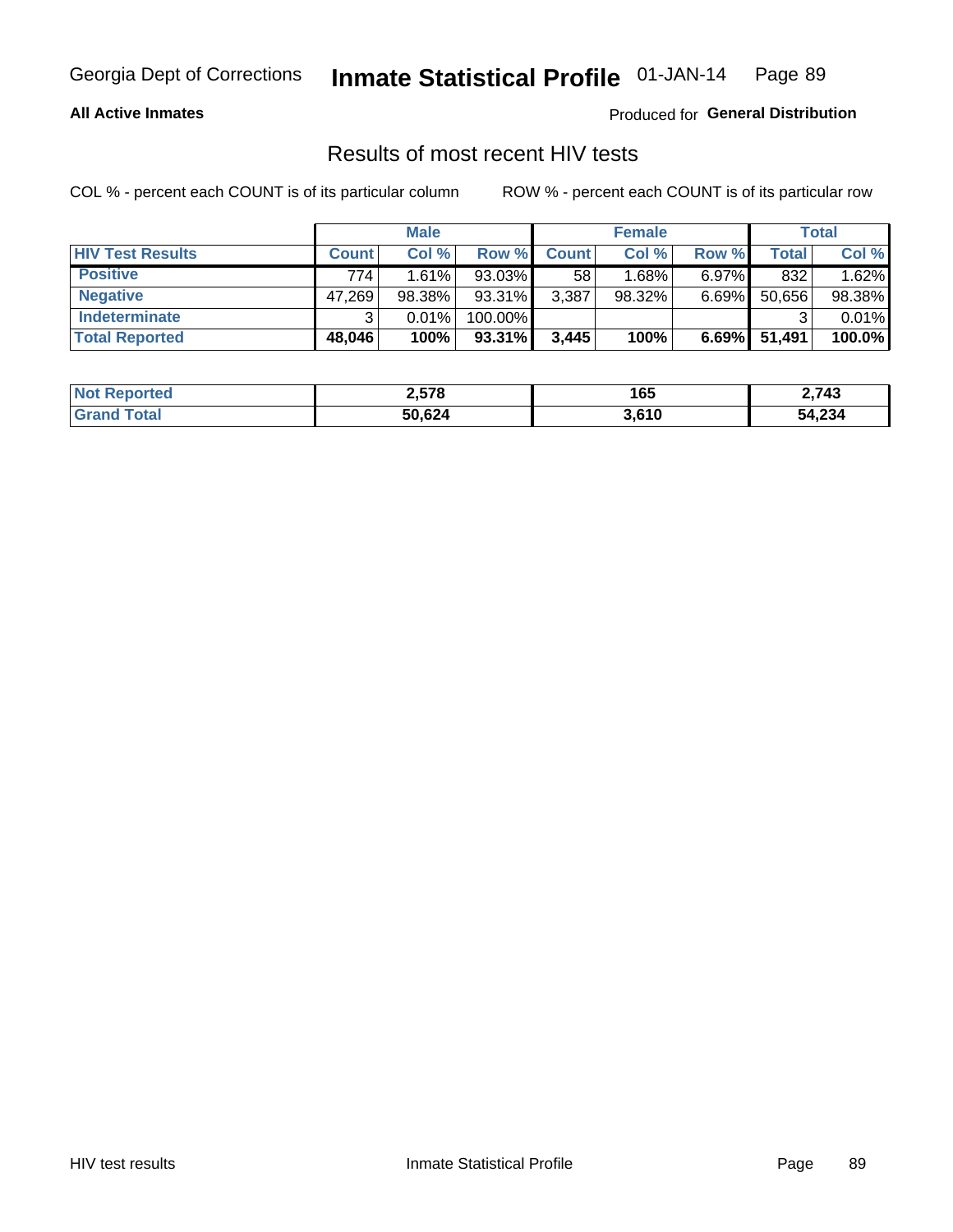Georgia Dept of Corrections **Inmate Statistical Profile** 01-JAN-14

**All Active Inmates**

Produced for **General Distribution**

## Results of most recent HIV tests

COL % - percent each COUNT is of its particular column ROW % - percent each COUNT is of its particular row

| | Male | | | Female | | | Total | |
|---|---|---|---|---|---|---|---|---|
| **HIV Test Results** | **Count** | **Col %** | **Row %** | **Count** | **Col %** | **Row %** | **Total** | **Col %** |
| **Positive** | 774 | 1.61% | 93.03% | 58 | 1.68% | 6.97% | 832 | 1.62% |
| **Negative** | 47,269 | 98.38% | 93.31% | 3,387 | 98.32% | 6.69% | 50,656 | 98.38% |
| **Indeterminate** | 3 | 0.01% | 100.00% | | | | 3 | 0.01% |
| **Total Reported** | **48,046** | **100%** | **93.31%** | **3,445** | **100%** | **6.69%** | **51,491** | **100.0%** |

| | Male | Female | Total |
|---|---|---|---|
| **Not Reported** | **2,578** | **165** | **2,743** |
| **Grand Total** | **50,624** | **3,610** | **54,234** |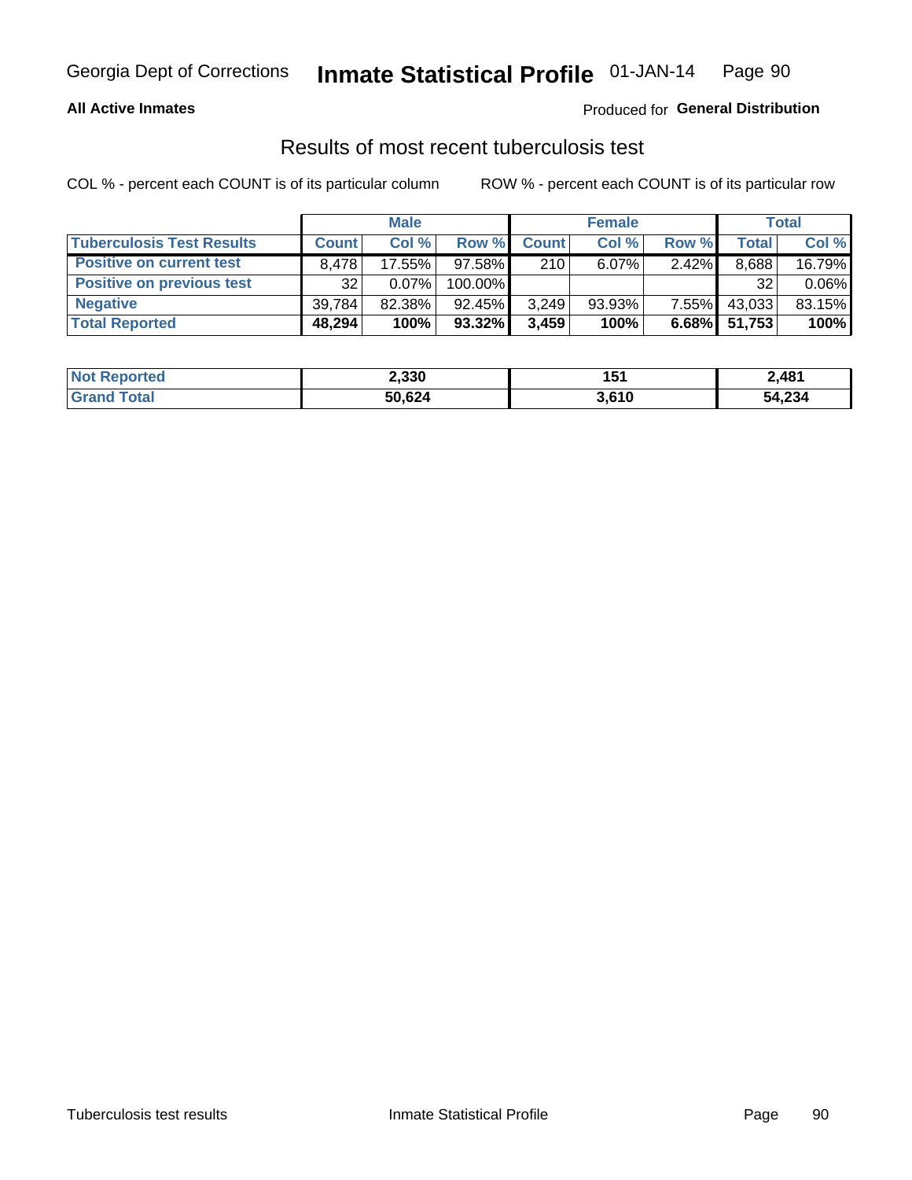Georgia Dept of Corrections **Inmate Statistical Profile** 01-JAN-14

**All Active Inmates**

Produced for **General Distribution**

## Results of most recent tuberculosis test

COL % - percent each COUNT is of its particular column

ROW % - percent each COUNT is of its particular row

| | Male | | | Female | | | Total | |
|---|---|---|---|---|---|---|---|---|
| **Tuberculosis Test Results** | **Count** | **Col %** | **Row %** | **Count** | **Col %** | **Row %** | **Total** | **Col %** |
| **Positive on current test** | 8,478 | 17.55% | 97.58% | 210 | 6.07% | 2.42% | 8,688 | 16.79% |
| **Positive on previous test** | 32 | 0.07% | 100.00% | | | | 32 | 0.06% |
| **Negative** | 39,784 | 82.38% | 92.45% | 3,249 | 93.93% | 7.55% | 43,033 | 83.15% |
| **Total Reported** | **48,294** | **100%** | **93.32%** | **3,459** | **100%** | **6.68%** | **51,753** | **100%** |

| | Male | Female | Total |
|---|---|---|---|
| **Not Reported** | **2,330** | **151** | **2,481** |
| **Grand Total** | **50,624** | **3,610** | **54,234** |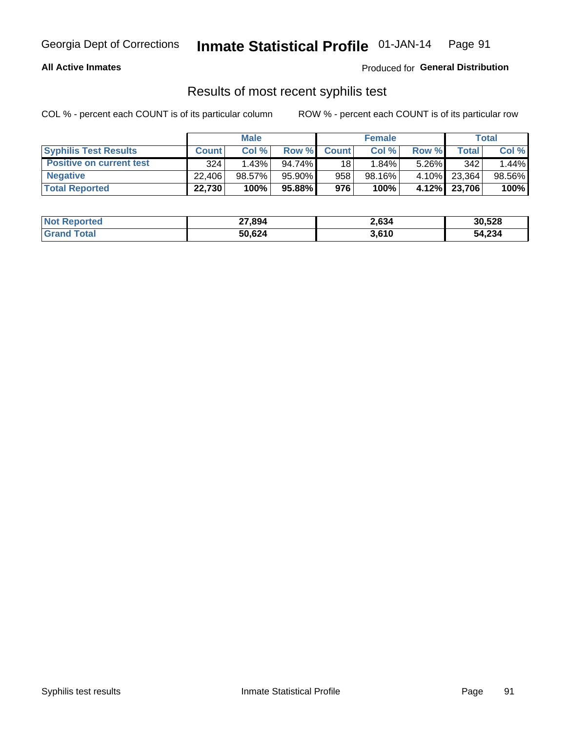Georgia Dept of Corrections **Inmate Statistical Profile** 01-JAN-14

**All Active Inmates**

Produced for **General Distribution**

## Results of most recent syphilis test

COL % - percent each COUNT is of its particular column ROW % - percent each COUNT is of its particular row

| | Male | | | Female | | | Total | |
|---|---|---|---|---|---|---|---|---|
| **Syphilis Test Results** | **Count** | **Col %** | **Row %** | **Count** | **Col %** | **Row %** | **Total** | **Col %** |
| **Positive on current test** | 324 | 1.43% | 94.74% | 18 | 1.84% | 5.26% | 342 | 1.44% |
| **Negative** | 22,406 | 98.57% | 95.90% | 958 | 98.16% | 4.10% | 23,364 | 98.56% |
| **Total Reported** | **22,730** | **100%** | **95.88%** | **976** | **100%** | **4.12%** | **23,706** | **100%** |

| | Male | Female | Total |
|---|---|---|---|
| **Not Reported** | **27,894** | **2,634** | **30,528** |
| **Grand Total** | **50,624** | **3,610** | **54,234** |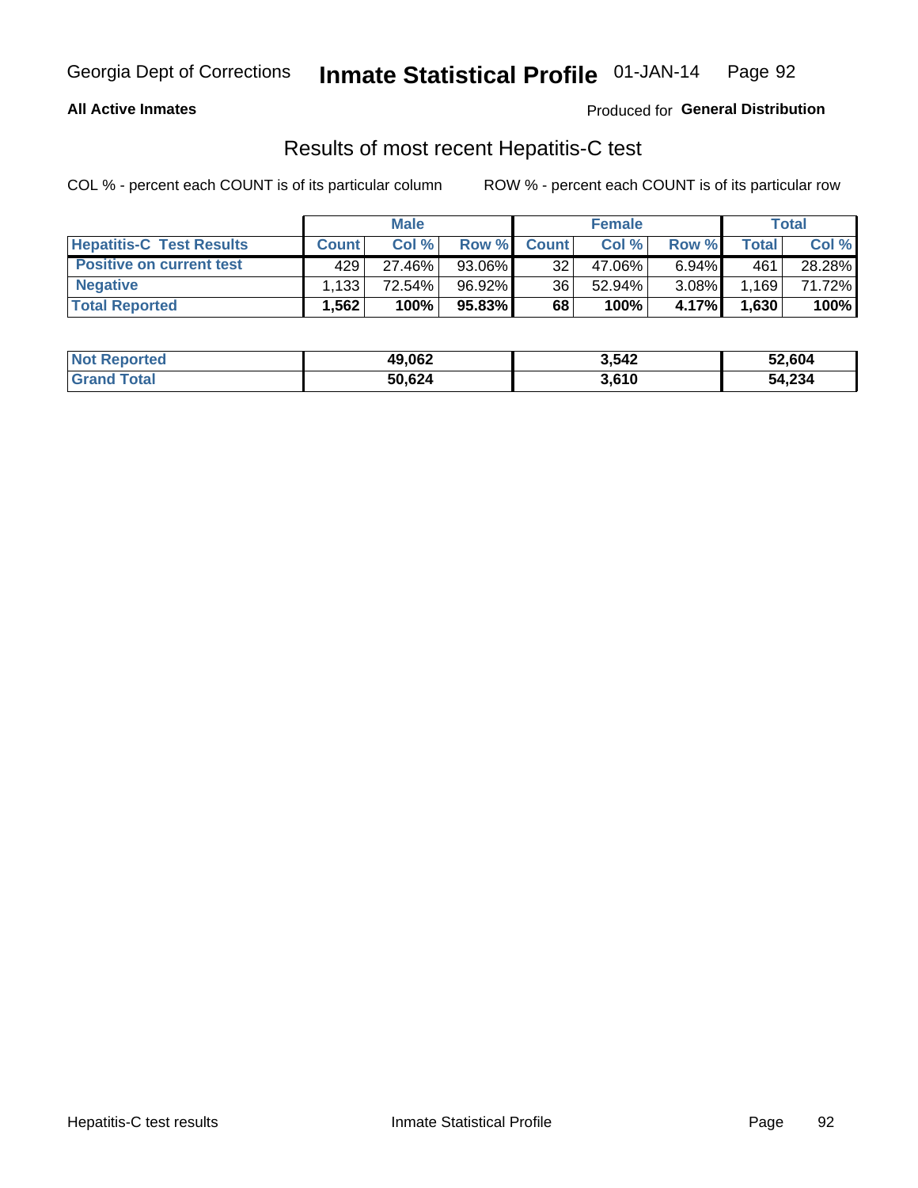## Georgia Dept of Corrections — Inmate Statistical Profile 01-JAN-14

**All Active Inmates**

Produced for **General Distribution**

### Results of most recent Hepatitis-C test

COL % - percent each COUNT is of its particular column    ROW % - percent each COUNT is of its particular row

| | Male | | | Female | | | Total | |
|---|---|---|---|---|---|---|---|---|
| **Hepatitis-C Test Results** | **Count** | **Col %** | **Row %** | **Count** | **Col %** | **Row %** | **Total** | **Col %** |
| **Positive on current test** | 429 | 27.46% | 93.06% | 32 | 47.06% | 6.94% | 461 | 28.28% |
| **Negative** | 1,133 | 72.54% | 96.92% | 36 | 52.94% | 3.08% | 1,169 | 71.72% |
| **Total Reported** | **1,562** | **100%** | **95.83%** | **68** | **100%** | **4.17%** | **1,630** | **100%** |

| | Male | Female | Total |
|---|---|---|---|
| **Not Reported** | **49,062** | **3,542** | **52,604** |
| **Grand Total** | **50,624** | **3,610** | **54,234** |

Hepatitis-C test results